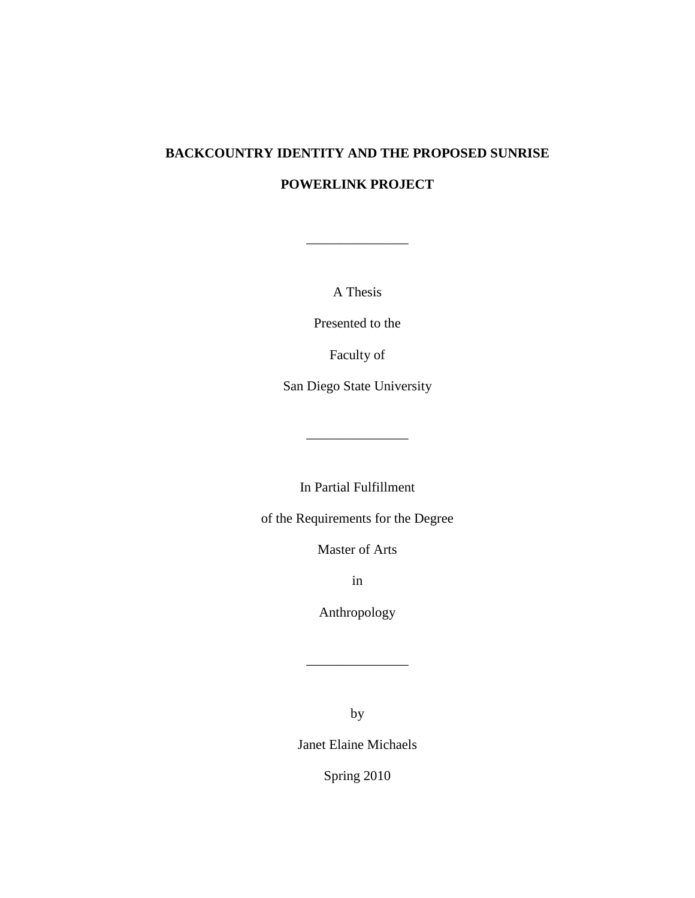**BACKCOUNTRY IDENTITY AND THE PROPOSED SUNRISE POWERLINK PROJECT**

---

A Thesis

Presented to the

Faculty of

San Diego State University

---

In Partial Fulfillment

of the Requirements for the Degree

Master of Arts

in

Anthropology

---

by

Janet Elaine Michaels

Spring 2010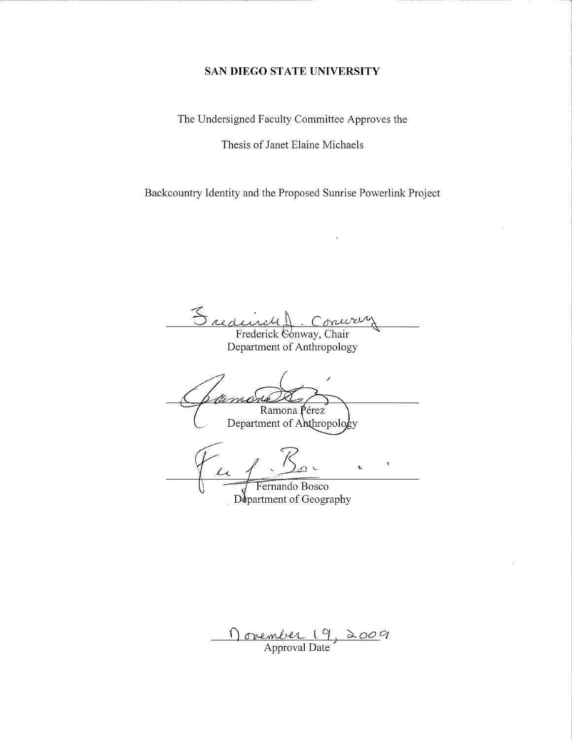**SAN DIEGO STATE UNIVERSITY**

The Undersigned Faculty Committee Approves the

Thesis of Janet Elaine Michaels

Backcountry Identity and the Proposed Sunrise Powerlink Project

Frederick Conway, Chair
Department of Anthropology

Ramona Pérez
Department of Anthropology

Fernando Bosco
Department of Geography

November 19, 2009
Approval Date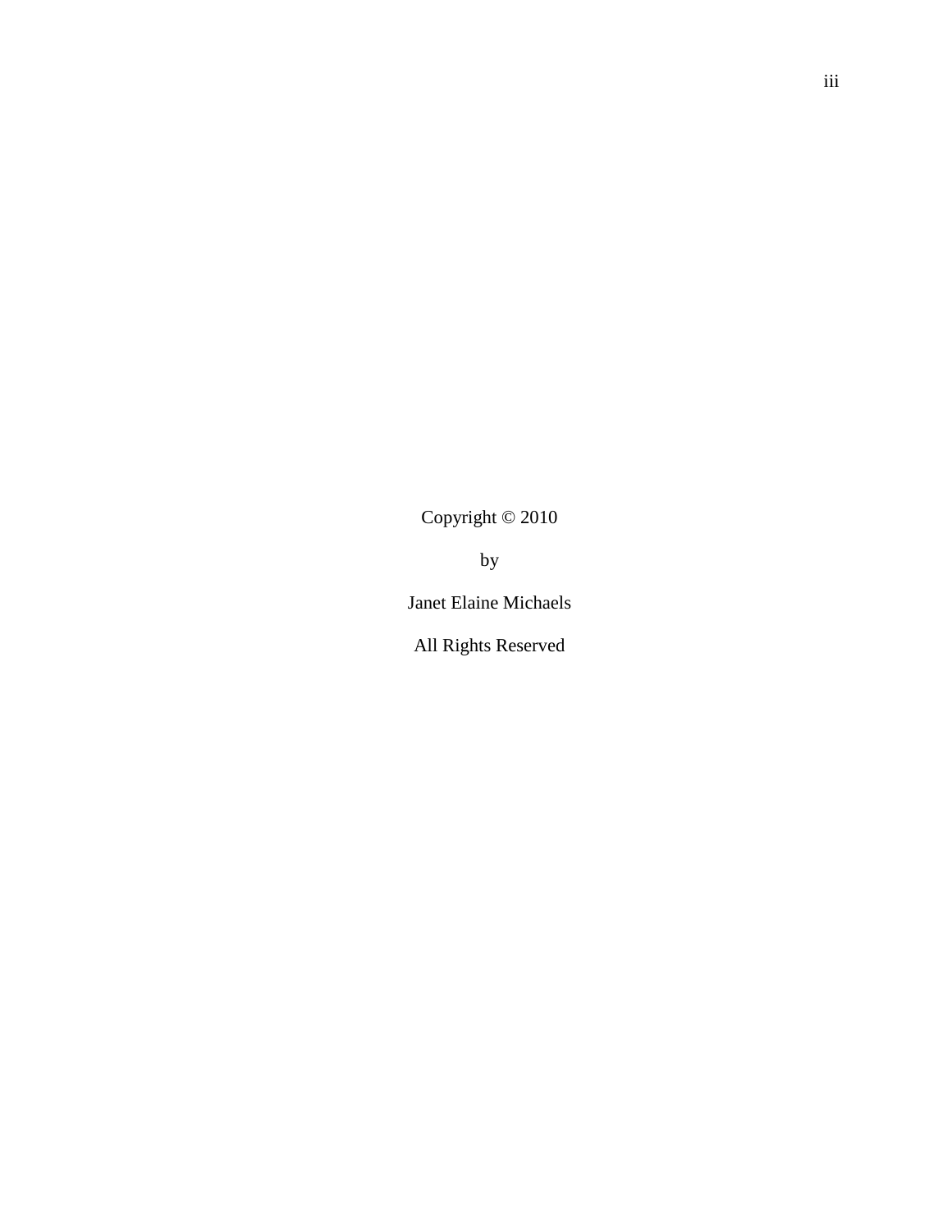Copyright © 2010

by

Janet Elaine Michaels

All Rights Reserved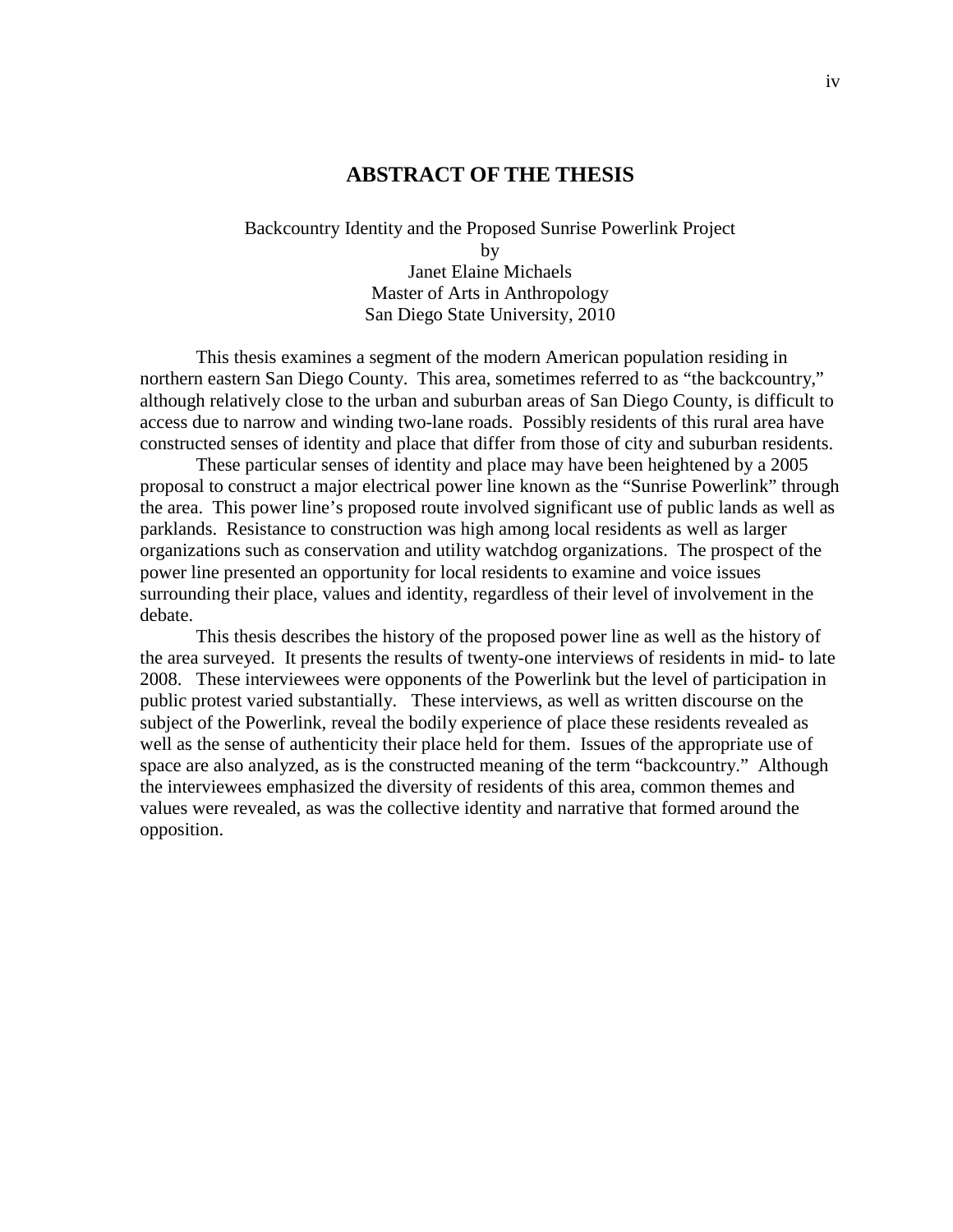# ABSTRACT OF THE THESIS

Backcountry Identity and the Proposed Sunrise Powerlink Project
by
Janet Elaine Michaels
Master of Arts in Anthropology
San Diego State University, 2010

This thesis examines a segment of the modern American population residing in northern eastern San Diego County. This area, sometimes referred to as "the backcountry," although relatively close to the urban and suburban areas of San Diego County, is difficult to access due to narrow and winding two-lane roads. Possibly residents of this rural area have constructed senses of identity and place that differ from those of city and suburban residents.

These particular senses of identity and place may have been heightened by a 2005 proposal to construct a major electrical power line known as the "Sunrise Powerlink" through the area. This power line's proposed route involved significant use of public lands as well as parklands. Resistance to construction was high among local residents as well as larger organizations such as conservation and utility watchdog organizations. The prospect of the power line presented an opportunity for local residents to examine and voice issues surrounding their place, values and identity, regardless of their level of involvement in the debate.

This thesis describes the history of the proposed power line as well as the history of the area surveyed. It presents the results of twenty-one interviews of residents in mid- to late 2008. These interviewees were opponents of the Powerlink but the level of participation in public protest varied substantially. These interviews, as well as written discourse on the subject of the Powerlink, reveal the bodily experience of place these residents revealed as well as the sense of authenticity their place held for them. Issues of the appropriate use of space are also analyzed, as is the constructed meaning of the term "backcountry." Although the interviewees emphasized the diversity of residents of this area, common themes and values were revealed, as was the collective identity and narrative that formed around the opposition.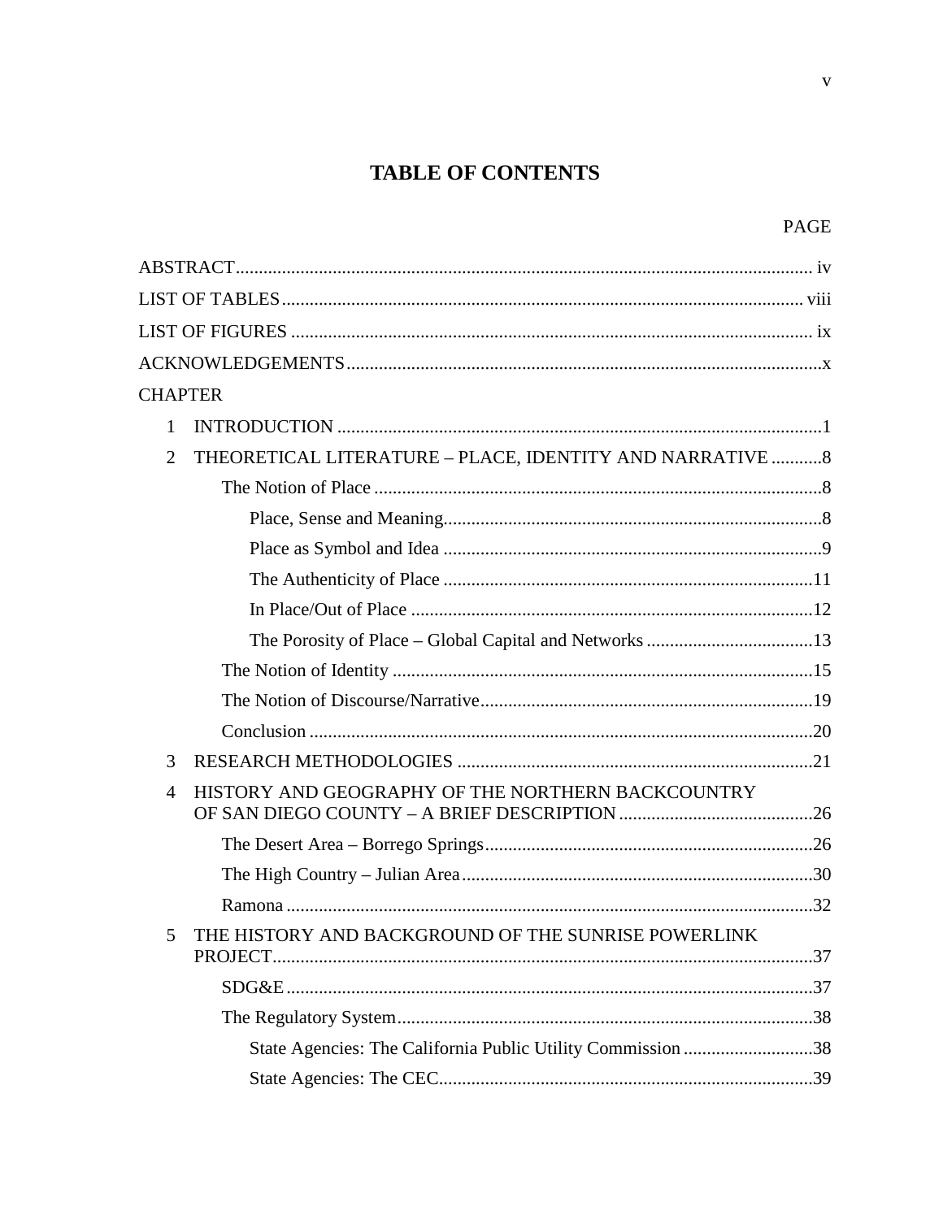# TABLE OF CONTENTS

PAGE

ABSTRACT ..... iv

LIST OF TABLES ..... viii

LIST OF FIGURES ..... ix

ACKNOWLEDGEMENTS ..... x

CHAPTER

1 INTRODUCTION ..... 1

2 THEORETICAL LITERATURE – PLACE, IDENTITY AND NARRATIVE ..... 8

- The Notion of Place ..... 8
  - Place, Sense and Meaning ..... 8
  - Place as Symbol and Idea ..... 9
  - The Authenticity of Place ..... 11
  - In Place/Out of Place ..... 12
  - The Porosity of Place – Global Capital and Networks ..... 13
- The Notion of Identity ..... 15
- The Notion of Discourse/Narrative ..... 19
- Conclusion ..... 20

3 RESEARCH METHODOLOGIES ..... 21

4 HISTORY AND GEOGRAPHY OF THE NORTHERN BACKCOUNTRY OF SAN DIEGO COUNTY – A BRIEF DESCRIPTION ..... 26

- The Desert Area – Borrego Springs ..... 26
- The High Country – Julian Area ..... 30
- Ramona ..... 32

5 THE HISTORY AND BACKGROUND OF THE SUNRISE POWERLINK PROJECT ..... 37

- SDG&E ..... 37
- The Regulatory System ..... 38
  - State Agencies: The California Public Utility Commission ..... 38
  - State Agencies: The CEC ..... 39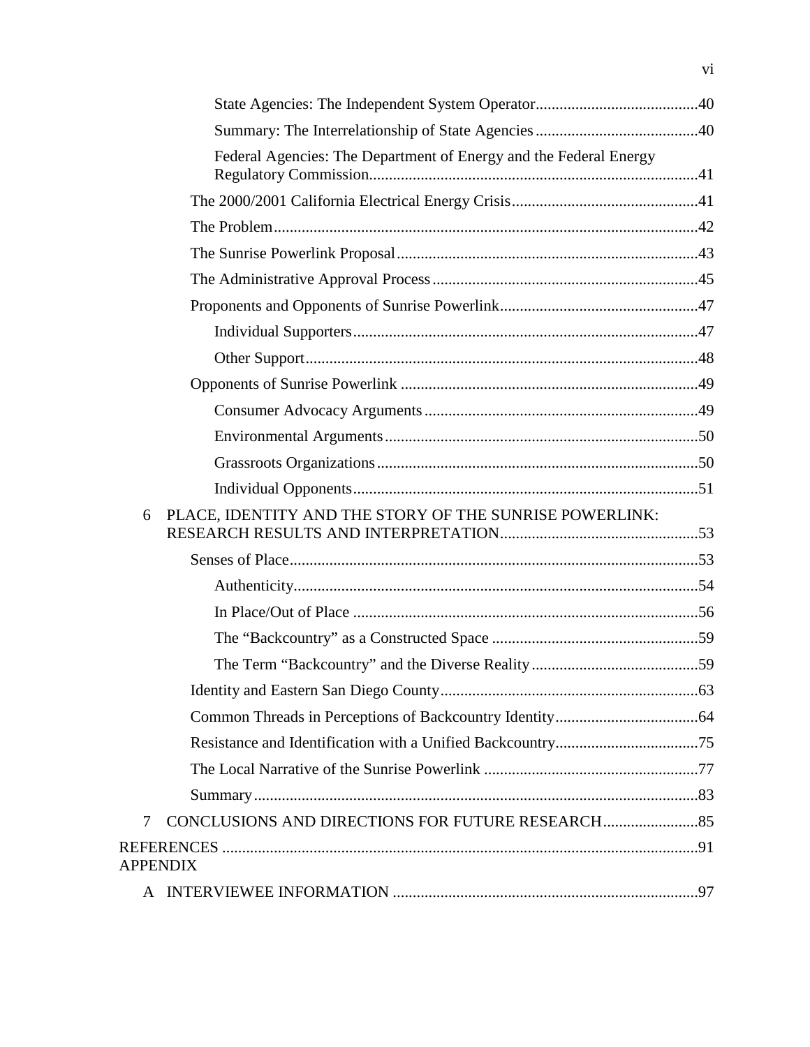State Agencies: The Independent System Operator.........................................40

Summary: The Interrelationship of State Agencies .........................................40

Federal Agencies: The Department of Energy and the Federal Energy Regulatory Commission...................................................................................41

The 2000/2001 California Electrical Energy Crisis...............................................41

The Problem..........................................................................................................42

The Sunrise Powerlink Proposal............................................................................43

The Administrative Approval Process...................................................................45

Proponents and Opponents of Sunrise Powerlink..................................................47

Individual Supporters......................................................................................47

Other Support..................................................................................................48

Opponents of Sunrise Powerlink ...........................................................................49

Consumer Advocacy Arguments....................................................................49

Environmental Arguments...............................................................................50

Grassroots Organizations.................................................................................50

Individual Opponents.......................................................................................51

6 PLACE, IDENTITY AND THE STORY OF THE SUNRISE POWERLINK: RESEARCH RESULTS AND INTERPRETATION..................................................53

Senses of Place.......................................................................................................53

Authenticity.....................................................................................................54

In Place/Out of Place .......................................................................................56

The "Backcountry" as a Constructed Space ....................................................59

The Term "Backcountry" and the Diverse Reality..........................................59

Identity and Eastern San Diego County.................................................................63

Common Threads in Perceptions of Backcountry Identity....................................64

Resistance and Identification with a Unified Backcountry....................................75

The Local Narrative of the Sunrise Powerlink ......................................................77

Summary................................................................................................................83

7 CONCLUSIONS AND DIRECTIONS FOR FUTURE RESEARCH........................85

REFERENCES .......................................................................................................................91

APPENDIX

A INTERVIEWEE INFORMATION ............................................................................97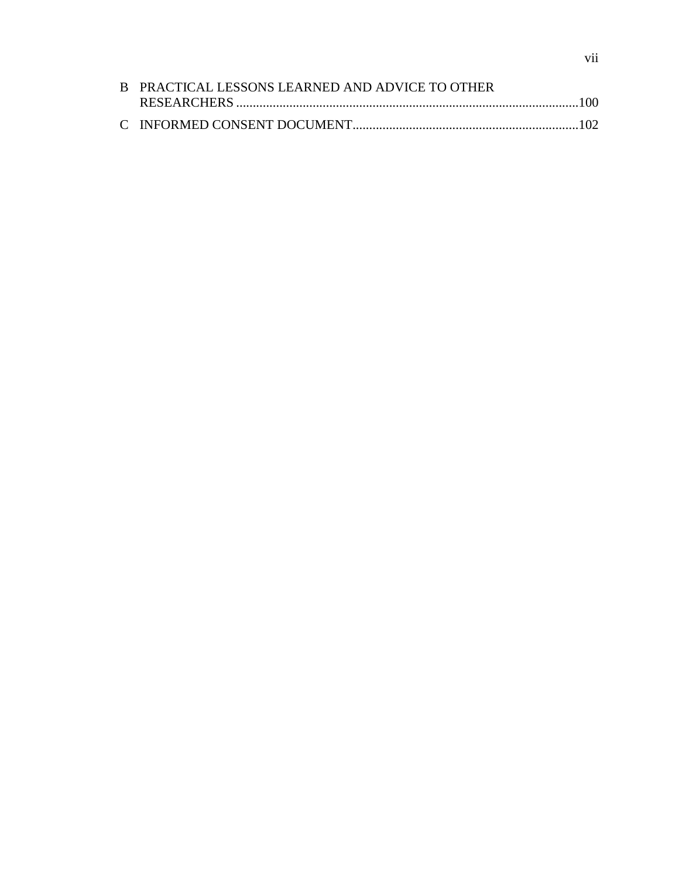B PRACTICAL LESSONS LEARNED AND ADVICE TO OTHER RESEARCHERS ........................................................................................................100

C INFORMED CONSENT DOCUMENT....................................................................102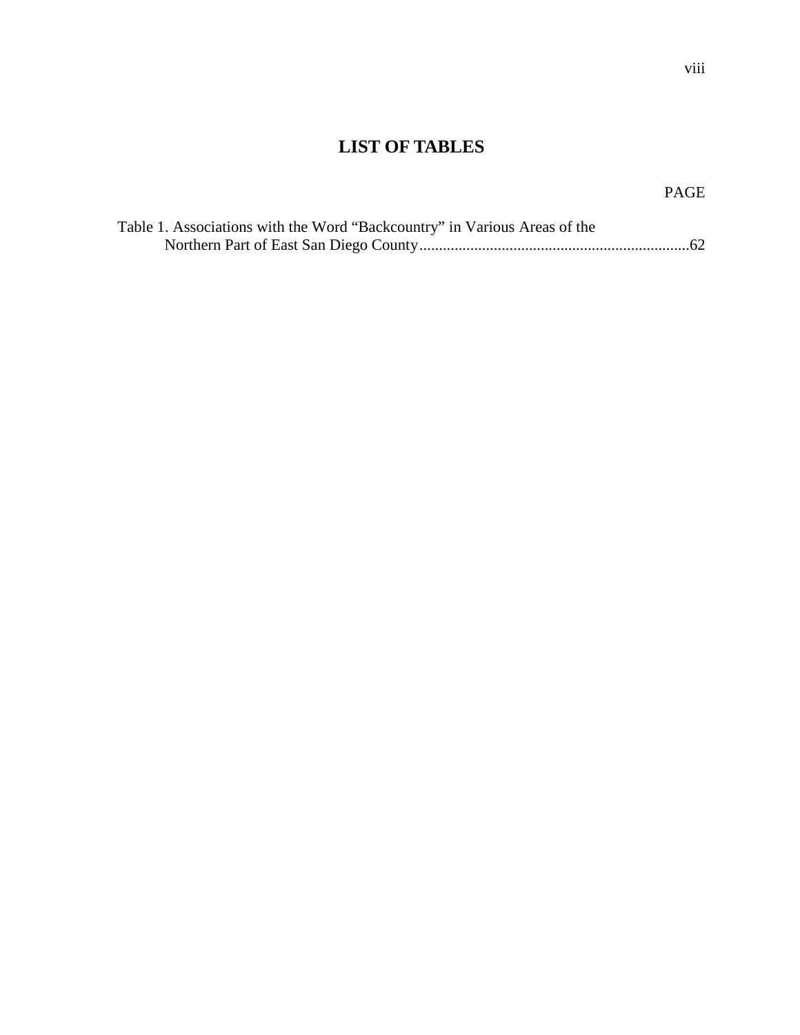# LIST OF TABLES

PAGE

Table 1. Associations with the Word “Backcountry” in Various Areas of the Northern Part of East San Diego County.....................................................................62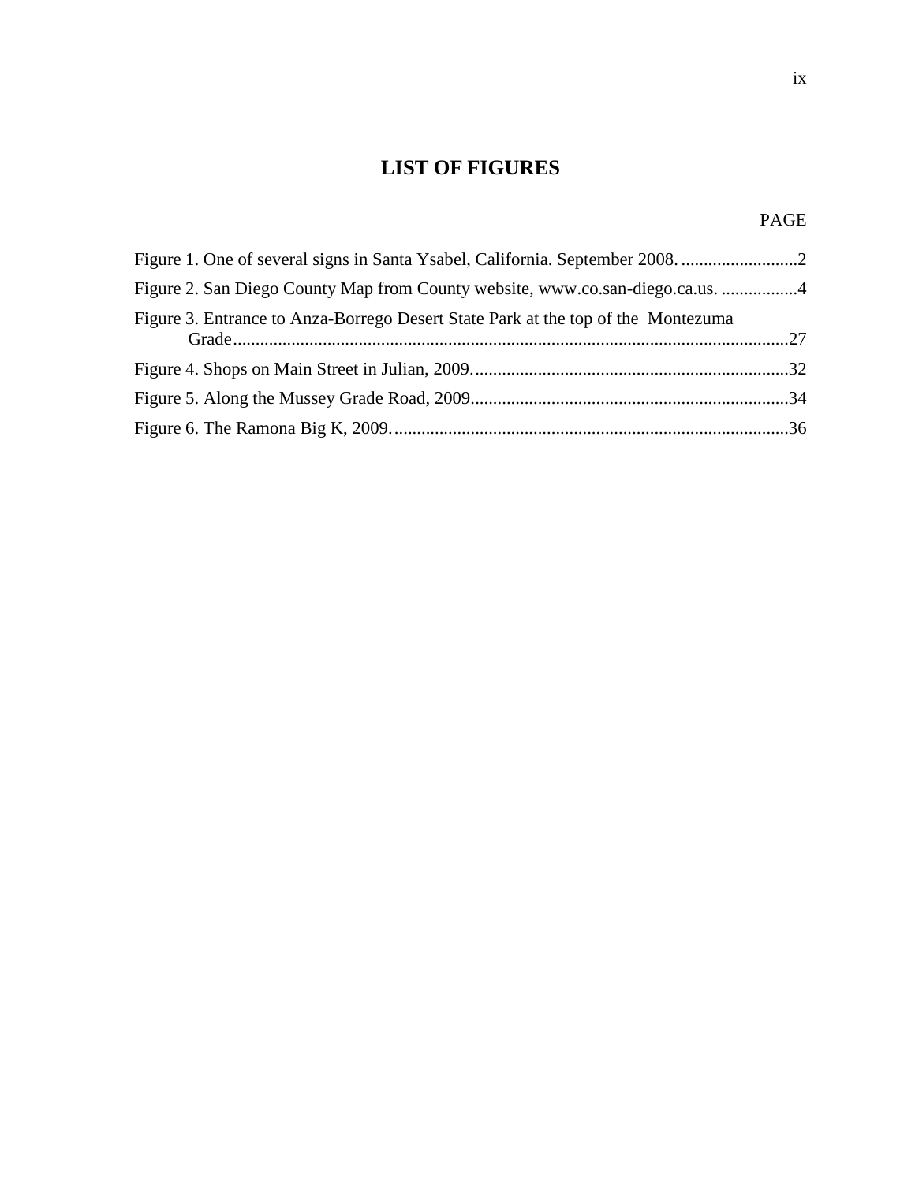# LIST OF FIGURES

PAGE

Figure 1. One of several signs in Santa Ysabel, California. September 2008. ..........................2

Figure 2. San Diego County Map from County website, www.co.san-diego.ca.us. .................4

Figure 3. Entrance to Anza-Borrego Desert State Park at the top of the Montezuma Grade...........................................................................................................................27

Figure 4. Shops on Main Street in Julian, 2009.......................................................................32

Figure 5. Along the Mussey Grade Road, 2009.......................................................................34

Figure 6. The Ramona Big K, 2009........................................................................................36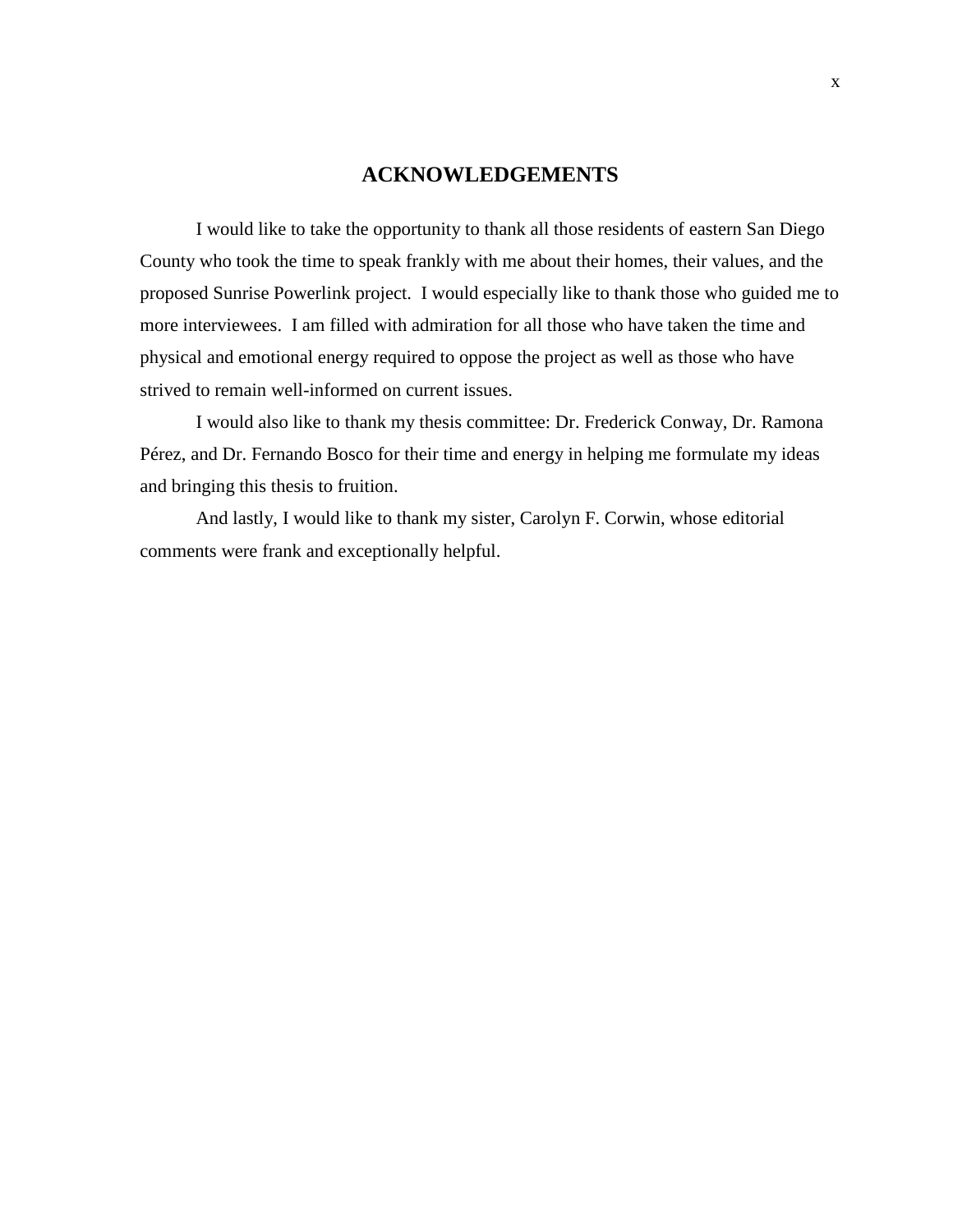# ACKNOWLEDGEMENTS

I would like to take the opportunity to thank all those residents of eastern San Diego County who took the time to speak frankly with me about their homes, their values, and the proposed Sunrise Powerlink project. I would especially like to thank those who guided me to more interviewees. I am filled with admiration for all those who have taken the time and physical and emotional energy required to oppose the project as well as those who have strived to remain well-informed on current issues.

I would also like to thank my thesis committee: Dr. Frederick Conway, Dr. Ramona Pérez, and Dr. Fernando Bosco for their time and energy in helping me formulate my ideas and bringing this thesis to fruition.

And lastly, I would like to thank my sister, Carolyn F. Corwin, whose editorial comments were frank and exceptionally helpful.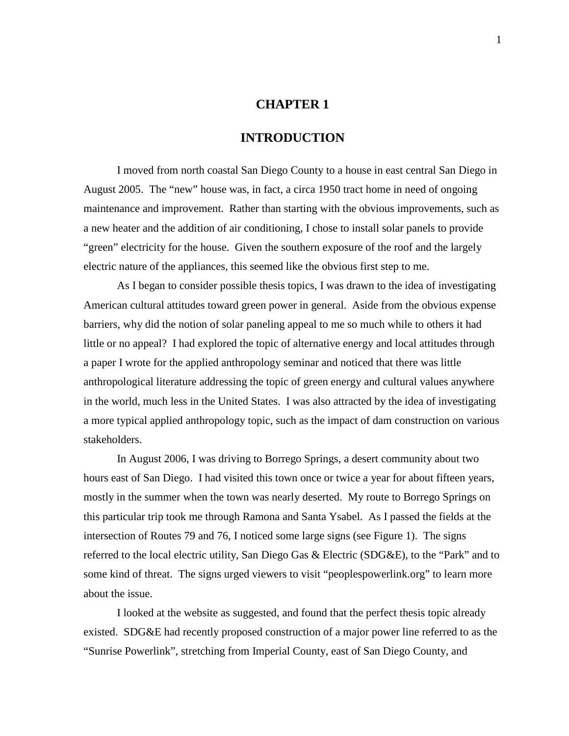# CHAPTER 1

# INTRODUCTION

I moved from north coastal San Diego County to a house in east central San Diego in August 2005. The "new" house was, in fact, a circa 1950 tract home in need of ongoing maintenance and improvement. Rather than starting with the obvious improvements, such as a new heater and the addition of air conditioning, I chose to install solar panels to provide "green" electricity for the house. Given the southern exposure of the roof and the largely electric nature of the appliances, this seemed like the obvious first step to me.

As I began to consider possible thesis topics, I was drawn to the idea of investigating American cultural attitudes toward green power in general. Aside from the obvious expense barriers, why did the notion of solar paneling appeal to me so much while to others it had little or no appeal? I had explored the topic of alternative energy and local attitudes through a paper I wrote for the applied anthropology seminar and noticed that there was little anthropological literature addressing the topic of green energy and cultural values anywhere in the world, much less in the United States. I was also attracted by the idea of investigating a more typical applied anthropology topic, such as the impact of dam construction on various stakeholders.

In August 2006, I was driving to Borrego Springs, a desert community about two hours east of San Diego. I had visited this town once or twice a year for about fifteen years, mostly in the summer when the town was nearly deserted. My route to Borrego Springs on this particular trip took me through Ramona and Santa Ysabel. As I passed the fields at the intersection of Routes 79 and 76, I noticed some large signs (see Figure 1). The signs referred to the local electric utility, San Diego Gas & Electric (SDG&E), to the "Park" and to some kind of threat. The signs urged viewers to visit "peoplespowerlink.org" to learn more about the issue.

I looked at the website as suggested, and found that the perfect thesis topic already existed. SDG&E had recently proposed construction of a major power line referred to as the "Sunrise Powerlink", stretching from Imperial County, east of San Diego County, and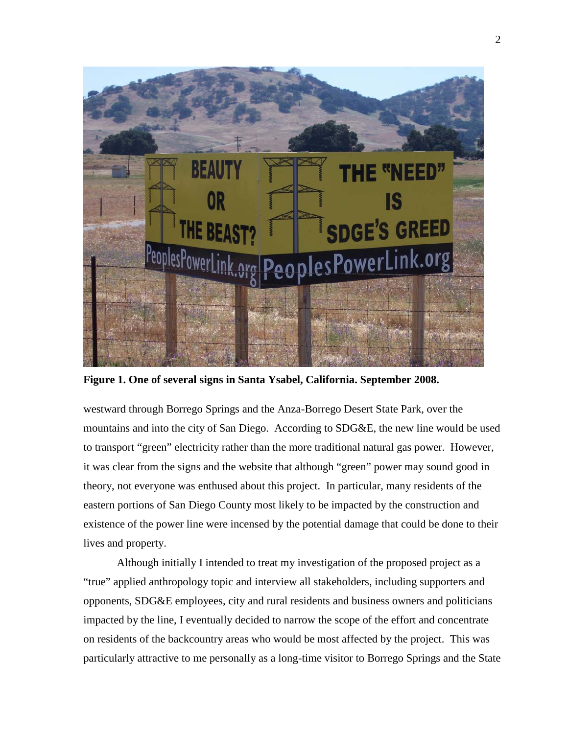**Figure 1. One of several signs in Santa Ysabel, California. September 2008.**

westward through Borrego Springs and the Anza-Borrego Desert State Park, over the mountains and into the city of San Diego. According to SDG&E, the new line would be used to transport "green" electricity rather than the more traditional natural gas power. However, it was clear from the signs and the website that although "green" power may sound good in theory, not everyone was enthused about this project. In particular, many residents of the eastern portions of San Diego County most likely to be impacted by the construction and existence of the power line were incensed by the potential damage that could be done to their lives and property.

Although initially I intended to treat my investigation of the proposed project as a "true" applied anthropology topic and interview all stakeholders, including supporters and opponents, SDG&E employees, city and rural residents and business owners and politicians impacted by the line, I eventually decided to narrow the scope of the effort and concentrate on residents of the backcountry areas who would be most affected by the project. This was particularly attractive to me personally as a long-time visitor to Borrego Springs and the State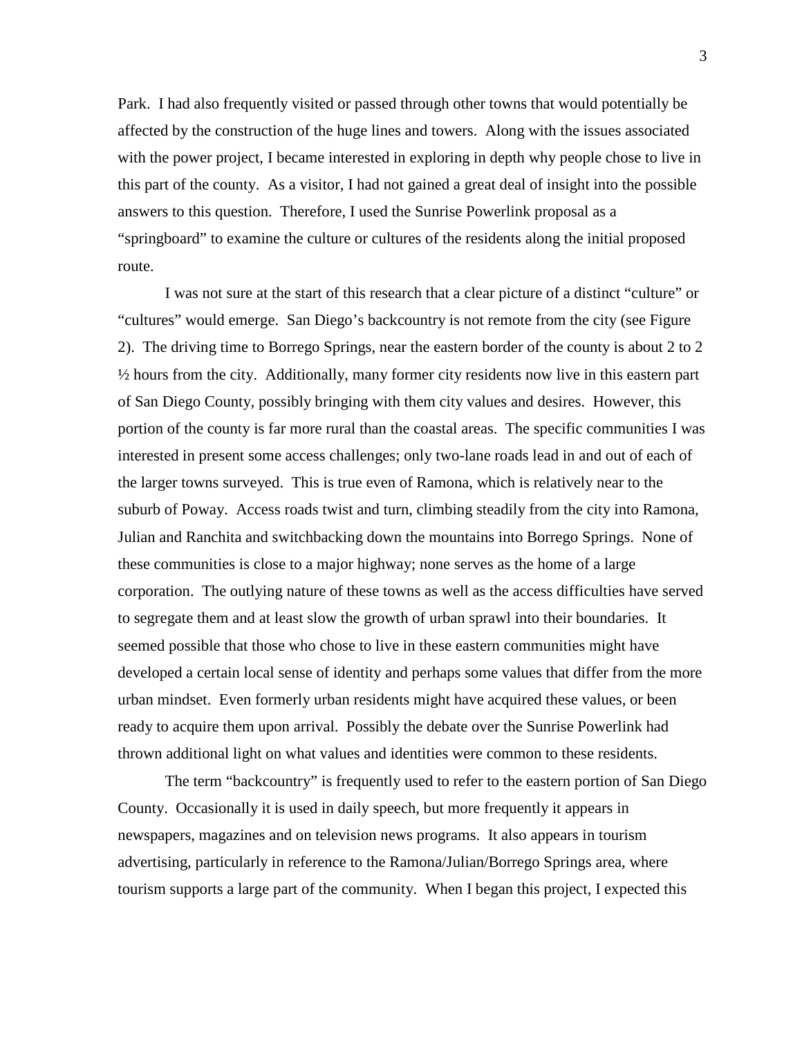Park. I had also frequently visited or passed through other towns that would potentially be affected by the construction of the huge lines and towers. Along with the issues associated with the power project, I became interested in exploring in depth why people chose to live in this part of the county. As a visitor, I had not gained a great deal of insight into the possible answers to this question. Therefore, I used the Sunrise Powerlink proposal as a "springboard" to examine the culture or cultures of the residents along the initial proposed route.

I was not sure at the start of this research that a clear picture of a distinct "culture" or "cultures" would emerge. San Diego's backcountry is not remote from the city (see Figure 2). The driving time to Borrego Springs, near the eastern border of the county is about 2 to 2 ½ hours from the city. Additionally, many former city residents now live in this eastern part of San Diego County, possibly bringing with them city values and desires. However, this portion of the county is far more rural than the coastal areas. The specific communities I was interested in present some access challenges; only two-lane roads lead in and out of each of the larger towns surveyed. This is true even of Ramona, which is relatively near to the suburb of Poway. Access roads twist and turn, climbing steadily from the city into Ramona, Julian and Ranchita and switchbacking down the mountains into Borrego Springs. None of these communities is close to a major highway; none serves as the home of a large corporation. The outlying nature of these towns as well as the access difficulties have served to segregate them and at least slow the growth of urban sprawl into their boundaries. It seemed possible that those who chose to live in these eastern communities might have developed a certain local sense of identity and perhaps some values that differ from the more urban mindset. Even formerly urban residents might have acquired these values, or been ready to acquire them upon arrival. Possibly the debate over the Sunrise Powerlink had thrown additional light on what values and identities were common to these residents.

The term "backcountry" is frequently used to refer to the eastern portion of San Diego County. Occasionally it is used in daily speech, but more frequently it appears in newspapers, magazines and on television news programs. It also appears in tourism advertising, particularly in reference to the Ramona/Julian/Borrego Springs area, where tourism supports a large part of the community. When I began this project, I expected this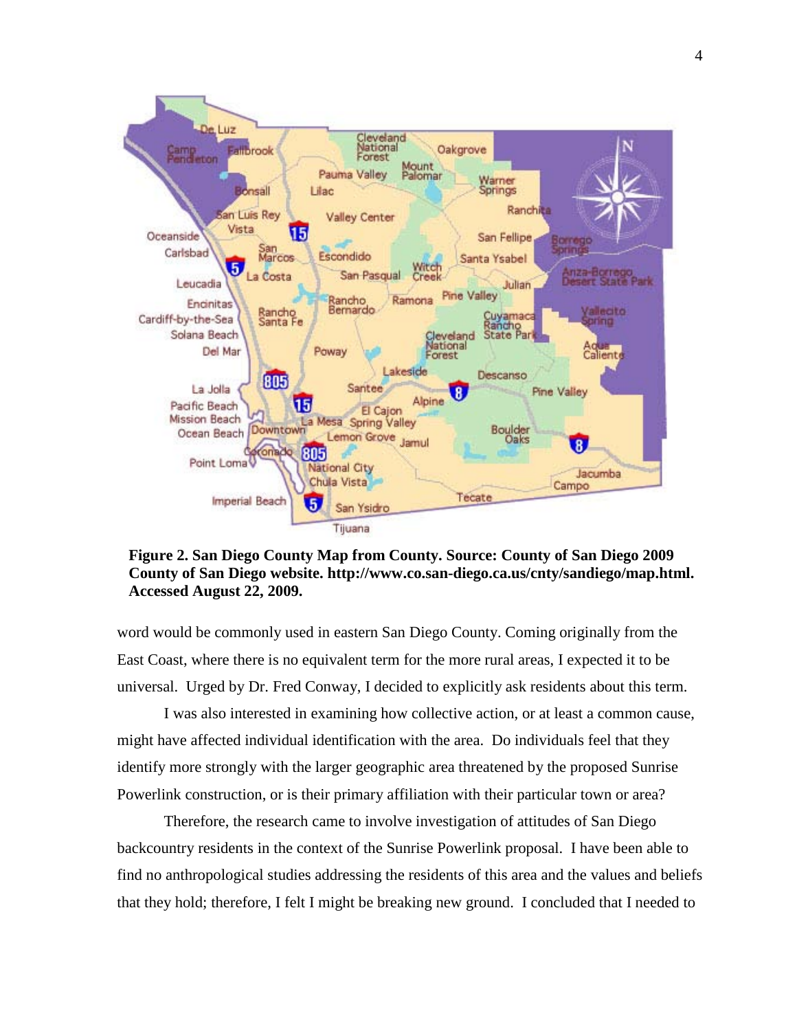**Figure 2. San Diego County Map from County. Source: County of San Diego 2009 County of San Diego website. http://www.co.san-diego.ca.us/cnty/sandiego/map.html. Accessed August 22, 2009.**

word would be commonly used in eastern San Diego County. Coming originally from the East Coast, where there is no equivalent term for the more rural areas, I expected it to be universal. Urged by Dr. Fred Conway, I decided to explicitly ask residents about this term.

I was also interested in examining how collective action, or at least a common cause, might have affected individual identification with the area. Do individuals feel that they identify more strongly with the larger geographic area threatened by the proposed Sunrise Powerlink construction, or is their primary affiliation with their particular town or area?

Therefore, the research came to involve investigation of attitudes of San Diego backcountry residents in the context of the Sunrise Powerlink proposal. I have been able to find no anthropological studies addressing the residents of this area and the values and beliefs that they hold; therefore, I felt I might be breaking new ground. I concluded that I needed to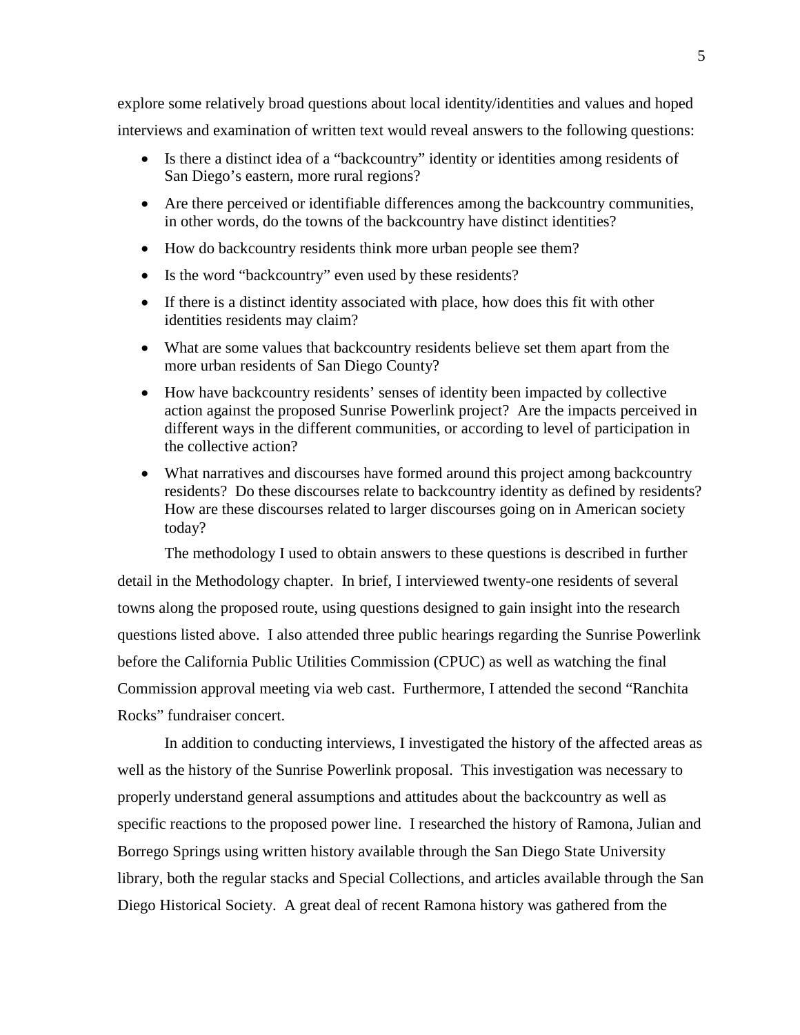explore some relatively broad questions about local identity/identities and values and hoped interviews and examination of written text would reveal answers to the following questions:

- Is there a distinct idea of a "backcountry" identity or identities among residents of San Diego's eastern, more rural regions?
- Are there perceived or identifiable differences among the backcountry communities, in other words, do the towns of the backcountry have distinct identities?
- How do backcountry residents think more urban people see them?
- Is the word "backcountry" even used by these residents?
- If there is a distinct identity associated with place, how does this fit with other identities residents may claim?
- What are some values that backcountry residents believe set them apart from the more urban residents of San Diego County?
- How have backcountry residents' senses of identity been impacted by collective action against the proposed Sunrise Powerlink project? Are the impacts perceived in different ways in the different communities, or according to level of participation in the collective action?
- What narratives and discourses have formed around this project among backcountry residents? Do these discourses relate to backcountry identity as defined by residents? How are these discourses related to larger discourses going on in American society today?

The methodology I used to obtain answers to these questions is described in further detail in the Methodology chapter. In brief, I interviewed twenty-one residents of several towns along the proposed route, using questions designed to gain insight into the research questions listed above. I also attended three public hearings regarding the Sunrise Powerlink before the California Public Utilities Commission (CPUC) as well as watching the final Commission approval meeting via web cast. Furthermore, I attended the second "Ranchita Rocks" fundraiser concert.

In addition to conducting interviews, I investigated the history of the affected areas as well as the history of the Sunrise Powerlink proposal. This investigation was necessary to properly understand general assumptions and attitudes about the backcountry as well as specific reactions to the proposed power line. I researched the history of Ramona, Julian and Borrego Springs using written history available through the San Diego State University library, both the regular stacks and Special Collections, and articles available through the San Diego Historical Society. A great deal of recent Ramona history was gathered from the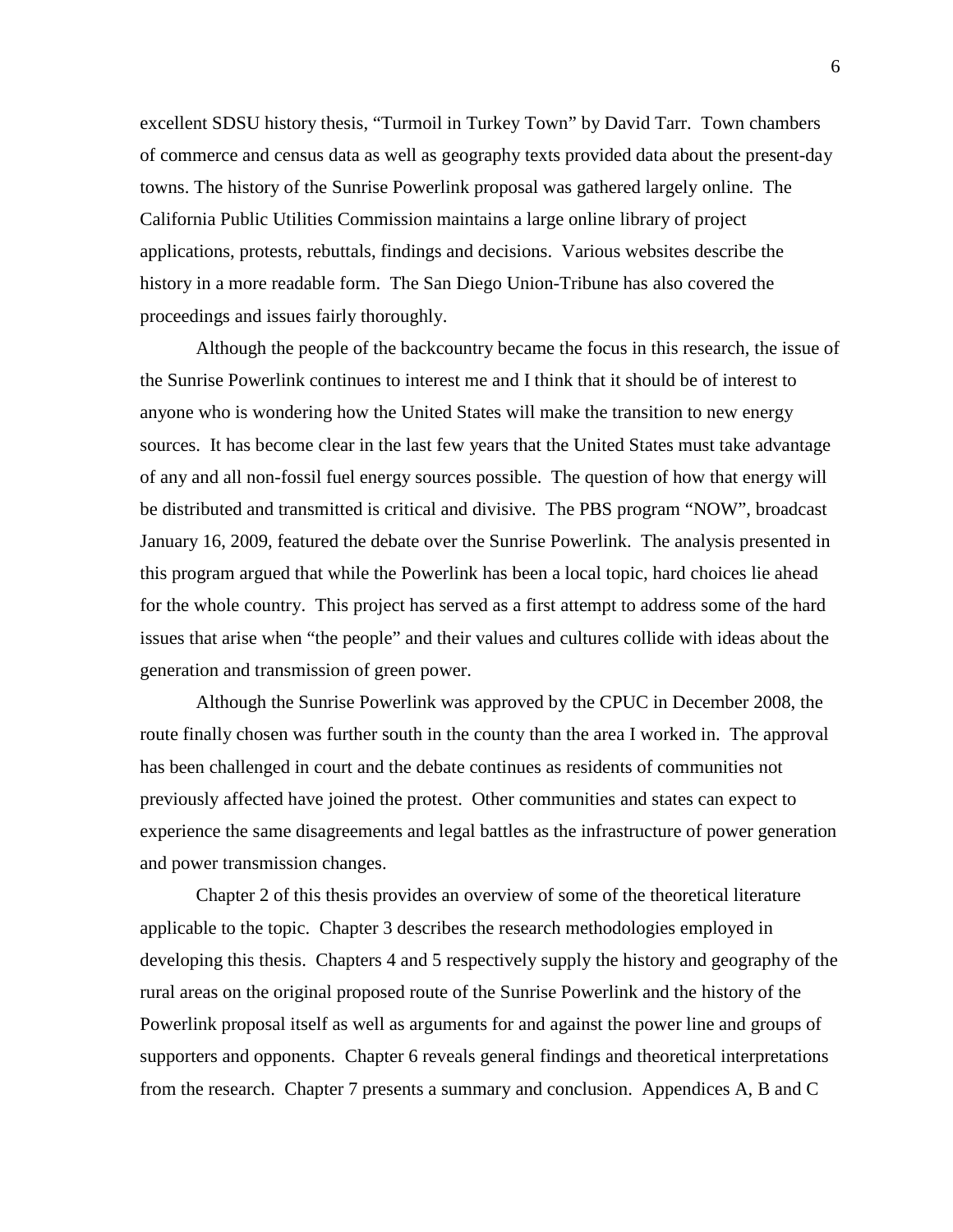excellent SDSU history thesis, “Turmoil in Turkey Town” by David Tarr. Town chambers of commerce and census data as well as geography texts provided data about the present-day towns. The history of the Sunrise Powerlink proposal was gathered largely online. The California Public Utilities Commission maintains a large online library of project applications, protests, rebuttals, findings and decisions. Various websites describe the history in a more readable form. The San Diego Union-Tribune has also covered the proceedings and issues fairly thoroughly.

Although the people of the backcountry became the focus in this research, the issue of the Sunrise Powerlink continues to interest me and I think that it should be of interest to anyone who is wondering how the United States will make the transition to new energy sources. It has become clear in the last few years that the United States must take advantage of any and all non-fossil fuel energy sources possible. The question of how that energy will be distributed and transmitted is critical and divisive. The PBS program “NOW”, broadcast January 16, 2009, featured the debate over the Sunrise Powerlink. The analysis presented in this program argued that while the Powerlink has been a local topic, hard choices lie ahead for the whole country. This project has served as a first attempt to address some of the hard issues that arise when “the people” and their values and cultures collide with ideas about the generation and transmission of green power.

Although the Sunrise Powerlink was approved by the CPUC in December 2008, the route finally chosen was further south in the county than the area I worked in. The approval has been challenged in court and the debate continues as residents of communities not previously affected have joined the protest. Other communities and states can expect to experience the same disagreements and legal battles as the infrastructure of power generation and power transmission changes.

Chapter 2 of this thesis provides an overview of some of the theoretical literature applicable to the topic. Chapter 3 describes the research methodologies employed in developing this thesis. Chapters 4 and 5 respectively supply the history and geography of the rural areas on the original proposed route of the Sunrise Powerlink and the history of the Powerlink proposal itself as well as arguments for and against the power line and groups of supporters and opponents. Chapter 6 reveals general findings and theoretical interpretations from the research. Chapter 7 presents a summary and conclusion. Appendices A, B and C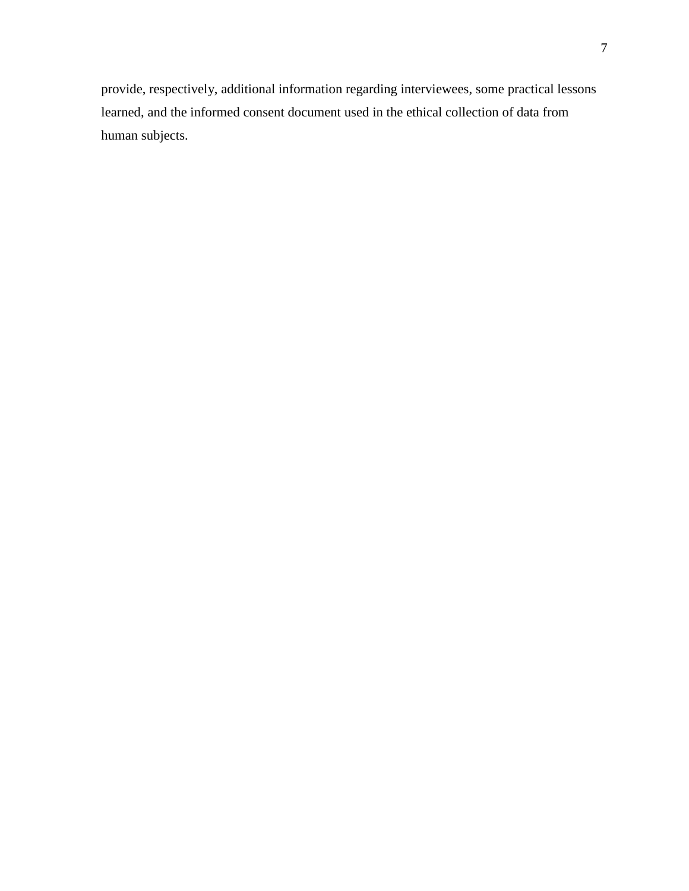provide, respectively, additional information regarding interviewees, some practical lessons learned, and the informed consent document used in the ethical collection of data from human subjects.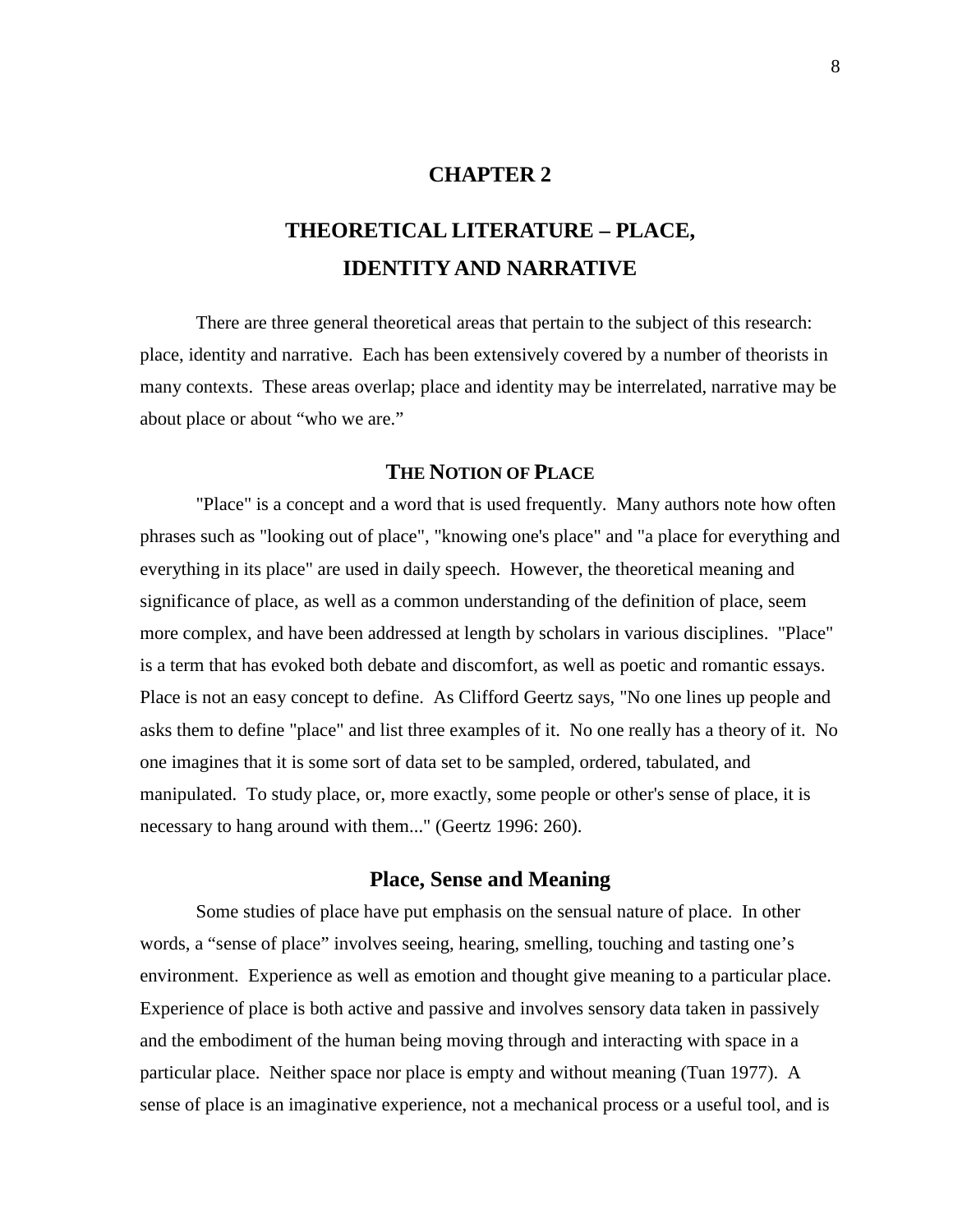# CHAPTER 2

# THEORETICAL LITERATURE – PLACE, IDENTITY AND NARRATIVE

There are three general theoretical areas that pertain to the subject of this research: place, identity and narrative. Each has been extensively covered by a number of theorists in many contexts. These areas overlap; place and identity may be interrelated, narrative may be about place or about "who we are."

## THE NOTION OF PLACE

"Place" is a concept and a word that is used frequently. Many authors note how often phrases such as "looking out of place", "knowing one's place" and "a place for everything and everything in its place" are used in daily speech. However, the theoretical meaning and significance of place, as well as a common understanding of the definition of place, seem more complex, and have been addressed at length by scholars in various disciplines. "Place" is a term that has evoked both debate and discomfort, as well as poetic and romantic essays. Place is not an easy concept to define. As Clifford Geertz says, "No one lines up people and asks them to define "place" and list three examples of it. No one really has a theory of it. No one imagines that it is some sort of data set to be sampled, ordered, tabulated, and manipulated. To study place, or, more exactly, some people or other's sense of place, it is necessary to hang around with them..." (Geertz 1996: 260).

### Place, Sense and Meaning

Some studies of place have put emphasis on the sensual nature of place. In other words, a "sense of place" involves seeing, hearing, smelling, touching and tasting one's environment. Experience as well as emotion and thought give meaning to a particular place. Experience of place is both active and passive and involves sensory data taken in passively and the embodiment of the human being moving through and interacting with space in a particular place. Neither space nor place is empty and without meaning (Tuan 1977). A sense of place is an imaginative experience, not a mechanical process or a useful tool, and is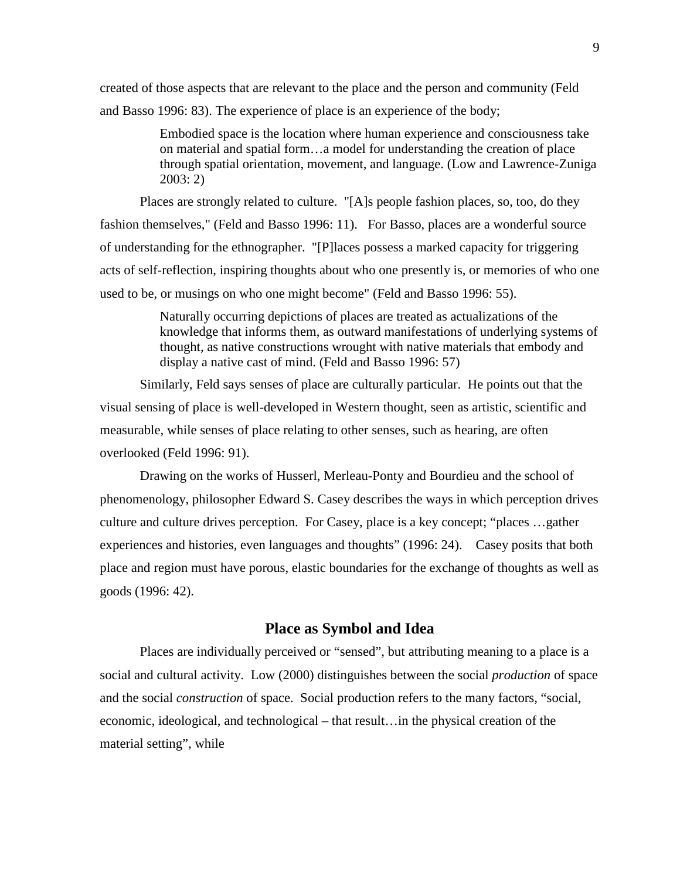created of those aspects that are relevant to the place and the person and community (Feld and Basso 1996: 83). The experience of place is an experience of the body;

> Embodied space is the location where human experience and consciousness take on material and spatial form…a model for understanding the creation of place through spatial orientation, movement, and language. (Low and Lawrence-Zuniga 2003: 2)

Places are strongly related to culture. "[A]s people fashion places, so, too, do they fashion themselves," (Feld and Basso 1996: 11). For Basso, places are a wonderful source of understanding for the ethnographer. "[P]laces possess a marked capacity for triggering acts of self-reflection, inspiring thoughts about who one presently is, or memories of who one used to be, or musings on who one might become" (Feld and Basso 1996: 55).

> Naturally occurring depictions of places are treated as actualizations of the knowledge that informs them, as outward manifestations of underlying systems of thought, as native constructions wrought with native materials that embody and display a native cast of mind. (Feld and Basso 1996: 57)

Similarly, Feld says senses of place are culturally particular. He points out that the visual sensing of place is well-developed in Western thought, seen as artistic, scientific and measurable, while senses of place relating to other senses, such as hearing, are often overlooked (Feld 1996: 91).

Drawing on the works of Husserl, Merleau-Ponty and Bourdieu and the school of phenomenology, philosopher Edward S. Casey describes the ways in which perception drives culture and culture drives perception. For Casey, place is a key concept; "places …gather experiences and histories, even languages and thoughts" (1996: 24). Casey posits that both place and region must have porous, elastic boundaries for the exchange of thoughts as well as goods (1996: 42).

## Place as Symbol and Idea

Places are individually perceived or "sensed", but attributing meaning to a place is a social and cultural activity. Low (2000) distinguishes between the social *production* of space and the social *construction* of space. Social production refers to the many factors, "social, economic, ideological, and technological – that result…in the physical creation of the material setting", while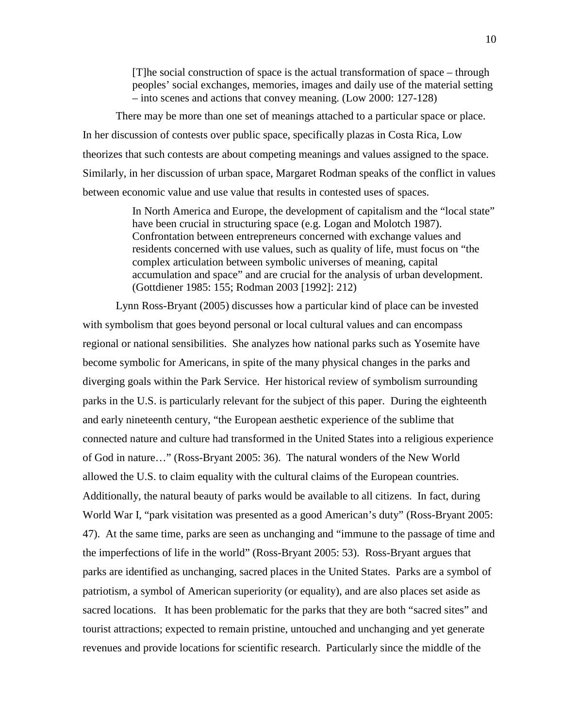> [T]he social construction of space is the actual transformation of space – through peoples' social exchanges, memories, images and daily use of the material setting – into scenes and actions that convey meaning. (Low 2000: 127-128)

There may be more than one set of meanings attached to a particular space or place. In her discussion of contests over public space, specifically plazas in Costa Rica, Low theorizes that such contests are about competing meanings and values assigned to the space. Similarly, in her discussion of urban space, Margaret Rodman speaks of the conflict in values between economic value and use value that results in contested uses of spaces.

> In North America and Europe, the development of capitalism and the "local state" have been crucial in structuring space (e.g. Logan and Molotch 1987). Confrontation between entrepreneurs concerned with exchange values and residents concerned with use values, such as quality of life, must focus on "the complex articulation between symbolic universes of meaning, capital accumulation and space" and are crucial for the analysis of urban development. (Gottdiener 1985: 155; Rodman 2003 [1992]: 212)

Lynn Ross-Bryant (2005) discusses how a particular kind of place can be invested with symbolism that goes beyond personal or local cultural values and can encompass regional or national sensibilities. She analyzes how national parks such as Yosemite have become symbolic for Americans, in spite of the many physical changes in the parks and diverging goals within the Park Service. Her historical review of symbolism surrounding parks in the U.S. is particularly relevant for the subject of this paper. During the eighteenth and early nineteenth century, "the European aesthetic experience of the sublime that connected nature and culture had transformed in the United States into a religious experience of God in nature…" (Ross-Bryant 2005: 36). The natural wonders of the New World allowed the U.S. to claim equality with the cultural claims of the European countries. Additionally, the natural beauty of parks would be available to all citizens. In fact, during World War I, "park visitation was presented as a good American's duty" (Ross-Bryant 2005: 47). At the same time, parks are seen as unchanging and "immune to the passage of time and the imperfections of life in the world" (Ross-Bryant 2005: 53). Ross-Bryant argues that parks are identified as unchanging, sacred places in the United States. Parks are a symbol of patriotism, a symbol of American superiority (or equality), and are also places set aside as sacred locations. It has been problematic for the parks that they are both "sacred sites" and tourist attractions; expected to remain pristine, untouched and unchanging and yet generate revenues and provide locations for scientific research. Particularly since the middle of the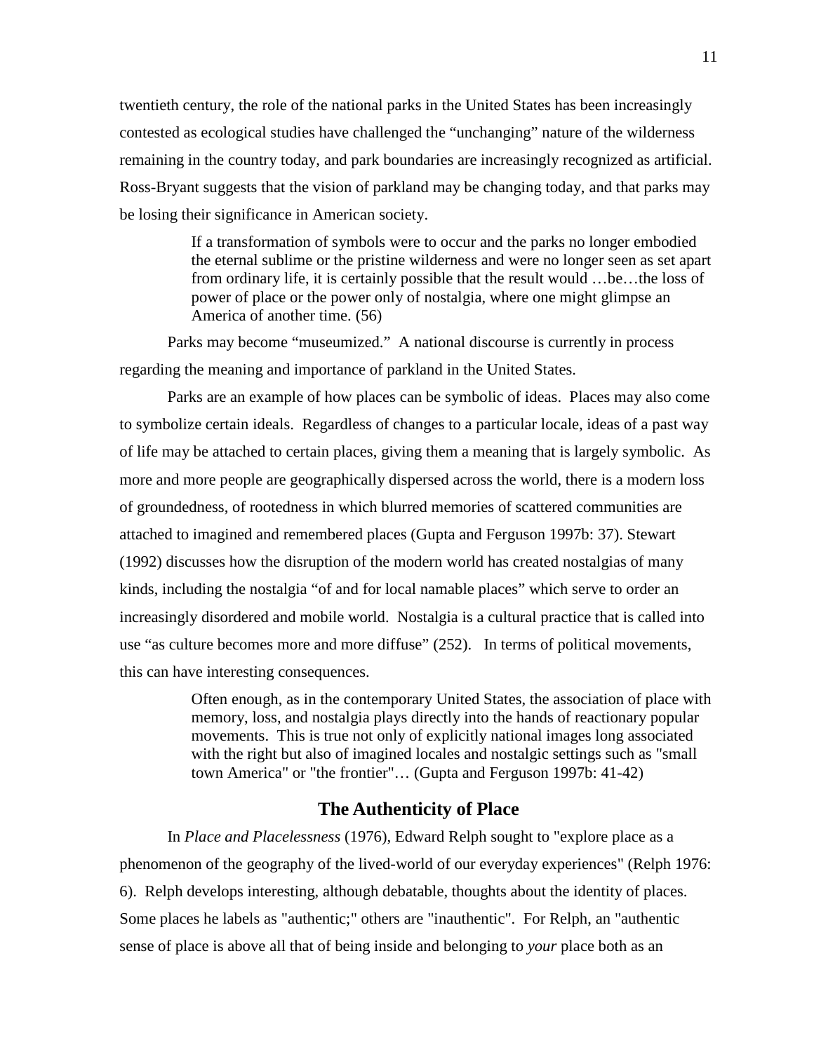twentieth century, the role of the national parks in the United States has been increasingly contested as ecological studies have challenged the "unchanging" nature of the wilderness remaining in the country today, and park boundaries are increasingly recognized as artificial. Ross-Bryant suggests that the vision of parkland may be changing today, and that parks may be losing their significance in American society.

> If a transformation of symbols were to occur and the parks no longer embodied the eternal sublime or the pristine wilderness and were no longer seen as set apart from ordinary life, it is certainly possible that the result would …be…the loss of power of place or the power only of nostalgia, where one might glimpse an America of another time. (56)

Parks may become "museumized." A national discourse is currently in process regarding the meaning and importance of parkland in the United States.

Parks are an example of how places can be symbolic of ideas. Places may also come to symbolize certain ideals. Regardless of changes to a particular locale, ideas of a past way of life may be attached to certain places, giving them a meaning that is largely symbolic. As more and more people are geographically dispersed across the world, there is a modern loss of groundedness, of rootedness in which blurred memories of scattered communities are attached to imagined and remembered places (Gupta and Ferguson 1997b: 37). Stewart (1992) discusses how the disruption of the modern world has created nostalgias of many kinds, including the nostalgia "of and for local namable places" which serve to order an increasingly disordered and mobile world. Nostalgia is a cultural practice that is called into use "as culture becomes more and more diffuse" (252). In terms of political movements, this can have interesting consequences.

> Often enough, as in the contemporary United States, the association of place with memory, loss, and nostalgia plays directly into the hands of reactionary popular movements. This is true not only of explicitly national images long associated with the right but also of imagined locales and nostalgic settings such as "small town America" or "the frontier"… (Gupta and Ferguson 1997b: 41-42)

## The Authenticity of Place

In *Place and Placelessness* (1976), Edward Relph sought to "explore place as a phenomenon of the geography of the lived-world of our everyday experiences" (Relph 1976: 6). Relph develops interesting, although debatable, thoughts about the identity of places. Some places he labels as "authentic;" others are "inauthentic". For Relph, an "authentic sense of place is above all that of being inside and belonging to *your* place both as an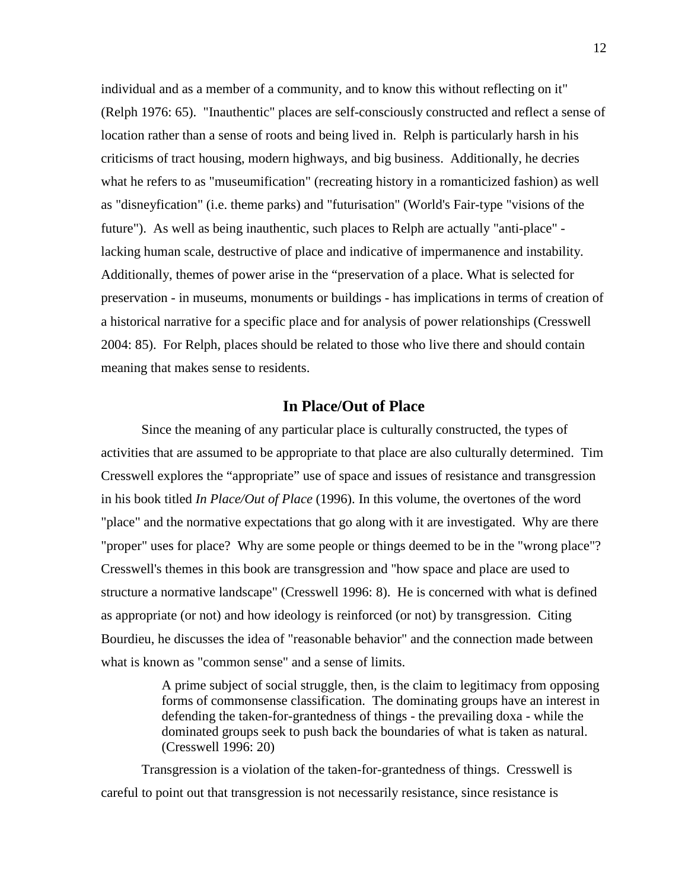individual and as a member of a community, and to know this without reflecting on it" (Relph 1976: 65). "Inauthentic" places are self-consciously constructed and reflect a sense of location rather than a sense of roots and being lived in. Relph is particularly harsh in his criticisms of tract housing, modern highways, and big business. Additionally, he decries what he refers to as "museumification" (recreating history in a romanticized fashion) as well as "disneyfication" (i.e. theme parks) and "futurisation" (World's Fair-type "visions of the future"). As well as being inauthentic, such places to Relph are actually "anti-place" - lacking human scale, destructive of place and indicative of impermanence and instability. Additionally, themes of power arise in the "preservation of a place. What is selected for preservation - in museums, monuments or buildings - has implications in terms of creation of a historical narrative for a specific place and for analysis of power relationships (Cresswell 2004: 85). For Relph, places should be related to those who live there and should contain meaning that makes sense to residents.

## In Place/Out of Place

Since the meaning of any particular place is culturally constructed, the types of activities that are assumed to be appropriate to that place are also culturally determined. Tim Cresswell explores the "appropriate" use of space and issues of resistance and transgression in his book titled *In Place/Out of Place* (1996). In this volume, the overtones of the word "place" and the normative expectations that go along with it are investigated. Why are there "proper" uses for place? Why are some people or things deemed to be in the "wrong place"? Cresswell's themes in this book are transgression and "how space and place are used to structure a normative landscape" (Cresswell 1996: 8). He is concerned with what is defined as appropriate (or not) and how ideology is reinforced (or not) by transgression. Citing Bourdieu, he discusses the idea of "reasonable behavior" and the connection made between what is known as "common sense" and a sense of limits.

> A prime subject of social struggle, then, is the claim to legitimacy from opposing forms of commonsense classification. The dominating groups have an interest in defending the taken-for-grantedness of things - the prevailing doxa - while the dominated groups seek to push back the boundaries of what is taken as natural. (Cresswell 1996: 20)

Transgression is a violation of the taken-for-grantedness of things. Cresswell is careful to point out that transgression is not necessarily resistance, since resistance is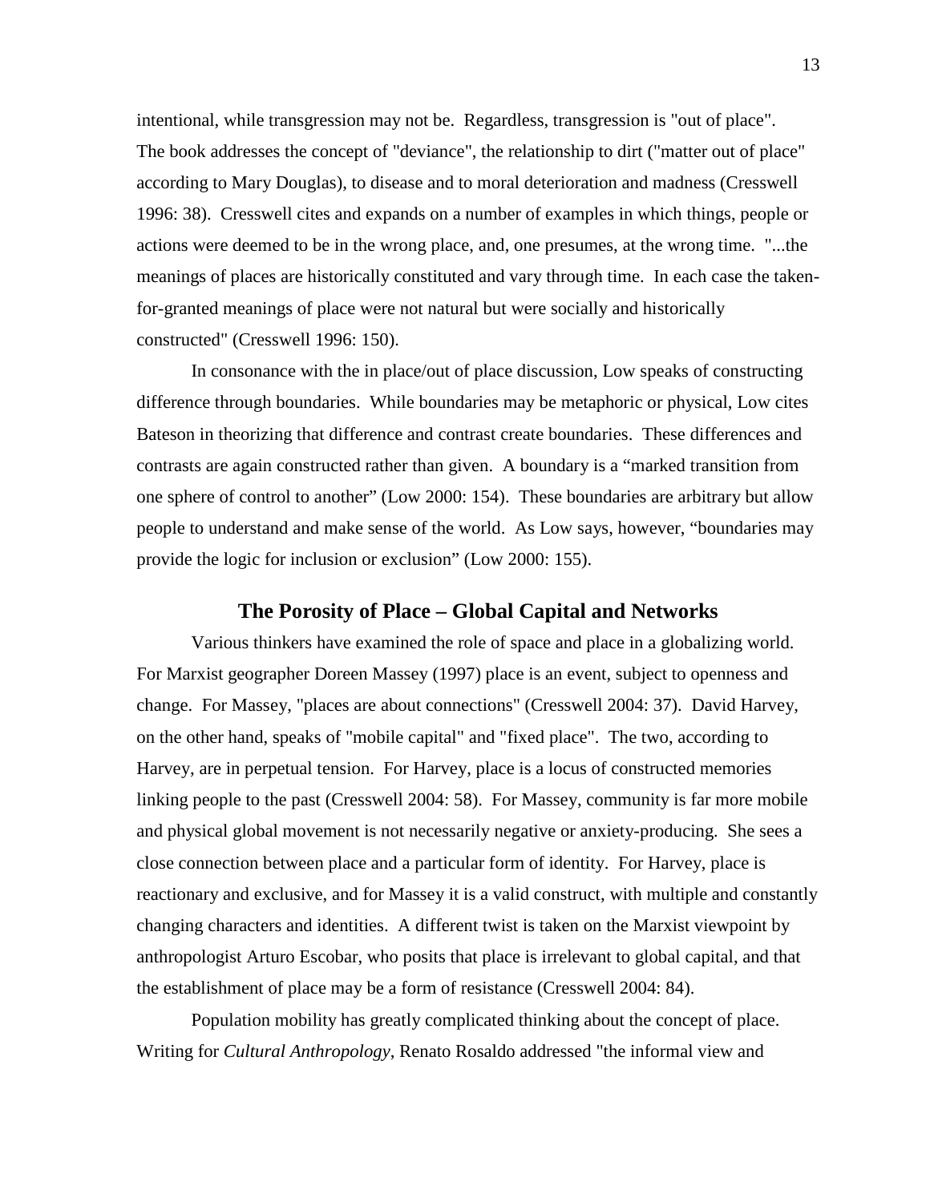intentional, while transgression may not be. Regardless, transgression is "out of place". The book addresses the concept of "deviance", the relationship to dirt ("matter out of place" according to Mary Douglas), to disease and to moral deterioration and madness (Cresswell 1996: 38). Cresswell cites and expands on a number of examples in which things, people or actions were deemed to be in the wrong place, and, one presumes, at the wrong time. "...the meanings of places are historically constituted and vary through time. In each case the taken-for-granted meanings of place were not natural but were socially and historically constructed" (Cresswell 1996: 150).

In consonance with the in place/out of place discussion, Low speaks of constructing difference through boundaries. While boundaries may be metaphoric or physical, Low cites Bateson in theorizing that difference and contrast create boundaries. These differences and contrasts are again constructed rather than given. A boundary is a “marked transition from one sphere of control to another” (Low 2000: 154). These boundaries are arbitrary but allow people to understand and make sense of the world. As Low says, however, “boundaries may provide the logic for inclusion or exclusion” (Low 2000: 155).

## The Porosity of Place – Global Capital and Networks

Various thinkers have examined the role of space and place in a globalizing world. For Marxist geographer Doreen Massey (1997) place is an event, subject to openness and change. For Massey, "places are about connections" (Cresswell 2004: 37). David Harvey, on the other hand, speaks of "mobile capital" and "fixed place". The two, according to Harvey, are in perpetual tension. For Harvey, place is a locus of constructed memories linking people to the past (Cresswell 2004: 58). For Massey, community is far more mobile and physical global movement is not necessarily negative or anxiety-producing. She sees a close connection between place and a particular form of identity. For Harvey, place is reactionary and exclusive, and for Massey it is a valid construct, with multiple and constantly changing characters and identities. A different twist is taken on the Marxist viewpoint by anthropologist Arturo Escobar, who posits that place is irrelevant to global capital, and that the establishment of place may be a form of resistance (Cresswell 2004: 84).

Population mobility has greatly complicated thinking about the concept of place. Writing for *Cultural Anthropology*, Renato Rosaldo addressed "the informal view and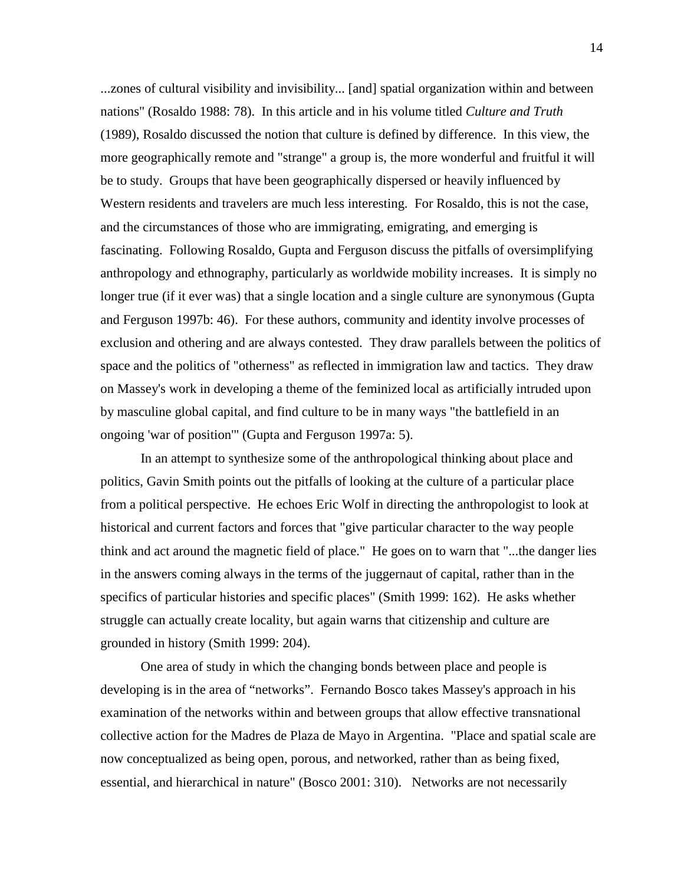...zones of cultural visibility and invisibility... [and] spatial organization within and between nations" (Rosaldo 1988: 78). In this article and in his volume titled *Culture and Truth* (1989), Rosaldo discussed the notion that culture is defined by difference. In this view, the more geographically remote and "strange" a group is, the more wonderful and fruitful it will be to study. Groups that have been geographically dispersed or heavily influenced by Western residents and travelers are much less interesting. For Rosaldo, this is not the case, and the circumstances of those who are immigrating, emigrating, and emerging is fascinating. Following Rosaldo, Gupta and Ferguson discuss the pitfalls of oversimplifying anthropology and ethnography, particularly as worldwide mobility increases. It is simply no longer true (if it ever was) that a single location and a single culture are synonymous (Gupta and Ferguson 1997b: 46). For these authors, community and identity involve processes of exclusion and othering and are always contested. They draw parallels between the politics of space and the politics of "otherness" as reflected in immigration law and tactics. They draw on Massey's work in developing a theme of the feminized local as artificially intruded upon by masculine global capital, and find culture to be in many ways "the battlefield in an ongoing 'war of position'" (Gupta and Ferguson 1997a: 5).

In an attempt to synthesize some of the anthropological thinking about place and politics, Gavin Smith points out the pitfalls of looking at the culture of a particular place from a political perspective. He echoes Eric Wolf in directing the anthropologist to look at historical and current factors and forces that "give particular character to the way people think and act around the magnetic field of place." He goes on to warn that "...the danger lies in the answers coming always in the terms of the juggernaut of capital, rather than in the specifics of particular histories and specific places" (Smith 1999: 162). He asks whether struggle can actually create locality, but again warns that citizenship and culture are grounded in history (Smith 1999: 204).

One area of study in which the changing bonds between place and people is developing is in the area of "networks". Fernando Bosco takes Massey's approach in his examination of the networks within and between groups that allow effective transnational collective action for the Madres de Plaza de Mayo in Argentina. "Place and spatial scale are now conceptualized as being open, porous, and networked, rather than as being fixed, essential, and hierarchical in nature" (Bosco 2001: 310). Networks are not necessarily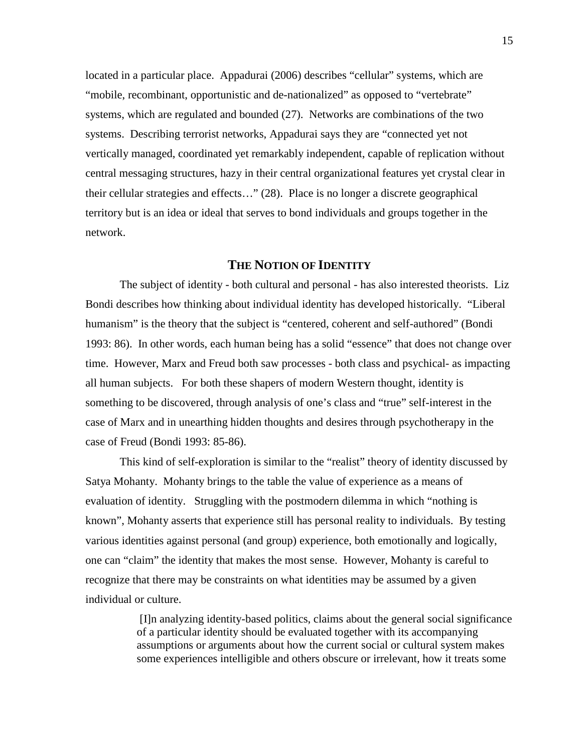located in a particular place. Appadurai (2006) describes "cellular" systems, which are "mobile, recombinant, opportunistic and de-nationalized" as opposed to "vertebrate" systems, which are regulated and bounded (27). Networks are combinations of the two systems. Describing terrorist networks, Appadurai says they are "connected yet not vertically managed, coordinated yet remarkably independent, capable of replication without central messaging structures, hazy in their central organizational features yet crystal clear in their cellular strategies and effects…" (28). Place is no longer a discrete geographical territory but is an idea or ideal that serves to bond individuals and groups together in the network.

## THE NOTION OF IDENTITY

The subject of identity - both cultural and personal - has also interested theorists. Liz Bondi describes how thinking about individual identity has developed historically. "Liberal humanism" is the theory that the subject is "centered, coherent and self-authored" (Bondi 1993: 86). In other words, each human being has a solid "essence" that does not change over time. However, Marx and Freud both saw processes - both class and psychical- as impacting all human subjects. For both these shapers of modern Western thought, identity is something to be discovered, through analysis of one's class and "true" self-interest in the case of Marx and in unearthing hidden thoughts and desires through psychotherapy in the case of Freud (Bondi 1993: 85-86).

This kind of self-exploration is similar to the "realist" theory of identity discussed by Satya Mohanty. Mohanty brings to the table the value of experience as a means of evaluation of identity. Struggling with the postmodern dilemma in which "nothing is known", Mohanty asserts that experience still has personal reality to individuals. By testing various identities against personal (and group) experience, both emotionally and logically, one can "claim" the identity that makes the most sense. However, Mohanty is careful to recognize that there may be constraints on what identities may be assumed by a given individual or culture.

> [I]n analyzing identity-based politics, claims about the general social significance of a particular identity should be evaluated together with its accompanying assumptions or arguments about how the current social or cultural system makes some experiences intelligible and others obscure or irrelevant, how it treats some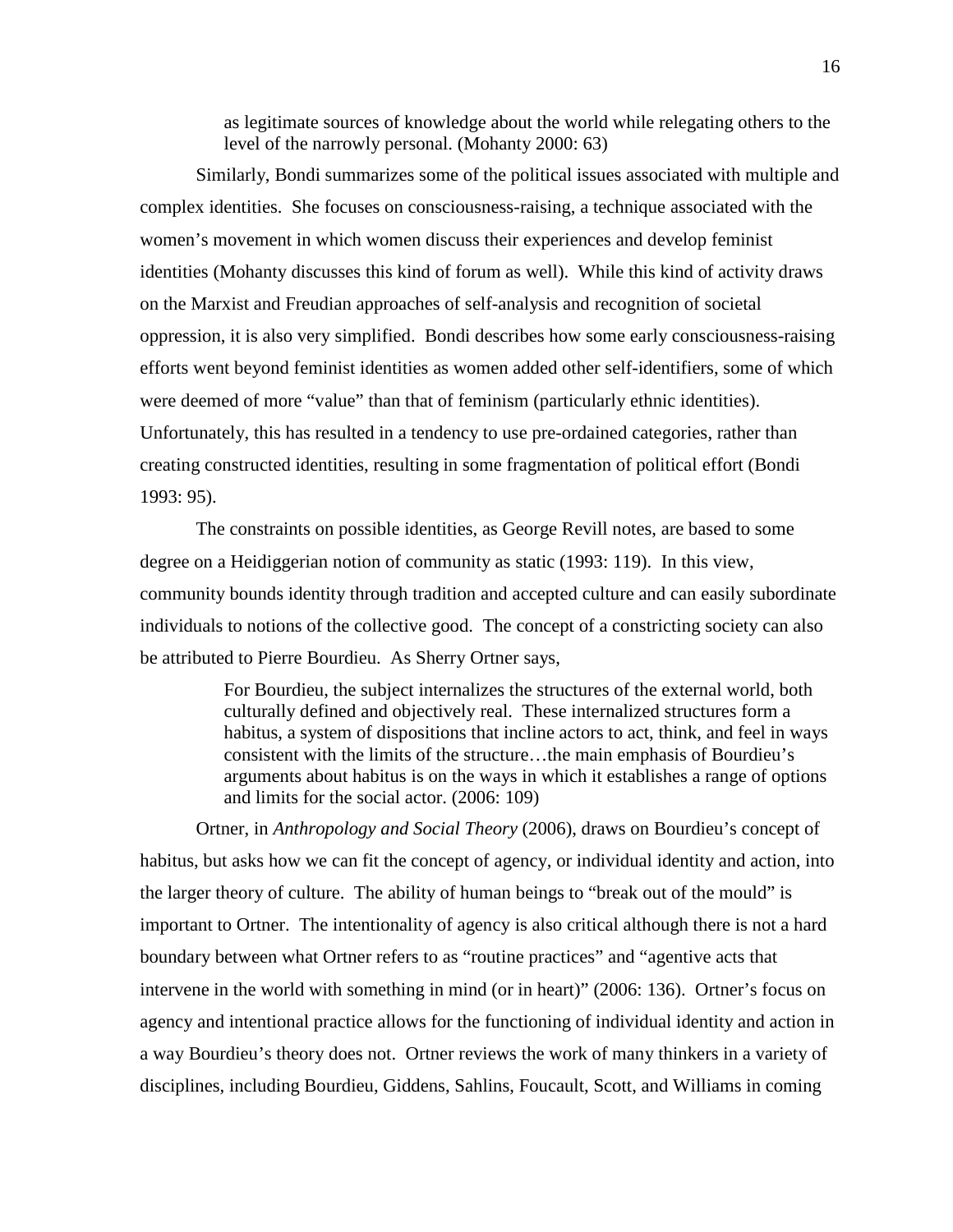> as legitimate sources of knowledge about the world while relegating others to the level of the narrowly personal. (Mohanty 2000: 63)

Similarly, Bondi summarizes some of the political issues associated with multiple and complex identities. She focuses on consciousness-raising, a technique associated with the women's movement in which women discuss their experiences and develop feminist identities (Mohanty discusses this kind of forum as well). While this kind of activity draws on the Marxist and Freudian approaches of self-analysis and recognition of societal oppression, it is also very simplified. Bondi describes how some early consciousness-raising efforts went beyond feminist identities as women added other self-identifiers, some of which were deemed of more "value" than that of feminism (particularly ethnic identities). Unfortunately, this has resulted in a tendency to use pre-ordained categories, rather than creating constructed identities, resulting in some fragmentation of political effort (Bondi 1993: 95).

The constraints on possible identities, as George Revill notes, are based to some degree on a Heidiggerian notion of community as static (1993: 119). In this view, community bounds identity through tradition and accepted culture and can easily subordinate individuals to notions of the collective good. The concept of a constricting society can also be attributed to Pierre Bourdieu. As Sherry Ortner says,

> For Bourdieu, the subject internalizes the structures of the external world, both culturally defined and objectively real. These internalized structures form a habitus, a system of dispositions that incline actors to act, think, and feel in ways consistent with the limits of the structure…the main emphasis of Bourdieu's arguments about habitus is on the ways in which it establishes a range of options and limits for the social actor. (2006: 109)

Ortner, in *Anthropology and Social Theory* (2006), draws on Bourdieu's concept of habitus, but asks how we can fit the concept of agency, or individual identity and action, into the larger theory of culture. The ability of human beings to "break out of the mould" is important to Ortner. The intentionality of agency is also critical although there is not a hard boundary between what Ortner refers to as "routine practices" and "agentive acts that intervene in the world with something in mind (or in heart)" (2006: 136). Ortner's focus on agency and intentional practice allows for the functioning of individual identity and action in a way Bourdieu's theory does not. Ortner reviews the work of many thinkers in a variety of disciplines, including Bourdieu, Giddens, Sahlins, Foucault, Scott, and Williams in coming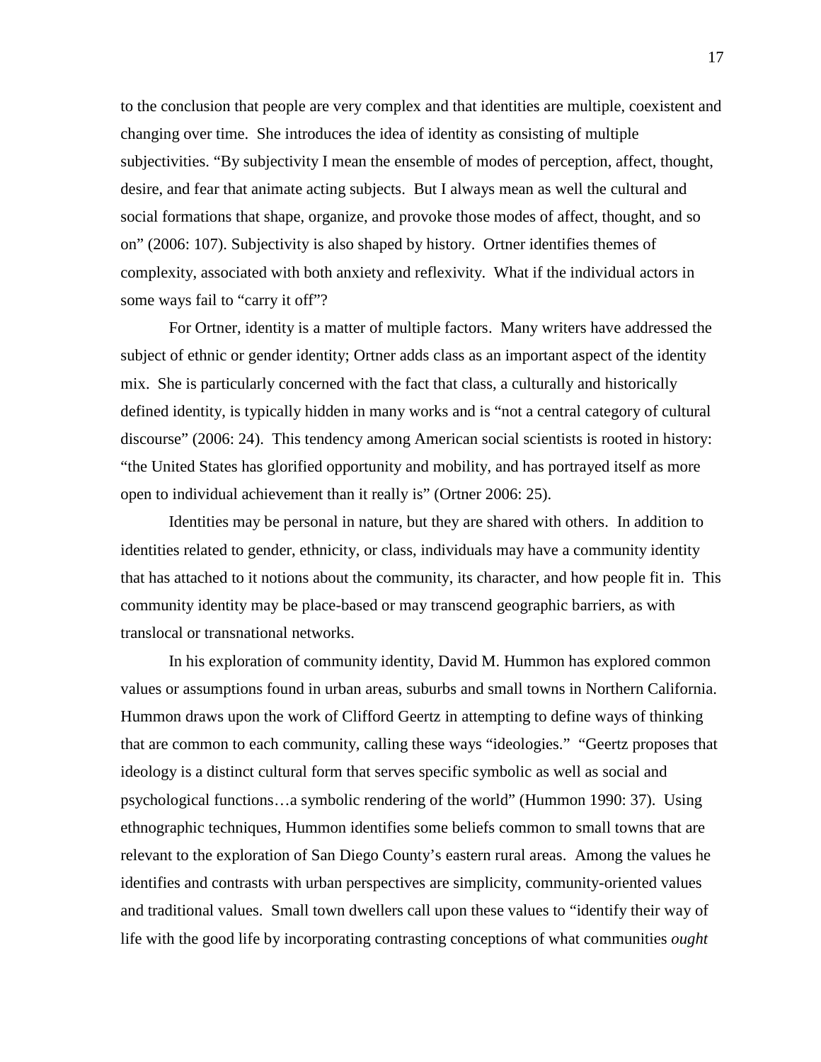to the conclusion that people are very complex and that identities are multiple, coexistent and changing over time. She introduces the idea of identity as consisting of multiple subjectivities. "By subjectivity I mean the ensemble of modes of perception, affect, thought, desire, and fear that animate acting subjects. But I always mean as well the cultural and social formations that shape, organize, and provoke those modes of affect, thought, and so on" (2006: 107). Subjectivity is also shaped by history. Ortner identifies themes of complexity, associated with both anxiety and reflexivity. What if the individual actors in some ways fail to "carry it off"?

For Ortner, identity is a matter of multiple factors. Many writers have addressed the subject of ethnic or gender identity; Ortner adds class as an important aspect of the identity mix. She is particularly concerned with the fact that class, a culturally and historically defined identity, is typically hidden in many works and is "not a central category of cultural discourse" (2006: 24). This tendency among American social scientists is rooted in history: "the United States has glorified opportunity and mobility, and has portrayed itself as more open to individual achievement than it really is" (Ortner 2006: 25).

Identities may be personal in nature, but they are shared with others. In addition to identities related to gender, ethnicity, or class, individuals may have a community identity that has attached to it notions about the community, its character, and how people fit in. This community identity may be place-based or may transcend geographic barriers, as with translocal or transnational networks.

In his exploration of community identity, David M. Hummon has explored common values or assumptions found in urban areas, suburbs and small towns in Northern California. Hummon draws upon the work of Clifford Geertz in attempting to define ways of thinking that are common to each community, calling these ways "ideologies." "Geertz proposes that ideology is a distinct cultural form that serves specific symbolic as well as social and psychological functions…a symbolic rendering of the world" (Hummon 1990: 37). Using ethnographic techniques, Hummon identifies some beliefs common to small towns that are relevant to the exploration of San Diego County's eastern rural areas. Among the values he identifies and contrasts with urban perspectives are simplicity, community-oriented values and traditional values. Small town dwellers call upon these values to "identify their way of life with the good life by incorporating contrasting conceptions of what communities *ought*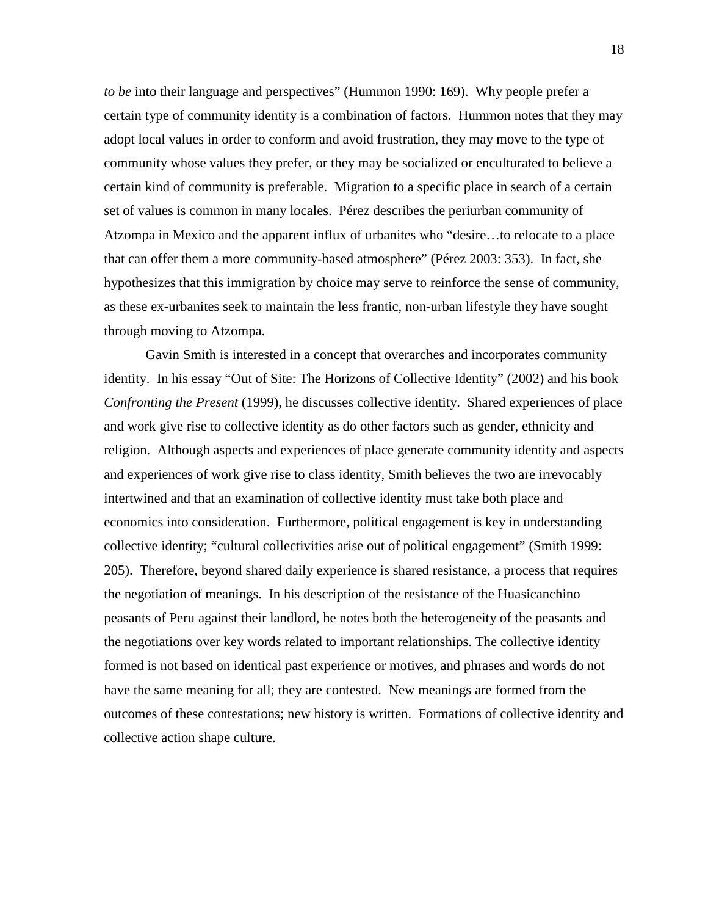*to be* into their language and perspectives" (Hummon 1990: 169). Why people prefer a certain type of community identity is a combination of factors. Hummon notes that they may adopt local values in order to conform and avoid frustration, they may move to the type of community whose values they prefer, or they may be socialized or enculturated to believe a certain kind of community is preferable. Migration to a specific place in search of a certain set of values is common in many locales. Pérez describes the periurban community of Atzompa in Mexico and the apparent influx of urbanites who "desire…to relocate to a place that can offer them a more community-based atmosphere" (Pérez 2003: 353). In fact, she hypothesizes that this immigration by choice may serve to reinforce the sense of community, as these ex-urbanites seek to maintain the less frantic, non-urban lifestyle they have sought through moving to Atzompa.

Gavin Smith is interested in a concept that overarches and incorporates community identity. In his essay "Out of Site: The Horizons of Collective Identity" (2002) and his book *Confronting the Present* (1999), he discusses collective identity. Shared experiences of place and work give rise to collective identity as do other factors such as gender, ethnicity and religion. Although aspects and experiences of place generate community identity and aspects and experiences of work give rise to class identity, Smith believes the two are irrevocably intertwined and that an examination of collective identity must take both place and economics into consideration. Furthermore, political engagement is key in understanding collective identity; "cultural collectivities arise out of political engagement" (Smith 1999: 205). Therefore, beyond shared daily experience is shared resistance, a process that requires the negotiation of meanings. In his description of the resistance of the Huasicanchino peasants of Peru against their landlord, he notes both the heterogeneity of the peasants and the negotiations over key words related to important relationships. The collective identity formed is not based on identical past experience or motives, and phrases and words do not have the same meaning for all; they are contested. New meanings are formed from the outcomes of these contestations; new history is written. Formations of collective identity and collective action shape culture.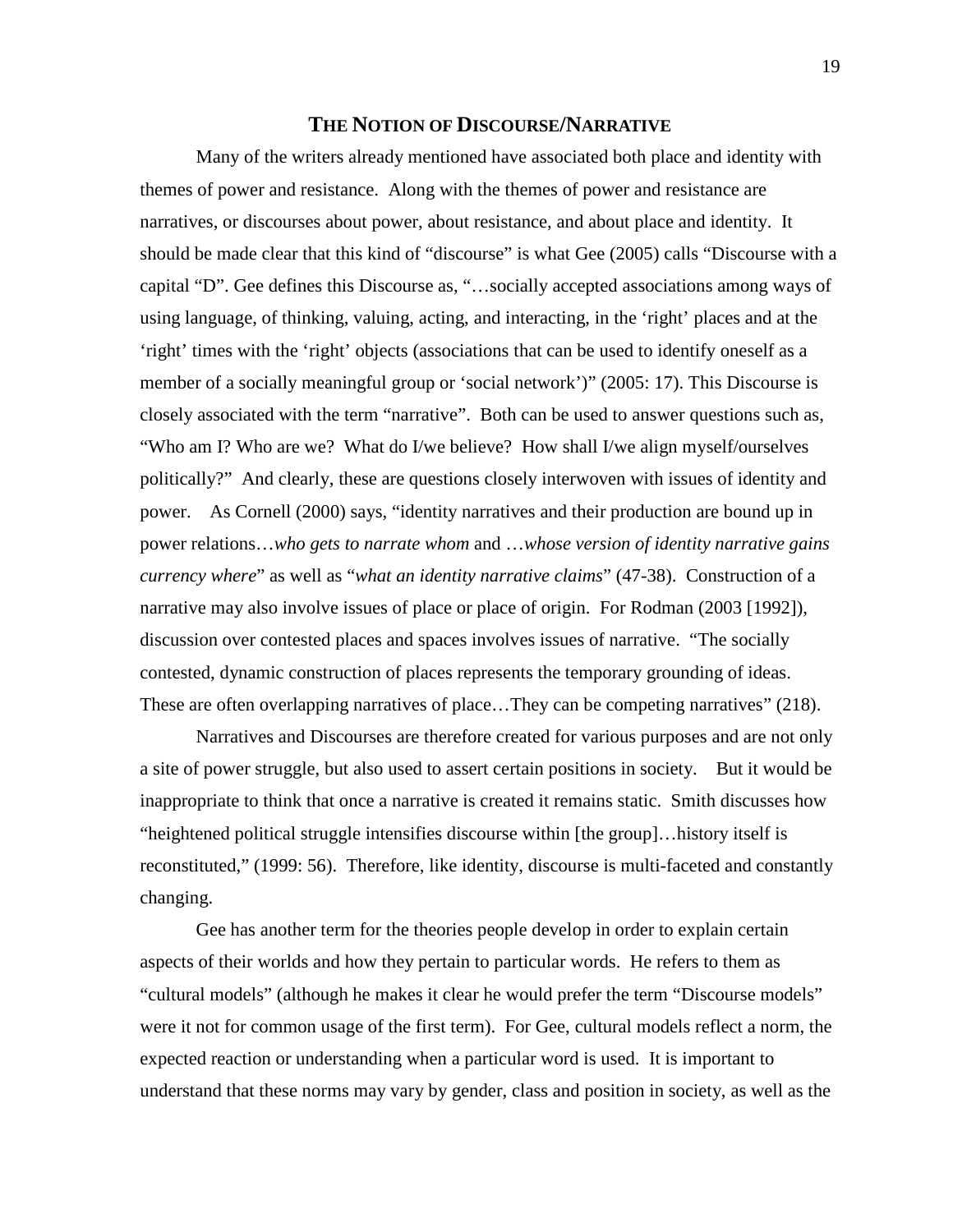## THE NOTION OF DISCOURSE/NARRATIVE

Many of the writers already mentioned have associated both place and identity with themes of power and resistance. Along with the themes of power and resistance are narratives, or discourses about power, about resistance, and about place and identity. It should be made clear that this kind of "discourse" is what Gee (2005) calls "Discourse with a capital "D". Gee defines this Discourse as, "…socially accepted associations among ways of using language, of thinking, valuing, acting, and interacting, in the 'right' places and at the 'right' times with the 'right' objects (associations that can be used to identify oneself as a member of a socially meaningful group or 'social network')" (2005: 17). This Discourse is closely associated with the term "narrative". Both can be used to answer questions such as, "Who am I? Who are we? What do I/we believe? How shall I/we align myself/ourselves politically?" And clearly, these are questions closely interwoven with issues of identity and power. As Cornell (2000) says, "identity narratives and their production are bound up in power relations…*who gets to narrate whom* and …*whose version of identity narrative gains currency where*" as well as "*what an identity narrative claims*" (47-38). Construction of a narrative may also involve issues of place or place of origin. For Rodman (2003 [1992]), discussion over contested places and spaces involves issues of narrative. "The socially contested, dynamic construction of places represents the temporary grounding of ideas. These are often overlapping narratives of place…They can be competing narratives" (218).

Narratives and Discourses are therefore created for various purposes and are not only a site of power struggle, but also used to assert certain positions in society. But it would be inappropriate to think that once a narrative is created it remains static. Smith discusses how "heightened political struggle intensifies discourse within [the group]…history itself is reconstituted," (1999: 56). Therefore, like identity, discourse is multi-faceted and constantly changing.

Gee has another term for the theories people develop in order to explain certain aspects of their worlds and how they pertain to particular words. He refers to them as "cultural models" (although he makes it clear he would prefer the term "Discourse models" were it not for common usage of the first term). For Gee, cultural models reflect a norm, the expected reaction or understanding when a particular word is used. It is important to understand that these norms may vary by gender, class and position in society, as well as the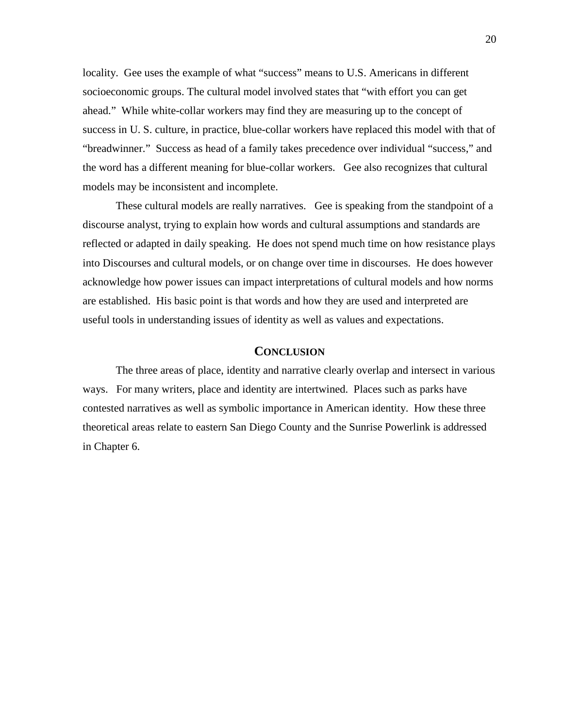locality. Gee uses the example of what “success” means to U.S. Americans in different socioeconomic groups. The cultural model involved states that “with effort you can get ahead.” While white-collar workers may find they are measuring up to the concept of success in U. S. culture, in practice, blue-collar workers have replaced this model with that of “breadwinner.” Success as head of a family takes precedence over individual “success,” and the word has a different meaning for blue-collar workers. Gee also recognizes that cultural models may be inconsistent and incomplete.

These cultural models are really narratives. Gee is speaking from the standpoint of a discourse analyst, trying to explain how words and cultural assumptions and standards are reflected or adapted in daily speaking. He does not spend much time on how resistance plays into Discourses and cultural models, or on change over time in discourses. He does however acknowledge how power issues can impact interpretations of cultural models and how norms are established. His basic point is that words and how they are used and interpreted are useful tools in understanding issues of identity as well as values and expectations.

## CONCLUSION

The three areas of place, identity and narrative clearly overlap and intersect in various ways. For many writers, place and identity are intertwined. Places such as parks have contested narratives as well as symbolic importance in American identity. How these three theoretical areas relate to eastern San Diego County and the Sunrise Powerlink is addressed in Chapter 6.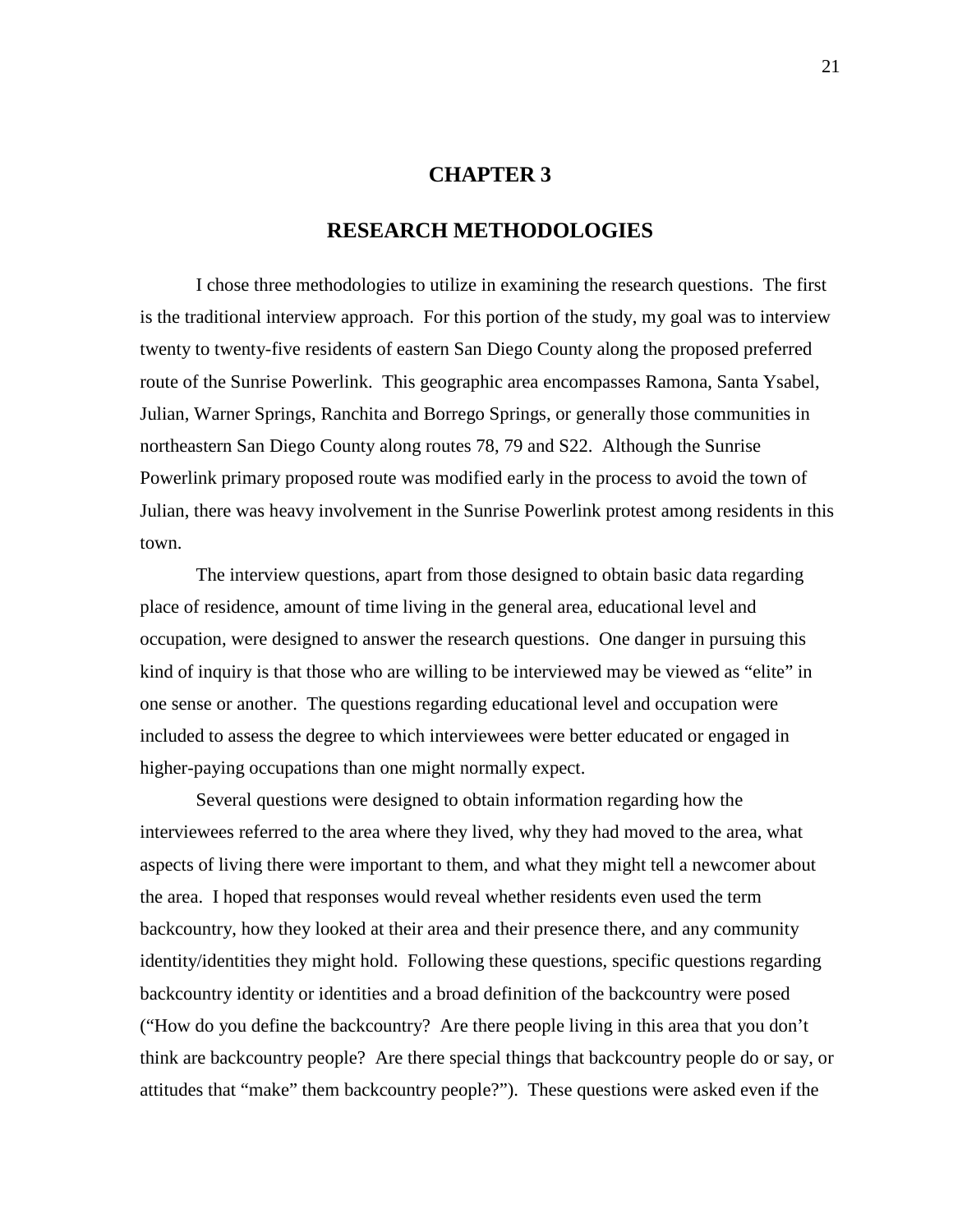# CHAPTER 3

## RESEARCH METHODOLOGIES

I chose three methodologies to utilize in examining the research questions. The first is the traditional interview approach. For this portion of the study, my goal was to interview twenty to twenty-five residents of eastern San Diego County along the proposed preferred route of the Sunrise Powerlink. This geographic area encompasses Ramona, Santa Ysabel, Julian, Warner Springs, Ranchita and Borrego Springs, or generally those communities in northeastern San Diego County along routes 78, 79 and S22. Although the Sunrise Powerlink primary proposed route was modified early in the process to avoid the town of Julian, there was heavy involvement in the Sunrise Powerlink protest among residents in this town.

The interview questions, apart from those designed to obtain basic data regarding place of residence, amount of time living in the general area, educational level and occupation, were designed to answer the research questions. One danger in pursuing this kind of inquiry is that those who are willing to be interviewed may be viewed as "elite" in one sense or another. The questions regarding educational level and occupation were included to assess the degree to which interviewees were better educated or engaged in higher-paying occupations than one might normally expect.

Several questions were designed to obtain information regarding how the interviewees referred to the area where they lived, why they had moved to the area, what aspects of living there were important to them, and what they might tell a newcomer about the area. I hoped that responses would reveal whether residents even used the term backcountry, how they looked at their area and their presence there, and any community identity/identities they might hold. Following these questions, specific questions regarding backcountry identity or identities and a broad definition of the backcountry were posed ("How do you define the backcountry? Are there people living in this area that you don't think are backcountry people? Are there special things that backcountry people do or say, or attitudes that "make" them backcountry people?"). These questions were asked even if the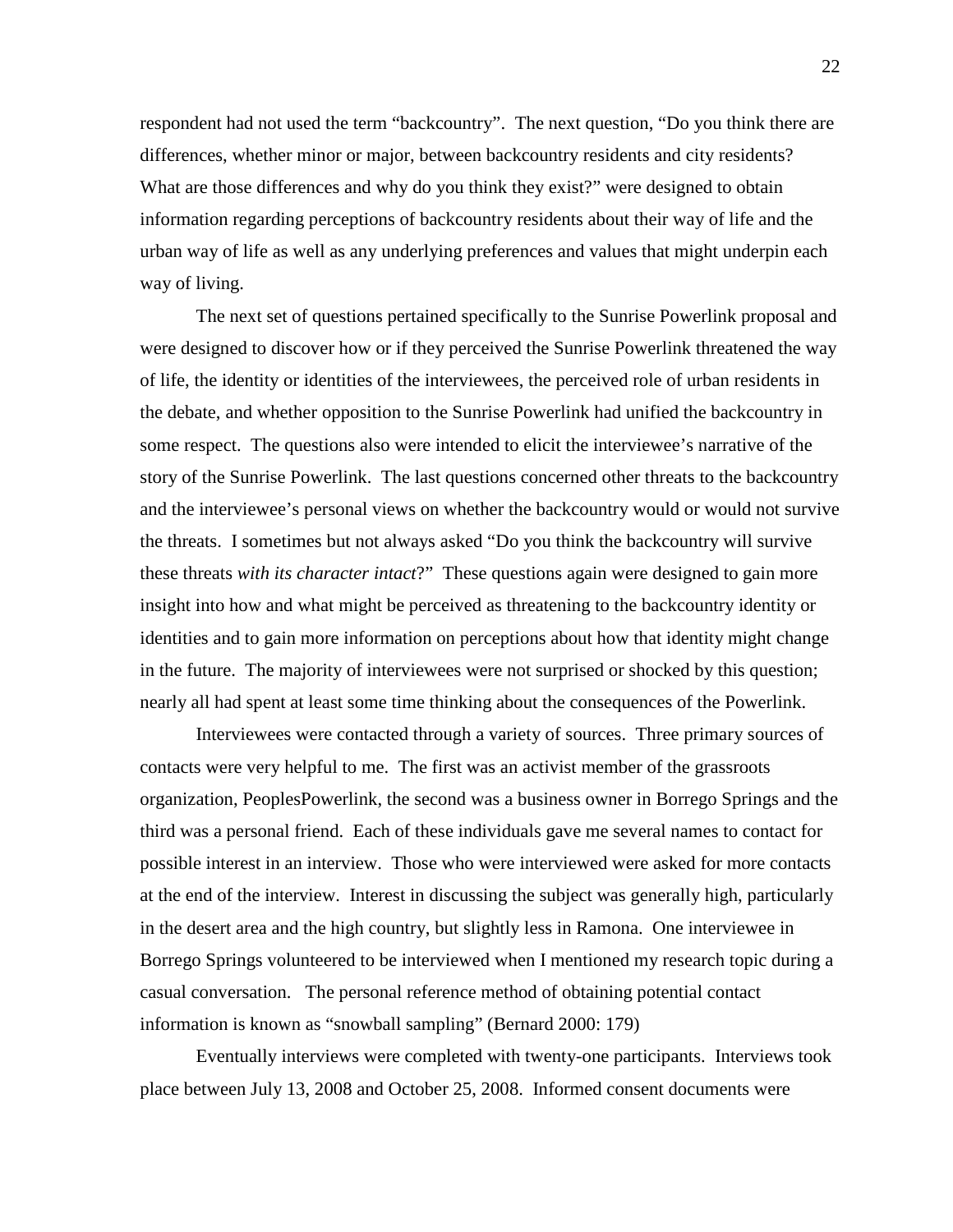respondent had not used the term "backcountry". The next question, "Do you think there are differences, whether minor or major, between backcountry residents and city residents? What are those differences and why do you think they exist?" were designed to obtain information regarding perceptions of backcountry residents about their way of life and the urban way of life as well as any underlying preferences and values that might underpin each way of living.

The next set of questions pertained specifically to the Sunrise Powerlink proposal and were designed to discover how or if they perceived the Sunrise Powerlink threatened the way of life, the identity or identities of the interviewees, the perceived role of urban residents in the debate, and whether opposition to the Sunrise Powerlink had unified the backcountry in some respect. The questions also were intended to elicit the interviewee's narrative of the story of the Sunrise Powerlink. The last questions concerned other threats to the backcountry and the interviewee's personal views on whether the backcountry would or would not survive the threats. I sometimes but not always asked "Do you think the backcountry will survive these threats *with its character intact*?" These questions again were designed to gain more insight into how and what might be perceived as threatening to the backcountry identity or identities and to gain more information on perceptions about how that identity might change in the future. The majority of interviewees were not surprised or shocked by this question; nearly all had spent at least some time thinking about the consequences of the Powerlink.

Interviewees were contacted through a variety of sources. Three primary sources of contacts were very helpful to me. The first was an activist member of the grassroots organization, PeoplesPowerlink, the second was a business owner in Borrego Springs and the third was a personal friend. Each of these individuals gave me several names to contact for possible interest in an interview. Those who were interviewed were asked for more contacts at the end of the interview. Interest in discussing the subject was generally high, particularly in the desert area and the high country, but slightly less in Ramona. One interviewee in Borrego Springs volunteered to be interviewed when I mentioned my research topic during a casual conversation. The personal reference method of obtaining potential contact information is known as "snowball sampling" (Bernard 2000: 179)

Eventually interviews were completed with twenty-one participants. Interviews took place between July 13, 2008 and October 25, 2008. Informed consent documents were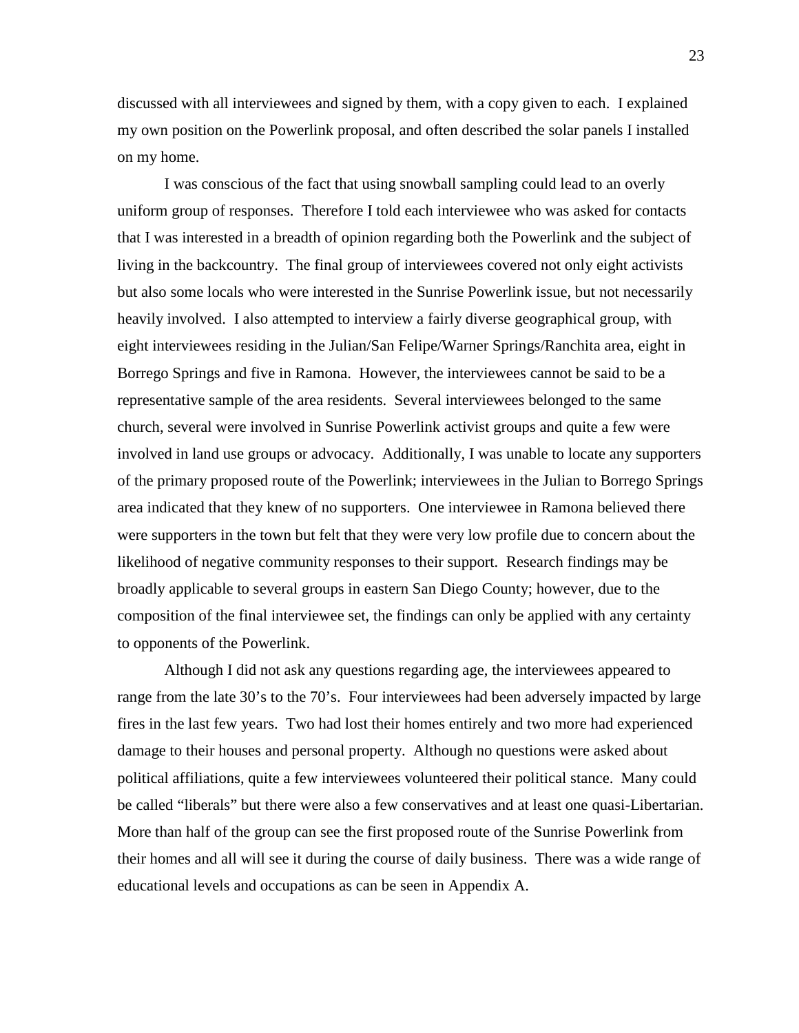discussed with all interviewees and signed by them, with a copy given to each. I explained my own position on the Powerlink proposal, and often described the solar panels I installed on my home.

I was conscious of the fact that using snowball sampling could lead to an overly uniform group of responses. Therefore I told each interviewee who was asked for contacts that I was interested in a breadth of opinion regarding both the Powerlink and the subject of living in the backcountry. The final group of interviewees covered not only eight activists but also some locals who were interested in the Sunrise Powerlink issue, but not necessarily heavily involved. I also attempted to interview a fairly diverse geographical group, with eight interviewees residing in the Julian/San Felipe/Warner Springs/Ranchita area, eight in Borrego Springs and five in Ramona. However, the interviewees cannot be said to be a representative sample of the area residents. Several interviewees belonged to the same church, several were involved in Sunrise Powerlink activist groups and quite a few were involved in land use groups or advocacy. Additionally, I was unable to locate any supporters of the primary proposed route of the Powerlink; interviewees in the Julian to Borrego Springs area indicated that they knew of no supporters. One interviewee in Ramona believed there were supporters in the town but felt that they were very low profile due to concern about the likelihood of negative community responses to their support. Research findings may be broadly applicable to several groups in eastern San Diego County; however, due to the composition of the final interviewee set, the findings can only be applied with any certainty to opponents of the Powerlink.

Although I did not ask any questions regarding age, the interviewees appeared to range from the late 30's to the 70's. Four interviewees had been adversely impacted by large fires in the last few years. Two had lost their homes entirely and two more had experienced damage to their houses and personal property. Although no questions were asked about political affiliations, quite a few interviewees volunteered their political stance. Many could be called "liberals" but there were also a few conservatives and at least one quasi-Libertarian. More than half of the group can see the first proposed route of the Sunrise Powerlink from their homes and all will see it during the course of daily business. There was a wide range of educational levels and occupations as can be seen in Appendix A.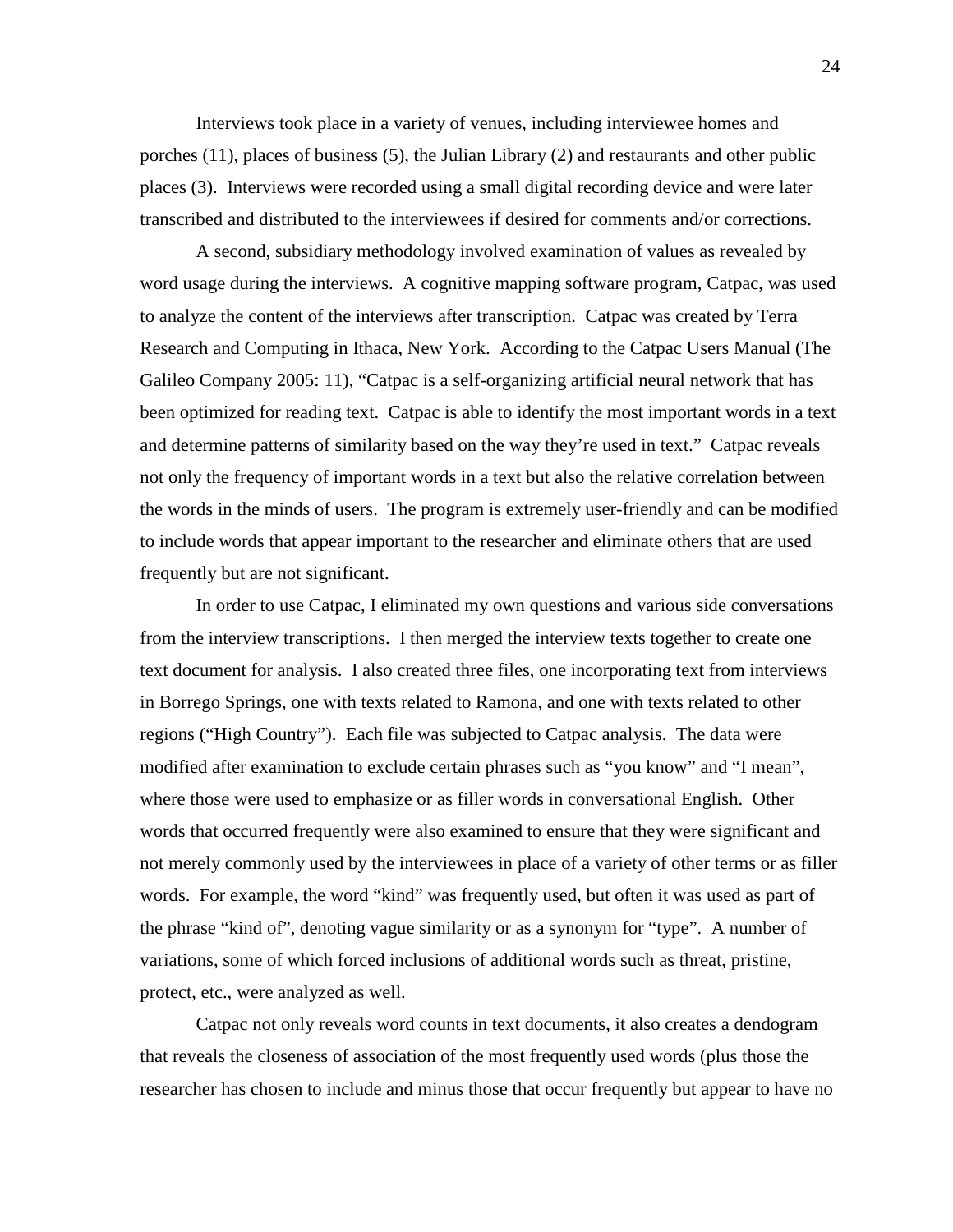Interviews took place in a variety of venues, including interviewee homes and porches (11), places of business (5), the Julian Library (2) and restaurants and other public places (3). Interviews were recorded using a small digital recording device and were later transcribed and distributed to the interviewees if desired for comments and/or corrections.

A second, subsidiary methodology involved examination of values as revealed by word usage during the interviews. A cognitive mapping software program, Catpac, was used to analyze the content of the interviews after transcription. Catpac was created by Terra Research and Computing in Ithaca, New York. According to the Catpac Users Manual (The Galileo Company 2005: 11), "Catpac is a self-organizing artificial neural network that has been optimized for reading text. Catpac is able to identify the most important words in a text and determine patterns of similarity based on the way they're used in text." Catpac reveals not only the frequency of important words in a text but also the relative correlation between the words in the minds of users. The program is extremely user-friendly and can be modified to include words that appear important to the researcher and eliminate others that are used frequently but are not significant.

In order to use Catpac, I eliminated my own questions and various side conversations from the interview transcriptions. I then merged the interview texts together to create one text document for analysis. I also created three files, one incorporating text from interviews in Borrego Springs, one with texts related to Ramona, and one with texts related to other regions ("High Country"). Each file was subjected to Catpac analysis. The data were modified after examination to exclude certain phrases such as "you know" and "I mean", where those were used to emphasize or as filler words in conversational English. Other words that occurred frequently were also examined to ensure that they were significant and not merely commonly used by the interviewees in place of a variety of other terms or as filler words. For example, the word "kind" was frequently used, but often it was used as part of the phrase "kind of", denoting vague similarity or as a synonym for "type". A number of variations, some of which forced inclusions of additional words such as threat, pristine, protect, etc., were analyzed as well.

Catpac not only reveals word counts in text documents, it also creates a dendogram that reveals the closeness of association of the most frequently used words (plus those the researcher has chosen to include and minus those that occur frequently but appear to have no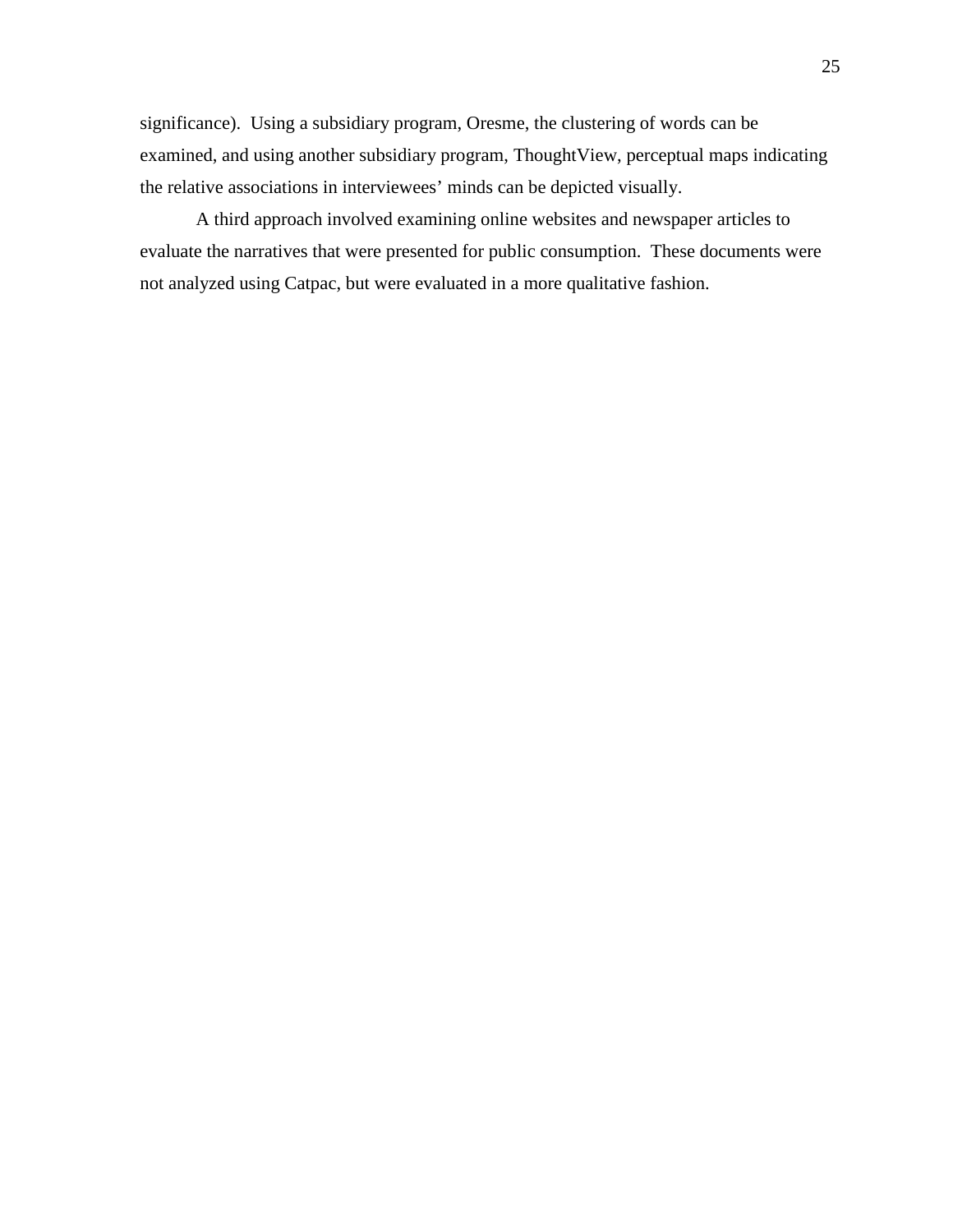significance). Using a subsidiary program, Oresme, the clustering of words can be examined, and using another subsidiary program, ThoughtView, perceptual maps indicating the relative associations in interviewees' minds can be depicted visually.

A third approach involved examining online websites and newspaper articles to evaluate the narratives that were presented for public consumption. These documents were not analyzed using Catpac, but were evaluated in a more qualitative fashion.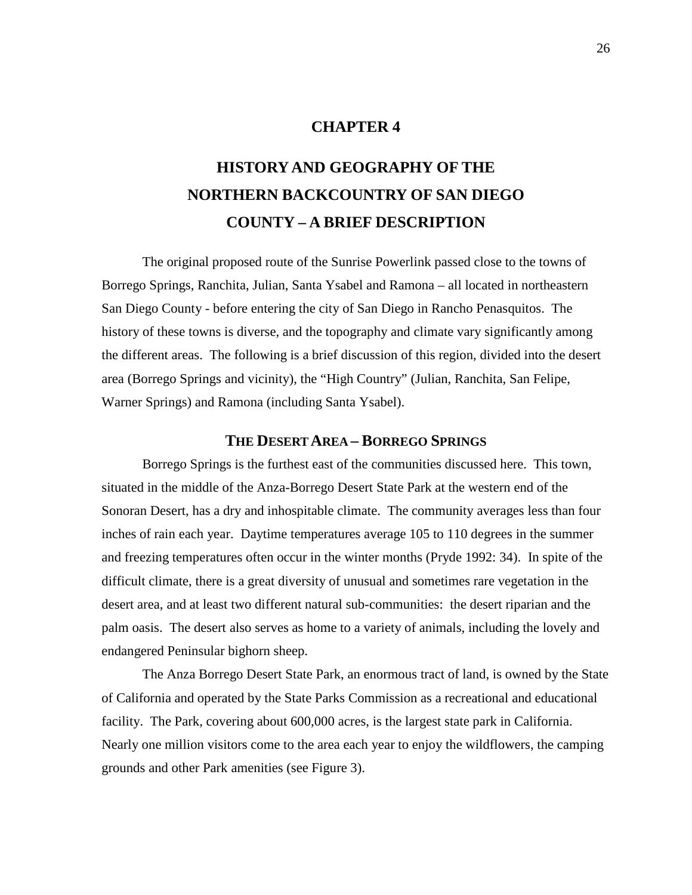# CHAPTER 4

# HISTORY AND GEOGRAPHY OF THE NORTHERN BACKCOUNTRY OF SAN DIEGO COUNTY – A BRIEF DESCRIPTION

The original proposed route of the Sunrise Powerlink passed close to the towns of Borrego Springs, Ranchita, Julian, Santa Ysabel and Ramona – all located in northeastern San Diego County - before entering the city of San Diego in Rancho Penasquitos. The history of these towns is diverse, and the topography and climate vary significantly among the different areas. The following is a brief discussion of this region, divided into the desert area (Borrego Springs and vicinity), the "High Country" (Julian, Ranchita, San Felipe, Warner Springs) and Ramona (including Santa Ysabel).

## THE DESERT AREA – BORREGO SPRINGS

Borrego Springs is the furthest east of the communities discussed here. This town, situated in the middle of the Anza-Borrego Desert State Park at the western end of the Sonoran Desert, has a dry and inhospitable climate. The community averages less than four inches of rain each year. Daytime temperatures average 105 to 110 degrees in the summer and freezing temperatures often occur in the winter months (Pryde 1992: 34). In spite of the difficult climate, there is a great diversity of unusual and sometimes rare vegetation in the desert area, and at least two different natural sub-communities: the desert riparian and the palm oasis. The desert also serves as home to a variety of animals, including the lovely and endangered Peninsular bighorn sheep.

The Anza Borrego Desert State Park, an enormous tract of land, is owned by the State of California and operated by the State Parks Commission as a recreational and educational facility. The Park, covering about 600,000 acres, is the largest state park in California. Nearly one million visitors come to the area each year to enjoy the wildflowers, the camping grounds and other Park amenities (see Figure 3).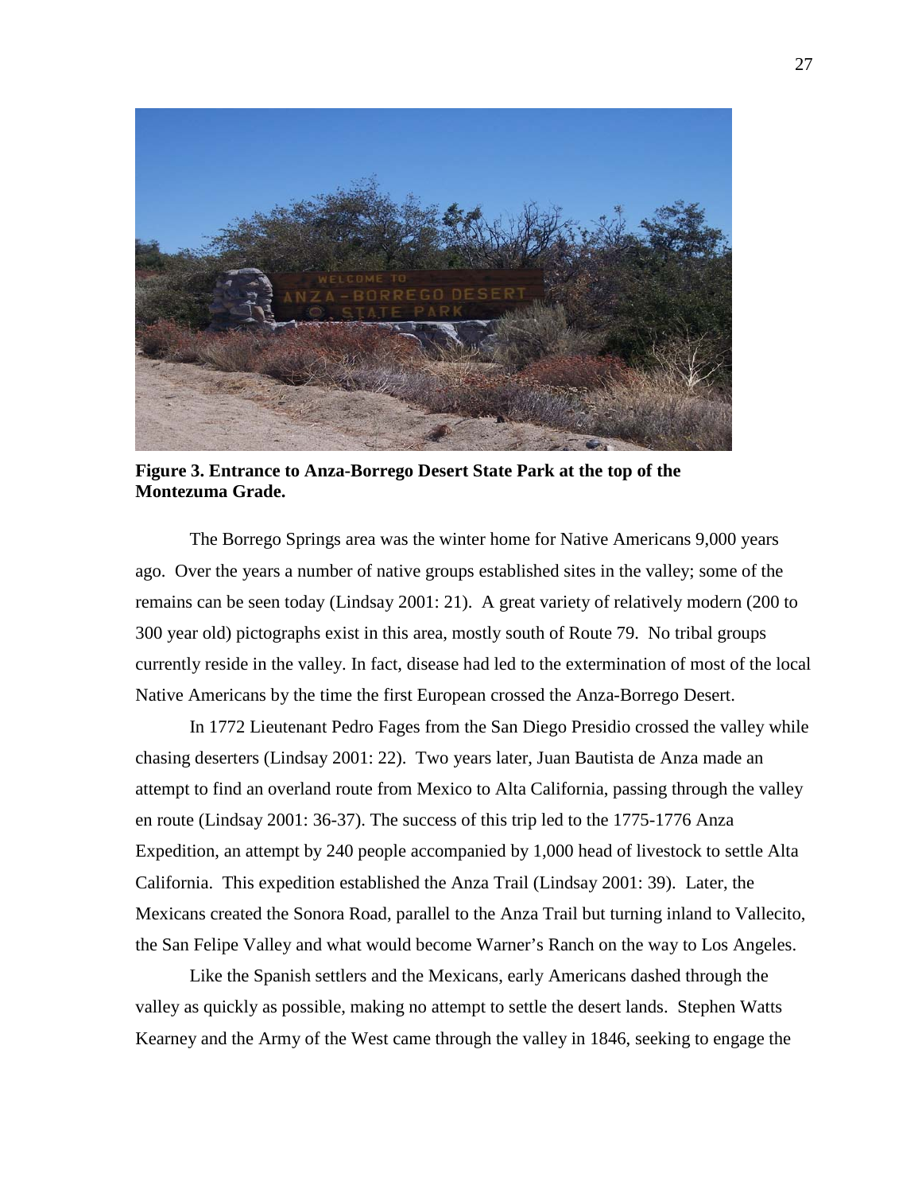**Figure 3. Entrance to Anza-Borrego Desert State Park at the top of the Montezuma Grade.**

The Borrego Springs area was the winter home for Native Americans 9,000 years ago. Over the years a number of native groups established sites in the valley; some of the remains can be seen today (Lindsay 2001: 21). A great variety of relatively modern (200 to 300 year old) pictographs exist in this area, mostly south of Route 79. No tribal groups currently reside in the valley. In fact, disease had led to the extermination of most of the local Native Americans by the time the first European crossed the Anza-Borrego Desert.

In 1772 Lieutenant Pedro Fages from the San Diego Presidio crossed the valley while chasing deserters (Lindsay 2001: 22). Two years later, Juan Bautista de Anza made an attempt to find an overland route from Mexico to Alta California, passing through the valley en route (Lindsay 2001: 36-37). The success of this trip led to the 1775-1776 Anza Expedition, an attempt by 240 people accompanied by 1,000 head of livestock to settle Alta California. This expedition established the Anza Trail (Lindsay 2001: 39). Later, the Mexicans created the Sonora Road, parallel to the Anza Trail but turning inland to Vallecito, the San Felipe Valley and what would become Warner's Ranch on the way to Los Angeles.

Like the Spanish settlers and the Mexicans, early Americans dashed through the valley as quickly as possible, making no attempt to settle the desert lands. Stephen Watts Kearney and the Army of the West came through the valley in 1846, seeking to engage the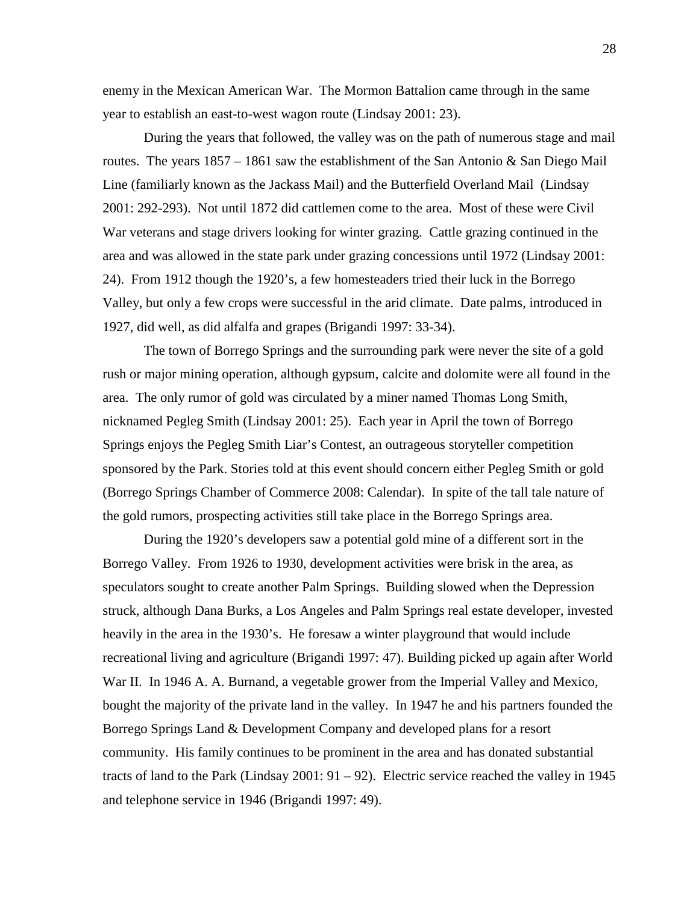enemy in the Mexican American War. The Mormon Battalion came through in the same year to establish an east-to-west wagon route (Lindsay 2001: 23).

During the years that followed, the valley was on the path of numerous stage and mail routes. The years 1857 – 1861 saw the establishment of the San Antonio & San Diego Mail Line (familiarly known as the Jackass Mail) and the Butterfield Overland Mail (Lindsay 2001: 292-293). Not until 1872 did cattlemen come to the area. Most of these were Civil War veterans and stage drivers looking for winter grazing. Cattle grazing continued in the area and was allowed in the state park under grazing concessions until 1972 (Lindsay 2001: 24). From 1912 though the 1920's, a few homesteaders tried their luck in the Borrego Valley, but only a few crops were successful in the arid climate. Date palms, introduced in 1927, did well, as did alfalfa and grapes (Brigandi 1997: 33-34).

The town of Borrego Springs and the surrounding park were never the site of a gold rush or major mining operation, although gypsum, calcite and dolomite were all found in the area. The only rumor of gold was circulated by a miner named Thomas Long Smith, nicknamed Pegleg Smith (Lindsay 2001: 25). Each year in April the town of Borrego Springs enjoys the Pegleg Smith Liar's Contest, an outrageous storyteller competition sponsored by the Park. Stories told at this event should concern either Pegleg Smith or gold (Borrego Springs Chamber of Commerce 2008: Calendar). In spite of the tall tale nature of the gold rumors, prospecting activities still take place in the Borrego Springs area.

During the 1920's developers saw a potential gold mine of a different sort in the Borrego Valley. From 1926 to 1930, development activities were brisk in the area, as speculators sought to create another Palm Springs. Building slowed when the Depression struck, although Dana Burks, a Los Angeles and Palm Springs real estate developer, invested heavily in the area in the 1930's. He foresaw a winter playground that would include recreational living and agriculture (Brigandi 1997: 47). Building picked up again after World War II. In 1946 A. A. Burnand, a vegetable grower from the Imperial Valley and Mexico, bought the majority of the private land in the valley. In 1947 he and his partners founded the Borrego Springs Land & Development Company and developed plans for a resort community. His family continues to be prominent in the area and has donated substantial tracts of land to the Park (Lindsay 2001: 91 – 92). Electric service reached the valley in 1945 and telephone service in 1946 (Brigandi 1997: 49).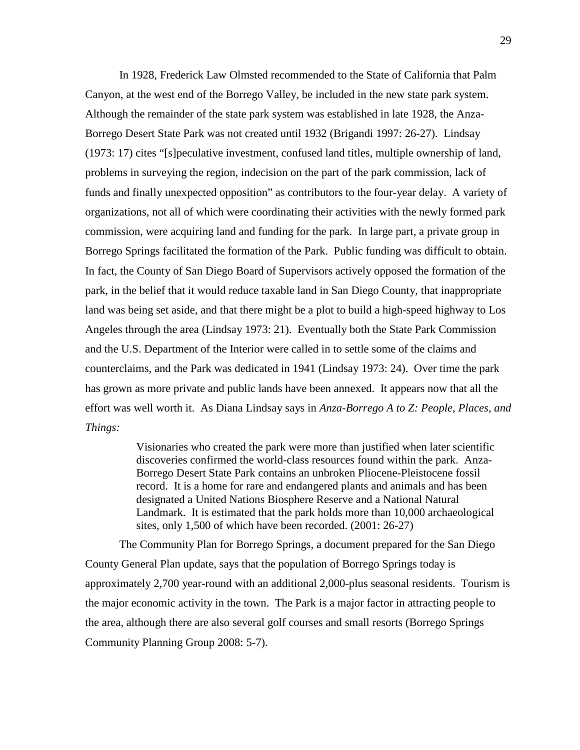In 1928, Frederick Law Olmsted recommended to the State of California that Palm Canyon, at the west end of the Borrego Valley, be included in the new state park system. Although the remainder of the state park system was established in late 1928, the Anza-Borrego Desert State Park was not created until 1932 (Brigandi 1997: 26-27). Lindsay (1973: 17) cites "[s]peculative investment, confused land titles, multiple ownership of land, problems in surveying the region, indecision on the part of the park commission, lack of funds and finally unexpected opposition" as contributors to the four-year delay. A variety of organizations, not all of which were coordinating their activities with the newly formed park commission, were acquiring land and funding for the park. In large part, a private group in Borrego Springs facilitated the formation of the Park. Public funding was difficult to obtain. In fact, the County of San Diego Board of Supervisors actively opposed the formation of the park, in the belief that it would reduce taxable land in San Diego County, that inappropriate land was being set aside, and that there might be a plot to build a high-speed highway to Los Angeles through the area (Lindsay 1973: 21). Eventually both the State Park Commission and the U.S. Department of the Interior were called in to settle some of the claims and counterclaims, and the Park was dedicated in 1941 (Lindsay 1973: 24). Over time the park has grown as more private and public lands have been annexed. It appears now that all the effort was well worth it. As Diana Lindsay says in *Anza-Borrego A to Z: People, Places, and Things:*

> Visionaries who created the park were more than justified when later scientific discoveries confirmed the world-class resources found within the park. Anza-Borrego Desert State Park contains an unbroken Pliocene-Pleistocene fossil record. It is a home for rare and endangered plants and animals and has been designated a United Nations Biosphere Reserve and a National Natural Landmark. It is estimated that the park holds more than 10,000 archaeological sites, only 1,500 of which have been recorded. (2001: 26-27)

The Community Plan for Borrego Springs, a document prepared for the San Diego County General Plan update, says that the population of Borrego Springs today is approximately 2,700 year-round with an additional 2,000-plus seasonal residents. Tourism is the major economic activity in the town. The Park is a major factor in attracting people to the area, although there are also several golf courses and small resorts (Borrego Springs Community Planning Group 2008: 5-7).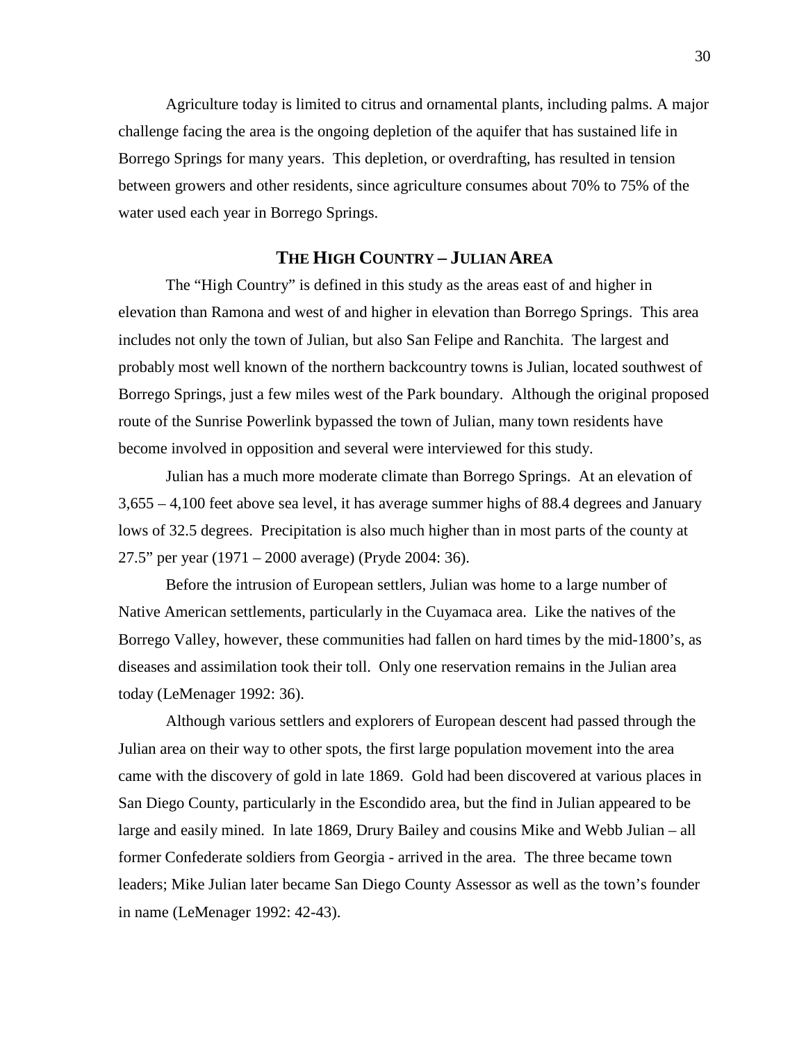Agriculture today is limited to citrus and ornamental plants, including palms. A major challenge facing the area is the ongoing depletion of the aquifer that has sustained life in Borrego Springs for many years. This depletion, or overdrafting, has resulted in tension between growers and other residents, since agriculture consumes about 70% to 75% of the water used each year in Borrego Springs.

## THE HIGH COUNTRY – JULIAN AREA

The "High Country" is defined in this study as the areas east of and higher in elevation than Ramona and west of and higher in elevation than Borrego Springs. This area includes not only the town of Julian, but also San Felipe and Ranchita. The largest and probably most well known of the northern backcountry towns is Julian, located southwest of Borrego Springs, just a few miles west of the Park boundary. Although the original proposed route of the Sunrise Powerlink bypassed the town of Julian, many town residents have become involved in opposition and several were interviewed for this study.

Julian has a much more moderate climate than Borrego Springs. At an elevation of 3,655 – 4,100 feet above sea level, it has average summer highs of 88.4 degrees and January lows of 32.5 degrees. Precipitation is also much higher than in most parts of the county at 27.5" per year (1971 – 2000 average) (Pryde 2004: 36).

Before the intrusion of European settlers, Julian was home to a large number of Native American settlements, particularly in the Cuyamaca area. Like the natives of the Borrego Valley, however, these communities had fallen on hard times by the mid-1800's, as diseases and assimilation took their toll. Only one reservation remains in the Julian area today (LeMenager 1992: 36).

Although various settlers and explorers of European descent had passed through the Julian area on their way to other spots, the first large population movement into the area came with the discovery of gold in late 1869. Gold had been discovered at various places in San Diego County, particularly in the Escondido area, but the find in Julian appeared to be large and easily mined. In late 1869, Drury Bailey and cousins Mike and Webb Julian – all former Confederate soldiers from Georgia - arrived in the area. The three became town leaders; Mike Julian later became San Diego County Assessor as well as the town's founder in name (LeMenager 1992: 42-43).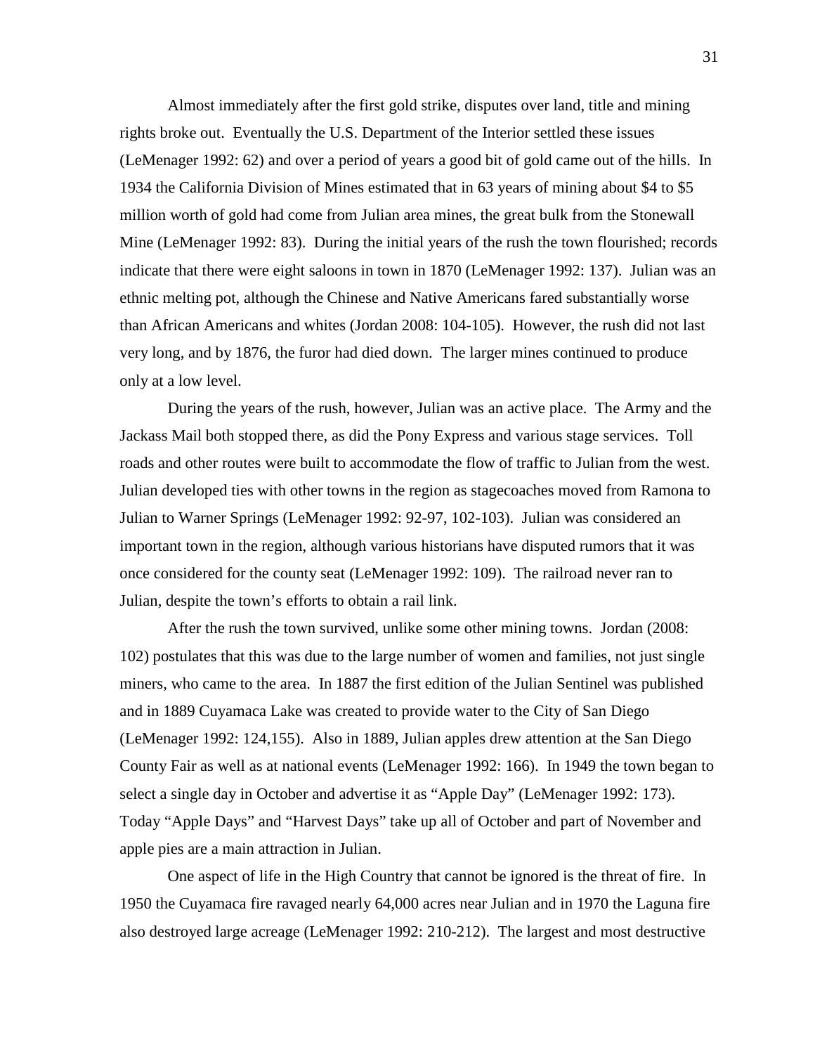Almost immediately after the first gold strike, disputes over land, title and mining rights broke out. Eventually the U.S. Department of the Interior settled these issues (LeMenager 1992: 62) and over a period of years a good bit of gold came out of the hills. In 1934 the California Division of Mines estimated that in 63 years of mining about $4 to $5 million worth of gold had come from Julian area mines, the great bulk from the Stonewall Mine (LeMenager 1992: 83). During the initial years of the rush the town flourished; records indicate that there were eight saloons in town in 1870 (LeMenager 1992: 137). Julian was an ethnic melting pot, although the Chinese and Native Americans fared substantially worse than African Americans and whites (Jordan 2008: 104-105). However, the rush did not last very long, and by 1876, the furor had died down. The larger mines continued to produce only at a low level.

During the years of the rush, however, Julian was an active place. The Army and the Jackass Mail both stopped there, as did the Pony Express and various stage services. Toll roads and other routes were built to accommodate the flow of traffic to Julian from the west. Julian developed ties with other towns in the region as stagecoaches moved from Ramona to Julian to Warner Springs (LeMenager 1992: 92-97, 102-103). Julian was considered an important town in the region, although various historians have disputed rumors that it was once considered for the county seat (LeMenager 1992: 109). The railroad never ran to Julian, despite the town's efforts to obtain a rail link.

After the rush the town survived, unlike some other mining towns. Jordan (2008: 102) postulates that this was due to the large number of women and families, not just single miners, who came to the area. In 1887 the first edition of the Julian Sentinel was published and in 1889 Cuyamaca Lake was created to provide water to the City of San Diego (LeMenager 1992: 124,155). Also in 1889, Julian apples drew attention at the San Diego County Fair as well as at national events (LeMenager 1992: 166). In 1949 the town began to select a single day in October and advertise it as "Apple Day" (LeMenager 1992: 173). Today "Apple Days" and "Harvest Days" take up all of October and part of November and apple pies are a main attraction in Julian.

One aspect of life in the High Country that cannot be ignored is the threat of fire. In 1950 the Cuyamaca fire ravaged nearly 64,000 acres near Julian and in 1970 the Laguna fire also destroyed large acreage (LeMenager 1992: 210-212). The largest and most destructive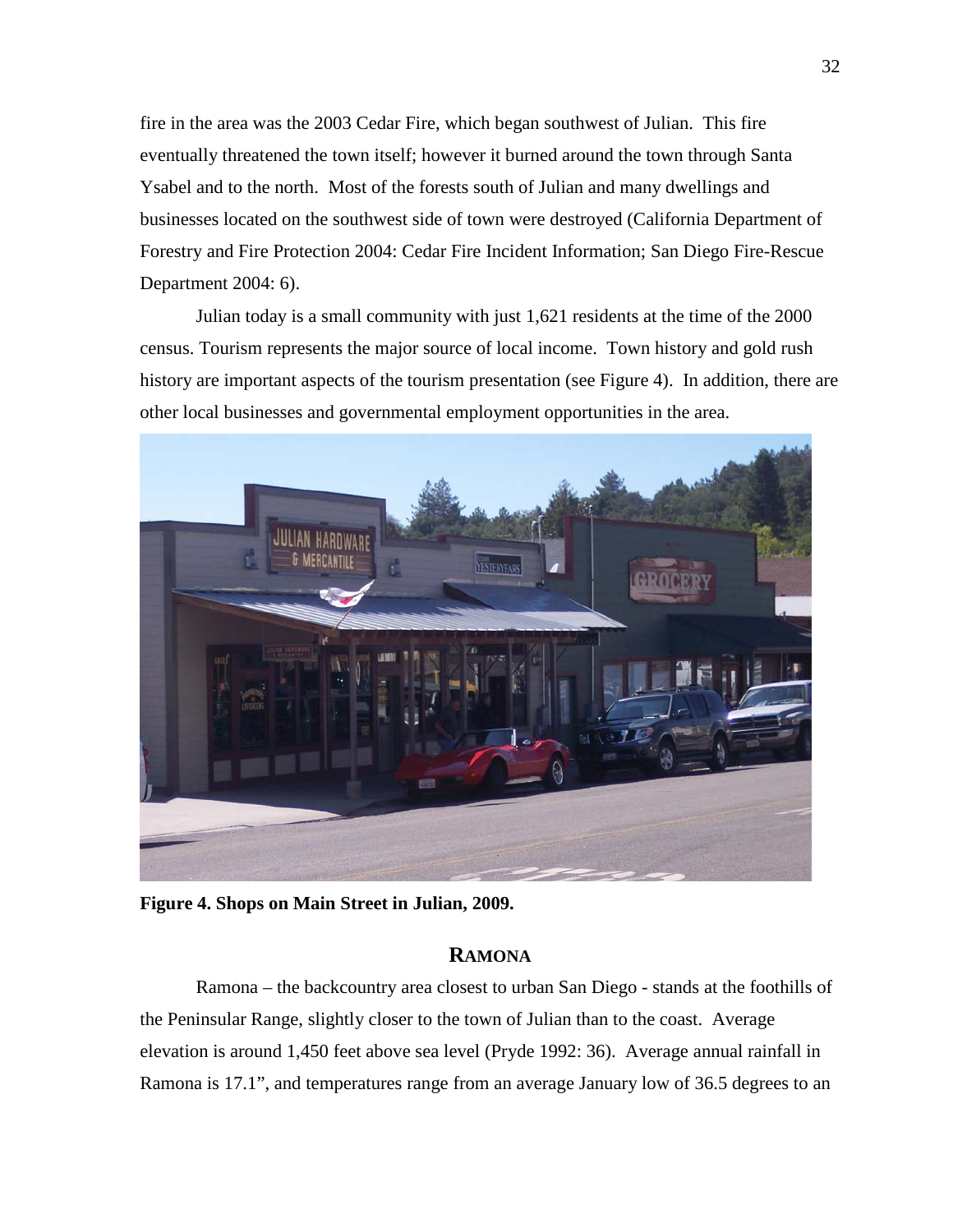fire in the area was the 2003 Cedar Fire, which began southwest of Julian. This fire eventually threatened the town itself; however it burned around the town through Santa Ysabel and to the north. Most of the forests south of Julian and many dwellings and businesses located on the southwest side of town were destroyed (California Department of Forestry and Fire Protection 2004: Cedar Fire Incident Information; San Diego Fire-Rescue Department 2004: 6).

Julian today is a small community with just 1,621 residents at the time of the 2000 census. Tourism represents the major source of local income. Town history and gold rush history are important aspects of the tourism presentation (see Figure 4). In addition, there are other local businesses and governmental employment opportunities in the area.

**Figure 4. Shops on Main Street in Julian, 2009.**

## RAMONA

Ramona – the backcountry area closest to urban San Diego - stands at the foothills of the Peninsular Range, slightly closer to the town of Julian than to the coast. Average elevation is around 1,450 feet above sea level (Pryde 1992: 36). Average annual rainfall in Ramona is 17.1", and temperatures range from an average January low of 36.5 degrees to an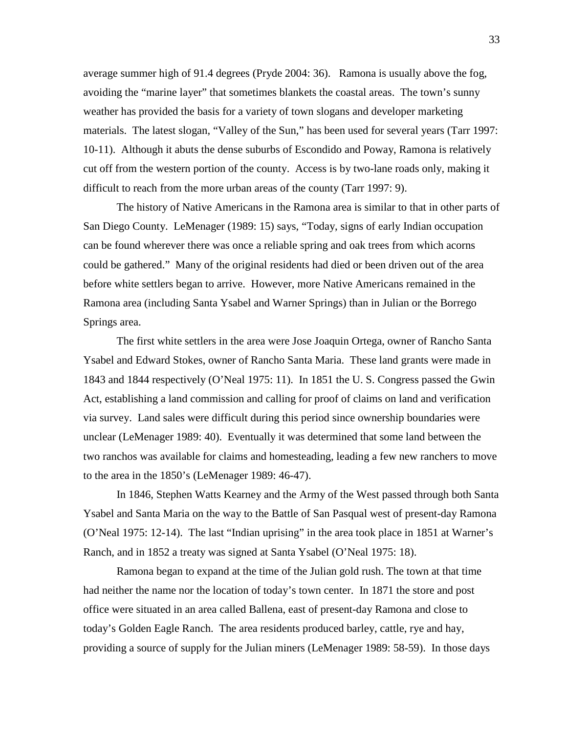average summer high of 91.4 degrees (Pryde 2004: 36). Ramona is usually above the fog, avoiding the "marine layer" that sometimes blankets the coastal areas. The town's sunny weather has provided the basis for a variety of town slogans and developer marketing materials. The latest slogan, "Valley of the Sun," has been used for several years (Tarr 1997: 10-11). Although it abuts the dense suburbs of Escondido and Poway, Ramona is relatively cut off from the western portion of the county. Access is by two-lane roads only, making it difficult to reach from the more urban areas of the county (Tarr 1997: 9).

The history of Native Americans in the Ramona area is similar to that in other parts of San Diego County. LeMenager (1989: 15) says, "Today, signs of early Indian occupation can be found wherever there was once a reliable spring and oak trees from which acorns could be gathered." Many of the original residents had died or been driven out of the area before white settlers began to arrive. However, more Native Americans remained in the Ramona area (including Santa Ysabel and Warner Springs) than in Julian or the Borrego Springs area.

The first white settlers in the area were Jose Joaquin Ortega, owner of Rancho Santa Ysabel and Edward Stokes, owner of Rancho Santa Maria. These land grants were made in 1843 and 1844 respectively (O'Neal 1975: 11). In 1851 the U. S. Congress passed the Gwin Act, establishing a land commission and calling for proof of claims on land and verification via survey. Land sales were difficult during this period since ownership boundaries were unclear (LeMenager 1989: 40). Eventually it was determined that some land between the two ranchos was available for claims and homesteading, leading a few new ranchers to move to the area in the 1850's (LeMenager 1989: 46-47).

In 1846, Stephen Watts Kearney and the Army of the West passed through both Santa Ysabel and Santa Maria on the way to the Battle of San Pasqual west of present-day Ramona (O'Neal 1975: 12-14). The last "Indian uprising" in the area took place in 1851 at Warner's Ranch, and in 1852 a treaty was signed at Santa Ysabel (O'Neal 1975: 18).

Ramona began to expand at the time of the Julian gold rush. The town at that time had neither the name nor the location of today's town center. In 1871 the store and post office were situated in an area called Ballena, east of present-day Ramona and close to today's Golden Eagle Ranch. The area residents produced barley, cattle, rye and hay, providing a source of supply for the Julian miners (LeMenager 1989: 58-59). In those days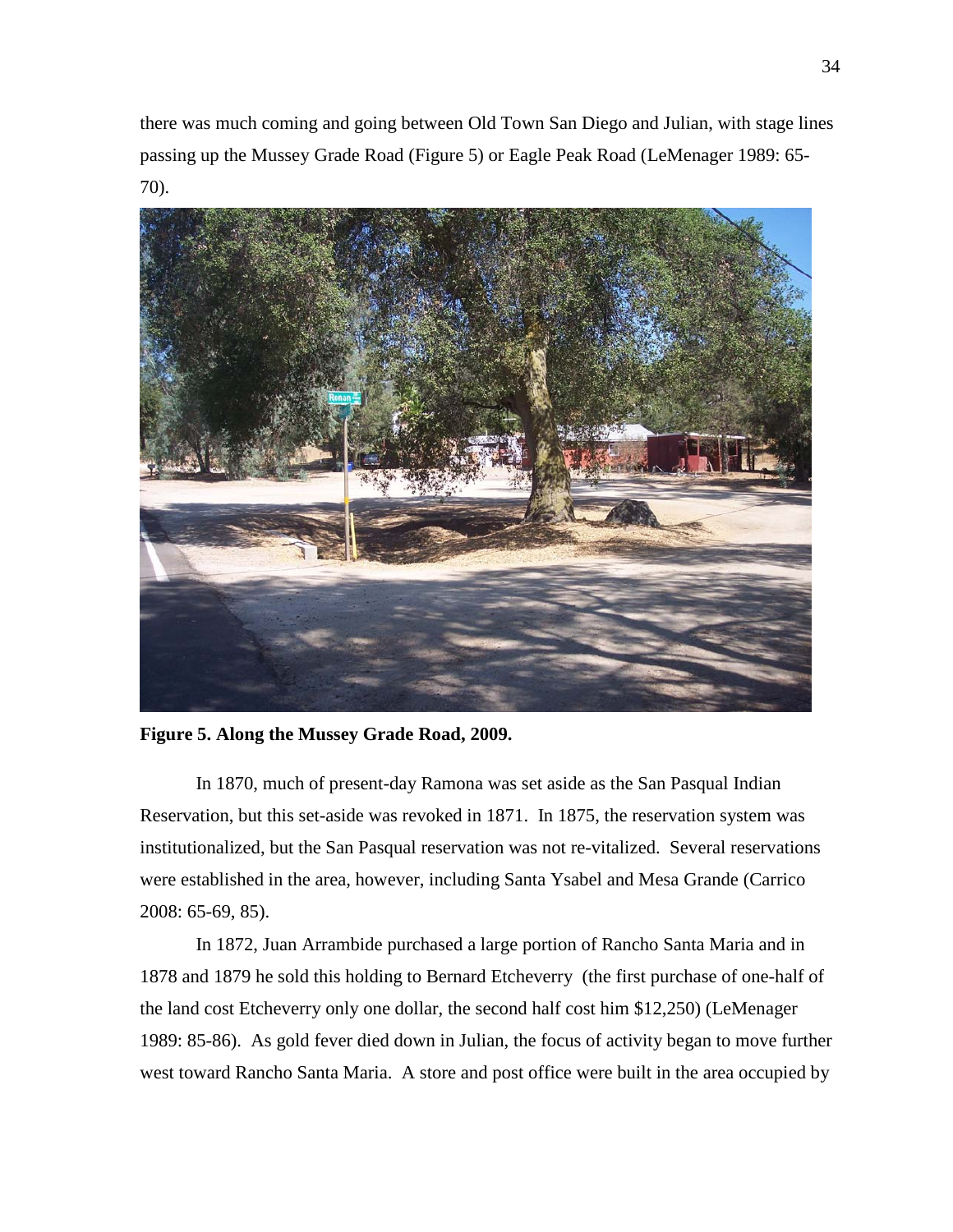there was much coming and going between Old Town San Diego and Julian, with stage lines passing up the Mussey Grade Road (Figure 5) or Eagle Peak Road (LeMenager 1989: 65-70).

**Figure 5. Along the Mussey Grade Road, 2009.**

In 1870, much of present-day Ramona was set aside as the San Pasqual Indian Reservation, but this set-aside was revoked in 1871. In 1875, the reservation system was institutionalized, but the San Pasqual reservation was not re-vitalized. Several reservations were established in the area, however, including Santa Ysabel and Mesa Grande (Carrico 2008: 65-69, 85).

In 1872, Juan Arrambide purchased a large portion of Rancho Santa Maria and in 1878 and 1879 he sold this holding to Bernard Etcheverry (the first purchase of one-half of the land cost Etcheverry only one dollar, the second half cost him $12,250) (LeMenager 1989: 85-86). As gold fever died down in Julian, the focus of activity began to move further west toward Rancho Santa Maria. A store and post office were built in the area occupied by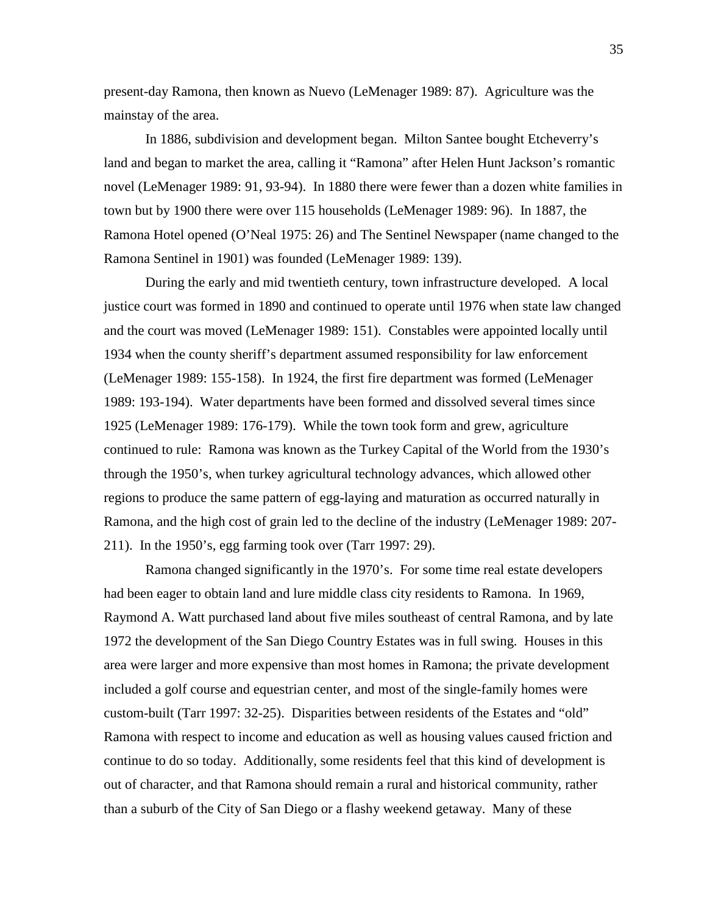present-day Ramona, then known as Nuevo (LeMenager 1989: 87). Agriculture was the mainstay of the area.

In 1886, subdivision and development began. Milton Santee bought Etcheverry's land and began to market the area, calling it "Ramona" after Helen Hunt Jackson's romantic novel (LeMenager 1989: 91, 93-94). In 1880 there were fewer than a dozen white families in town but by 1900 there were over 115 households (LeMenager 1989: 96). In 1887, the Ramona Hotel opened (O'Neal 1975: 26) and The Sentinel Newspaper (name changed to the Ramona Sentinel in 1901) was founded (LeMenager 1989: 139).

During the early and mid twentieth century, town infrastructure developed. A local justice court was formed in 1890 and continued to operate until 1976 when state law changed and the court was moved (LeMenager 1989: 151). Constables were appointed locally until 1934 when the county sheriff's department assumed responsibility for law enforcement (LeMenager 1989: 155-158). In 1924, the first fire department was formed (LeMenager 1989: 193-194). Water departments have been formed and dissolved several times since 1925 (LeMenager 1989: 176-179). While the town took form and grew, agriculture continued to rule: Ramona was known as the Turkey Capital of the World from the 1930's through the 1950's, when turkey agricultural technology advances, which allowed other regions to produce the same pattern of egg-laying and maturation as occurred naturally in Ramona, and the high cost of grain led to the decline of the industry (LeMenager 1989: 207-211). In the 1950's, egg farming took over (Tarr 1997: 29).

Ramona changed significantly in the 1970's. For some time real estate developers had been eager to obtain land and lure middle class city residents to Ramona. In 1969, Raymond A. Watt purchased land about five miles southeast of central Ramona, and by late 1972 the development of the San Diego Country Estates was in full swing. Houses in this area were larger and more expensive than most homes in Ramona; the private development included a golf course and equestrian center, and most of the single-family homes were custom-built (Tarr 1997: 32-25). Disparities between residents of the Estates and "old" Ramona with respect to income and education as well as housing values caused friction and continue to do so today. Additionally, some residents feel that this kind of development is out of character, and that Ramona should remain a rural and historical community, rather than a suburb of the City of San Diego or a flashy weekend getaway. Many of these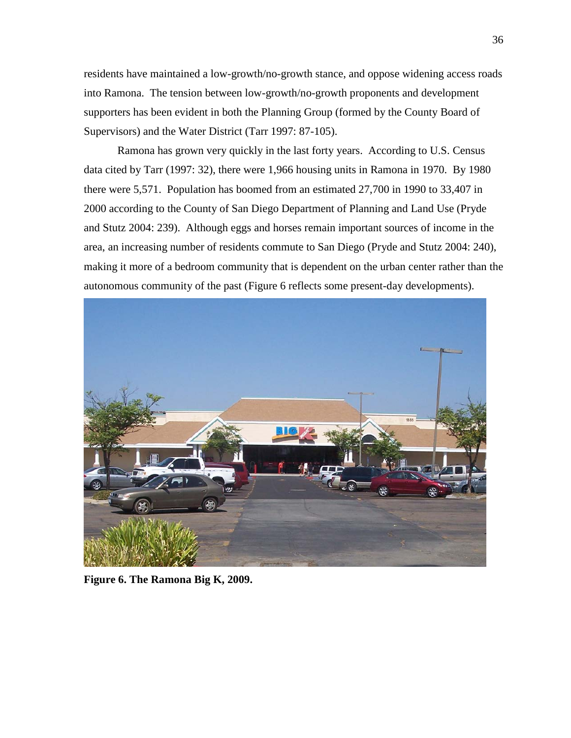residents have maintained a low-growth/no-growth stance, and oppose widening access roads into Ramona. The tension between low-growth/no-growth proponents and development supporters has been evident in both the Planning Group (formed by the County Board of Supervisors) and the Water District (Tarr 1997: 87-105).

Ramona has grown very quickly in the last forty years. According to U.S. Census data cited by Tarr (1997: 32), there were 1,966 housing units in Ramona in 1970. By 1980 there were 5,571. Population has boomed from an estimated 27,700 in 1990 to 33,407 in 2000 according to the County of San Diego Department of Planning and Land Use (Pryde and Stutz 2004: 239). Although eggs and horses remain important sources of income in the area, an increasing number of residents commute to San Diego (Pryde and Stutz 2004: 240), making it more of a bedroom community that is dependent on the urban center rather than the autonomous community of the past (Figure 6 reflects some present-day developments).

**Figure 6. The Ramona Big K, 2009.**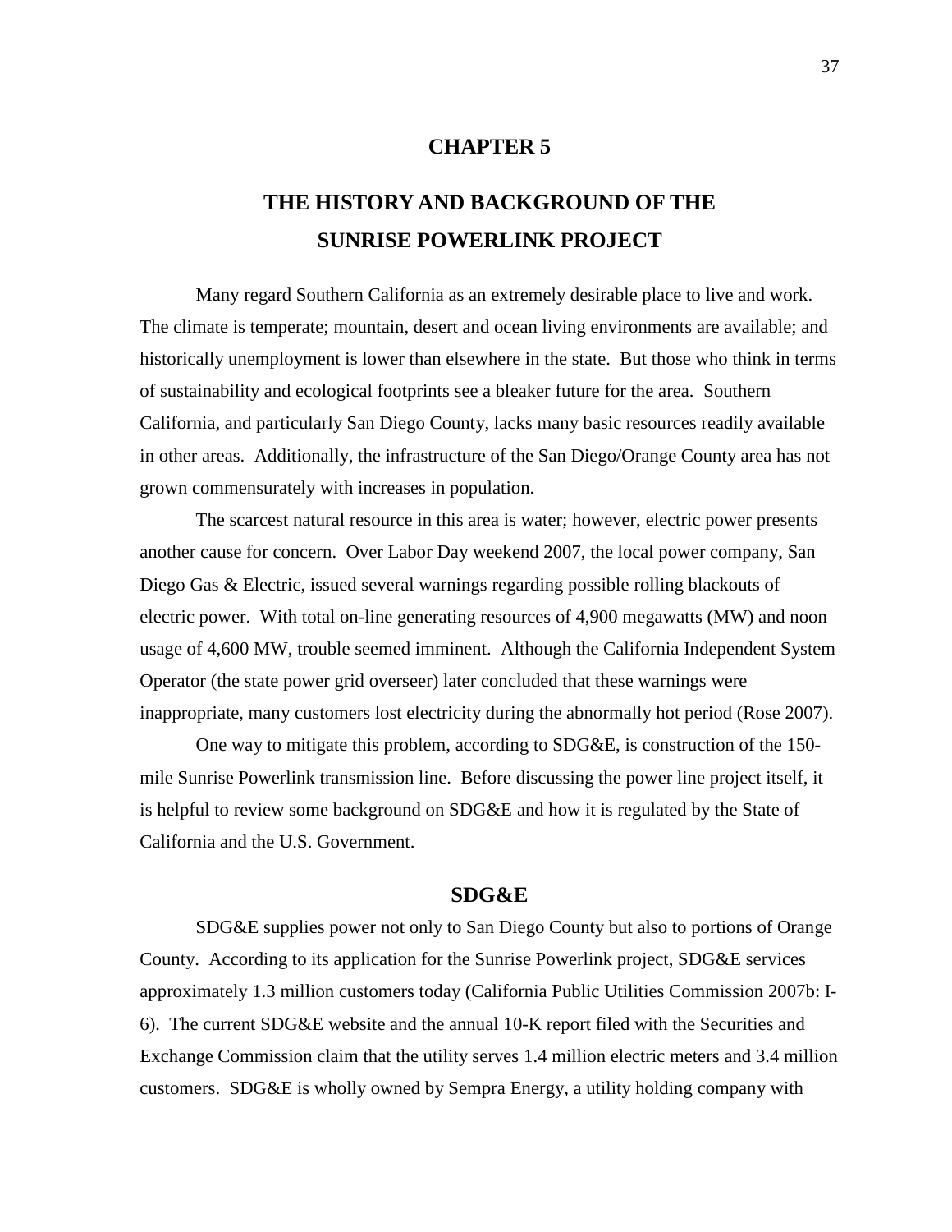# CHAPTER 5

# THE HISTORY AND BACKGROUND OF THE SUNRISE POWERLINK PROJECT

Many regard Southern California as an extremely desirable place to live and work. The climate is temperate; mountain, desert and ocean living environments are available; and historically unemployment is lower than elsewhere in the state. But those who think in terms of sustainability and ecological footprints see a bleaker future for the area. Southern California, and particularly San Diego County, lacks many basic resources readily available in other areas. Additionally, the infrastructure of the San Diego/Orange County area has not grown commensurately with increases in population.

The scarcest natural resource in this area is water; however, electric power presents another cause for concern. Over Labor Day weekend 2007, the local power company, San Diego Gas & Electric, issued several warnings regarding possible rolling blackouts of electric power. With total on-line generating resources of 4,900 megawatts (MW) and noon usage of 4,600 MW, trouble seemed imminent. Although the California Independent System Operator (the state power grid overseer) later concluded that these warnings were inappropriate, many customers lost electricity during the abnormally hot period (Rose 2007).

One way to mitigate this problem, according to SDG&E, is construction of the 150-mile Sunrise Powerlink transmission line. Before discussing the power line project itself, it is helpful to review some background on SDG&E and how it is regulated by the State of California and the U.S. Government.

## SDG&E

SDG&E supplies power not only to San Diego County but also to portions of Orange County. According to its application for the Sunrise Powerlink project, SDG&E services approximately 1.3 million customers today (California Public Utilities Commission 2007b: I-6). The current SDG&E website and the annual 10-K report filed with the Securities and Exchange Commission claim that the utility serves 1.4 million electric meters and 3.4 million customers. SDG&E is wholly owned by Sempra Energy, a utility holding company with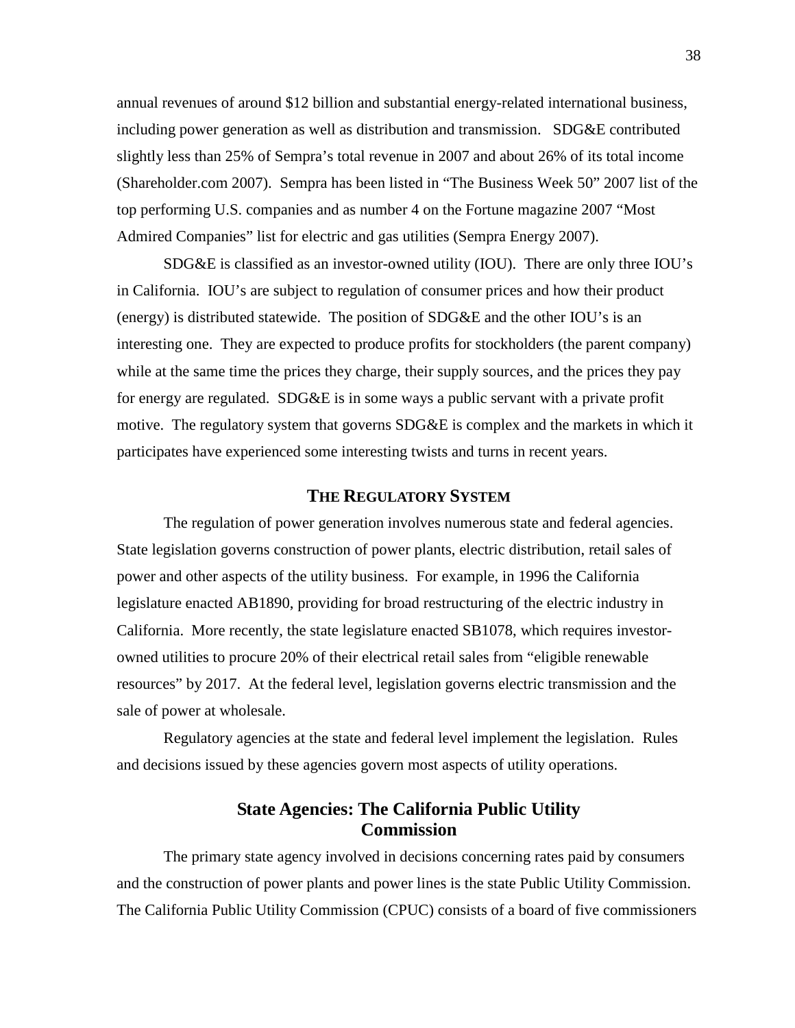annual revenues of around $12 billion and substantial energy-related international business, including power generation as well as distribution and transmission. SDG&E contributed slightly less than 25% of Sempra's total revenue in 2007 and about 26% of its total income (Shareholder.com 2007). Sempra has been listed in "The Business Week 50" 2007 list of the top performing U.S. companies and as number 4 on the Fortune magazine 2007 "Most Admired Companies" list for electric and gas utilities (Sempra Energy 2007).

SDG&E is classified as an investor-owned utility (IOU). There are only three IOU's in California. IOU's are subject to regulation of consumer prices and how their product (energy) is distributed statewide. The position of SDG&E and the other IOU's is an interesting one. They are expected to produce profits for stockholders (the parent company) while at the same time the prices they charge, their supply sources, and the prices they pay for energy are regulated. SDG&E is in some ways a public servant with a private profit motive. The regulatory system that governs SDG&E is complex and the markets in which it participates have experienced some interesting twists and turns in recent years.

## THE REGULATORY SYSTEM

The regulation of power generation involves numerous state and federal agencies. State legislation governs construction of power plants, electric distribution, retail sales of power and other aspects of the utility business. For example, in 1996 the California legislature enacted AB1890, providing for broad restructuring of the electric industry in California. More recently, the state legislature enacted SB1078, which requires investor-owned utilities to procure 20% of their electrical retail sales from "eligible renewable resources" by 2017. At the federal level, legislation governs electric transmission and the sale of power at wholesale.

Regulatory agencies at the state and federal level implement the legislation. Rules and decisions issued by these agencies govern most aspects of utility operations.

### State Agencies: The California Public Utility Commission

The primary state agency involved in decisions concerning rates paid by consumers and the construction of power plants and power lines is the state Public Utility Commission. The California Public Utility Commission (CPUC) consists of a board of five commissioners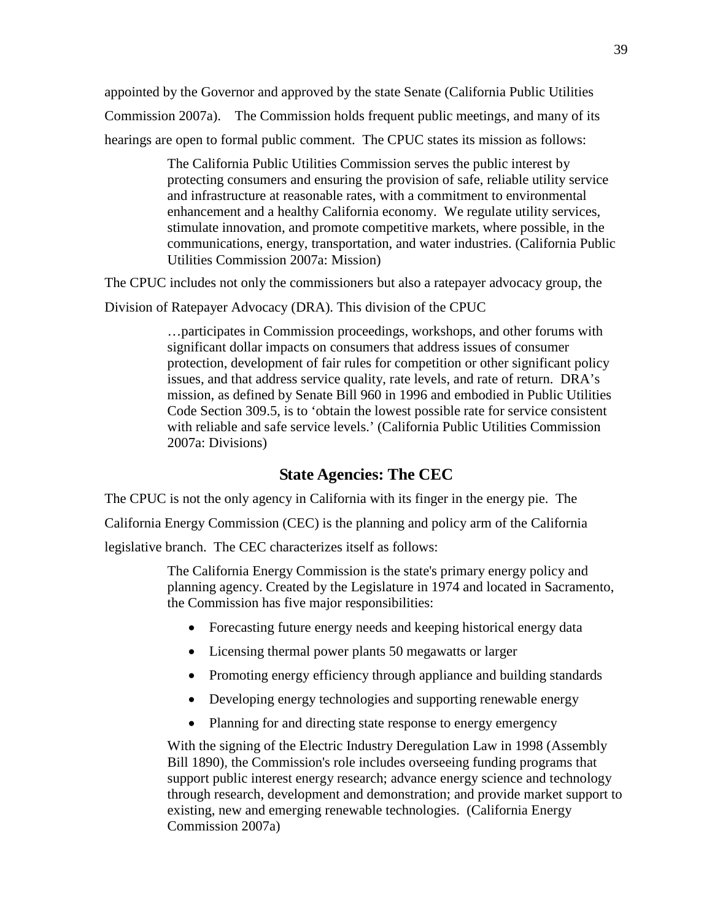appointed by the Governor and approved by the state Senate (California Public Utilities Commission 2007a). The Commission holds frequent public meetings, and many of its hearings are open to formal public comment. The CPUC states its mission as follows:

> The California Public Utilities Commission serves the public interest by protecting consumers and ensuring the provision of safe, reliable utility service and infrastructure at reasonable rates, with a commitment to environmental enhancement and a healthy California economy. We regulate utility services, stimulate innovation, and promote competitive markets, where possible, in the communications, energy, transportation, and water industries. (California Public Utilities Commission 2007a: Mission)

The CPUC includes not only the commissioners but also a ratepayer advocacy group, the Division of Ratepayer Advocacy (DRA). This division of the CPUC

> …participates in Commission proceedings, workshops, and other forums with significant dollar impacts on consumers that address issues of consumer protection, development of fair rules for competition or other significant policy issues, and that address service quality, rate levels, and rate of return. DRA's mission, as defined by Senate Bill 960 in 1996 and embodied in Public Utilities Code Section 309.5, is to 'obtain the lowest possible rate for service consistent with reliable and safe service levels.' (California Public Utilities Commission 2007a: Divisions)

## State Agencies: The CEC

The CPUC is not the only agency in California with its finger in the energy pie. The California Energy Commission (CEC) is the planning and policy arm of the California legislative branch. The CEC characterizes itself as follows:

> The California Energy Commission is the state's primary energy policy and planning agency. Created by the Legislature in 1974 and located in Sacramento, the Commission has five major responsibilities:
>
> - Forecasting future energy needs and keeping historical energy data
> - Licensing thermal power plants 50 megawatts or larger
> - Promoting energy efficiency through appliance and building standards
> - Developing energy technologies and supporting renewable energy
> - Planning for and directing state response to energy emergency
>
> With the signing of the Electric Industry Deregulation Law in 1998 (Assembly Bill 1890), the Commission's role includes overseeing funding programs that support public interest energy research; advance energy science and technology through research, development and demonstration; and provide market support to existing, new and emerging renewable technologies. (California Energy Commission 2007a)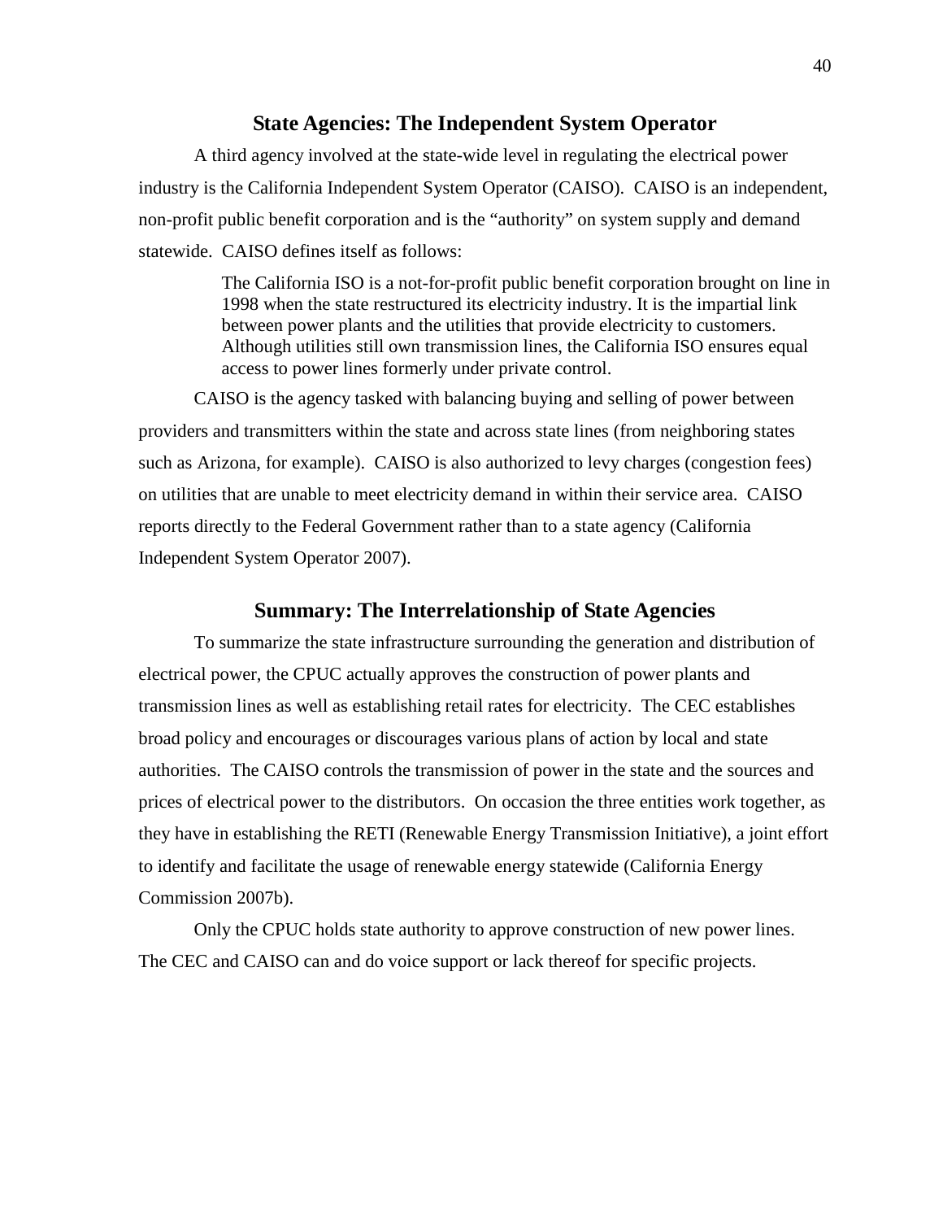## State Agencies: The Independent System Operator

A third agency involved at the state-wide level in regulating the electrical power industry is the California Independent System Operator (CAISO). CAISO is an independent, non-profit public benefit corporation and is the "authority" on system supply and demand statewide. CAISO defines itself as follows:

> The California ISO is a not-for-profit public benefit corporation brought on line in 1998 when the state restructured its electricity industry. It is the impartial link between power plants and the utilities that provide electricity to customers. Although utilities still own transmission lines, the California ISO ensures equal access to power lines formerly under private control.

CAISO is the agency tasked with balancing buying and selling of power between providers and transmitters within the state and across state lines (from neighboring states such as Arizona, for example). CAISO is also authorized to levy charges (congestion fees) on utilities that are unable to meet electricity demand in within their service area. CAISO reports directly to the Federal Government rather than to a state agency (California Independent System Operator 2007).

## Summary: The Interrelationship of State Agencies

To summarize the state infrastructure surrounding the generation and distribution of electrical power, the CPUC actually approves the construction of power plants and transmission lines as well as establishing retail rates for electricity. The CEC establishes broad policy and encourages or discourages various plans of action by local and state authorities. The CAISO controls the transmission of power in the state and the sources and prices of electrical power to the distributors. On occasion the three entities work together, as they have in establishing the RETI (Renewable Energy Transmission Initiative), a joint effort to identify and facilitate the usage of renewable energy statewide (California Energy Commission 2007b).

Only the CPUC holds state authority to approve construction of new power lines. The CEC and CAISO can and do voice support or lack thereof for specific projects.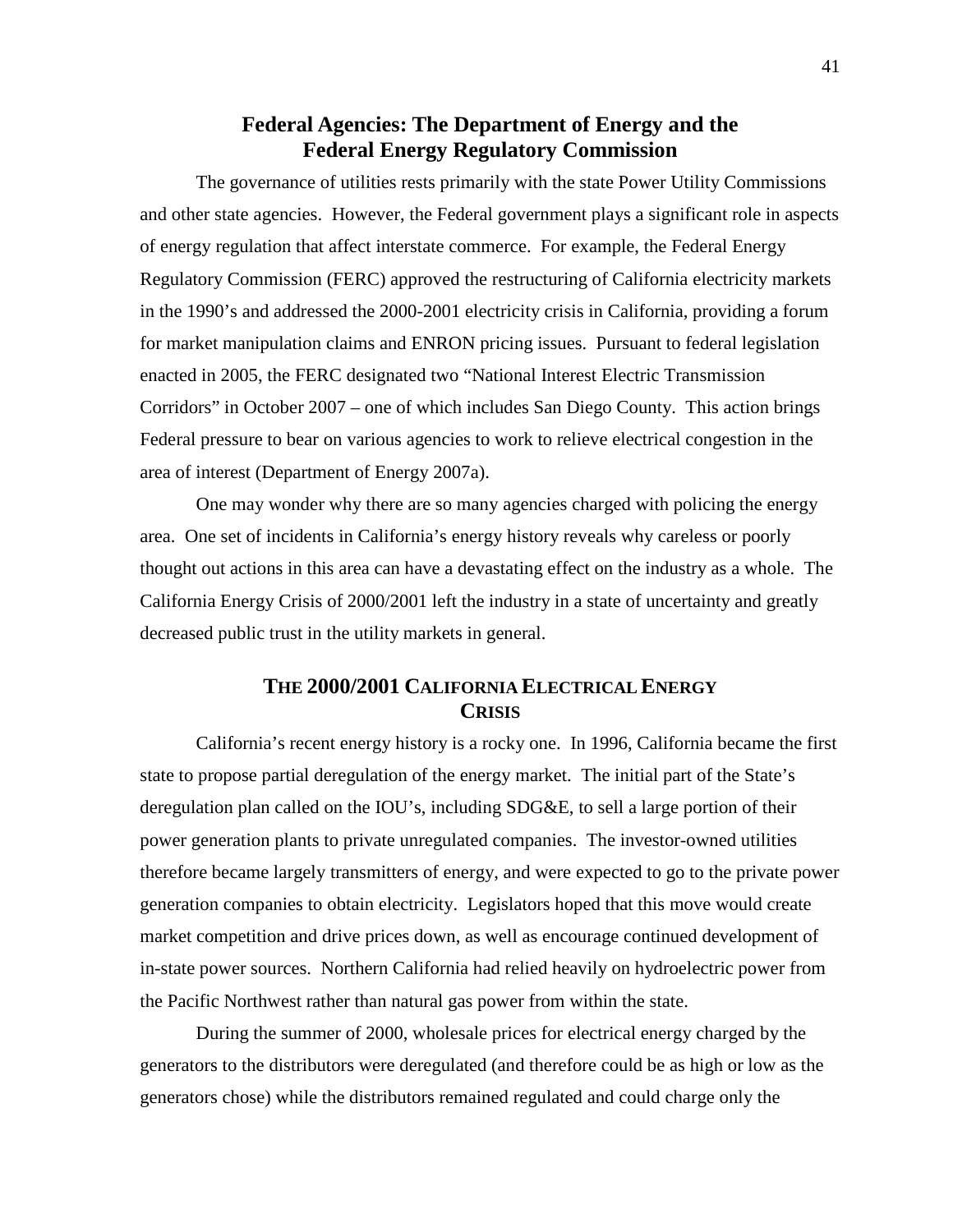## Federal Agencies: The Department of Energy and the Federal Energy Regulatory Commission

The governance of utilities rests primarily with the state Power Utility Commissions and other state agencies. However, the Federal government plays a significant role in aspects of energy regulation that affect interstate commerce. For example, the Federal Energy Regulatory Commission (FERC) approved the restructuring of California electricity markets in the 1990's and addressed the 2000-2001 electricity crisis in California, providing a forum for market manipulation claims and ENRON pricing issues. Pursuant to federal legislation enacted in 2005, the FERC designated two "National Interest Electric Transmission Corridors" in October 2007 – one of which includes San Diego County. This action brings Federal pressure to bear on various agencies to work to relieve electrical congestion in the area of interest (Department of Energy 2007a).

One may wonder why there are so many agencies charged with policing the energy area. One set of incidents in California's energy history reveals why careless or poorly thought out actions in this area can have a devastating effect on the industry as a whole. The California Energy Crisis of 2000/2001 left the industry in a state of uncertainty and greatly decreased public trust in the utility markets in general.

## THE 2000/2001 CALIFORNIA ELECTRICAL ENERGY CRISIS

California's recent energy history is a rocky one. In 1996, California became the first state to propose partial deregulation of the energy market. The initial part of the State's deregulation plan called on the IOU's, including SDG&E, to sell a large portion of their power generation plants to private unregulated companies. The investor-owned utilities therefore became largely transmitters of energy, and were expected to go to the private power generation companies to obtain electricity. Legislators hoped that this move would create market competition and drive prices down, as well as encourage continued development of in-state power sources. Northern California had relied heavily on hydroelectric power from the Pacific Northwest rather than natural gas power from within the state.

During the summer of 2000, wholesale prices for electrical energy charged by the generators to the distributors were deregulated (and therefore could be as high or low as the generators chose) while the distributors remained regulated and could charge only the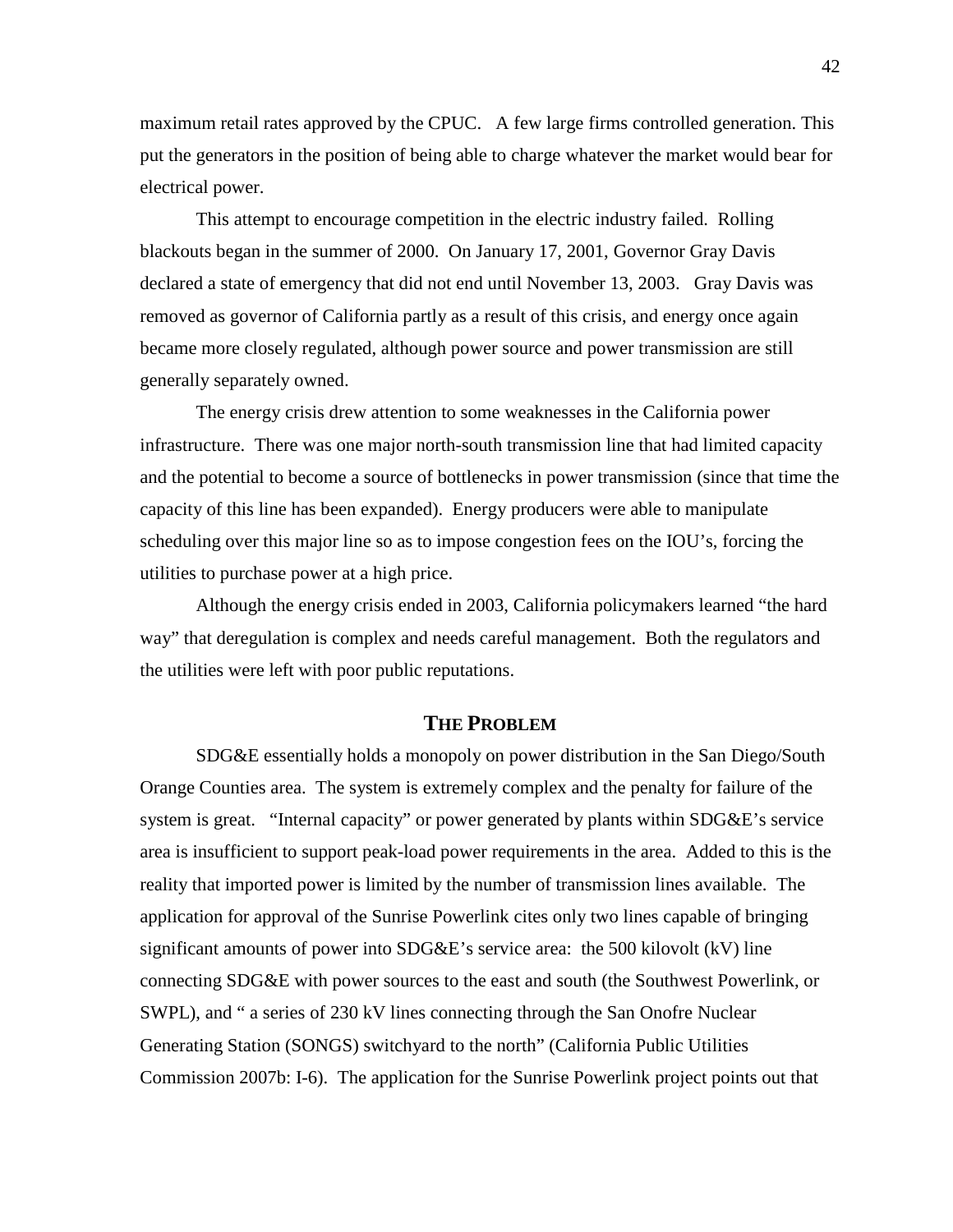maximum retail rates approved by the CPUC. A few large firms controlled generation. This put the generators in the position of being able to charge whatever the market would bear for electrical power.

This attempt to encourage competition in the electric industry failed. Rolling blackouts began in the summer of 2000. On January 17, 2001, Governor Gray Davis declared a state of emergency that did not end until November 13, 2003. Gray Davis was removed as governor of California partly as a result of this crisis, and energy once again became more closely regulated, although power source and power transmission are still generally separately owned.

The energy crisis drew attention to some weaknesses in the California power infrastructure. There was one major north-south transmission line that had limited capacity and the potential to become a source of bottlenecks in power transmission (since that time the capacity of this line has been expanded). Energy producers were able to manipulate scheduling over this major line so as to impose congestion fees on the IOU's, forcing the utilities to purchase power at a high price.

Although the energy crisis ended in 2003, California policymakers learned "the hard way" that deregulation is complex and needs careful management. Both the regulators and the utilities were left with poor public reputations.

## THE PROBLEM

SDG&E essentially holds a monopoly on power distribution in the San Diego/South Orange Counties area. The system is extremely complex and the penalty for failure of the system is great. "Internal capacity" or power generated by plants within SDG&E's service area is insufficient to support peak-load power requirements in the area. Added to this is the reality that imported power is limited by the number of transmission lines available. The application for approval of the Sunrise Powerlink cites only two lines capable of bringing significant amounts of power into SDG&E's service area: the 500 kilovolt (kV) line connecting SDG&E with power sources to the east and south (the Southwest Powerlink, or SWPL), and " a series of 230 kV lines connecting through the San Onofre Nuclear Generating Station (SONGS) switchyard to the north" (California Public Utilities Commission 2007b: I-6). The application for the Sunrise Powerlink project points out that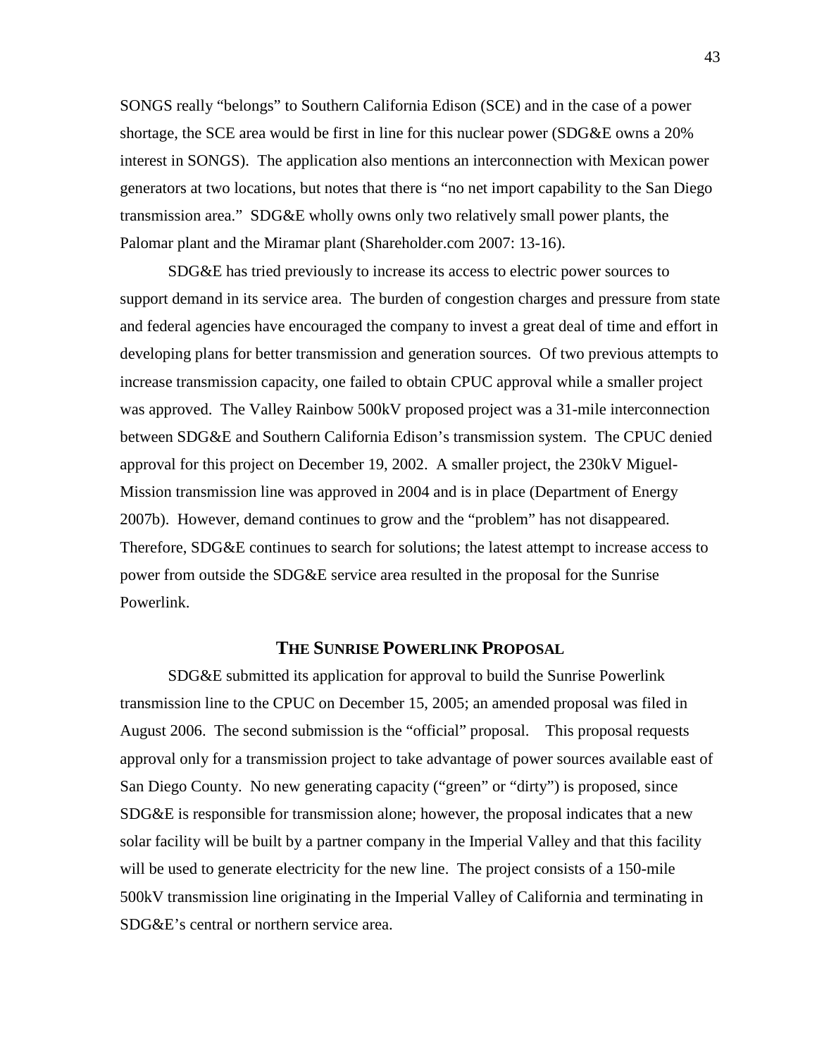SONGS really "belongs" to Southern California Edison (SCE) and in the case of a power shortage, the SCE area would be first in line for this nuclear power (SDG&E owns a 20% interest in SONGS). The application also mentions an interconnection with Mexican power generators at two locations, but notes that there is "no net import capability to the San Diego transmission area." SDG&E wholly owns only two relatively small power plants, the Palomar plant and the Miramar plant (Shareholder.com 2007: 13-16).

SDG&E has tried previously to increase its access to electric power sources to support demand in its service area. The burden of congestion charges and pressure from state and federal agencies have encouraged the company to invest a great deal of time and effort in developing plans for better transmission and generation sources. Of two previous attempts to increase transmission capacity, one failed to obtain CPUC approval while a smaller project was approved. The Valley Rainbow 500kV proposed project was a 31-mile interconnection between SDG&E and Southern California Edison's transmission system. The CPUC denied approval for this project on December 19, 2002. A smaller project, the 230kV Miguel-Mission transmission line was approved in 2004 and is in place (Department of Energy 2007b). However, demand continues to grow and the "problem" has not disappeared. Therefore, SDG&E continues to search for solutions; the latest attempt to increase access to power from outside the SDG&E service area resulted in the proposal for the Sunrise Powerlink.

## THE SUNRISE POWERLINK PROPOSAL

SDG&E submitted its application for approval to build the Sunrise Powerlink transmission line to the CPUC on December 15, 2005; an amended proposal was filed in August 2006. The second submission is the "official" proposal. This proposal requests approval only for a transmission project to take advantage of power sources available east of San Diego County. No new generating capacity ("green" or "dirty") is proposed, since SDG&E is responsible for transmission alone; however, the proposal indicates that a new solar facility will be built by a partner company in the Imperial Valley and that this facility will be used to generate electricity for the new line. The project consists of a 150-mile 500kV transmission line originating in the Imperial Valley of California and terminating in SDG&E's central or northern service area.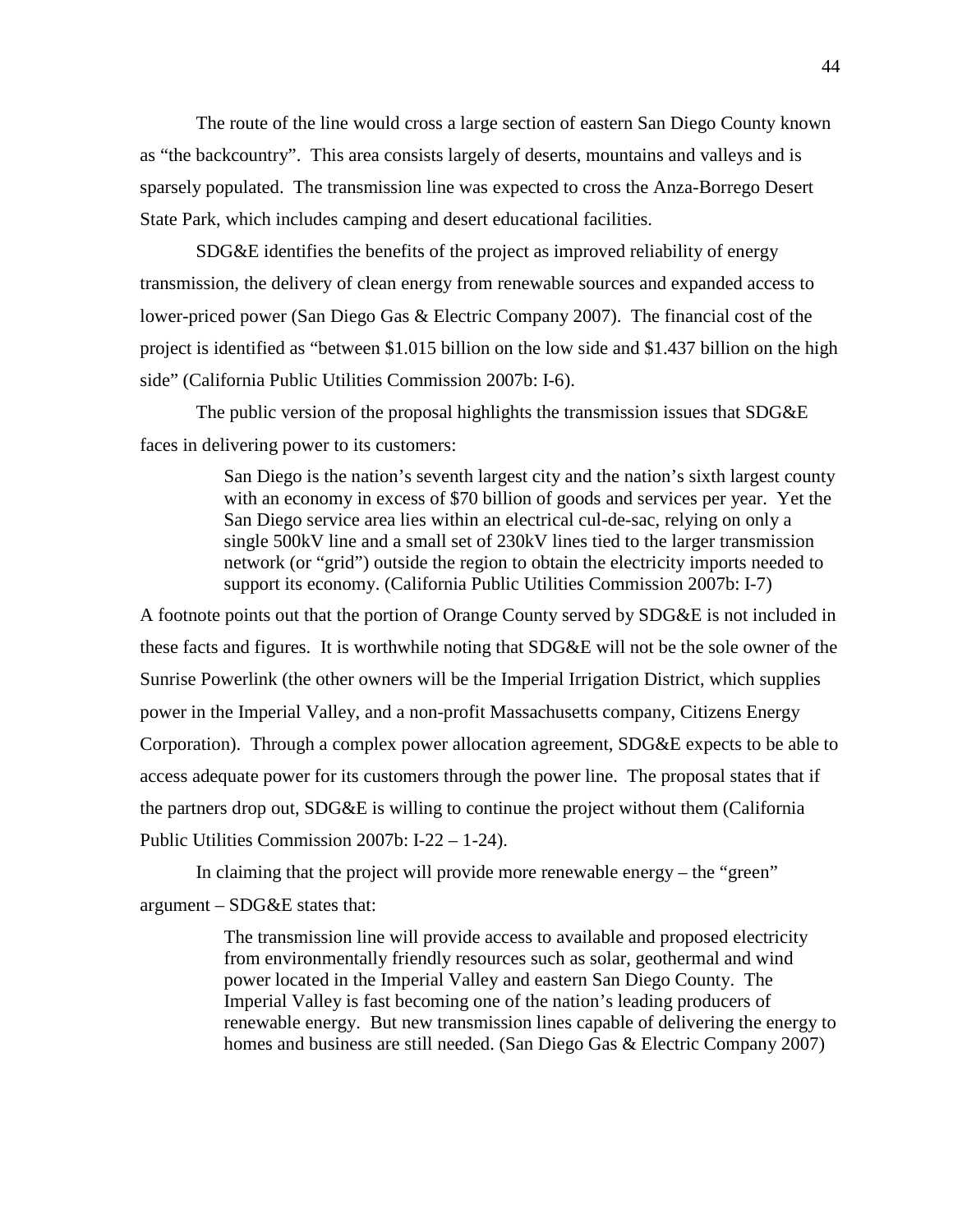The route of the line would cross a large section of eastern San Diego County known as "the backcountry". This area consists largely of deserts, mountains and valleys and is sparsely populated. The transmission line was expected to cross the Anza-Borrego Desert State Park, which includes camping and desert educational facilities.

SDG&E identifies the benefits of the project as improved reliability of energy transmission, the delivery of clean energy from renewable sources and expanded access to lower-priced power (San Diego Gas & Electric Company 2007). The financial cost of the project is identified as "between $1.015 billion on the low side and $1.437 billion on the high side" (California Public Utilities Commission 2007b: I-6).

The public version of the proposal highlights the transmission issues that SDG&E faces in delivering power to its customers:

> San Diego is the nation's seventh largest city and the nation's sixth largest county with an economy in excess of $70 billion of goods and services per year. Yet the San Diego service area lies within an electrical cul-de-sac, relying on only a single 500kV line and a small set of 230kV lines tied to the larger transmission network (or "grid") outside the region to obtain the electricity imports needed to support its economy. (California Public Utilities Commission 2007b: I-7)

A footnote points out that the portion of Orange County served by SDG&E is not included in these facts and figures. It is worthwhile noting that SDG&E will not be the sole owner of the Sunrise Powerlink (the other owners will be the Imperial Irrigation District, which supplies power in the Imperial Valley, and a non-profit Massachusetts company, Citizens Energy Corporation). Through a complex power allocation agreement, SDG&E expects to be able to access adequate power for its customers through the power line. The proposal states that if the partners drop out, SDG&E is willing to continue the project without them (California Public Utilities Commission 2007b: I-22 – 1-24).

In claiming that the project will provide more renewable energy – the "green" argument – SDG&E states that:

> The transmission line will provide access to available and proposed electricity from environmentally friendly resources such as solar, geothermal and wind power located in the Imperial Valley and eastern San Diego County. The Imperial Valley is fast becoming one of the nation's leading producers of renewable energy. But new transmission lines capable of delivering the energy to homes and business are still needed. (San Diego Gas & Electric Company 2007)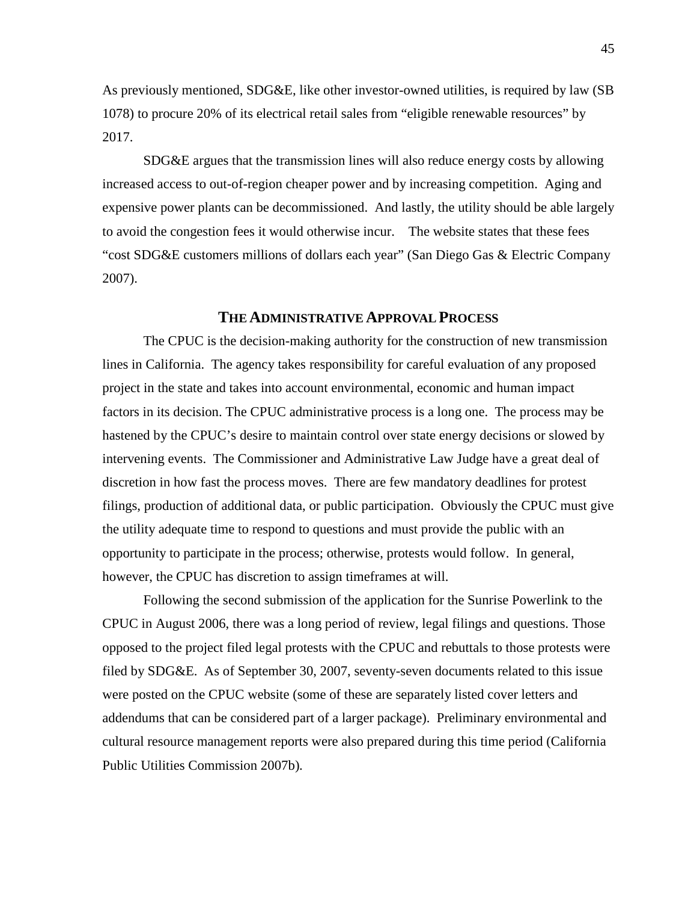As previously mentioned, SDG&E, like other investor-owned utilities, is required by law (SB 1078) to procure 20% of its electrical retail sales from "eligible renewable resources" by 2017.

SDG&E argues that the transmission lines will also reduce energy costs by allowing increased access to out-of-region cheaper power and by increasing competition. Aging and expensive power plants can be decommissioned. And lastly, the utility should be able largely to avoid the congestion fees it would otherwise incur. The website states that these fees "cost SDG&E customers millions of dollars each year" (San Diego Gas & Electric Company 2007).

## THE ADMINISTRATIVE APPROVAL PROCESS

The CPUC is the decision-making authority for the construction of new transmission lines in California. The agency takes responsibility for careful evaluation of any proposed project in the state and takes into account environmental, economic and human impact factors in its decision. The CPUC administrative process is a long one. The process may be hastened by the CPUC's desire to maintain control over state energy decisions or slowed by intervening events. The Commissioner and Administrative Law Judge have a great deal of discretion in how fast the process moves. There are few mandatory deadlines for protest filings, production of additional data, or public participation. Obviously the CPUC must give the utility adequate time to respond to questions and must provide the public with an opportunity to participate in the process; otherwise, protests would follow. In general, however, the CPUC has discretion to assign timeframes at will.

Following the second submission of the application for the Sunrise Powerlink to the CPUC in August 2006, there was a long period of review, legal filings and questions. Those opposed to the project filed legal protests with the CPUC and rebuttals to those protests were filed by SDG&E. As of September 30, 2007, seventy-seven documents related to this issue were posted on the CPUC website (some of these are separately listed cover letters and addendums that can be considered part of a larger package). Preliminary environmental and cultural resource management reports were also prepared during this time period (California Public Utilities Commission 2007b).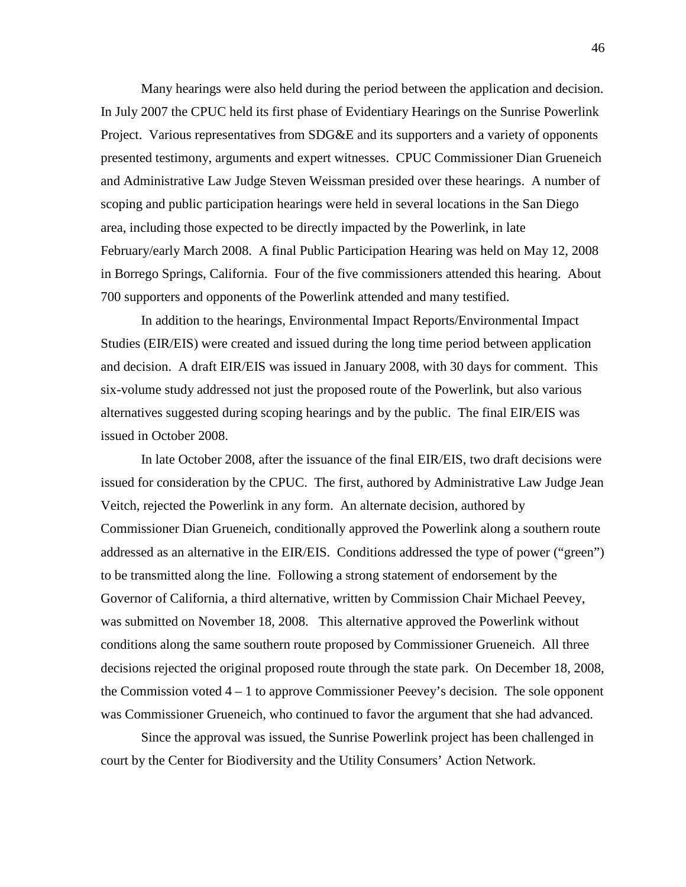Many hearings were also held during the period between the application and decision. In July 2007 the CPUC held its first phase of Evidentiary Hearings on the Sunrise Powerlink Project. Various representatives from SDG&E and its supporters and a variety of opponents presented testimony, arguments and expert witnesses. CPUC Commissioner Dian Grueneich and Administrative Law Judge Steven Weissman presided over these hearings. A number of scoping and public participation hearings were held in several locations in the San Diego area, including those expected to be directly impacted by the Powerlink, in late February/early March 2008. A final Public Participation Hearing was held on May 12, 2008 in Borrego Springs, California. Four of the five commissioners attended this hearing. About 700 supporters and opponents of the Powerlink attended and many testified.

In addition to the hearings, Environmental Impact Reports/Environmental Impact Studies (EIR/EIS) were created and issued during the long time period between application and decision. A draft EIR/EIS was issued in January 2008, with 30 days for comment. This six-volume study addressed not just the proposed route of the Powerlink, but also various alternatives suggested during scoping hearings and by the public. The final EIR/EIS was issued in October 2008.

In late October 2008, after the issuance of the final EIR/EIS, two draft decisions were issued for consideration by the CPUC. The first, authored by Administrative Law Judge Jean Veitch, rejected the Powerlink in any form. An alternate decision, authored by Commissioner Dian Grueneich, conditionally approved the Powerlink along a southern route addressed as an alternative in the EIR/EIS. Conditions addressed the type of power ("green") to be transmitted along the line. Following a strong statement of endorsement by the Governor of California, a third alternative, written by Commission Chair Michael Peevey, was submitted on November 18, 2008. This alternative approved the Powerlink without conditions along the same southern route proposed by Commissioner Grueneich. All three decisions rejected the original proposed route through the state park. On December 18, 2008, the Commission voted 4 – 1 to approve Commissioner Peevey's decision. The sole opponent was Commissioner Grueneich, who continued to favor the argument that she had advanced.

Since the approval was issued, the Sunrise Powerlink project has been challenged in court by the Center for Biodiversity and the Utility Consumers' Action Network.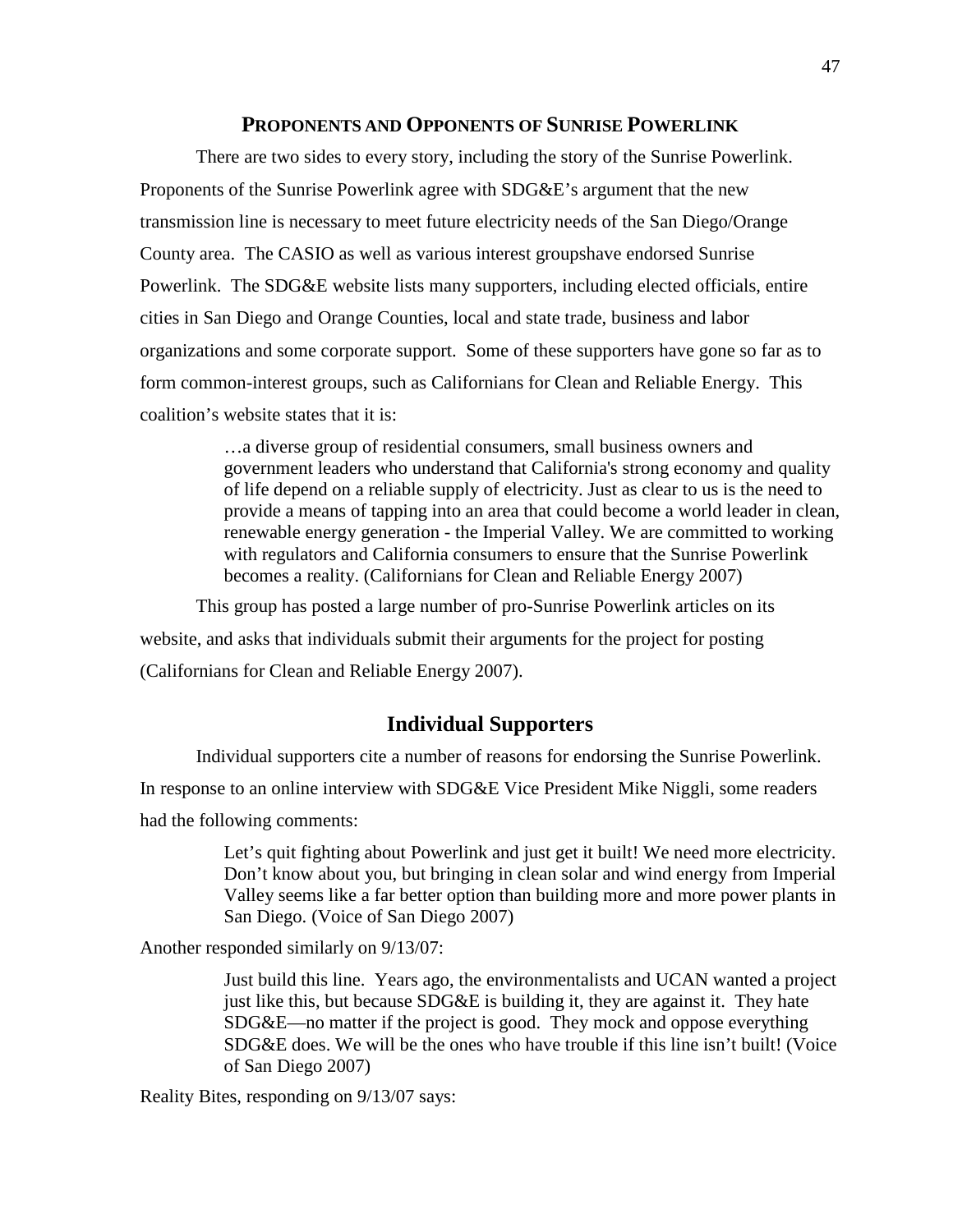## PROPONENTS AND OPPONENTS OF SUNRISE POWERLINK

There are two sides to every story, including the story of the Sunrise Powerlink. Proponents of the Sunrise Powerlink agree with SDG&E's argument that the new transmission line is necessary to meet future electricity needs of the San Diego/Orange County area. The CASIO as well as various interest groupshave endorsed Sunrise Powerlink. The SDG&E website lists many supporters, including elected officials, entire cities in San Diego and Orange Counties, local and state trade, business and labor organizations and some corporate support. Some of these supporters have gone so far as to form common-interest groups, such as Californians for Clean and Reliable Energy. This coalition's website states that it is:

> …a diverse group of residential consumers, small business owners and government leaders who understand that California's strong economy and quality of life depend on a reliable supply of electricity. Just as clear to us is the need to provide a means of tapping into an area that could become a world leader in clean, renewable energy generation - the Imperial Valley. We are committed to working with regulators and California consumers to ensure that the Sunrise Powerlink becomes a reality. (Californians for Clean and Reliable Energy 2007)

This group has posted a large number of pro-Sunrise Powerlink articles on its website, and asks that individuals submit their arguments for the project for posting (Californians for Clean and Reliable Energy 2007).

### Individual Supporters

Individual supporters cite a number of reasons for endorsing the Sunrise Powerlink. In response to an online interview with SDG&E Vice President Mike Niggli, some readers had the following comments:

> Let's quit fighting about Powerlink and just get it built! We need more electricity. Don't know about you, but bringing in clean solar and wind energy from Imperial Valley seems like a far better option than building more and more power plants in San Diego. (Voice of San Diego 2007)

Another responded similarly on 9/13/07:

> Just build this line. Years ago, the environmentalists and UCAN wanted a project just like this, but because SDG&E is building it, they are against it. They hate SDG&E—no matter if the project is good. They mock and oppose everything SDG&E does. We will be the ones who have trouble if this line isn't built! (Voice of San Diego 2007)

Reality Bites, responding on 9/13/07 says: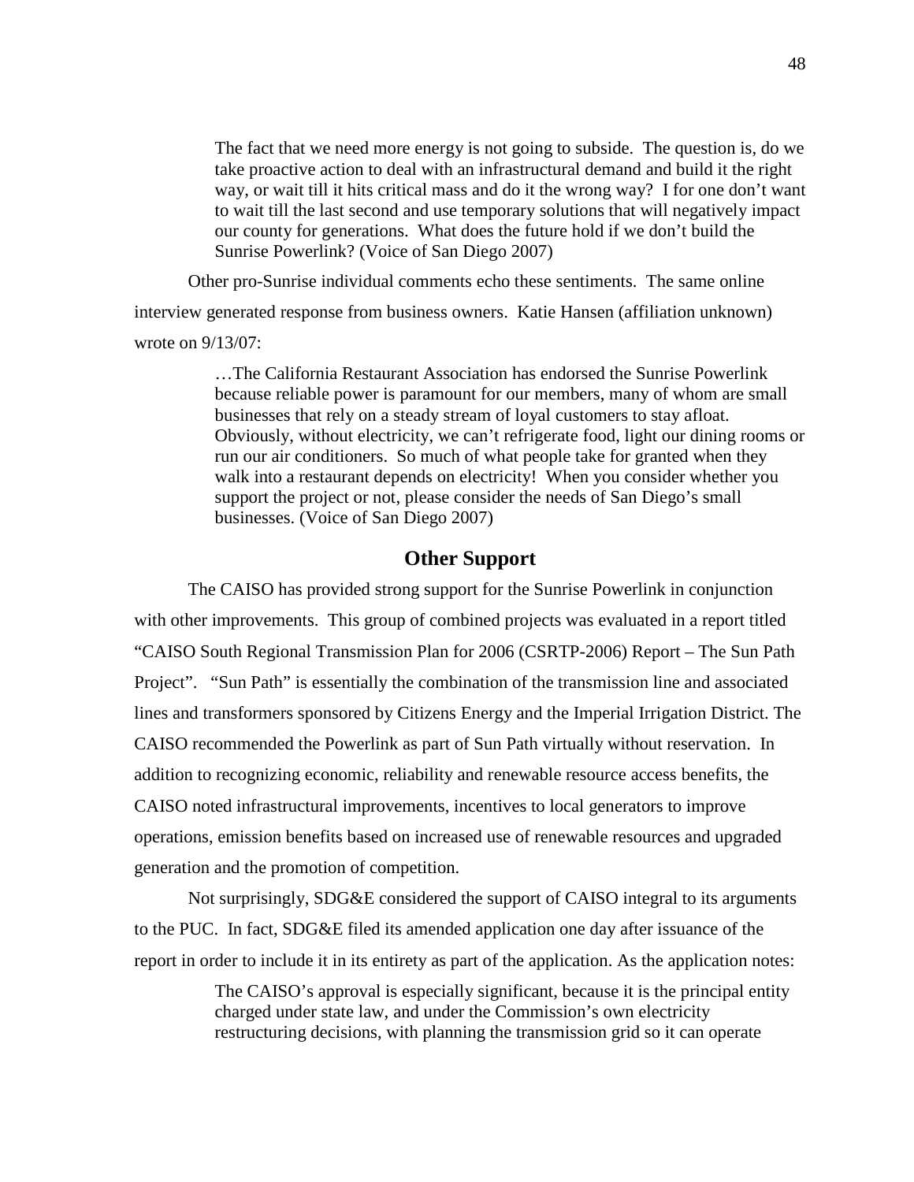> The fact that we need more energy is not going to subside. The question is, do we take proactive action to deal with an infrastructural demand and build it the right way, or wait till it hits critical mass and do it the wrong way? I for one don't want to wait till the last second and use temporary solutions that will negatively impact our county for generations. What does the future hold if we don't build the Sunrise Powerlink? (Voice of San Diego 2007)

Other pro-Sunrise individual comments echo these sentiments. The same online interview generated response from business owners. Katie Hansen (affiliation unknown) wrote on 9/13/07:

> …The California Restaurant Association has endorsed the Sunrise Powerlink because reliable power is paramount for our members, many of whom are small businesses that rely on a steady stream of loyal customers to stay afloat. Obviously, without electricity, we can't refrigerate food, light our dining rooms or run our air conditioners. So much of what people take for granted when they walk into a restaurant depends on electricity! When you consider whether you support the project or not, please consider the needs of San Diego's small businesses. (Voice of San Diego 2007)

## Other Support

The CAISO has provided strong support for the Sunrise Powerlink in conjunction with other improvements. This group of combined projects was evaluated in a report titled "CAISO South Regional Transmission Plan for 2006 (CSRTP-2006) Report – The Sun Path Project". "Sun Path" is essentially the combination of the transmission line and associated lines and transformers sponsored by Citizens Energy and the Imperial Irrigation District. The CAISO recommended the Powerlink as part of Sun Path virtually without reservation. In addition to recognizing economic, reliability and renewable resource access benefits, the CAISO noted infrastructural improvements, incentives to local generators to improve operations, emission benefits based on increased use of renewable resources and upgraded generation and the promotion of competition.

Not surprisingly, SDG&E considered the support of CAISO integral to its arguments to the PUC. In fact, SDG&E filed its amended application one day after issuance of the report in order to include it in its entirety as part of the application. As the application notes:

> The CAISO's approval is especially significant, because it is the principal entity charged under state law, and under the Commission's own electricity restructuring decisions, with planning the transmission grid so it can operate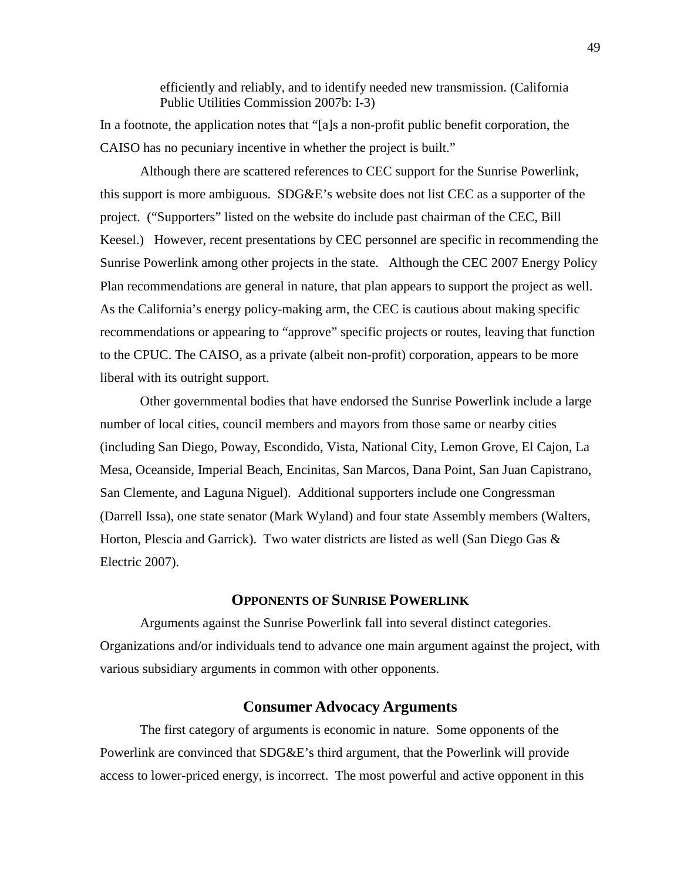> efficiently and reliably, and to identify needed new transmission. (California Public Utilities Commission 2007b: I-3)

In a footnote, the application notes that "[a]s a non-profit public benefit corporation, the CAISO has no pecuniary incentive in whether the project is built."

Although there are scattered references to CEC support for the Sunrise Powerlink, this support is more ambiguous. SDG&E's website does not list CEC as a supporter of the project. ("Supporters" listed on the website do include past chairman of the CEC, Bill Keesel.) However, recent presentations by CEC personnel are specific in recommending the Sunrise Powerlink among other projects in the state. Although the CEC 2007 Energy Policy Plan recommendations are general in nature, that plan appears to support the project as well. As the California's energy policy-making arm, the CEC is cautious about making specific recommendations or appearing to "approve" specific projects or routes, leaving that function to the CPUC. The CAISO, as a private (albeit non-profit) corporation, appears to be more liberal with its outright support.

Other governmental bodies that have endorsed the Sunrise Powerlink include a large number of local cities, council members and mayors from those same or nearby cities (including San Diego, Poway, Escondido, Vista, National City, Lemon Grove, El Cajon, La Mesa, Oceanside, Imperial Beach, Encinitas, San Marcos, Dana Point, San Juan Capistrano, San Clemente, and Laguna Niguel). Additional supporters include one Congressman (Darrell Issa), one state senator (Mark Wyland) and four state Assembly members (Walters, Horton, Plescia and Garrick). Two water districts are listed as well (San Diego Gas & Electric 2007).

## OPPONENTS OF SUNRISE POWERLINK

Arguments against the Sunrise Powerlink fall into several distinct categories. Organizations and/or individuals tend to advance one main argument against the project, with various subsidiary arguments in common with other opponents.

### Consumer Advocacy Arguments

The first category of arguments is economic in nature. Some opponents of the Powerlink are convinced that SDG&E's third argument, that the Powerlink will provide access to lower-priced energy, is incorrect. The most powerful and active opponent in this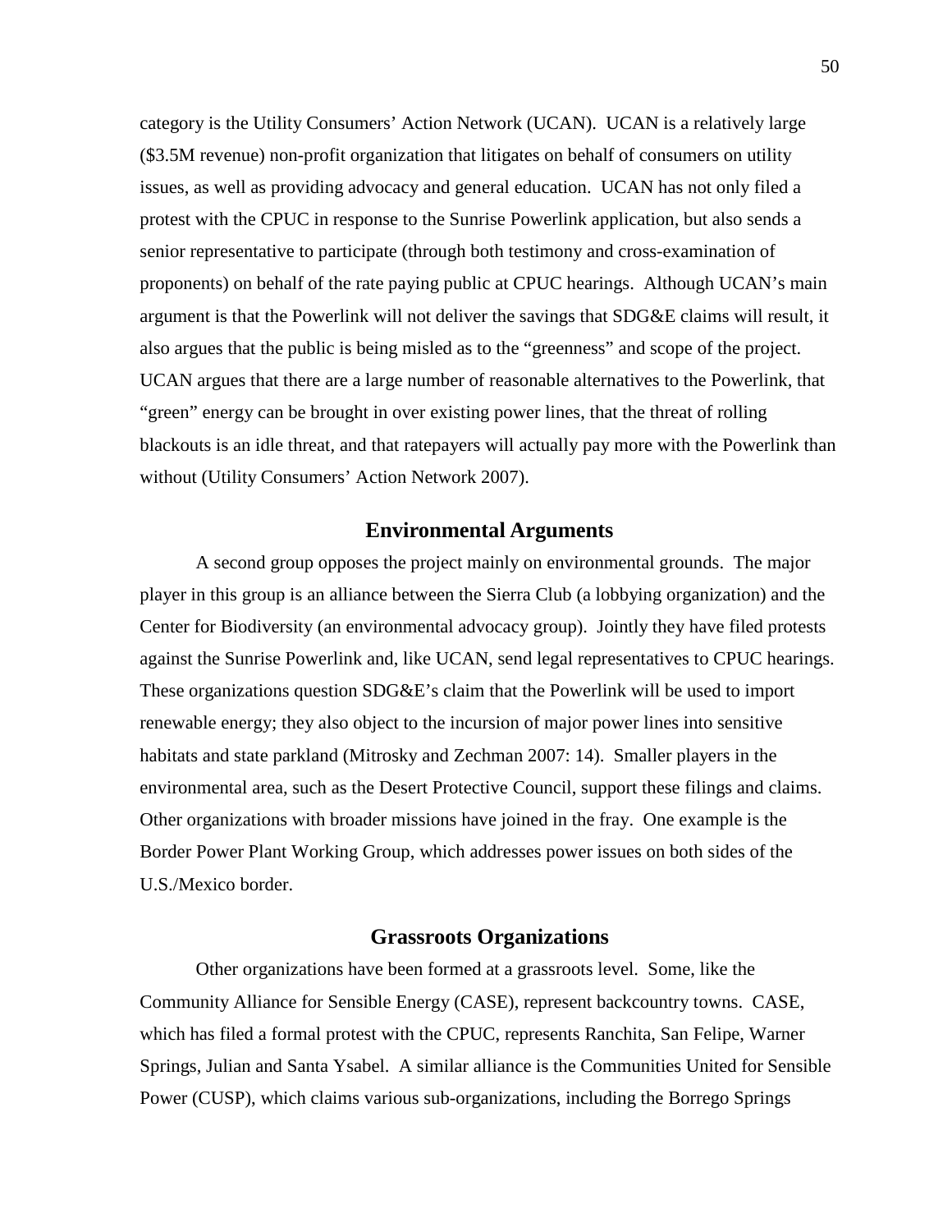category is the Utility Consumers' Action Network (UCAN). UCAN is a relatively large ($3.5M revenue) non-profit organization that litigates on behalf of consumers on utility issues, as well as providing advocacy and general education. UCAN has not only filed a protest with the CPUC in response to the Sunrise Powerlink application, but also sends a senior representative to participate (through both testimony and cross-examination of proponents) on behalf of the rate paying public at CPUC hearings. Although UCAN's main argument is that the Powerlink will not deliver the savings that SDG&E claims will result, it also argues that the public is being misled as to the "greenness" and scope of the project. UCAN argues that there are a large number of reasonable alternatives to the Powerlink, that "green" energy can be brought in over existing power lines, that the threat of rolling blackouts is an idle threat, and that ratepayers will actually pay more with the Powerlink than without (Utility Consumers' Action Network 2007).

## Environmental Arguments

A second group opposes the project mainly on environmental grounds. The major player in this group is an alliance between the Sierra Club (a lobbying organization) and the Center for Biodiversity (an environmental advocacy group). Jointly they have filed protests against the Sunrise Powerlink and, like UCAN, send legal representatives to CPUC hearings. These organizations question SDG&E's claim that the Powerlink will be used to import renewable energy; they also object to the incursion of major power lines into sensitive habitats and state parkland (Mitrosky and Zechman 2007: 14). Smaller players in the environmental area, such as the Desert Protective Council, support these filings and claims. Other organizations with broader missions have joined in the fray. One example is the Border Power Plant Working Group, which addresses power issues on both sides of the U.S./Mexico border.

## Grassroots Organizations

Other organizations have been formed at a grassroots level. Some, like the Community Alliance for Sensible Energy (CASE), represent backcountry towns. CASE, which has filed a formal protest with the CPUC, represents Ranchita, San Felipe, Warner Springs, Julian and Santa Ysabel. A similar alliance is the Communities United for Sensible Power (CUSP), which claims various sub-organizations, including the Borrego Springs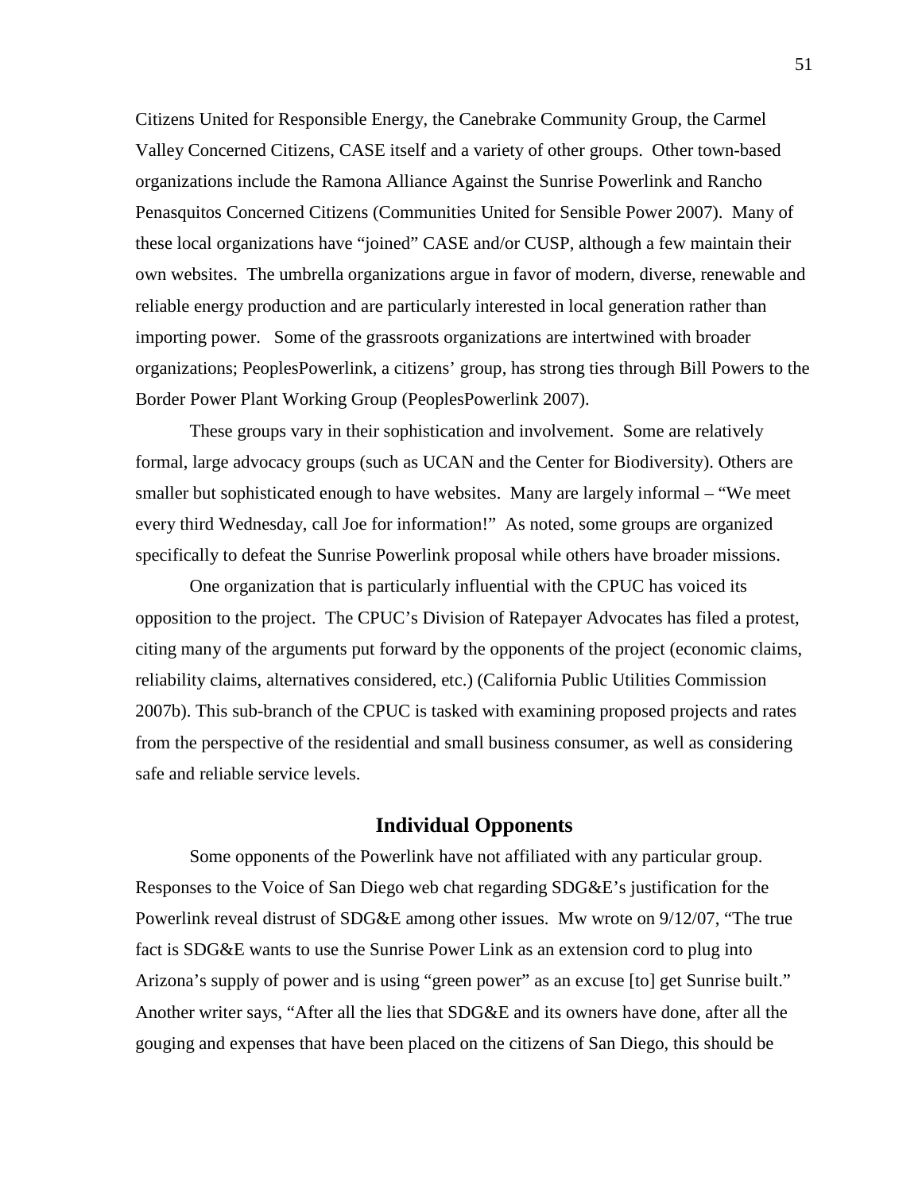Citizens United for Responsible Energy, the Canebrake Community Group, the Carmel Valley Concerned Citizens, CASE itself and a variety of other groups. Other town-based organizations include the Ramona Alliance Against the Sunrise Powerlink and Rancho Penasquitos Concerned Citizens (Communities United for Sensible Power 2007). Many of these local organizations have "joined" CASE and/or CUSP, although a few maintain their own websites. The umbrella organizations argue in favor of modern, diverse, renewable and reliable energy production and are particularly interested in local generation rather than importing power. Some of the grassroots organizations are intertwined with broader organizations; PeoplesPowerlink, a citizens' group, has strong ties through Bill Powers to the Border Power Plant Working Group (PeoplesPowerlink 2007).

These groups vary in their sophistication and involvement. Some are relatively formal, large advocacy groups (such as UCAN and the Center for Biodiversity). Others are smaller but sophisticated enough to have websites. Many are largely informal – "We meet every third Wednesday, call Joe for information!" As noted, some groups are organized specifically to defeat the Sunrise Powerlink proposal while others have broader missions.

One organization that is particularly influential with the CPUC has voiced its opposition to the project. The CPUC's Division of Ratepayer Advocates has filed a protest, citing many of the arguments put forward by the opponents of the project (economic claims, reliability claims, alternatives considered, etc.) (California Public Utilities Commission 2007b). This sub-branch of the CPUC is tasked with examining proposed projects and rates from the perspective of the residential and small business consumer, as well as considering safe and reliable service levels.

## Individual Opponents

Some opponents of the Powerlink have not affiliated with any particular group. Responses to the Voice of San Diego web chat regarding SDG&E's justification for the Powerlink reveal distrust of SDG&E among other issues. Mw wrote on 9/12/07, "The true fact is SDG&E wants to use the Sunrise Power Link as an extension cord to plug into Arizona's supply of power and is using "green power" as an excuse [to] get Sunrise built." Another writer says, "After all the lies that SDG&E and its owners have done, after all the gouging and expenses that have been placed on the citizens of San Diego, this should be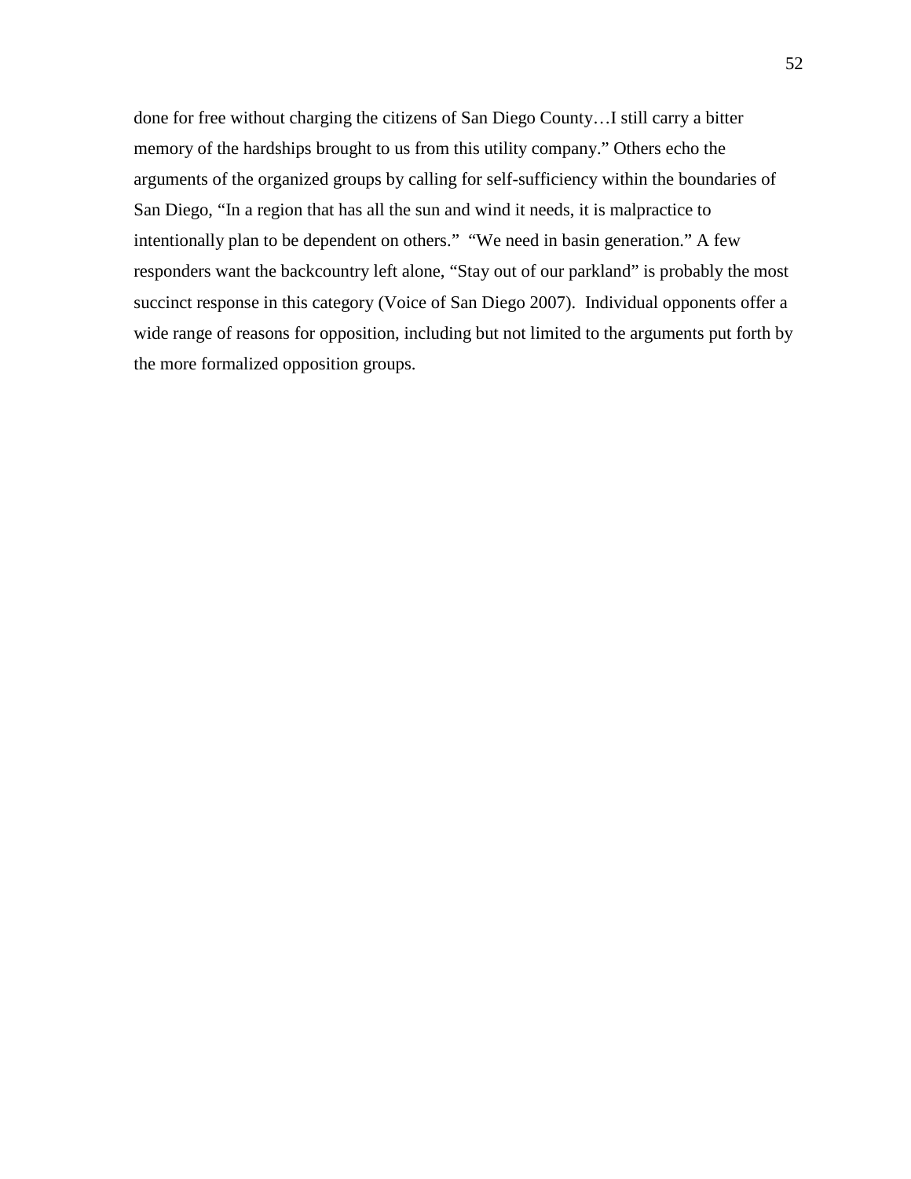done for free without charging the citizens of San Diego County…I still carry a bitter memory of the hardships brought to us from this utility company." Others echo the arguments of the organized groups by calling for self-sufficiency within the boundaries of San Diego, "In a region that has all the sun and wind it needs, it is malpractice to intentionally plan to be dependent on others." "We need in basin generation." A few responders want the backcountry left alone, "Stay out of our parkland" is probably the most succinct response in this category (Voice of San Diego 2007). Individual opponents offer a wide range of reasons for opposition, including but not limited to the arguments put forth by the more formalized opposition groups.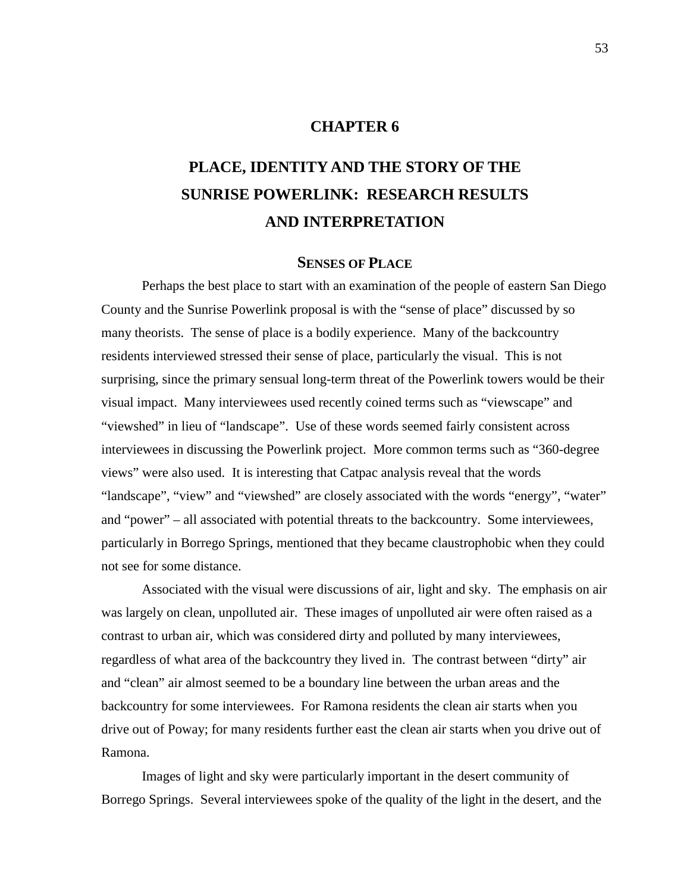# CHAPTER 6

# PLACE, IDENTITY AND THE STORY OF THE SUNRISE POWERLINK: RESEARCH RESULTS AND INTERPRETATION

## SENSES OF PLACE

Perhaps the best place to start with an examination of the people of eastern San Diego County and the Sunrise Powerlink proposal is with the "sense of place" discussed by so many theorists. The sense of place is a bodily experience. Many of the backcountry residents interviewed stressed their sense of place, particularly the visual. This is not surprising, since the primary sensual long-term threat of the Powerlink towers would be their visual impact. Many interviewees used recently coined terms such as "viewscape" and "viewshed" in lieu of "landscape". Use of these words seemed fairly consistent across interviewees in discussing the Powerlink project. More common terms such as "360-degree views" were also used. It is interesting that Catpac analysis reveal that the words "landscape", "view" and "viewshed" are closely associated with the words "energy", "water" and "power" – all associated with potential threats to the backcountry. Some interviewees, particularly in Borrego Springs, mentioned that they became claustrophobic when they could not see for some distance.

Associated with the visual were discussions of air, light and sky. The emphasis on air was largely on clean, unpolluted air. These images of unpolluted air were often raised as a contrast to urban air, which was considered dirty and polluted by many interviewees, regardless of what area of the backcountry they lived in. The contrast between "dirty" air and "clean" air almost seemed to be a boundary line between the urban areas and the backcountry for some interviewees. For Ramona residents the clean air starts when you drive out of Poway; for many residents further east the clean air starts when you drive out of Ramona.

Images of light and sky were particularly important in the desert community of Borrego Springs. Several interviewees spoke of the quality of the light in the desert, and the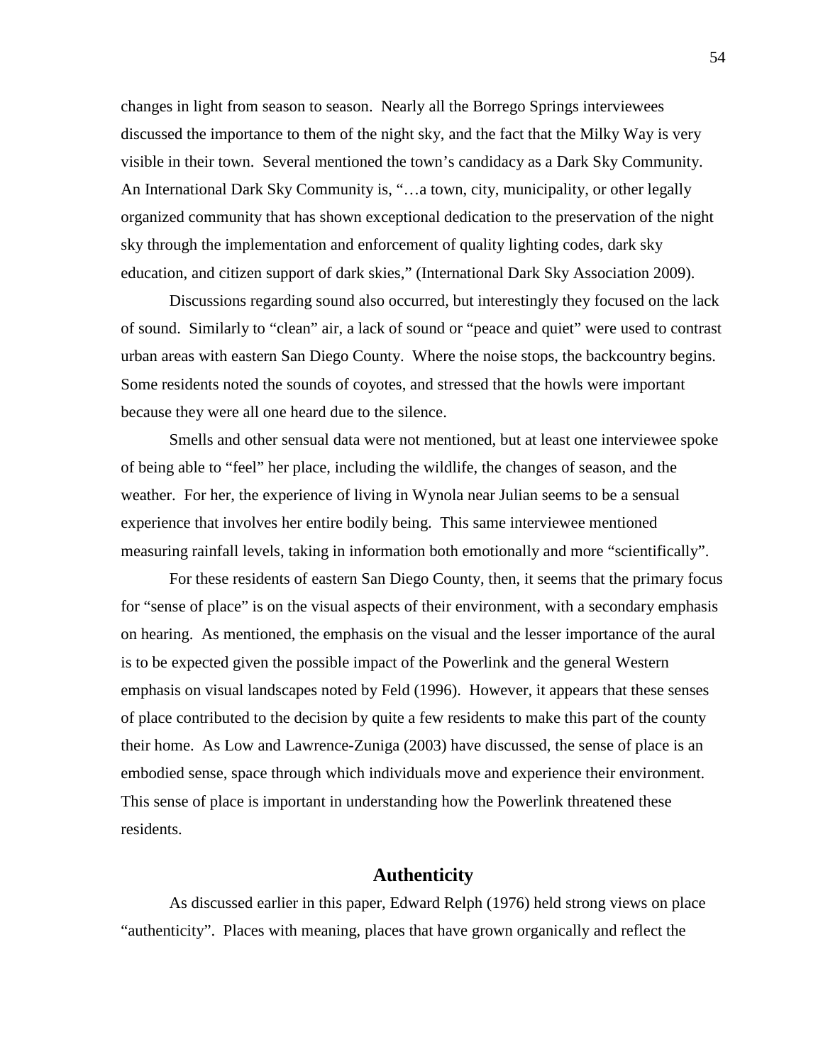changes in light from season to season. Nearly all the Borrego Springs interviewees discussed the importance to them of the night sky, and the fact that the Milky Way is very visible in their town. Several mentioned the town's candidacy as a Dark Sky Community. An International Dark Sky Community is, "…a town, city, municipality, or other legally organized community that has shown exceptional dedication to the preservation of the night sky through the implementation and enforcement of quality lighting codes, dark sky education, and citizen support of dark skies," (International Dark Sky Association 2009).

Discussions regarding sound also occurred, but interestingly they focused on the lack of sound. Similarly to "clean" air, a lack of sound or "peace and quiet" were used to contrast urban areas with eastern San Diego County. Where the noise stops, the backcountry begins. Some residents noted the sounds of coyotes, and stressed that the howls were important because they were all one heard due to the silence.

Smells and other sensual data were not mentioned, but at least one interviewee spoke of being able to "feel" her place, including the wildlife, the changes of season, and the weather. For her, the experience of living in Wynola near Julian seems to be a sensual experience that involves her entire bodily being. This same interviewee mentioned measuring rainfall levels, taking in information both emotionally and more "scientifically".

For these residents of eastern San Diego County, then, it seems that the primary focus for "sense of place" is on the visual aspects of their environment, with a secondary emphasis on hearing. As mentioned, the emphasis on the visual and the lesser importance of the aural is to be expected given the possible impact of the Powerlink and the general Western emphasis on visual landscapes noted by Feld (1996). However, it appears that these senses of place contributed to the decision by quite a few residents to make this part of the county their home. As Low and Lawrence-Zuniga (2003) have discussed, the sense of place is an embodied sense, space through which individuals move and experience their environment. This sense of place is important in understanding how the Powerlink threatened these residents.

## Authenticity

As discussed earlier in this paper, Edward Relph (1976) held strong views on place "authenticity". Places with meaning, places that have grown organically and reflect the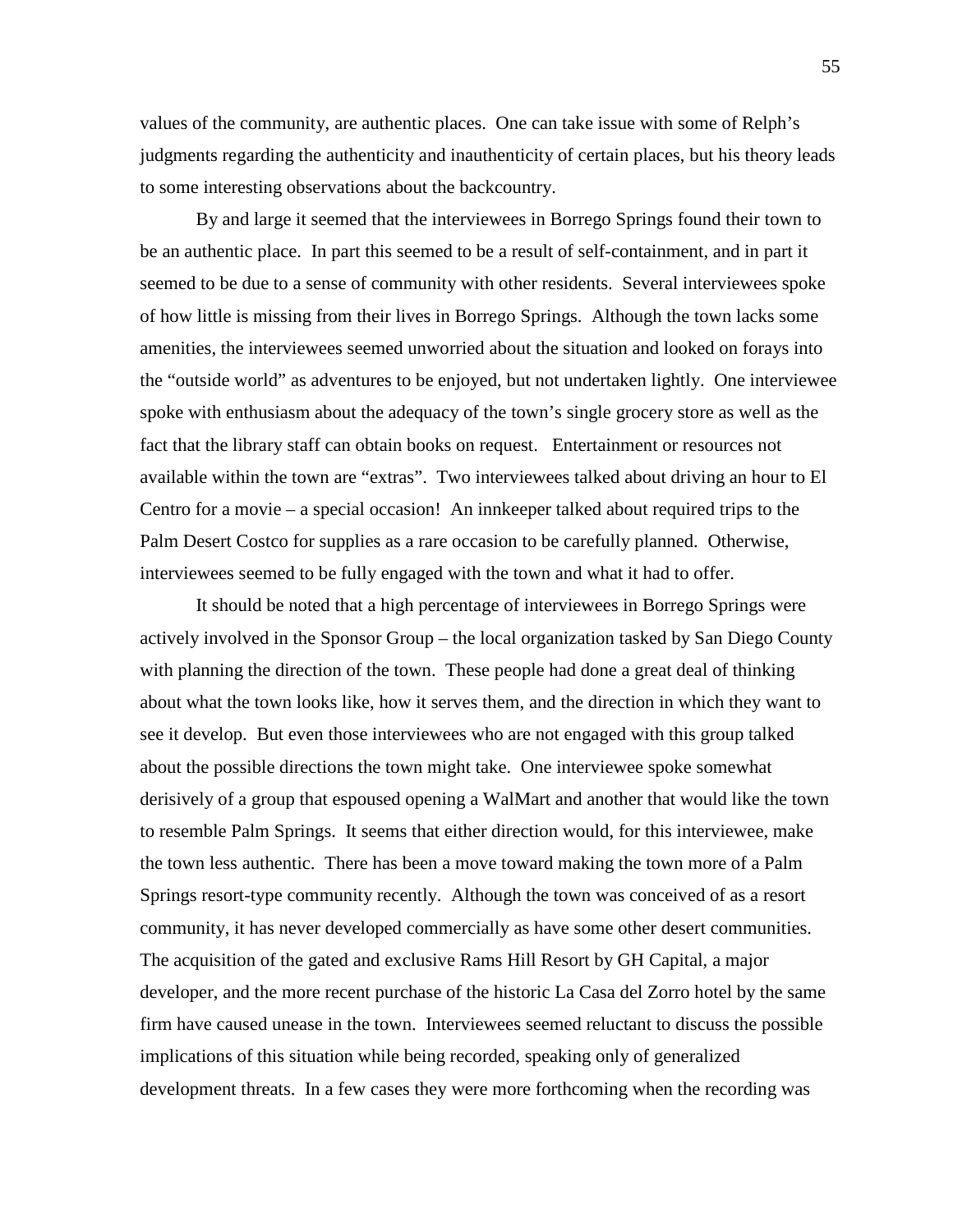values of the community, are authentic places. One can take issue with some of Relph's judgments regarding the authenticity and inauthenticity of certain places, but his theory leads to some interesting observations about the backcountry.

By and large it seemed that the interviewees in Borrego Springs found their town to be an authentic place. In part this seemed to be a result of self-containment, and in part it seemed to be due to a sense of community with other residents. Several interviewees spoke of how little is missing from their lives in Borrego Springs. Although the town lacks some amenities, the interviewees seemed unworried about the situation and looked on forays into the "outside world" as adventures to be enjoyed, but not undertaken lightly. One interviewee spoke with enthusiasm about the adequacy of the town's single grocery store as well as the fact that the library staff can obtain books on request. Entertainment or resources not available within the town are "extras". Two interviewees talked about driving an hour to El Centro for a movie – a special occasion! An innkeeper talked about required trips to the Palm Desert Costco for supplies as a rare occasion to be carefully planned. Otherwise, interviewees seemed to be fully engaged with the town and what it had to offer.

It should be noted that a high percentage of interviewees in Borrego Springs were actively involved in the Sponsor Group – the local organization tasked by San Diego County with planning the direction of the town. These people had done a great deal of thinking about what the town looks like, how it serves them, and the direction in which they want to see it develop. But even those interviewees who are not engaged with this group talked about the possible directions the town might take. One interviewee spoke somewhat derisively of a group that espoused opening a WalMart and another that would like the town to resemble Palm Springs. It seems that either direction would, for this interviewee, make the town less authentic. There has been a move toward making the town more of a Palm Springs resort-type community recently. Although the town was conceived of as a resort community, it has never developed commercially as have some other desert communities. The acquisition of the gated and exclusive Rams Hill Resort by GH Capital, a major developer, and the more recent purchase of the historic La Casa del Zorro hotel by the same firm have caused unease in the town. Interviewees seemed reluctant to discuss the possible implications of this situation while being recorded, speaking only of generalized development threats. In a few cases they were more forthcoming when the recording was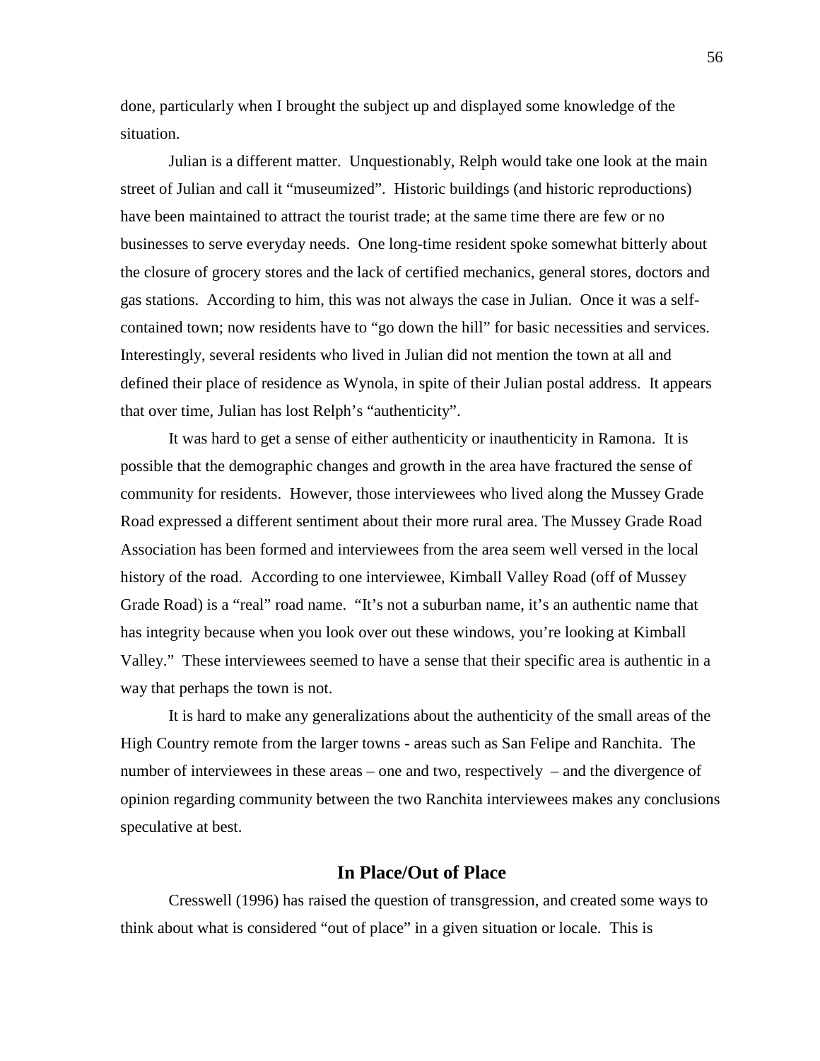done, particularly when I brought the subject up and displayed some knowledge of the situation.

Julian is a different matter. Unquestionably, Relph would take one look at the main street of Julian and call it "museumized". Historic buildings (and historic reproductions) have been maintained to attract the tourist trade; at the same time there are few or no businesses to serve everyday needs. One long-time resident spoke somewhat bitterly about the closure of grocery stores and the lack of certified mechanics, general stores, doctors and gas stations. According to him, this was not always the case in Julian. Once it was a self-contained town; now residents have to "go down the hill" for basic necessities and services. Interestingly, several residents who lived in Julian did not mention the town at all and defined their place of residence as Wynola, in spite of their Julian postal address. It appears that over time, Julian has lost Relph's "authenticity".

It was hard to get a sense of either authenticity or inauthenticity in Ramona. It is possible that the demographic changes and growth in the area have fractured the sense of community for residents. However, those interviewees who lived along the Mussey Grade Road expressed a different sentiment about their more rural area. The Mussey Grade Road Association has been formed and interviewees from the area seem well versed in the local history of the road. According to one interviewee, Kimball Valley Road (off of Mussey Grade Road) is a "real" road name. "It's not a suburban name, it's an authentic name that has integrity because when you look over out these windows, you're looking at Kimball Valley." These interviewees seemed to have a sense that their specific area is authentic in a way that perhaps the town is not.

It is hard to make any generalizations about the authenticity of the small areas of the High Country remote from the larger towns - areas such as San Felipe and Ranchita. The number of interviewees in these areas – one and two, respectively – and the divergence of opinion regarding community between the two Ranchita interviewees makes any conclusions speculative at best.

## In Place/Out of Place

Cresswell (1996) has raised the question of transgression, and created some ways to think about what is considered "out of place" in a given situation or locale. This is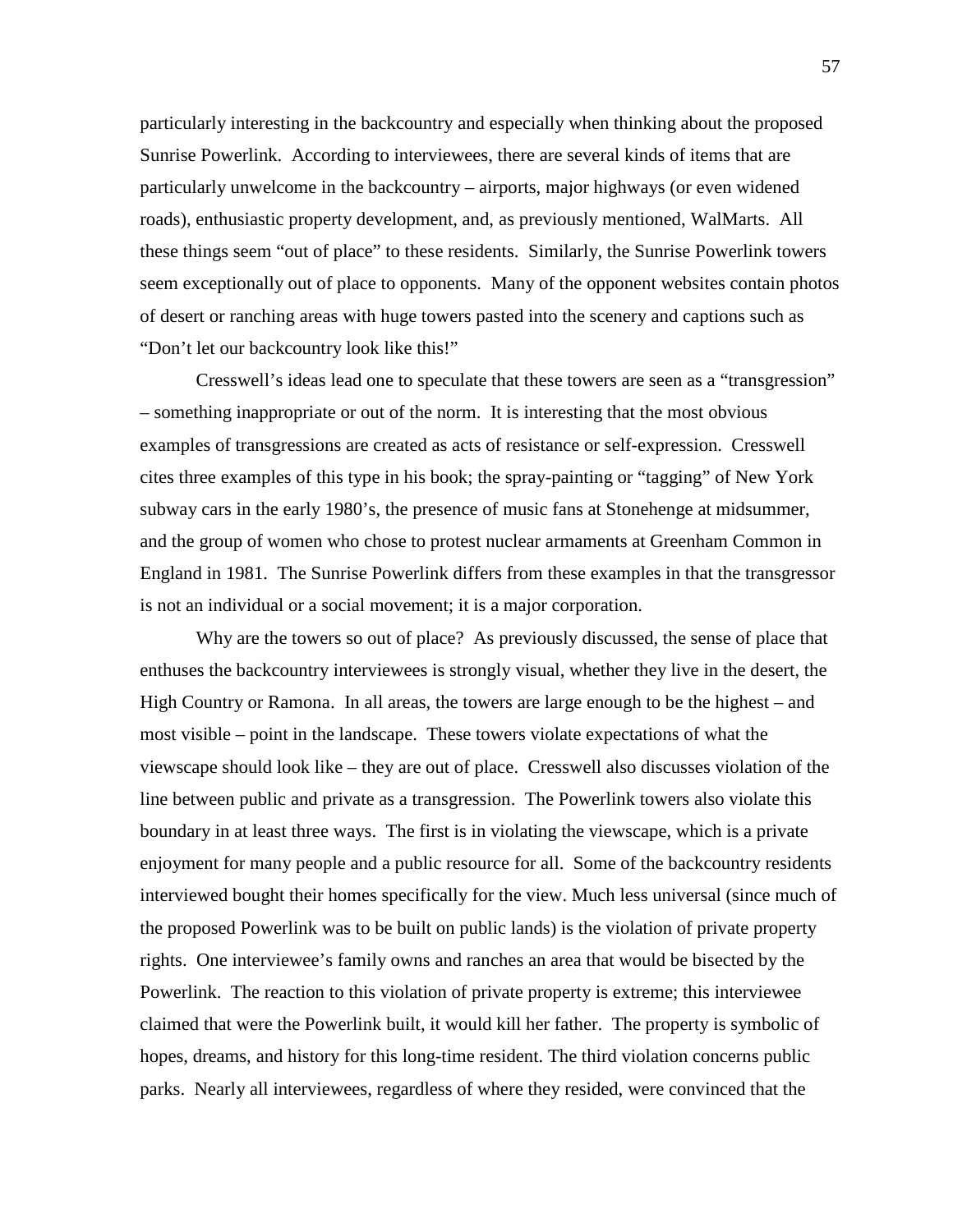particularly interesting in the backcountry and especially when thinking about the proposed Sunrise Powerlink. According to interviewees, there are several kinds of items that are particularly unwelcome in the backcountry – airports, major highways (or even widened roads), enthusiastic property development, and, as previously mentioned, WalMarts. All these things seem "out of place" to these residents. Similarly, the Sunrise Powerlink towers seem exceptionally out of place to opponents. Many of the opponent websites contain photos of desert or ranching areas with huge towers pasted into the scenery and captions such as "Don't let our backcountry look like this!"

Cresswell's ideas lead one to speculate that these towers are seen as a "transgression" – something inappropriate or out of the norm. It is interesting that the most obvious examples of transgressions are created as acts of resistance or self-expression. Cresswell cites three examples of this type in his book; the spray-painting or "tagging" of New York subway cars in the early 1980's, the presence of music fans at Stonehenge at midsummer, and the group of women who chose to protest nuclear armaments at Greenham Common in England in 1981. The Sunrise Powerlink differs from these examples in that the transgressor is not an individual or a social movement; it is a major corporation.

Why are the towers so out of place? As previously discussed, the sense of place that enthuses the backcountry interviewees is strongly visual, whether they live in the desert, the High Country or Ramona. In all areas, the towers are large enough to be the highest – and most visible – point in the landscape. These towers violate expectations of what the viewscape should look like – they are out of place. Cresswell also discusses violation of the line between public and private as a transgression. The Powerlink towers also violate this boundary in at least three ways. The first is in violating the viewscape, which is a private enjoyment for many people and a public resource for all. Some of the backcountry residents interviewed bought their homes specifically for the view. Much less universal (since much of the proposed Powerlink was to be built on public lands) is the violation of private property rights. One interviewee's family owns and ranches an area that would be bisected by the Powerlink. The reaction to this violation of private property is extreme; this interviewee claimed that were the Powerlink built, it would kill her father. The property is symbolic of hopes, dreams, and history for this long-time resident. The third violation concerns public parks. Nearly all interviewees, regardless of where they resided, were convinced that the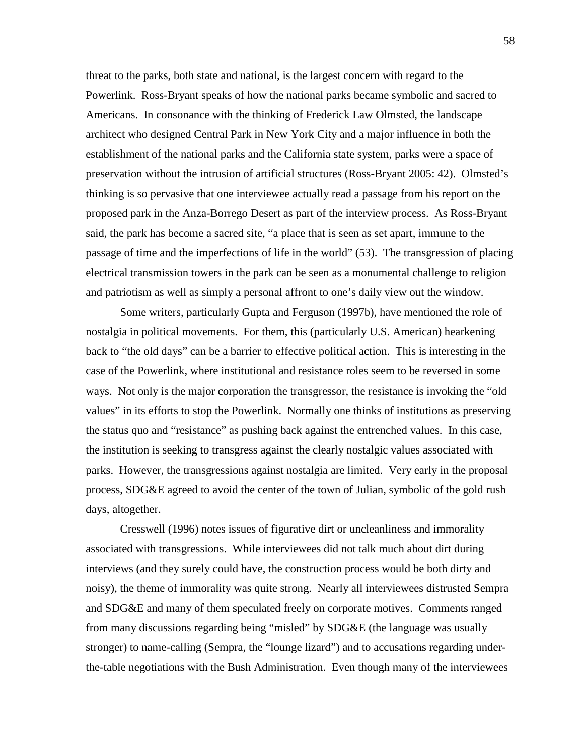threat to the parks, both state and national, is the largest concern with regard to the Powerlink. Ross-Bryant speaks of how the national parks became symbolic and sacred to Americans. In consonance with the thinking of Frederick Law Olmsted, the landscape architect who designed Central Park in New York City and a major influence in both the establishment of the national parks and the California state system, parks were a space of preservation without the intrusion of artificial structures (Ross-Bryant 2005: 42). Olmsted's thinking is so pervasive that one interviewee actually read a passage from his report on the proposed park in the Anza-Borrego Desert as part of the interview process. As Ross-Bryant said, the park has become a sacred site, "a place that is seen as set apart, immune to the passage of time and the imperfections of life in the world" (53). The transgression of placing electrical transmission towers in the park can be seen as a monumental challenge to religion and patriotism as well as simply a personal affront to one's daily view out the window.

Some writers, particularly Gupta and Ferguson (1997b), have mentioned the role of nostalgia in political movements. For them, this (particularly U.S. American) hearkening back to "the old days" can be a barrier to effective political action. This is interesting in the case of the Powerlink, where institutional and resistance roles seem to be reversed in some ways. Not only is the major corporation the transgressor, the resistance is invoking the "old values" in its efforts to stop the Powerlink. Normally one thinks of institutions as preserving the status quo and "resistance" as pushing back against the entrenched values. In this case, the institution is seeking to transgress against the clearly nostalgic values associated with parks. However, the transgressions against nostalgia are limited. Very early in the proposal process, SDG&E agreed to avoid the center of the town of Julian, symbolic of the gold rush days, altogether.

Cresswell (1996) notes issues of figurative dirt or uncleanliness and immorality associated with transgressions. While interviewees did not talk much about dirt during interviews (and they surely could have, the construction process would be both dirty and noisy), the theme of immorality was quite strong. Nearly all interviewees distrusted Sempra and SDG&E and many of them speculated freely on corporate motives. Comments ranged from many discussions regarding being "misled" by SDG&E (the language was usually stronger) to name-calling (Sempra, the "lounge lizard") and to accusations regarding under-the-table negotiations with the Bush Administration. Even though many of the interviewees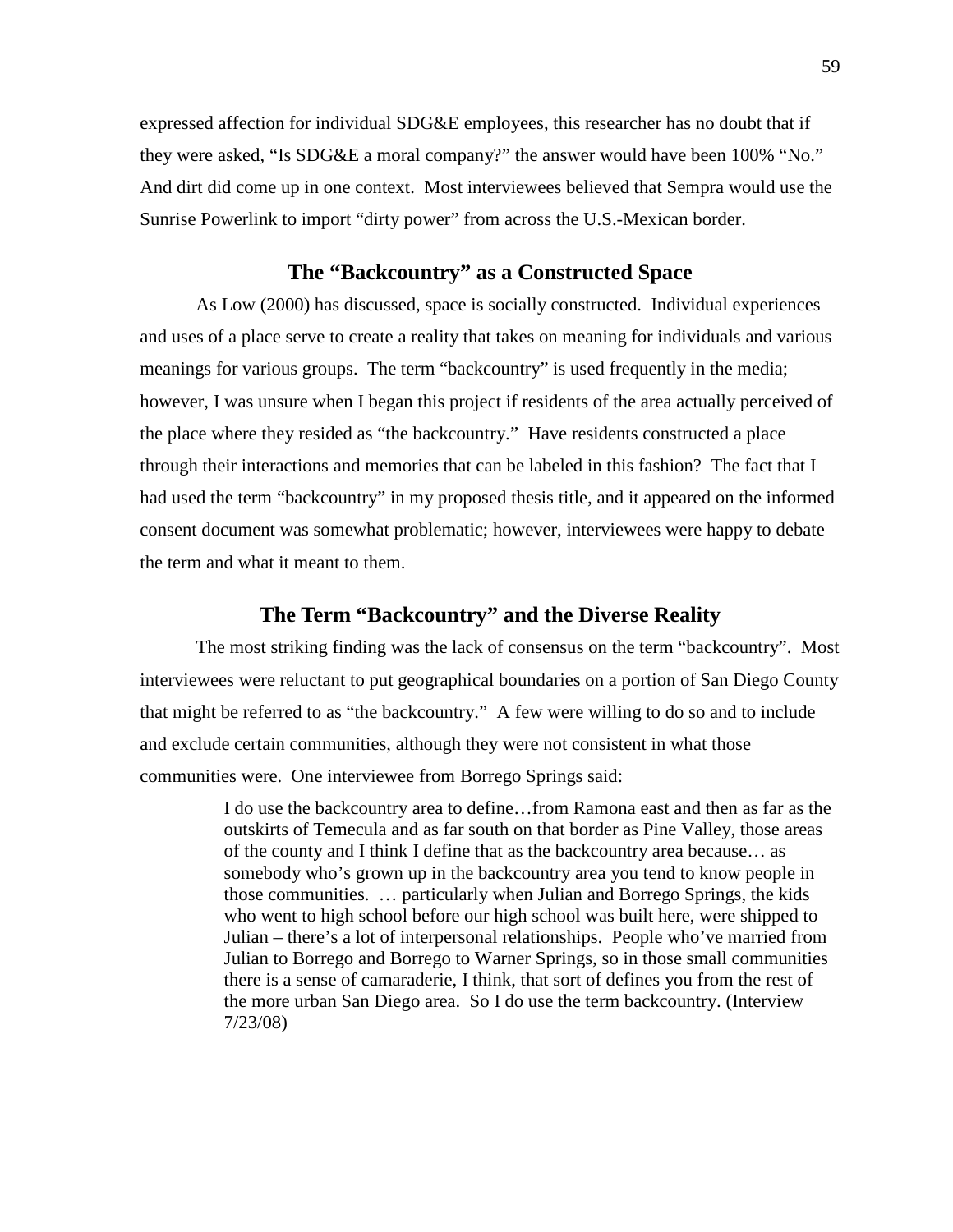expressed affection for individual SDG&E employees, this researcher has no doubt that if they were asked, "Is SDG&E a moral company?" the answer would have been 100% "No." And dirt did come up in one context. Most interviewees believed that Sempra would use the Sunrise Powerlink to import "dirty power" from across the U.S.-Mexican border.

## The "Backcountry" as a Constructed Space

As Low (2000) has discussed, space is socially constructed. Individual experiences and uses of a place serve to create a reality that takes on meaning for individuals and various meanings for various groups. The term "backcountry" is used frequently in the media; however, I was unsure when I began this project if residents of the area actually perceived of the place where they resided as "the backcountry." Have residents constructed a place through their interactions and memories that can be labeled in this fashion? The fact that I had used the term "backcountry" in my proposed thesis title, and it appeared on the informed consent document was somewhat problematic; however, interviewees were happy to debate the term and what it meant to them.

## The Term "Backcountry" and the Diverse Reality

The most striking finding was the lack of consensus on the term "backcountry". Most interviewees were reluctant to put geographical boundaries on a portion of San Diego County that might be referred to as "the backcountry." A few were willing to do so and to include and exclude certain communities, although they were not consistent in what those communities were. One interviewee from Borrego Springs said:

> I do use the backcountry area to define…from Ramona east and then as far as the outskirts of Temecula and as far south on that border as Pine Valley, those areas of the county and I think I define that as the backcountry area because… as somebody who's grown up in the backcountry area you tend to know people in those communities. … particularly when Julian and Borrego Springs, the kids who went to high school before our high school was built here, were shipped to Julian – there's a lot of interpersonal relationships. People who've married from Julian to Borrego and Borrego to Warner Springs, so in those small communities there is a sense of camaraderie, I think, that sort of defines you from the rest of the more urban San Diego area. So I do use the term backcountry. (Interview 7/23/08)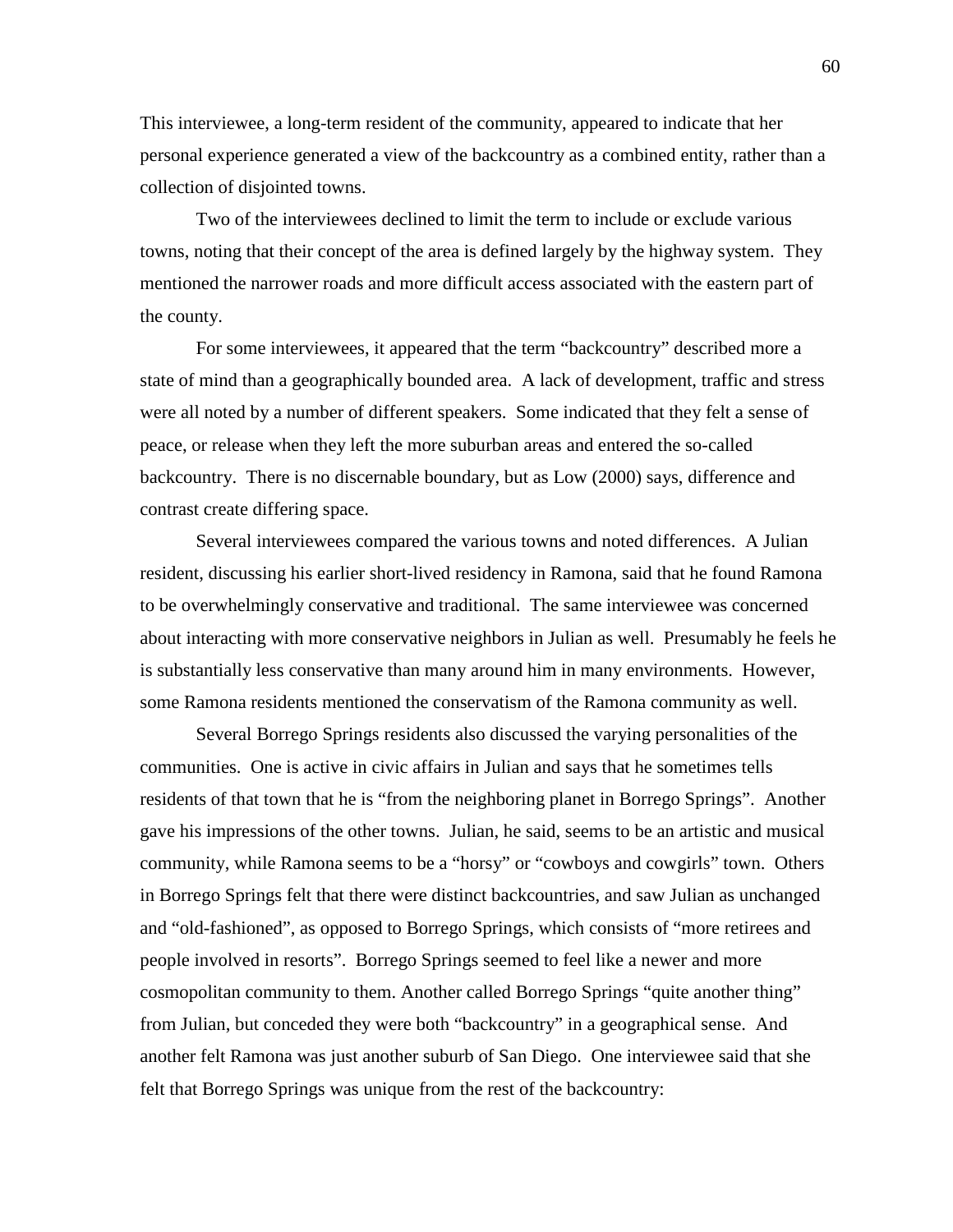This interviewee, a long-term resident of the community, appeared to indicate that her personal experience generated a view of the backcountry as a combined entity, rather than a collection of disjointed towns.

Two of the interviewees declined to limit the term to include or exclude various towns, noting that their concept of the area is defined largely by the highway system. They mentioned the narrower roads and more difficult access associated with the eastern part of the county.

For some interviewees, it appeared that the term "backcountry" described more a state of mind than a geographically bounded area. A lack of development, traffic and stress were all noted by a number of different speakers. Some indicated that they felt a sense of peace, or release when they left the more suburban areas and entered the so-called backcountry. There is no discernable boundary, but as Low (2000) says, difference and contrast create differing space.

Several interviewees compared the various towns and noted differences. A Julian resident, discussing his earlier short-lived residency in Ramona, said that he found Ramona to be overwhelmingly conservative and traditional. The same interviewee was concerned about interacting with more conservative neighbors in Julian as well. Presumably he feels he is substantially less conservative than many around him in many environments. However, some Ramona residents mentioned the conservatism of the Ramona community as well.

Several Borrego Springs residents also discussed the varying personalities of the communities. One is active in civic affairs in Julian and says that he sometimes tells residents of that town that he is "from the neighboring planet in Borrego Springs". Another gave his impressions of the other towns. Julian, he said, seems to be an artistic and musical community, while Ramona seems to be a "horsy" or "cowboys and cowgirls" town. Others in Borrego Springs felt that there were distinct backcountries, and saw Julian as unchanged and "old-fashioned", as opposed to Borrego Springs, which consists of "more retirees and people involved in resorts". Borrego Springs seemed to feel like a newer and more cosmopolitan community to them. Another called Borrego Springs "quite another thing" from Julian, but conceded they were both "backcountry" in a geographical sense. And another felt Ramona was just another suburb of San Diego. One interviewee said that she felt that Borrego Springs was unique from the rest of the backcountry: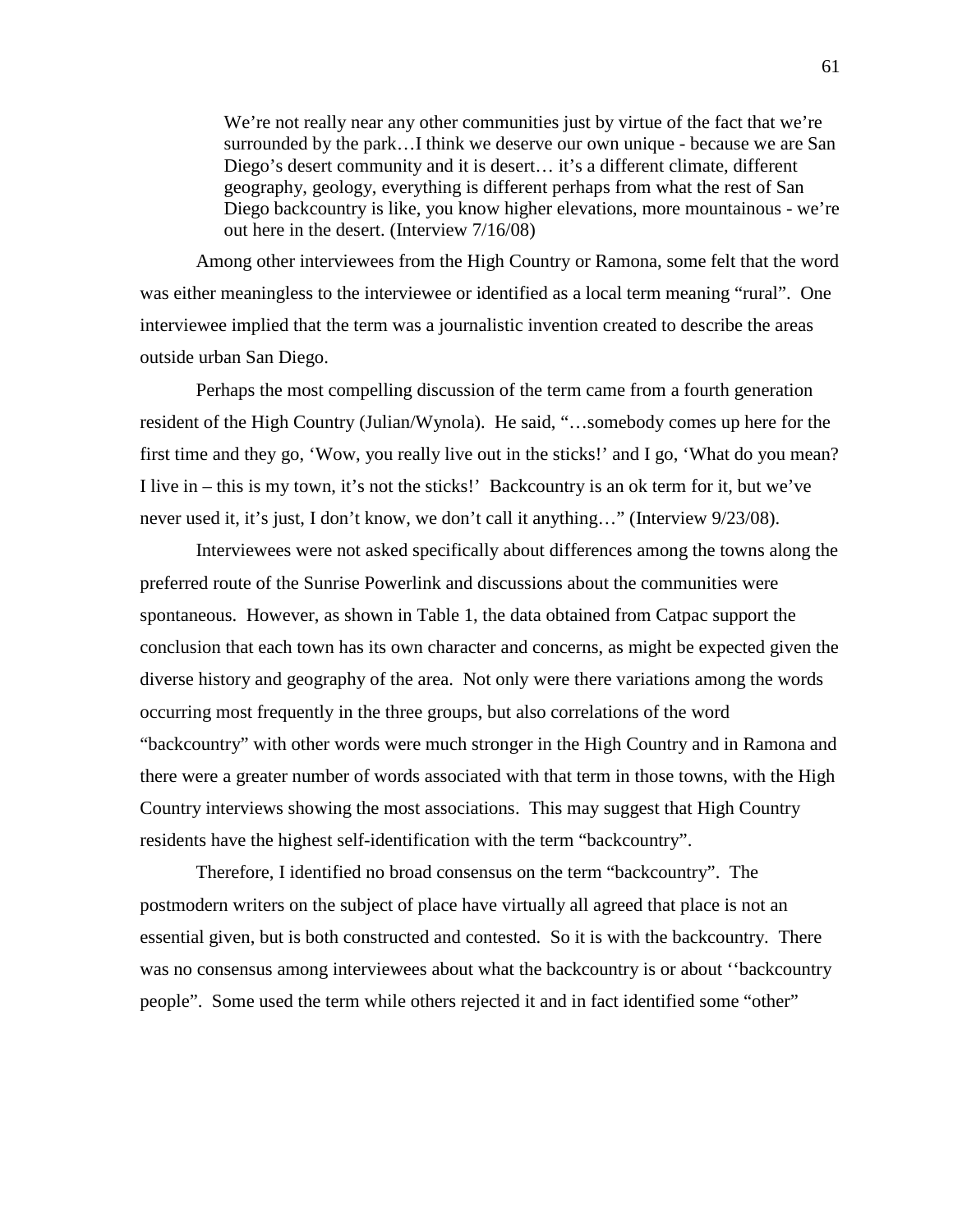> We're not really near any other communities just by virtue of the fact that we're surrounded by the park…I think we deserve our own unique - because we are San Diego's desert community and it is desert… it's a different climate, different geography, geology, everything is different perhaps from what the rest of San Diego backcountry is like, you know higher elevations, more mountainous - we're out here in the desert. (Interview 7/16/08)

Among other interviewees from the High Country or Ramona, some felt that the word was either meaningless to the interviewee or identified as a local term meaning "rural". One interviewee implied that the term was a journalistic invention created to describe the areas outside urban San Diego.

Perhaps the most compelling discussion of the term came from a fourth generation resident of the High Country (Julian/Wynola). He said, "…somebody comes up here for the first time and they go, 'Wow, you really live out in the sticks!' and I go, 'What do you mean? I live in – this is my town, it's not the sticks!' Backcountry is an ok term for it, but we've never used it, it's just, I don't know, we don't call it anything…" (Interview 9/23/08).

Interviewees were not asked specifically about differences among the towns along the preferred route of the Sunrise Powerlink and discussions about the communities were spontaneous. However, as shown in Table 1, the data obtained from Catpac support the conclusion that each town has its own character and concerns, as might be expected given the diverse history and geography of the area. Not only were there variations among the words occurring most frequently in the three groups, but also correlations of the word "backcountry" with other words were much stronger in the High Country and in Ramona and there were a greater number of words associated with that term in those towns, with the High Country interviews showing the most associations. This may suggest that High Country residents have the highest self-identification with the term "backcountry".

Therefore, I identified no broad consensus on the term "backcountry". The postmodern writers on the subject of place have virtually all agreed that place is not an essential given, but is both constructed and contested. So it is with the backcountry. There was no consensus among interviewees about what the backcountry is or about ''backcountry people". Some used the term while others rejected it and in fact identified some "other"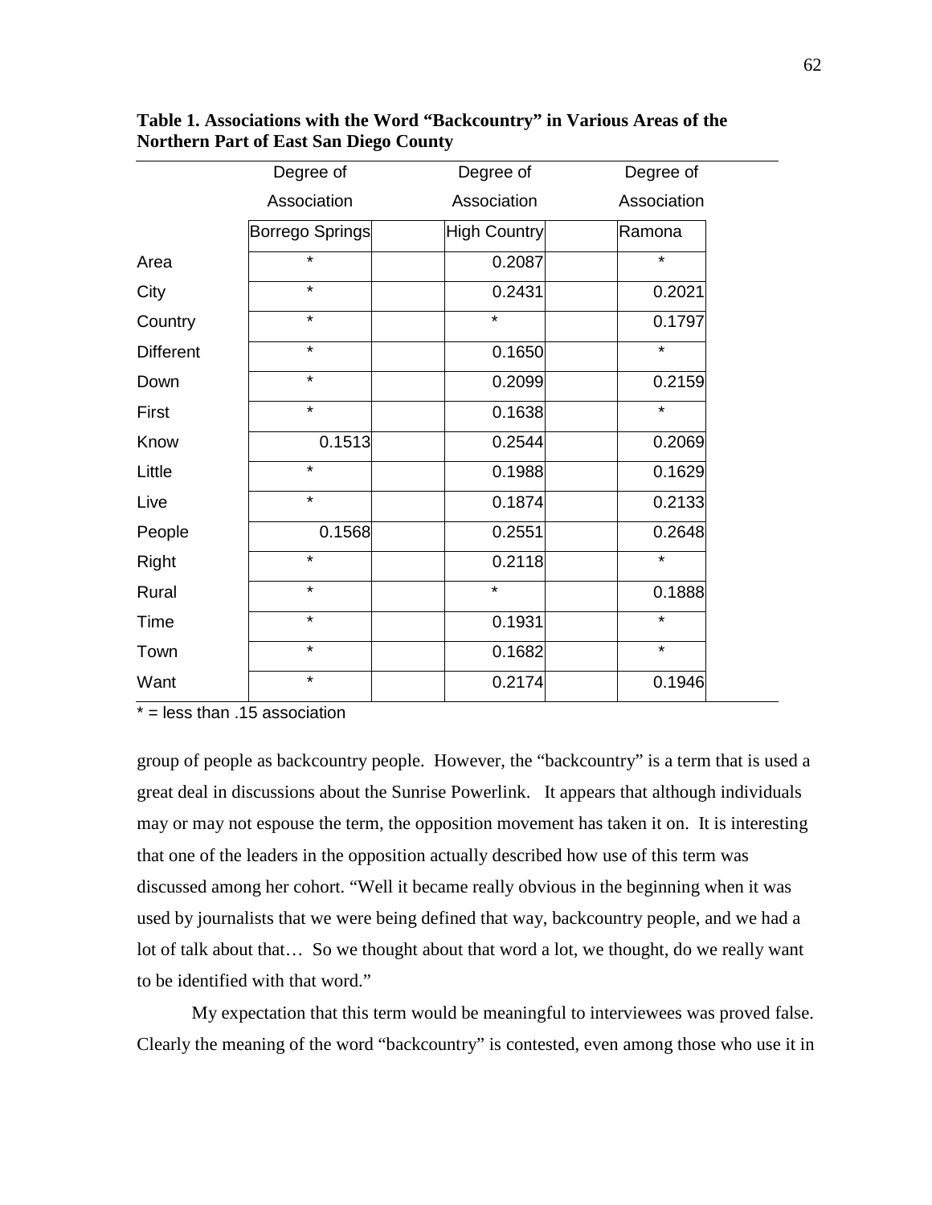**Table 1. Associations with the Word “Backcountry” in Various Areas of the Northern Part of East San Diego County**

| | Degree of Association | Degree of Association | Degree of Association |
|---|---|---|---|
| | Borrego Springs | High Country | Ramona |
| Area | * | 0.2087 | * |
| City | * | 0.2431 | 0.2021 |
| Country | * | * | 0.1797 |
| Different | * | 0.1650 | * |
| Down | * | 0.2099 | 0.2159 |
| First | * | 0.1638 | * |
| Know | 0.1513 | 0.2544 | 0.2069 |
| Little | * | 0.1988 | 0.1629 |
| Live | * | 0.1874 | 0.2133 |
| People | 0.1568 | 0.2551 | 0.2648 |
| Right | * | 0.2118 | * |
| Rural | * | * | 0.1888 |
| Time | * | 0.1931 | * |
| Town | * | 0.1682 | * |
| Want | * | 0.2174 | 0.1946 |

* = less than .15 association

group of people as backcountry people. However, the “backcountry” is a term that is used a great deal in discussions about the Sunrise Powerlink. It appears that although individuals may or may not espouse the term, the opposition movement has taken it on. It is interesting that one of the leaders in the opposition actually described how use of this term was discussed among her cohort. “Well it became really obvious in the beginning when it was used by journalists that we were being defined that way, backcountry people, and we had a lot of talk about that… So we thought about that word a lot, we thought, do we really want to be identified with that word.”

My expectation that this term would be meaningful to interviewees was proved false. Clearly the meaning of the word “backcountry” is contested, even among those who use it in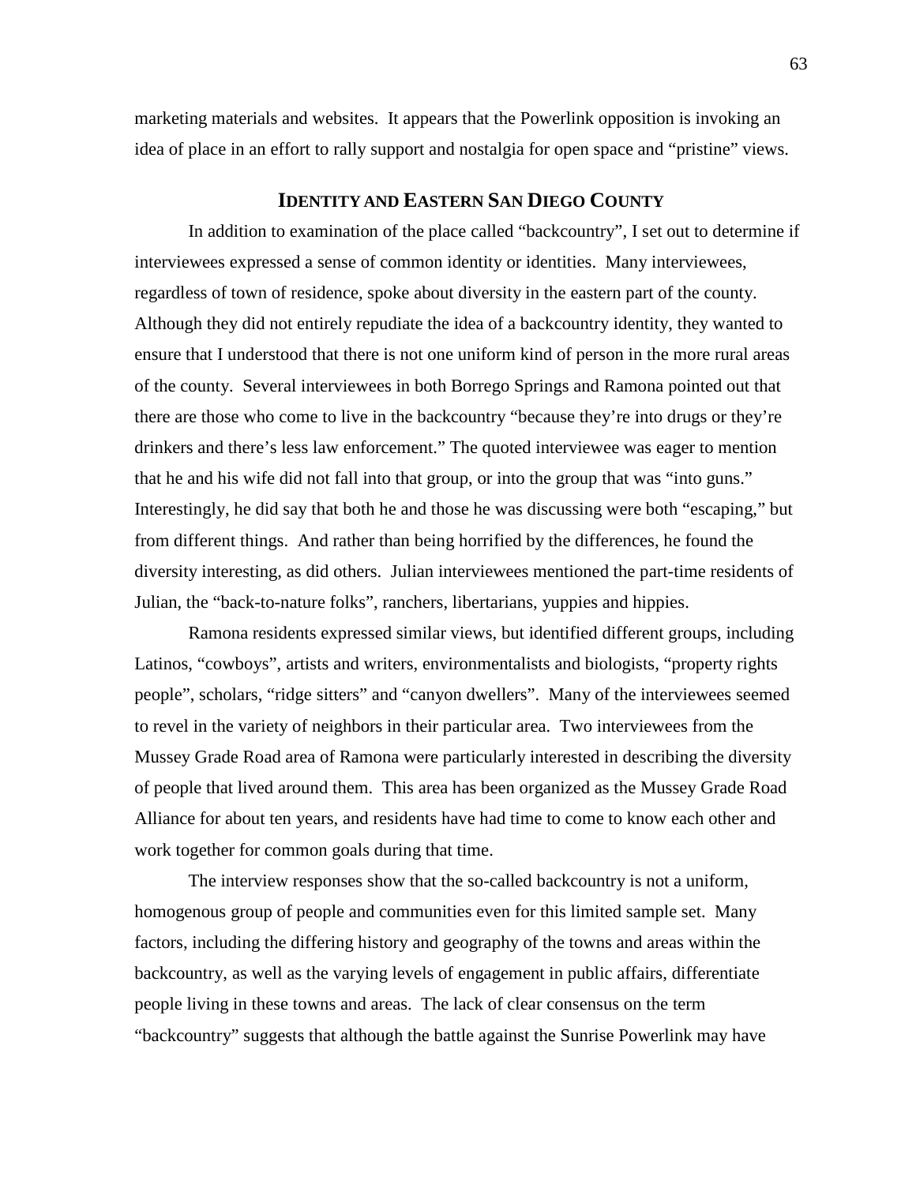marketing materials and websites. It appears that the Powerlink opposition is invoking an idea of place in an effort to rally support and nostalgia for open space and "pristine" views.

## IDENTITY AND EASTERN SAN DIEGO COUNTY

In addition to examination of the place called "backcountry", I set out to determine if interviewees expressed a sense of common identity or identities. Many interviewees, regardless of town of residence, spoke about diversity in the eastern part of the county. Although they did not entirely repudiate the idea of a backcountry identity, they wanted to ensure that I understood that there is not one uniform kind of person in the more rural areas of the county. Several interviewees in both Borrego Springs and Ramona pointed out that there are those who come to live in the backcountry "because they're into drugs or they're drinkers and there's less law enforcement." The quoted interviewee was eager to mention that he and his wife did not fall into that group, or into the group that was "into guns." Interestingly, he did say that both he and those he was discussing were both "escaping," but from different things. And rather than being horrified by the differences, he found the diversity interesting, as did others. Julian interviewees mentioned the part-time residents of Julian, the "back-to-nature folks", ranchers, libertarians, yuppies and hippies.

Ramona residents expressed similar views, but identified different groups, including Latinos, "cowboys", artists and writers, environmentalists and biologists, "property rights people", scholars, "ridge sitters" and "canyon dwellers". Many of the interviewees seemed to revel in the variety of neighbors in their particular area. Two interviewees from the Mussey Grade Road area of Ramona were particularly interested in describing the diversity of people that lived around them. This area has been organized as the Mussey Grade Road Alliance for about ten years, and residents have had time to come to know each other and work together for common goals during that time.

The interview responses show that the so-called backcountry is not a uniform, homogenous group of people and communities even for this limited sample set. Many factors, including the differing history and geography of the towns and areas within the backcountry, as well as the varying levels of engagement in public affairs, differentiate people living in these towns and areas. The lack of clear consensus on the term "backcountry" suggests that although the battle against the Sunrise Powerlink may have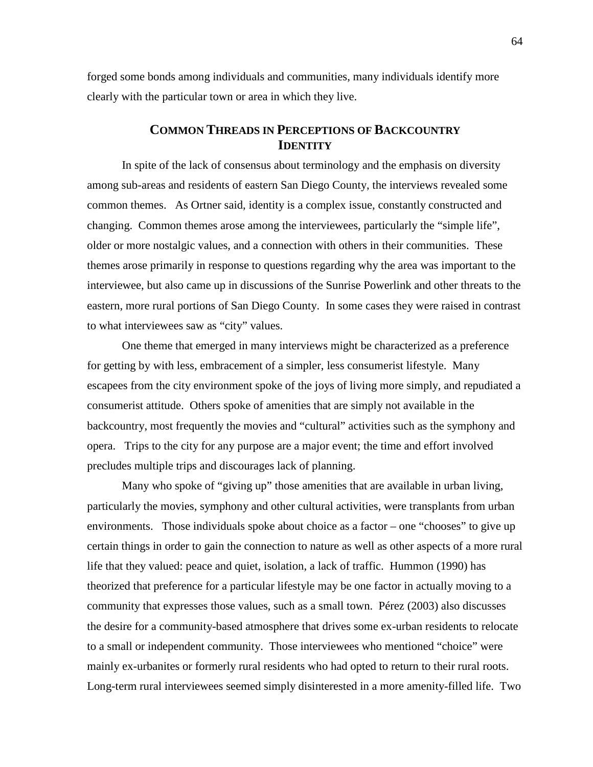forged some bonds among individuals and communities, many individuals identify more clearly with the particular town or area in which they live.

## Common Threads in Perceptions of Backcountry Identity

In spite of the lack of consensus about terminology and the emphasis on diversity among sub-areas and residents of eastern San Diego County, the interviews revealed some common themes. As Ortner said, identity is a complex issue, constantly constructed and changing. Common themes arose among the interviewees, particularly the "simple life", older or more nostalgic values, and a connection with others in their communities. These themes arose primarily in response to questions regarding why the area was important to the interviewee, but also came up in discussions of the Sunrise Powerlink and other threats to the eastern, more rural portions of San Diego County. In some cases they were raised in contrast to what interviewees saw as "city" values.

One theme that emerged in many interviews might be characterized as a preference for getting by with less, embracement of a simpler, less consumerist lifestyle. Many escapees from the city environment spoke of the joys of living more simply, and repudiated a consumerist attitude. Others spoke of amenities that are simply not available in the backcountry, most frequently the movies and "cultural" activities such as the symphony and opera. Trips to the city for any purpose are a major event; the time and effort involved precludes multiple trips and discourages lack of planning.

Many who spoke of "giving up" those amenities that are available in urban living, particularly the movies, symphony and other cultural activities, were transplants from urban environments. Those individuals spoke about choice as a factor – one "chooses" to give up certain things in order to gain the connection to nature as well as other aspects of a more rural life that they valued: peace and quiet, isolation, a lack of traffic. Hummon (1990) has theorized that preference for a particular lifestyle may be one factor in actually moving to a community that expresses those values, such as a small town. Pérez (2003) also discusses the desire for a community-based atmosphere that drives some ex-urban residents to relocate to a small or independent community. Those interviewees who mentioned "choice" were mainly ex-urbanites or formerly rural residents who had opted to return to their rural roots. Long-term rural interviewees seemed simply disinterested in a more amenity-filled life. Two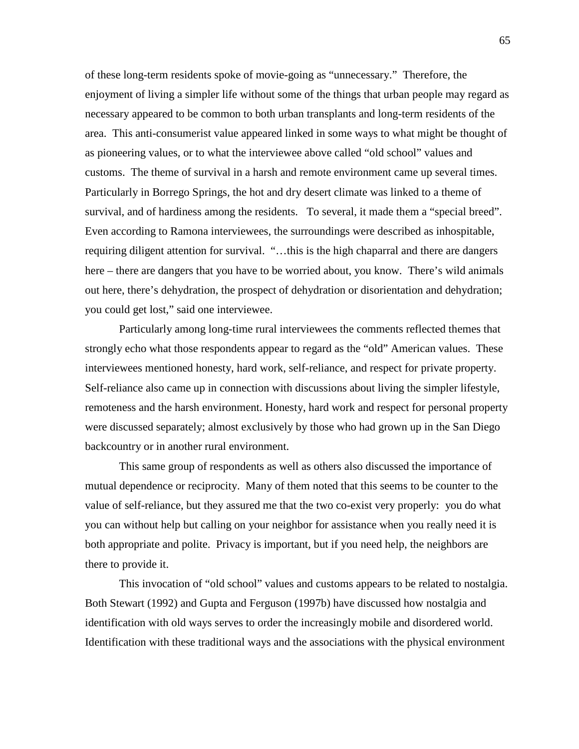of these long-term residents spoke of movie-going as "unnecessary." Therefore, the enjoyment of living a simpler life without some of the things that urban people may regard as necessary appeared to be common to both urban transplants and long-term residents of the area. This anti-consumerist value appeared linked in some ways to what might be thought of as pioneering values, or to what the interviewee above called "old school" values and customs. The theme of survival in a harsh and remote environment came up several times. Particularly in Borrego Springs, the hot and dry desert climate was linked to a theme of survival, and of hardiness among the residents. To several, it made them a "special breed". Even according to Ramona interviewees, the surroundings were described as inhospitable, requiring diligent attention for survival. "…this is the high chaparral and there are dangers here – there are dangers that you have to be worried about, you know. There's wild animals out here, there's dehydration, the prospect of dehydration or disorientation and dehydration; you could get lost," said one interviewee.

Particularly among long-time rural interviewees the comments reflected themes that strongly echo what those respondents appear to regard as the "old" American values. These interviewees mentioned honesty, hard work, self-reliance, and respect for private property. Self-reliance also came up in connection with discussions about living the simpler lifestyle, remoteness and the harsh environment. Honesty, hard work and respect for personal property were discussed separately; almost exclusively by those who had grown up in the San Diego backcountry or in another rural environment.

This same group of respondents as well as others also discussed the importance of mutual dependence or reciprocity. Many of them noted that this seems to be counter to the value of self-reliance, but they assured me that the two co-exist very properly: you do what you can without help but calling on your neighbor for assistance when you really need it is both appropriate and polite. Privacy is important, but if you need help, the neighbors are there to provide it.

This invocation of "old school" values and customs appears to be related to nostalgia. Both Stewart (1992) and Gupta and Ferguson (1997b) have discussed how nostalgia and identification with old ways serves to order the increasingly mobile and disordered world. Identification with these traditional ways and the associations with the physical environment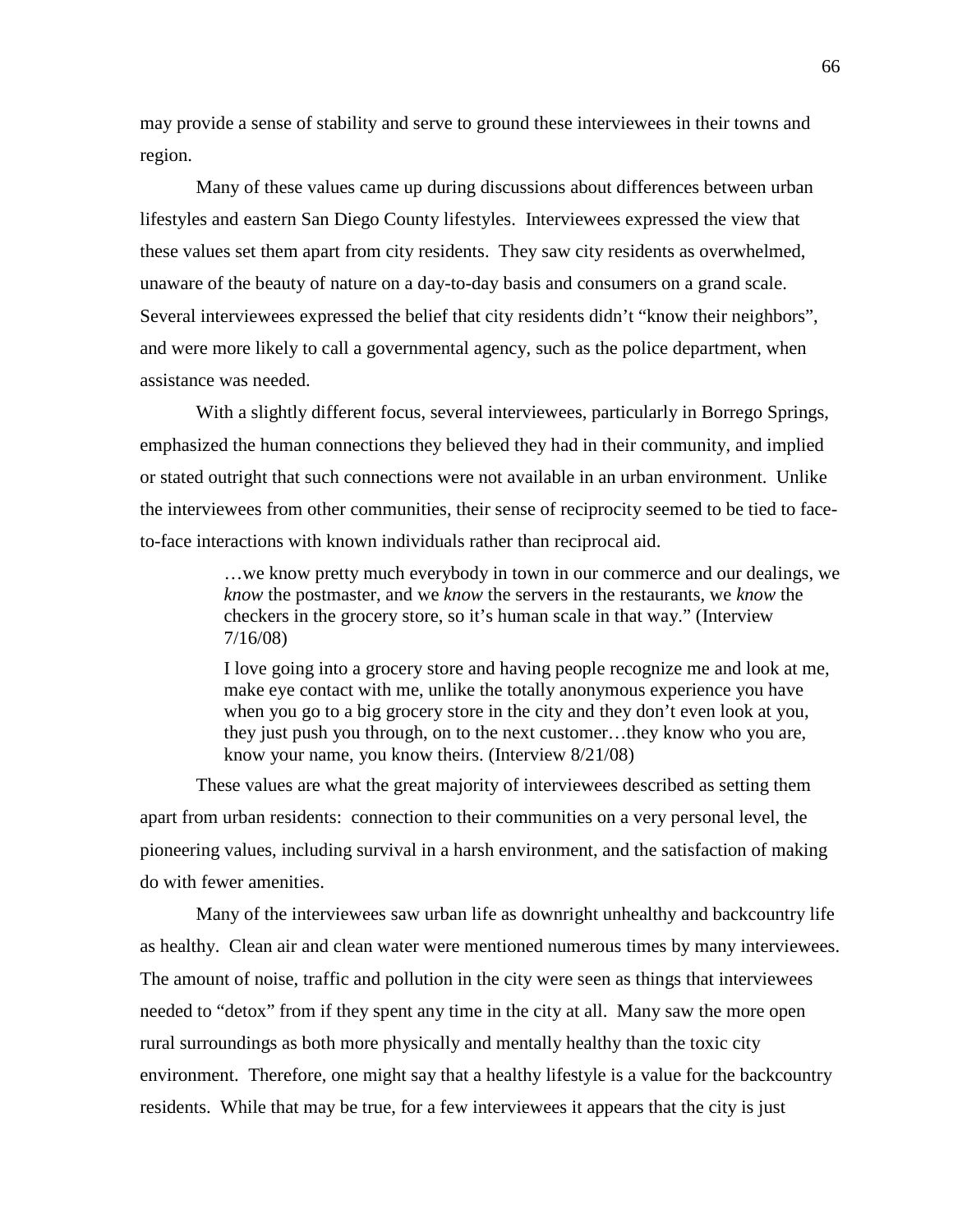may provide a sense of stability and serve to ground these interviewees in their towns and region.

Many of these values came up during discussions about differences between urban lifestyles and eastern San Diego County lifestyles. Interviewees expressed the view that these values set them apart from city residents. They saw city residents as overwhelmed, unaware of the beauty of nature on a day-to-day basis and consumers on a grand scale. Several interviewees expressed the belief that city residents didn't "know their neighbors", and were more likely to call a governmental agency, such as the police department, when assistance was needed.

With a slightly different focus, several interviewees, particularly in Borrego Springs, emphasized the human connections they believed they had in their community, and implied or stated outright that such connections were not available in an urban environment. Unlike the interviewees from other communities, their sense of reciprocity seemed to be tied to face-to-face interactions with known individuals rather than reciprocal aid.

> …we know pretty much everybody in town in our commerce and our dealings, we *know* the postmaster, and we *know* the servers in the restaurants, we *know* the checkers in the grocery store, so it's human scale in that way." (Interview 7/16/08)
>
> I love going into a grocery store and having people recognize me and look at me, make eye contact with me, unlike the totally anonymous experience you have when you go to a big grocery store in the city and they don't even look at you, they just push you through, on to the next customer…they know who you are, know your name, you know theirs. (Interview 8/21/08)

These values are what the great majority of interviewees described as setting them apart from urban residents: connection to their communities on a very personal level, the pioneering values, including survival in a harsh environment, and the satisfaction of making do with fewer amenities.

Many of the interviewees saw urban life as downright unhealthy and backcountry life as healthy. Clean air and clean water were mentioned numerous times by many interviewees. The amount of noise, traffic and pollution in the city were seen as things that interviewees needed to "detox" from if they spent any time in the city at all. Many saw the more open rural surroundings as both more physically and mentally healthy than the toxic city environment. Therefore, one might say that a healthy lifestyle is a value for the backcountry residents. While that may be true, for a few interviewees it appears that the city is just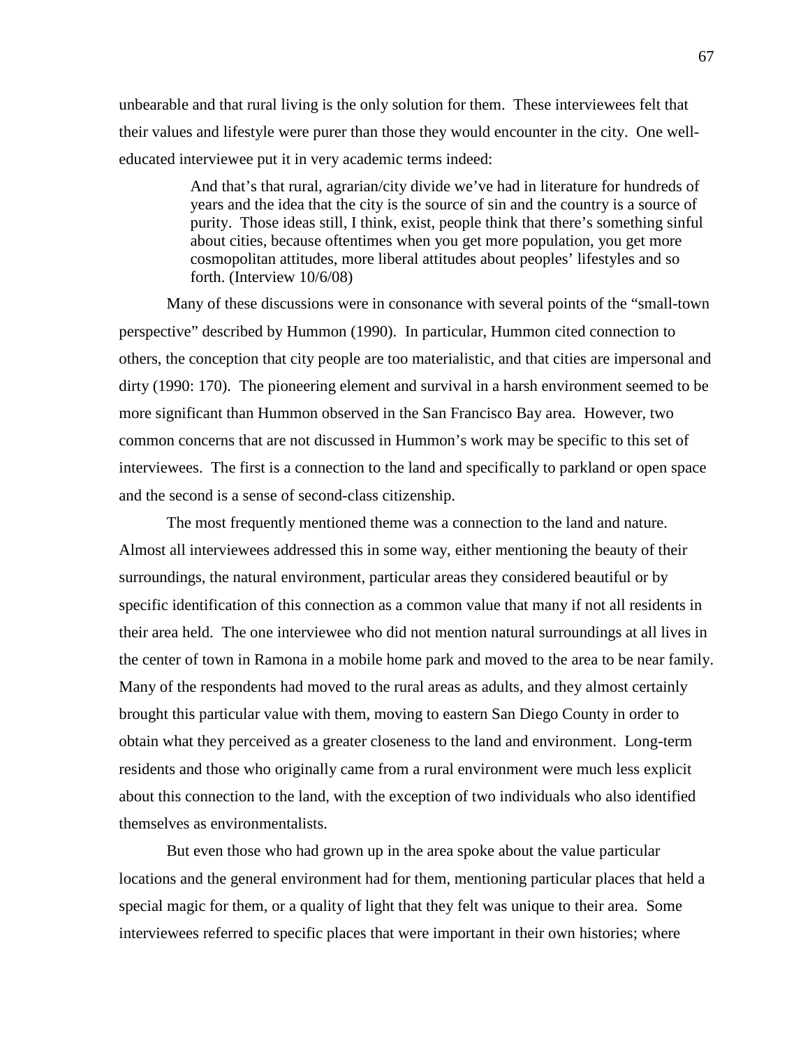unbearable and that rural living is the only solution for them. These interviewees felt that their values and lifestyle were purer than those they would encounter in the city. One well-educated interviewee put it in very academic terms indeed:

> And that's that rural, agrarian/city divide we've had in literature for hundreds of years and the idea that the city is the source of sin and the country is a source of purity. Those ideas still, I think, exist, people think that there's something sinful about cities, because oftentimes when you get more population, you get more cosmopolitan attitudes, more liberal attitudes about peoples' lifestyles and so forth. (Interview 10/6/08)

Many of these discussions were in consonance with several points of the "small-town perspective" described by Hummon (1990). In particular, Hummon cited connection to others, the conception that city people are too materialistic, and that cities are impersonal and dirty (1990: 170). The pioneering element and survival in a harsh environment seemed to be more significant than Hummon observed in the San Francisco Bay area. However, two common concerns that are not discussed in Hummon's work may be specific to this set of interviewees. The first is a connection to the land and specifically to parkland or open space and the second is a sense of second-class citizenship.

The most frequently mentioned theme was a connection to the land and nature. Almost all interviewees addressed this in some way, either mentioning the beauty of their surroundings, the natural environment, particular areas they considered beautiful or by specific identification of this connection as a common value that many if not all residents in their area held. The one interviewee who did not mention natural surroundings at all lives in the center of town in Ramona in a mobile home park and moved to the area to be near family. Many of the respondents had moved to the rural areas as adults, and they almost certainly brought this particular value with them, moving to eastern San Diego County in order to obtain what they perceived as a greater closeness to the land and environment. Long-term residents and those who originally came from a rural environment were much less explicit about this connection to the land, with the exception of two individuals who also identified themselves as environmentalists.

But even those who had grown up in the area spoke about the value particular locations and the general environment had for them, mentioning particular places that held a special magic for them, or a quality of light that they felt was unique to their area. Some interviewees referred to specific places that were important in their own histories; where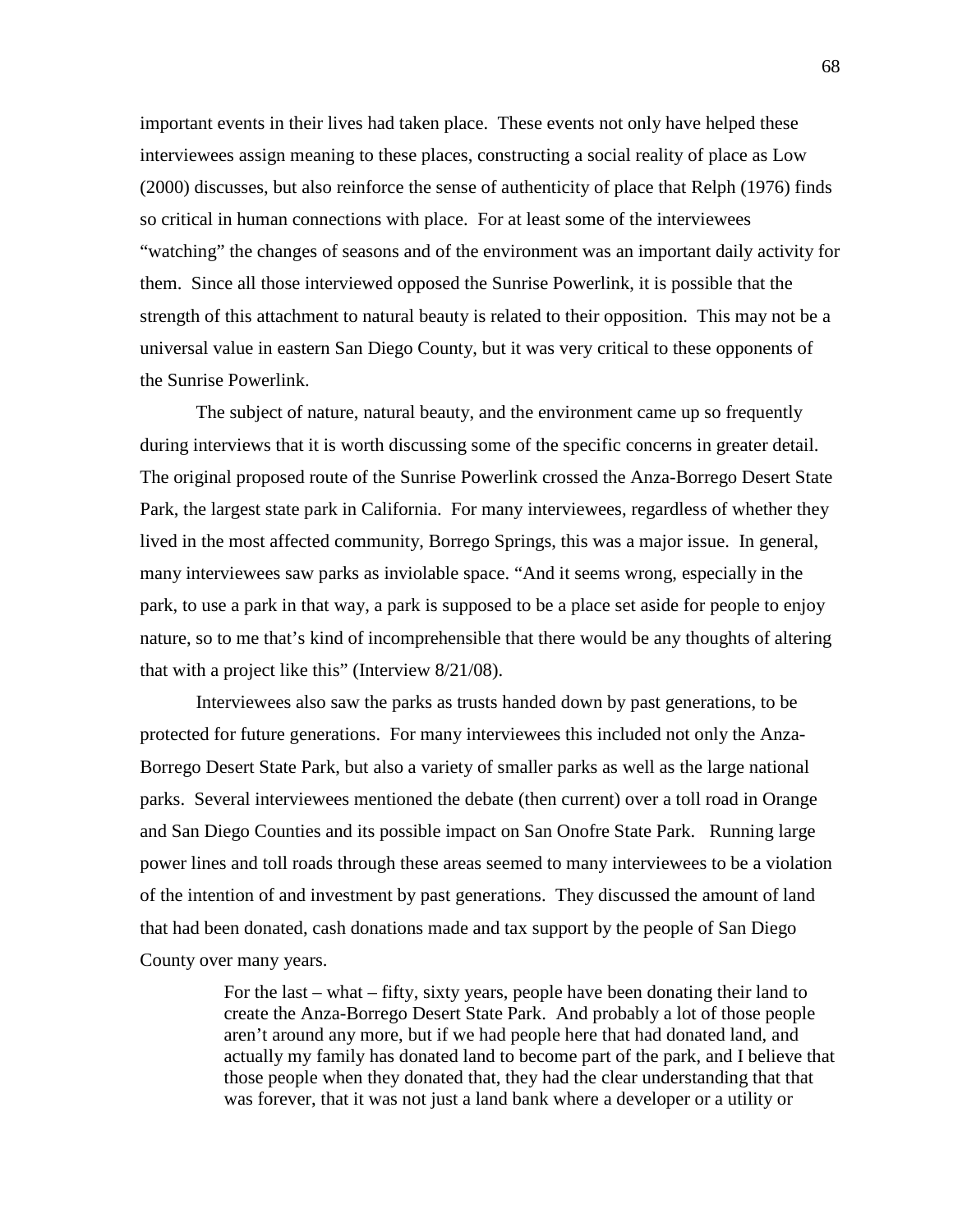important events in their lives had taken place. These events not only have helped these interviewees assign meaning to these places, constructing a social reality of place as Low (2000) discusses, but also reinforce the sense of authenticity of place that Relph (1976) finds so critical in human connections with place. For at least some of the interviewees "watching" the changes of seasons and of the environment was an important daily activity for them. Since all those interviewed opposed the Sunrise Powerlink, it is possible that the strength of this attachment to natural beauty is related to their opposition. This may not be a universal value in eastern San Diego County, but it was very critical to these opponents of the Sunrise Powerlink.

The subject of nature, natural beauty, and the environment came up so frequently during interviews that it is worth discussing some of the specific concerns in greater detail. The original proposed route of the Sunrise Powerlink crossed the Anza-Borrego Desert State Park, the largest state park in California. For many interviewees, regardless of whether they lived in the most affected community, Borrego Springs, this was a major issue. In general, many interviewees saw parks as inviolable space. "And it seems wrong, especially in the park, to use a park in that way, a park is supposed to be a place set aside for people to enjoy nature, so to me that's kind of incomprehensible that there would be any thoughts of altering that with a project like this" (Interview 8/21/08).

Interviewees also saw the parks as trusts handed down by past generations, to be protected for future generations. For many interviewees this included not only the Anza-Borrego Desert State Park, but also a variety of smaller parks as well as the large national parks. Several interviewees mentioned the debate (then current) over a toll road in Orange and San Diego Counties and its possible impact on San Onofre State Park. Running large power lines and toll roads through these areas seemed to many interviewees to be a violation of the intention of and investment by past generations. They discussed the amount of land that had been donated, cash donations made and tax support by the people of San Diego County over many years.

> For the last – what – fifty, sixty years, people have been donating their land to create the Anza-Borrego Desert State Park. And probably a lot of those people aren't around any more, but if we had people here that had donated land, and actually my family has donated land to become part of the park, and I believe that those people when they donated that, they had the clear understanding that that was forever, that it was not just a land bank where a developer or a utility or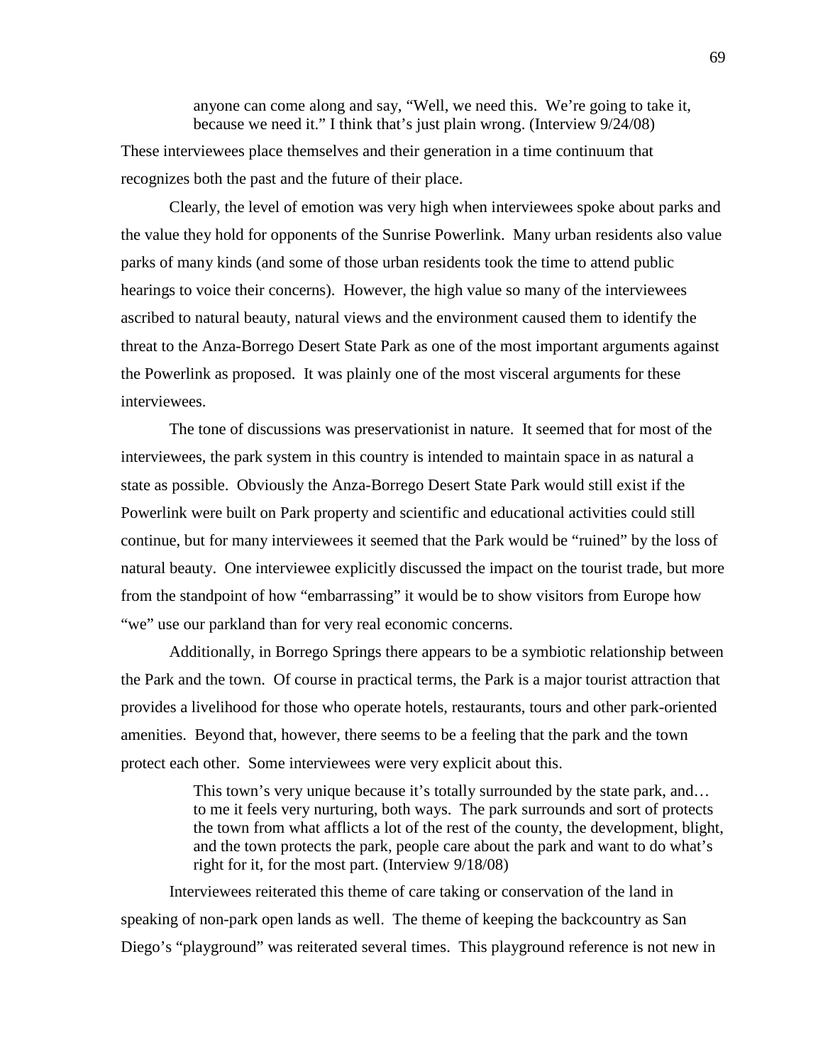> anyone can come along and say, "Well, we need this. We're going to take it, because we need it." I think that's just plain wrong. (Interview 9/24/08)

These interviewees place themselves and their generation in a time continuum that recognizes both the past and the future of their place.

Clearly, the level of emotion was very high when interviewees spoke about parks and the value they hold for opponents of the Sunrise Powerlink. Many urban residents also value parks of many kinds (and some of those urban residents took the time to attend public hearings to voice their concerns). However, the high value so many of the interviewees ascribed to natural beauty, natural views and the environment caused them to identify the threat to the Anza-Borrego Desert State Park as one of the most important arguments against the Powerlink as proposed. It was plainly one of the most visceral arguments for these interviewees.

The tone of discussions was preservationist in nature. It seemed that for most of the interviewees, the park system in this country is intended to maintain space in as natural a state as possible. Obviously the Anza-Borrego Desert State Park would still exist if the Powerlink were built on Park property and scientific and educational activities could still continue, but for many interviewees it seemed that the Park would be "ruined" by the loss of natural beauty. One interviewee explicitly discussed the impact on the tourist trade, but more from the standpoint of how "embarrassing" it would be to show visitors from Europe how "we" use our parkland than for very real economic concerns.

Additionally, in Borrego Springs there appears to be a symbiotic relationship between the Park and the town. Of course in practical terms, the Park is a major tourist attraction that provides a livelihood for those who operate hotels, restaurants, tours and other park-oriented amenities. Beyond that, however, there seems to be a feeling that the park and the town protect each other. Some interviewees were very explicit about this.

> This town's very unique because it's totally surrounded by the state park, and… to me it feels very nurturing, both ways. The park surrounds and sort of protects the town from what afflicts a lot of the rest of the county, the development, blight, and the town protects the park, people care about the park and want to do what's right for it, for the most part. (Interview 9/18/08)

Interviewees reiterated this theme of care taking or conservation of the land in speaking of non-park open lands as well. The theme of keeping the backcountry as San Diego's "playground" was reiterated several times. This playground reference is not new in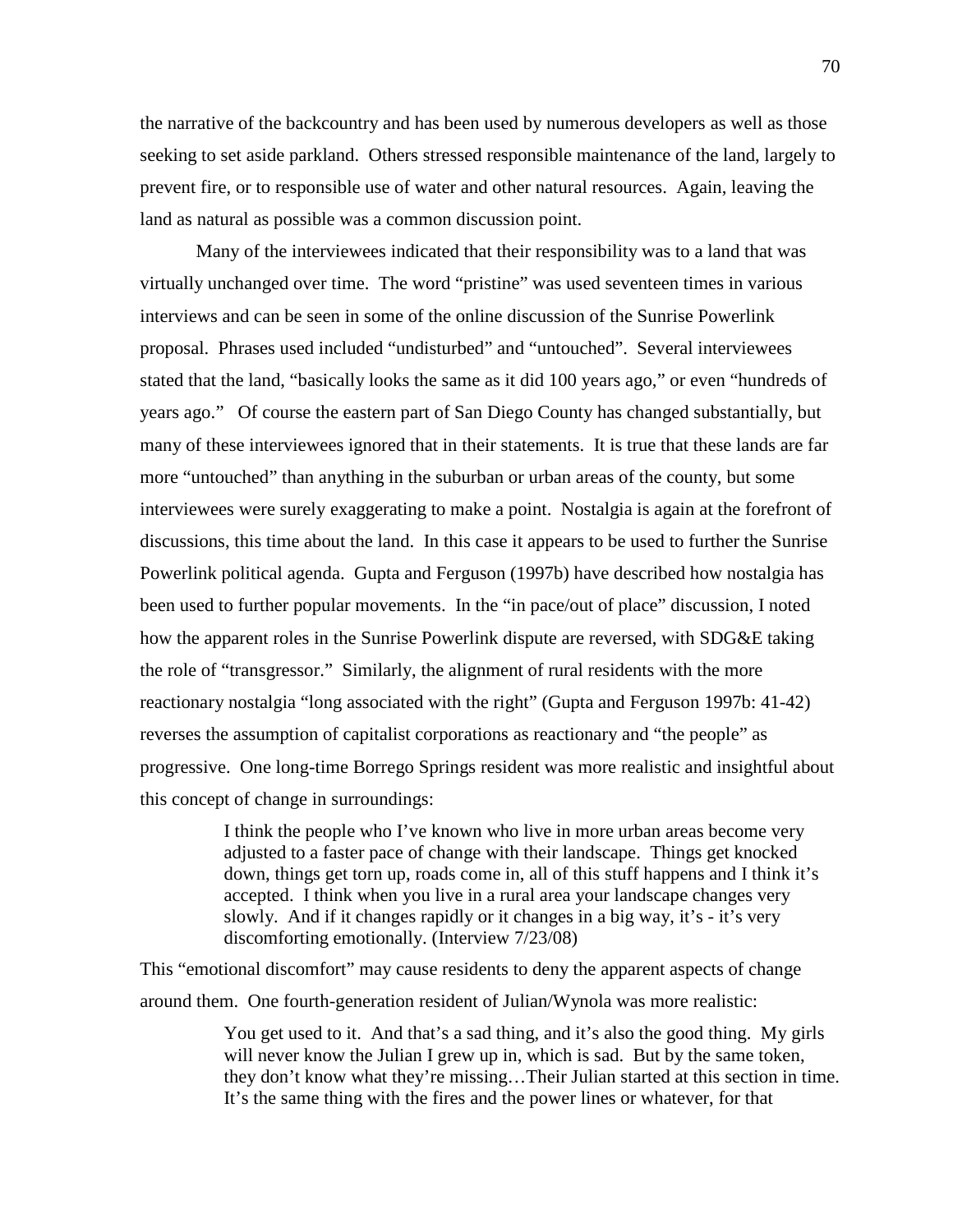the narrative of the backcountry and has been used by numerous developers as well as those seeking to set aside parkland. Others stressed responsible maintenance of the land, largely to prevent fire, or to responsible use of water and other natural resources. Again, leaving the land as natural as possible was a common discussion point.

Many of the interviewees indicated that their responsibility was to a land that was virtually unchanged over time. The word "pristine" was used seventeen times in various interviews and can be seen in some of the online discussion of the Sunrise Powerlink proposal. Phrases used included "undisturbed" and "untouched". Several interviewees stated that the land, "basically looks the same as it did 100 years ago," or even "hundreds of years ago." Of course the eastern part of San Diego County has changed substantially, but many of these interviewees ignored that in their statements. It is true that these lands are far more "untouched" than anything in the suburban or urban areas of the county, but some interviewees were surely exaggerating to make a point. Nostalgia is again at the forefront of discussions, this time about the land. In this case it appears to be used to further the Sunrise Powerlink political agenda. Gupta and Ferguson (1997b) have described how nostalgia has been used to further popular movements. In the "in pace/out of place" discussion, I noted how the apparent roles in the Sunrise Powerlink dispute are reversed, with SDG&E taking the role of "transgressor." Similarly, the alignment of rural residents with the more reactionary nostalgia "long associated with the right" (Gupta and Ferguson 1997b: 41-42) reverses the assumption of capitalist corporations as reactionary and "the people" as progressive. One long-time Borrego Springs resident was more realistic and insightful about this concept of change in surroundings:

> I think the people who I've known who live in more urban areas become very adjusted to a faster pace of change with their landscape. Things get knocked down, things get torn up, roads come in, all of this stuff happens and I think it's accepted. I think when you live in a rural area your landscape changes very slowly. And if it changes rapidly or it changes in a big way, it's - it's very discomforting emotionally. (Interview 7/23/08)

This "emotional discomfort" may cause residents to deny the apparent aspects of change around them. One fourth-generation resident of Julian/Wynola was more realistic:

> You get used to it. And that's a sad thing, and it's also the good thing. My girls will never know the Julian I grew up in, which is sad. But by the same token, they don't know what they're missing…Their Julian started at this section in time. It's the same thing with the fires and the power lines or whatever, for that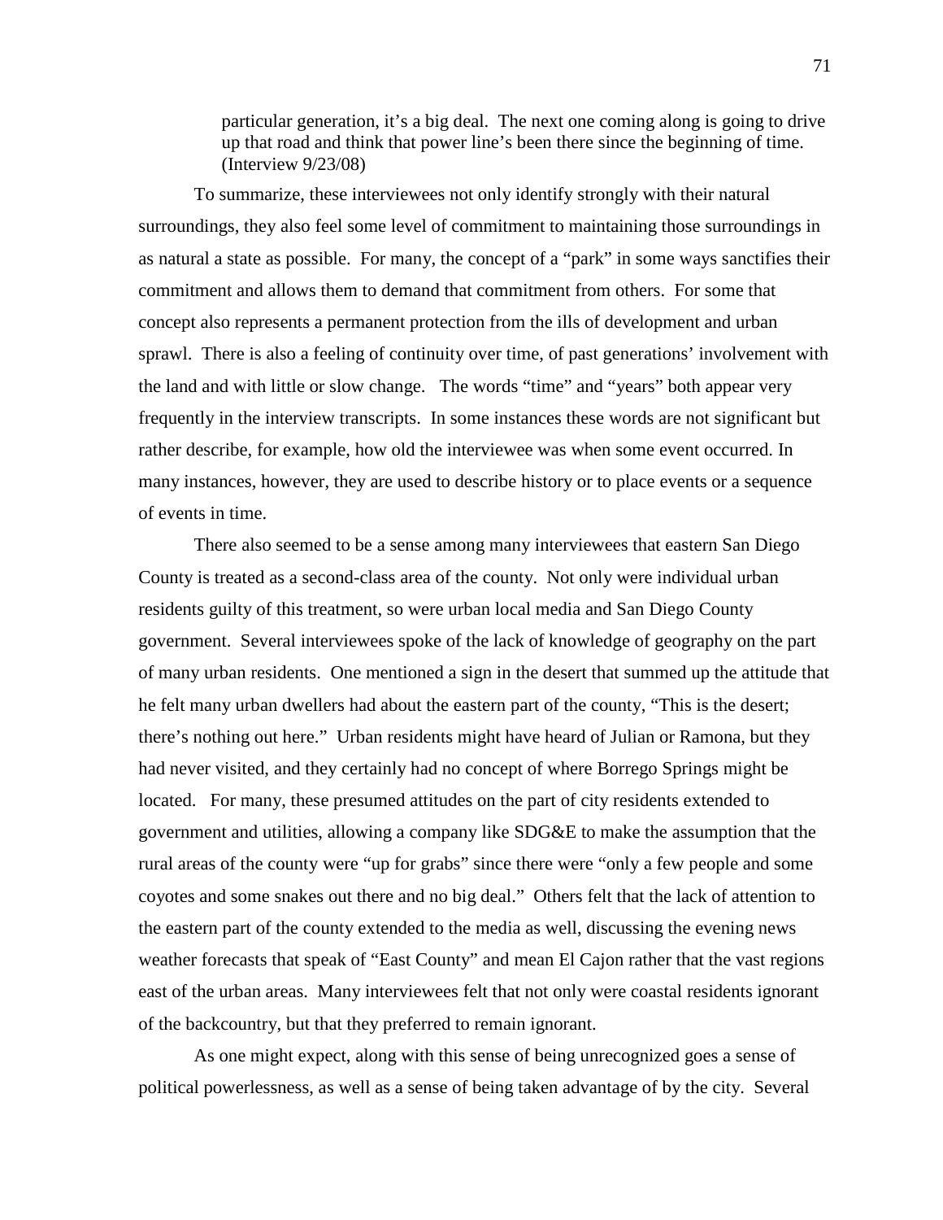> particular generation, it's a big deal. The next one coming along is going to drive up that road and think that power line's been there since the beginning of time. (Interview 9/23/08)

To summarize, these interviewees not only identify strongly with their natural surroundings, they also feel some level of commitment to maintaining those surroundings in as natural a state as possible. For many, the concept of a "park" in some ways sanctifies their commitment and allows them to demand that commitment from others. For some that concept also represents a permanent protection from the ills of development and urban sprawl. There is also a feeling of continuity over time, of past generations' involvement with the land and with little or slow change. The words "time" and "years" both appear very frequently in the interview transcripts. In some instances these words are not significant but rather describe, for example, how old the interviewee was when some event occurred. In many instances, however, they are used to describe history or to place events or a sequence of events in time.

There also seemed to be a sense among many interviewees that eastern San Diego County is treated as a second-class area of the county. Not only were individual urban residents guilty of this treatment, so were urban local media and San Diego County government. Several interviewees spoke of the lack of knowledge of geography on the part of many urban residents. One mentioned a sign in the desert that summed up the attitude that he felt many urban dwellers had about the eastern part of the county, "This is the desert; there's nothing out here." Urban residents might have heard of Julian or Ramona, but they had never visited, and they certainly had no concept of where Borrego Springs might be located. For many, these presumed attitudes on the part of city residents extended to government and utilities, allowing a company like SDG&E to make the assumption that the rural areas of the county were "up for grabs" since there were "only a few people and some coyotes and some snakes out there and no big deal." Others felt that the lack of attention to the eastern part of the county extended to the media as well, discussing the evening news weather forecasts that speak of "East County" and mean El Cajon rather that the vast regions east of the urban areas. Many interviewees felt that not only were coastal residents ignorant of the backcountry, but that they preferred to remain ignorant.

As one might expect, along with this sense of being unrecognized goes a sense of political powerlessness, as well as a sense of being taken advantage of by the city. Several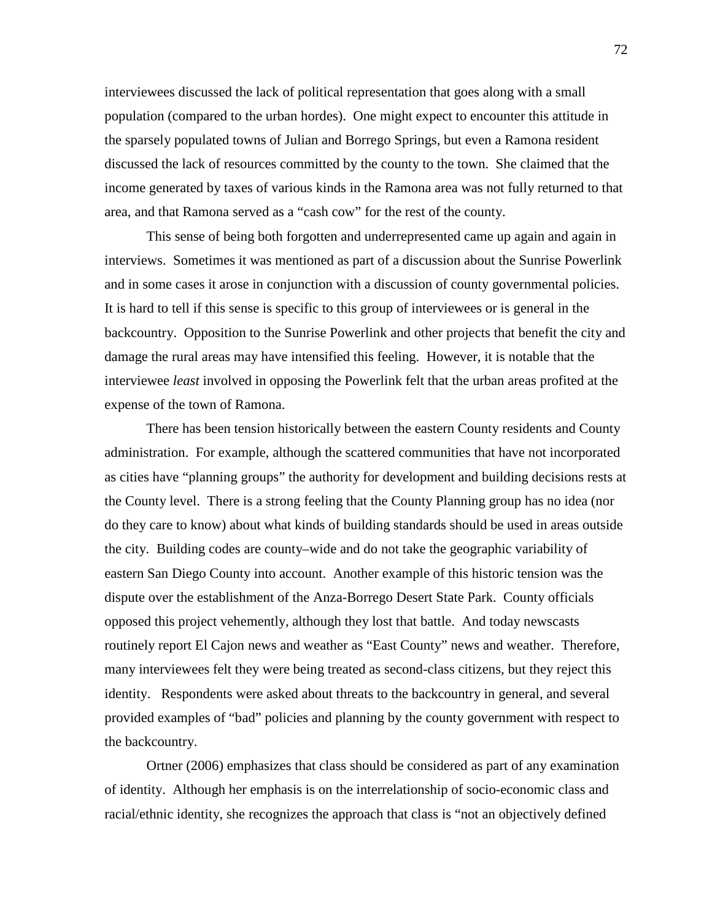interviewees discussed the lack of political representation that goes along with a small population (compared to the urban hordes). One might expect to encounter this attitude in the sparsely populated towns of Julian and Borrego Springs, but even a Ramona resident discussed the lack of resources committed by the county to the town. She claimed that the income generated by taxes of various kinds in the Ramona area was not fully returned to that area, and that Ramona served as a "cash cow" for the rest of the county.

This sense of being both forgotten and underrepresented came up again and again in interviews. Sometimes it was mentioned as part of a discussion about the Sunrise Powerlink and in some cases it arose in conjunction with a discussion of county governmental policies. It is hard to tell if this sense is specific to this group of interviewees or is general in the backcountry. Opposition to the Sunrise Powerlink and other projects that benefit the city and damage the rural areas may have intensified this feeling. However, it is notable that the interviewee *least* involved in opposing the Powerlink felt that the urban areas profited at the expense of the town of Ramona.

There has been tension historically between the eastern County residents and County administration. For example, although the scattered communities that have not incorporated as cities have "planning groups" the authority for development and building decisions rests at the County level. There is a strong feeling that the County Planning group has no idea (nor do they care to know) about what kinds of building standards should be used in areas outside the city. Building codes are county–wide and do not take the geographic variability of eastern San Diego County into account. Another example of this historic tension was the dispute over the establishment of the Anza-Borrego Desert State Park. County officials opposed this project vehemently, although they lost that battle. And today newscasts routinely report El Cajon news and weather as "East County" news and weather. Therefore, many interviewees felt they were being treated as second-class citizens, but they reject this identity. Respondents were asked about threats to the backcountry in general, and several provided examples of "bad" policies and planning by the county government with respect to the backcountry.

Ortner (2006) emphasizes that class should be considered as part of any examination of identity. Although her emphasis is on the interrelationship of socio-economic class and racial/ethnic identity, she recognizes the approach that class is "not an objectively defined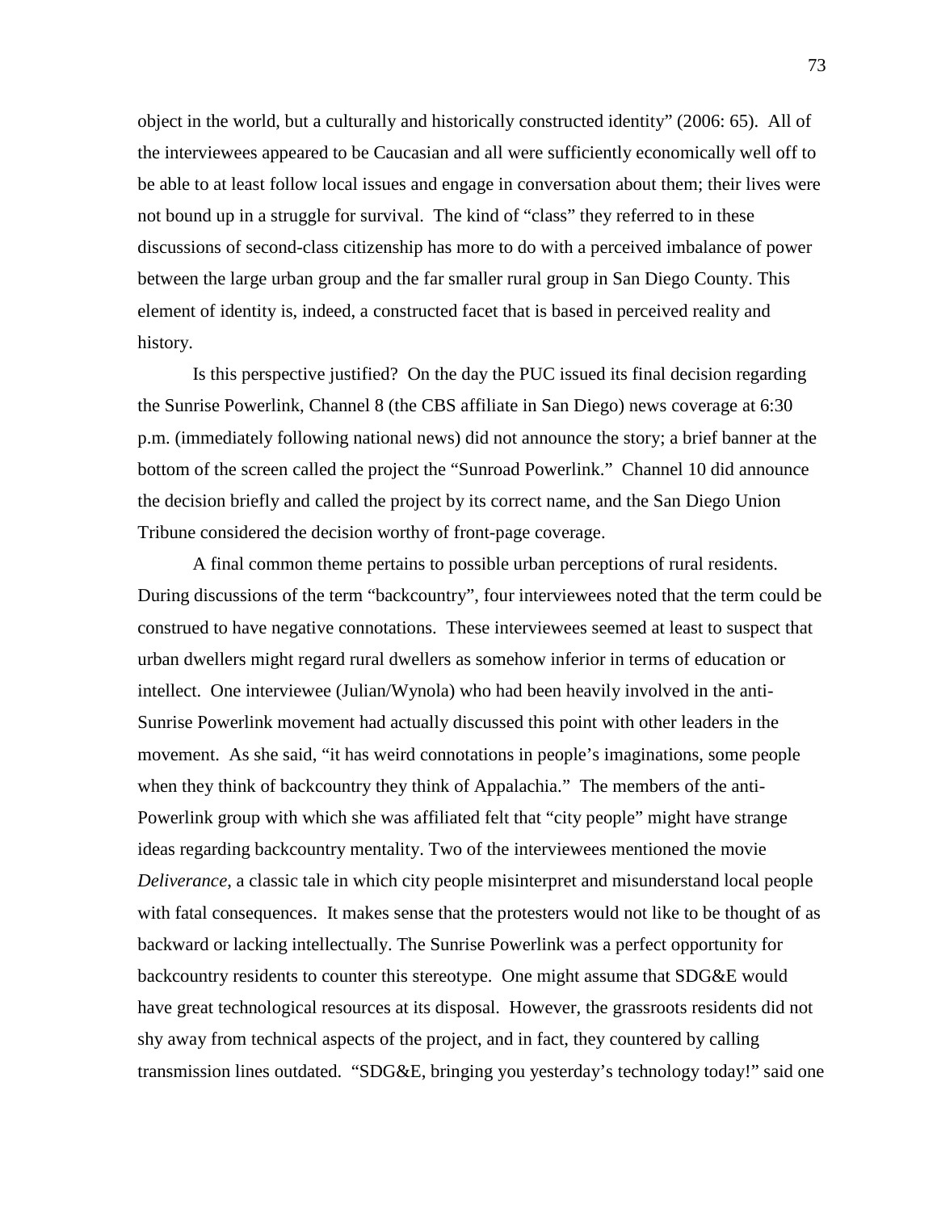object in the world, but a culturally and historically constructed identity" (2006: 65). All of the interviewees appeared to be Caucasian and all were sufficiently economically well off to be able to at least follow local issues and engage in conversation about them; their lives were not bound up in a struggle for survival. The kind of "class" they referred to in these discussions of second-class citizenship has more to do with a perceived imbalance of power between the large urban group and the far smaller rural group in San Diego County. This element of identity is, indeed, a constructed facet that is based in perceived reality and history.

Is this perspective justified? On the day the PUC issued its final decision regarding the Sunrise Powerlink, Channel 8 (the CBS affiliate in San Diego) news coverage at 6:30 p.m. (immediately following national news) did not announce the story; a brief banner at the bottom of the screen called the project the "Sunroad Powerlink." Channel 10 did announce the decision briefly and called the project by its correct name, and the San Diego Union Tribune considered the decision worthy of front-page coverage.

A final common theme pertains to possible urban perceptions of rural residents. During discussions of the term "backcountry", four interviewees noted that the term could be construed to have negative connotations. These interviewees seemed at least to suspect that urban dwellers might regard rural dwellers as somehow inferior in terms of education or intellect. One interviewee (Julian/Wynola) who had been heavily involved in the anti-Sunrise Powerlink movement had actually discussed this point with other leaders in the movement. As she said, "it has weird connotations in people's imaginations, some people when they think of backcountry they think of Appalachia." The members of the anti-Powerlink group with which she was affiliated felt that "city people" might have strange ideas regarding backcountry mentality. Two of the interviewees mentioned the movie *Deliverance*, a classic tale in which city people misinterpret and misunderstand local people with fatal consequences. It makes sense that the protesters would not like to be thought of as backward or lacking intellectually. The Sunrise Powerlink was a perfect opportunity for backcountry residents to counter this stereotype. One might assume that SDG&E would have great technological resources at its disposal. However, the grassroots residents did not shy away from technical aspects of the project, and in fact, they countered by calling transmission lines outdated. "SDG&E, bringing you yesterday's technology today!" said one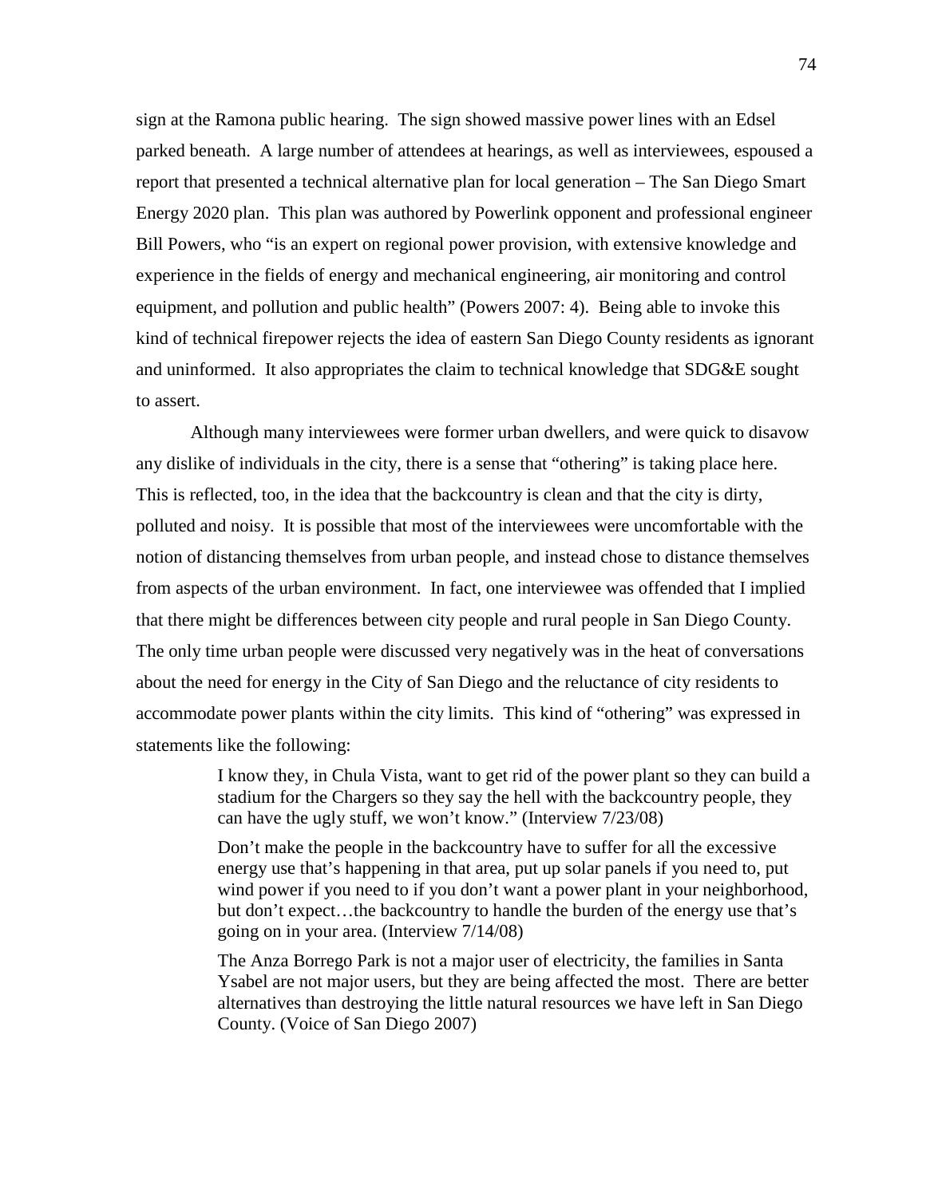sign at the Ramona public hearing. The sign showed massive power lines with an Edsel parked beneath. A large number of attendees at hearings, as well as interviewees, espoused a report that presented a technical alternative plan for local generation – The San Diego Smart Energy 2020 plan. This plan was authored by Powerlink opponent and professional engineer Bill Powers, who "is an expert on regional power provision, with extensive knowledge and experience in the fields of energy and mechanical engineering, air monitoring and control equipment, and pollution and public health" (Powers 2007: 4). Being able to invoke this kind of technical firepower rejects the idea of eastern San Diego County residents as ignorant and uninformed. It also appropriates the claim to technical knowledge that SDG&E sought to assert.

Although many interviewees were former urban dwellers, and were quick to disavow any dislike of individuals in the city, there is a sense that "othering" is taking place here. This is reflected, too, in the idea that the backcountry is clean and that the city is dirty, polluted and noisy. It is possible that most of the interviewees were uncomfortable with the notion of distancing themselves from urban people, and instead chose to distance themselves from aspects of the urban environment. In fact, one interviewee was offended that I implied that there might be differences between city people and rural people in San Diego County. The only time urban people were discussed very negatively was in the heat of conversations about the need for energy in the City of San Diego and the reluctance of city residents to accommodate power plants within the city limits. This kind of "othering" was expressed in statements like the following:

> I know they, in Chula Vista, want to get rid of the power plant so they can build a stadium for the Chargers so they say the hell with the backcountry people, they can have the ugly stuff, we won't know." (Interview 7/23/08)
>
> Don't make the people in the backcountry have to suffer for all the excessive energy use that's happening in that area, put up solar panels if you need to, put wind power if you need to if you don't want a power plant in your neighborhood, but don't expect…the backcountry to handle the burden of the energy use that's going on in your area. (Interview 7/14/08)
>
> The Anza Borrego Park is not a major user of electricity, the families in Santa Ysabel are not major users, but they are being affected the most. There are better alternatives than destroying the little natural resources we have left in San Diego County. (Voice of San Diego 2007)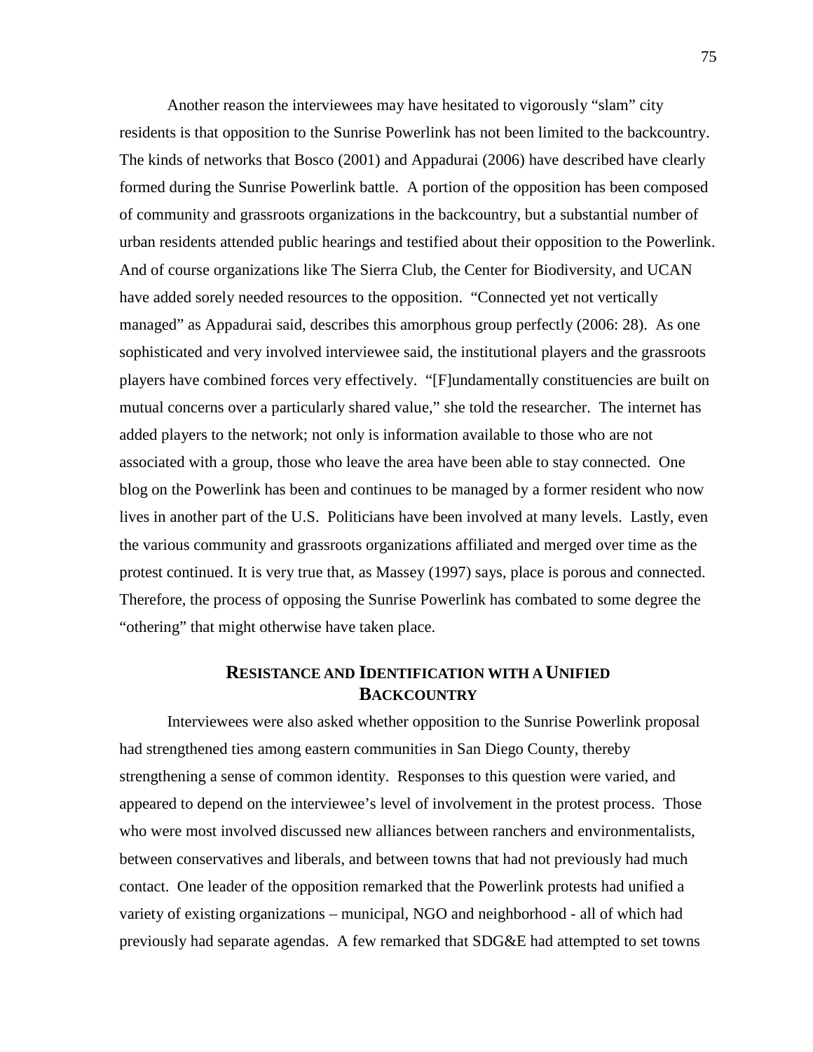Another reason the interviewees may have hesitated to vigorously "slam" city residents is that opposition to the Sunrise Powerlink has not been limited to the backcountry. The kinds of networks that Bosco (2001) and Appadurai (2006) have described have clearly formed during the Sunrise Powerlink battle. A portion of the opposition has been composed of community and grassroots organizations in the backcountry, but a substantial number of urban residents attended public hearings and testified about their opposition to the Powerlink. And of course organizations like The Sierra Club, the Center for Biodiversity, and UCAN have added sorely needed resources to the opposition. "Connected yet not vertically managed" as Appadurai said, describes this amorphous group perfectly (2006: 28). As one sophisticated and very involved interviewee said, the institutional players and the grassroots players have combined forces very effectively. "[F]undamentally constituencies are built on mutual concerns over a particularly shared value," she told the researcher. The internet has added players to the network; not only is information available to those who are not associated with a group, those who leave the area have been able to stay connected. One blog on the Powerlink has been and continues to be managed by a former resident who now lives in another part of the U.S. Politicians have been involved at many levels. Lastly, even the various community and grassroots organizations affiliated and merged over time as the protest continued. It is very true that, as Massey (1997) says, place is porous and connected. Therefore, the process of opposing the Sunrise Powerlink has combated to some degree the "othering" that might otherwise have taken place.

## RESISTANCE AND IDENTIFICATION WITH A UNIFIED BACKCOUNTRY

Interviewees were also asked whether opposition to the Sunrise Powerlink proposal had strengthened ties among eastern communities in San Diego County, thereby strengthening a sense of common identity. Responses to this question were varied, and appeared to depend on the interviewee's level of involvement in the protest process. Those who were most involved discussed new alliances between ranchers and environmentalists, between conservatives and liberals, and between towns that had not previously had much contact. One leader of the opposition remarked that the Powerlink protests had unified a variety of existing organizations – municipal, NGO and neighborhood - all of which had previously had separate agendas. A few remarked that SDG&E had attempted to set towns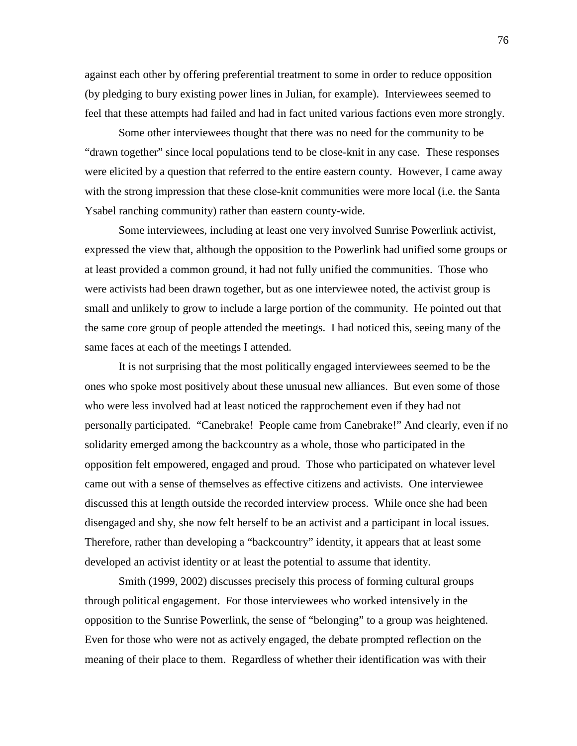against each other by offering preferential treatment to some in order to reduce opposition (by pledging to bury existing power lines in Julian, for example). Interviewees seemed to feel that these attempts had failed and had in fact united various factions even more strongly.

Some other interviewees thought that there was no need for the community to be "drawn together" since local populations tend to be close-knit in any case. These responses were elicited by a question that referred to the entire eastern county. However, I came away with the strong impression that these close-knit communities were more local (i.e. the Santa Ysabel ranching community) rather than eastern county-wide.

Some interviewees, including at least one very involved Sunrise Powerlink activist, expressed the view that, although the opposition to the Powerlink had unified some groups or at least provided a common ground, it had not fully unified the communities. Those who were activists had been drawn together, but as one interviewee noted, the activist group is small and unlikely to grow to include a large portion of the community. He pointed out that the same core group of people attended the meetings. I had noticed this, seeing many of the same faces at each of the meetings I attended.

It is not surprising that the most politically engaged interviewees seemed to be the ones who spoke most positively about these unusual new alliances. But even some of those who were less involved had at least noticed the rapprochement even if they had not personally participated. "Canebrake! People came from Canebrake!" And clearly, even if no solidarity emerged among the backcountry as a whole, those who participated in the opposition felt empowered, engaged and proud. Those who participated on whatever level came out with a sense of themselves as effective citizens and activists. One interviewee discussed this at length outside the recorded interview process. While once she had been disengaged and shy, she now felt herself to be an activist and a participant in local issues. Therefore, rather than developing a "backcountry" identity, it appears that at least some developed an activist identity or at least the potential to assume that identity.

Smith (1999, 2002) discusses precisely this process of forming cultural groups through political engagement. For those interviewees who worked intensively in the opposition to the Sunrise Powerlink, the sense of "belonging" to a group was heightened. Even for those who were not as actively engaged, the debate prompted reflection on the meaning of their place to them. Regardless of whether their identification was with their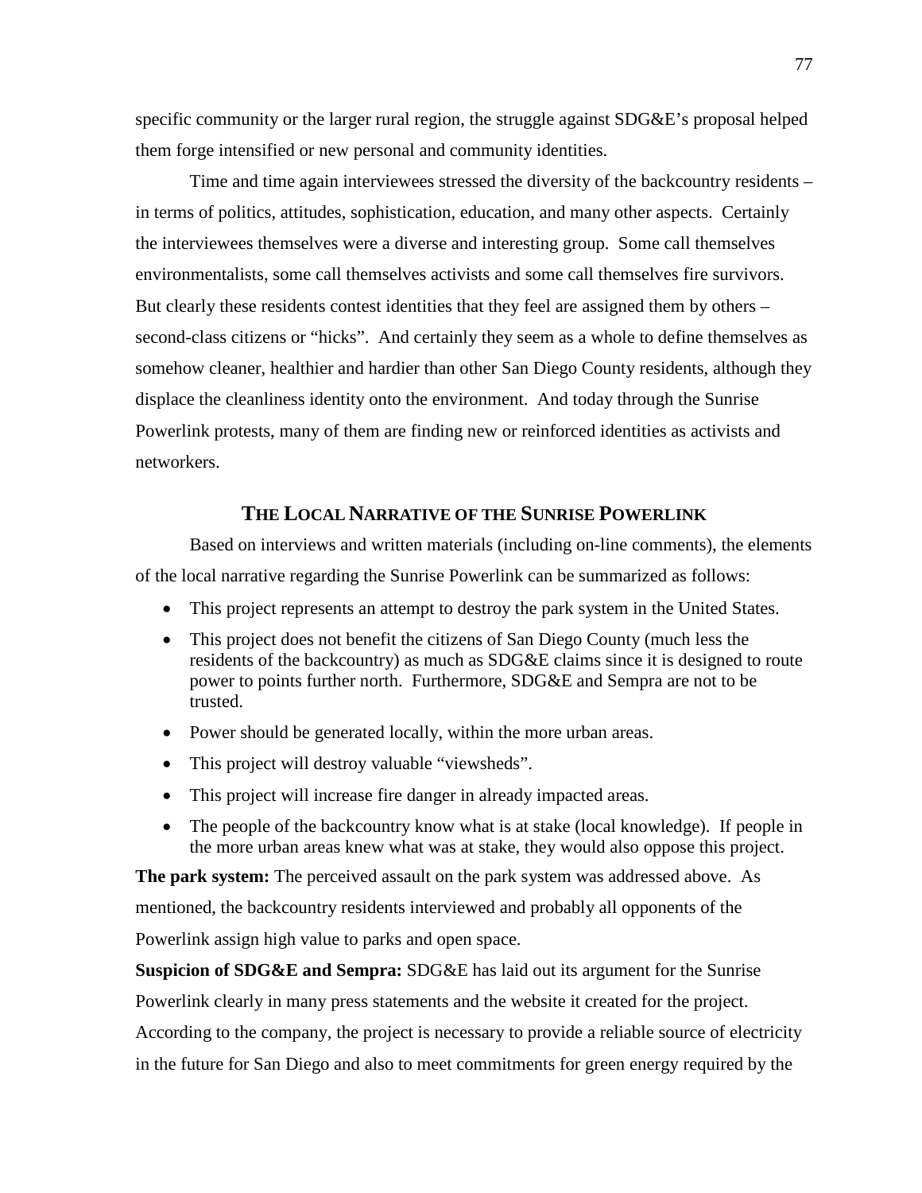specific community or the larger rural region, the struggle against SDG&E's proposal helped them forge intensified or new personal and community identities.

Time and time again interviewees stressed the diversity of the backcountry residents – in terms of politics, attitudes, sophistication, education, and many other aspects. Certainly the interviewees themselves were a diverse and interesting group. Some call themselves environmentalists, some call themselves activists and some call themselves fire survivors. But clearly these residents contest identities that they feel are assigned them by others – second-class citizens or "hicks". And certainly they seem as a whole to define themselves as somehow cleaner, healthier and hardier than other San Diego County residents, although they displace the cleanliness identity onto the environment. And today through the Sunrise Powerlink protests, many of them are finding new or reinforced identities as activists and networkers.

## THE LOCAL NARRATIVE OF THE SUNRISE POWERLINK

Based on interviews and written materials (including on-line comments), the elements of the local narrative regarding the Sunrise Powerlink can be summarized as follows:

- This project represents an attempt to destroy the park system in the United States.
- This project does not benefit the citizens of San Diego County (much less the residents of the backcountry) as much as SDG&E claims since it is designed to route power to points further north. Furthermore, SDG&E and Sempra are not to be trusted.
- Power should be generated locally, within the more urban areas.
- This project will destroy valuable "viewsheds".
- This project will increase fire danger in already impacted areas.
- The people of the backcountry know what is at stake (local knowledge). If people in the more urban areas knew what was at stake, they would also oppose this project.

**The park system:** The perceived assault on the park system was addressed above. As mentioned, the backcountry residents interviewed and probably all opponents of the Powerlink assign high value to parks and open space.

**Suspicion of SDG&E and Sempra:** SDG&E has laid out its argument for the Sunrise Powerlink clearly in many press statements and the website it created for the project. According to the company, the project is necessary to provide a reliable source of electricity in the future for San Diego and also to meet commitments for green energy required by the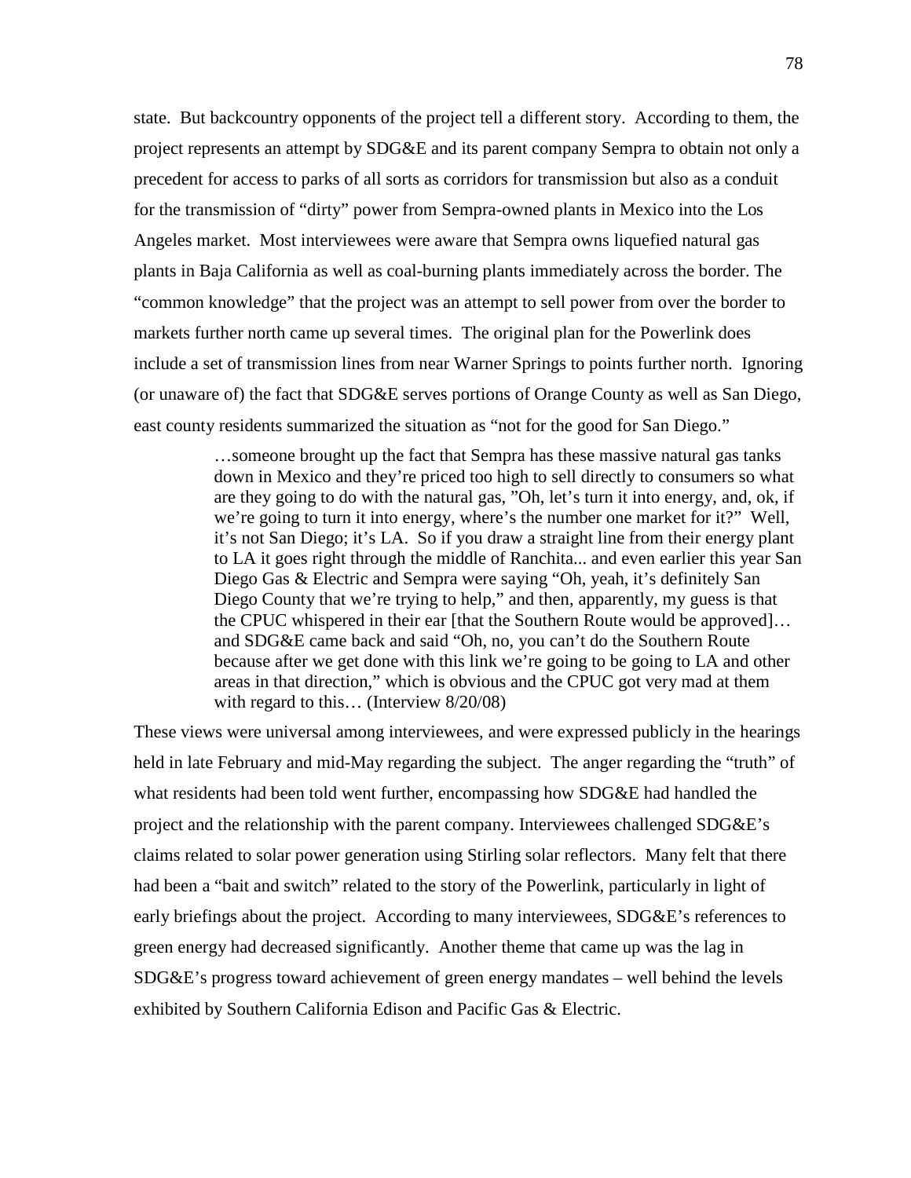state. But backcountry opponents of the project tell a different story. According to them, the project represents an attempt by SDG&E and its parent company Sempra to obtain not only a precedent for access to parks of all sorts as corridors for transmission but also as a conduit for the transmission of "dirty" power from Sempra-owned plants in Mexico into the Los Angeles market. Most interviewees were aware that Sempra owns liquefied natural gas plants in Baja California as well as coal-burning plants immediately across the border. The "common knowledge" that the project was an attempt to sell power from over the border to markets further north came up several times. The original plan for the Powerlink does include a set of transmission lines from near Warner Springs to points further north. Ignoring (or unaware of) the fact that SDG&E serves portions of Orange County as well as San Diego, east county residents summarized the situation as "not for the good for San Diego."

> …someone brought up the fact that Sempra has these massive natural gas tanks down in Mexico and they're priced too high to sell directly to consumers so what are they going to do with the natural gas, "Oh, let's turn it into energy, and, ok, if we're going to turn it into energy, where's the number one market for it?" Well, it's not San Diego; it's LA. So if you draw a straight line from their energy plant to LA it goes right through the middle of Ranchita... and even earlier this year San Diego Gas & Electric and Sempra were saying "Oh, yeah, it's definitely San Diego County that we're trying to help," and then, apparently, my guess is that the CPUC whispered in their ear [that the Southern Route would be approved]… and SDG&E came back and said "Oh, no, you can't do the Southern Route because after we get done with this link we're going to be going to LA and other areas in that direction," which is obvious and the CPUC got very mad at them with regard to this… (Interview 8/20/08)

These views were universal among interviewees, and were expressed publicly in the hearings held in late February and mid-May regarding the subject. The anger regarding the "truth" of what residents had been told went further, encompassing how SDG&E had handled the project and the relationship with the parent company. Interviewees challenged SDG&E's claims related to solar power generation using Stirling solar reflectors. Many felt that there had been a "bait and switch" related to the story of the Powerlink, particularly in light of early briefings about the project. According to many interviewees, SDG&E's references to green energy had decreased significantly. Another theme that came up was the lag in SDG&E's progress toward achievement of green energy mandates – well behind the levels exhibited by Southern California Edison and Pacific Gas & Electric.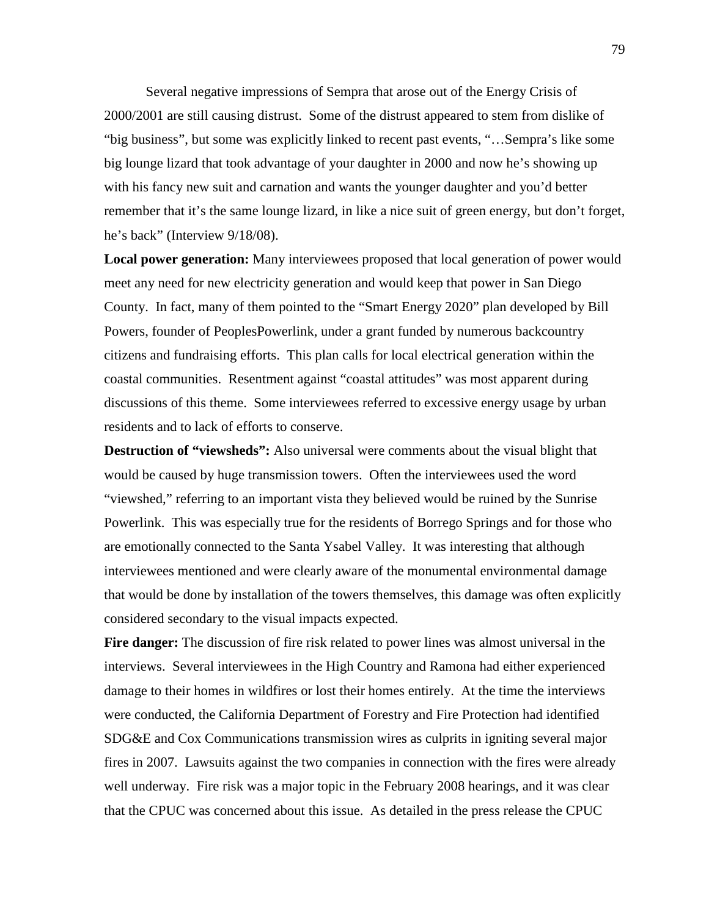Several negative impressions of Sempra that arose out of the Energy Crisis of 2000/2001 are still causing distrust. Some of the distrust appeared to stem from dislike of "big business", but some was explicitly linked to recent past events, "…Sempra's like some big lounge lizard that took advantage of your daughter in 2000 and now he's showing up with his fancy new suit and carnation and wants the younger daughter and you'd better remember that it's the same lounge lizard, in like a nice suit of green energy, but don't forget, he's back" (Interview 9/18/08).

**Local power generation:** Many interviewees proposed that local generation of power would meet any need for new electricity generation and would keep that power in San Diego County. In fact, many of them pointed to the "Smart Energy 2020" plan developed by Bill Powers, founder of PeoplesPowerlink, under a grant funded by numerous backcountry citizens and fundraising efforts. This plan calls for local electrical generation within the coastal communities. Resentment against "coastal attitudes" was most apparent during discussions of this theme. Some interviewees referred to excessive energy usage by urban residents and to lack of efforts to conserve.

**Destruction of "viewsheds":** Also universal were comments about the visual blight that would be caused by huge transmission towers. Often the interviewees used the word "viewshed," referring to an important vista they believed would be ruined by the Sunrise Powerlink. This was especially true for the residents of Borrego Springs and for those who are emotionally connected to the Santa Ysabel Valley. It was interesting that although interviewees mentioned and were clearly aware of the monumental environmental damage that would be done by installation of the towers themselves, this damage was often explicitly considered secondary to the visual impacts expected.

**Fire danger:** The discussion of fire risk related to power lines was almost universal in the interviews. Several interviewees in the High Country and Ramona had either experienced damage to their homes in wildfires or lost their homes entirely. At the time the interviews were conducted, the California Department of Forestry and Fire Protection had identified SDG&E and Cox Communications transmission wires as culprits in igniting several major fires in 2007. Lawsuits against the two companies in connection with the fires were already well underway. Fire risk was a major topic in the February 2008 hearings, and it was clear that the CPUC was concerned about this issue. As detailed in the press release the CPUC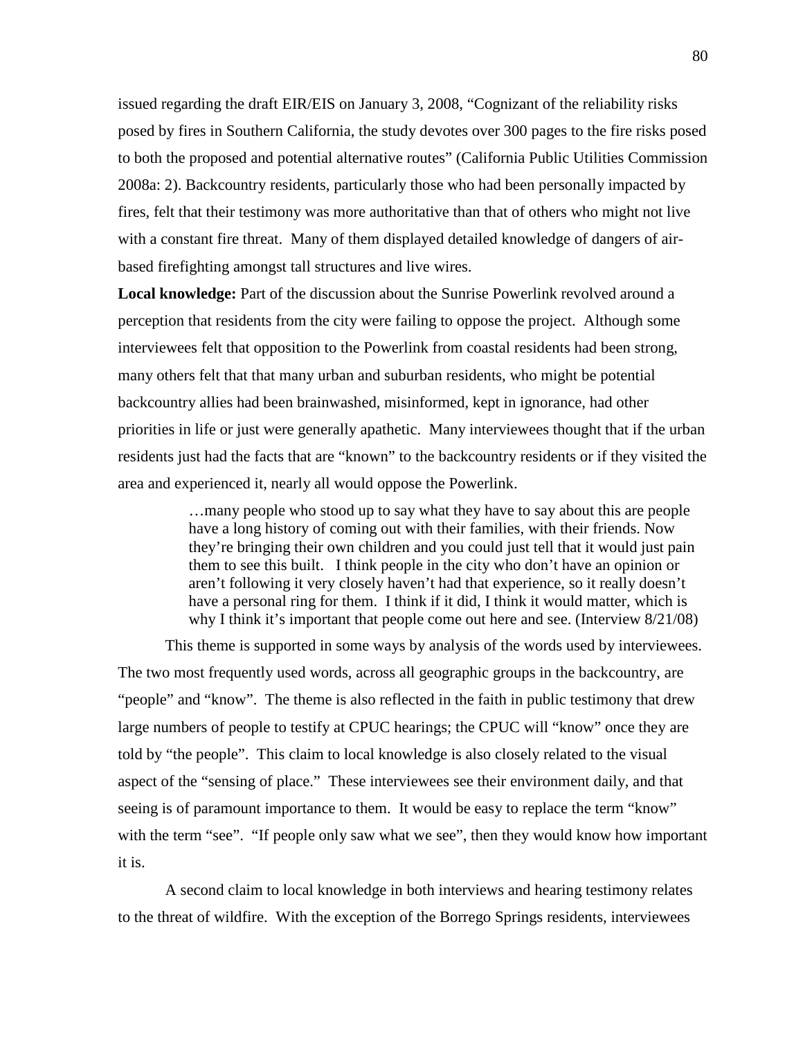issued regarding the draft EIR/EIS on January 3, 2008, "Cognizant of the reliability risks posed by fires in Southern California, the study devotes over 300 pages to the fire risks posed to both the proposed and potential alternative routes" (California Public Utilities Commission 2008a: 2). Backcountry residents, particularly those who had been personally impacted by fires, felt that their testimony was more authoritative than that of others who might not live with a constant fire threat. Many of them displayed detailed knowledge of dangers of air-based firefighting amongst tall structures and live wires.

**Local knowledge:** Part of the discussion about the Sunrise Powerlink revolved around a perception that residents from the city were failing to oppose the project. Although some interviewees felt that opposition to the Powerlink from coastal residents had been strong, many others felt that that many urban and suburban residents, who might be potential backcountry allies had been brainwashed, misinformed, kept in ignorance, had other priorities in life or just were generally apathetic. Many interviewees thought that if the urban residents just had the facts that are "known" to the backcountry residents or if they visited the area and experienced it, nearly all would oppose the Powerlink.

> …many people who stood up to say what they have to say about this are people have a long history of coming out with their families, with their friends. Now they're bringing their own children and you could just tell that it would just pain them to see this built. I think people in the city who don't have an opinion or aren't following it very closely haven't had that experience, so it really doesn't have a personal ring for them. I think if it did, I think it would matter, which is why I think it's important that people come out here and see. (Interview 8/21/08)

This theme is supported in some ways by analysis of the words used by interviewees. The two most frequently used words, across all geographic groups in the backcountry, are "people" and "know". The theme is also reflected in the faith in public testimony that drew large numbers of people to testify at CPUC hearings; the CPUC will "know" once they are told by "the people". This claim to local knowledge is also closely related to the visual aspect of the "sensing of place." These interviewees see their environment daily, and that seeing is of paramount importance to them. It would be easy to replace the term "know" with the term "see". "If people only saw what we see", then they would know how important it is.

A second claim to local knowledge in both interviews and hearing testimony relates to the threat of wildfire. With the exception of the Borrego Springs residents, interviewees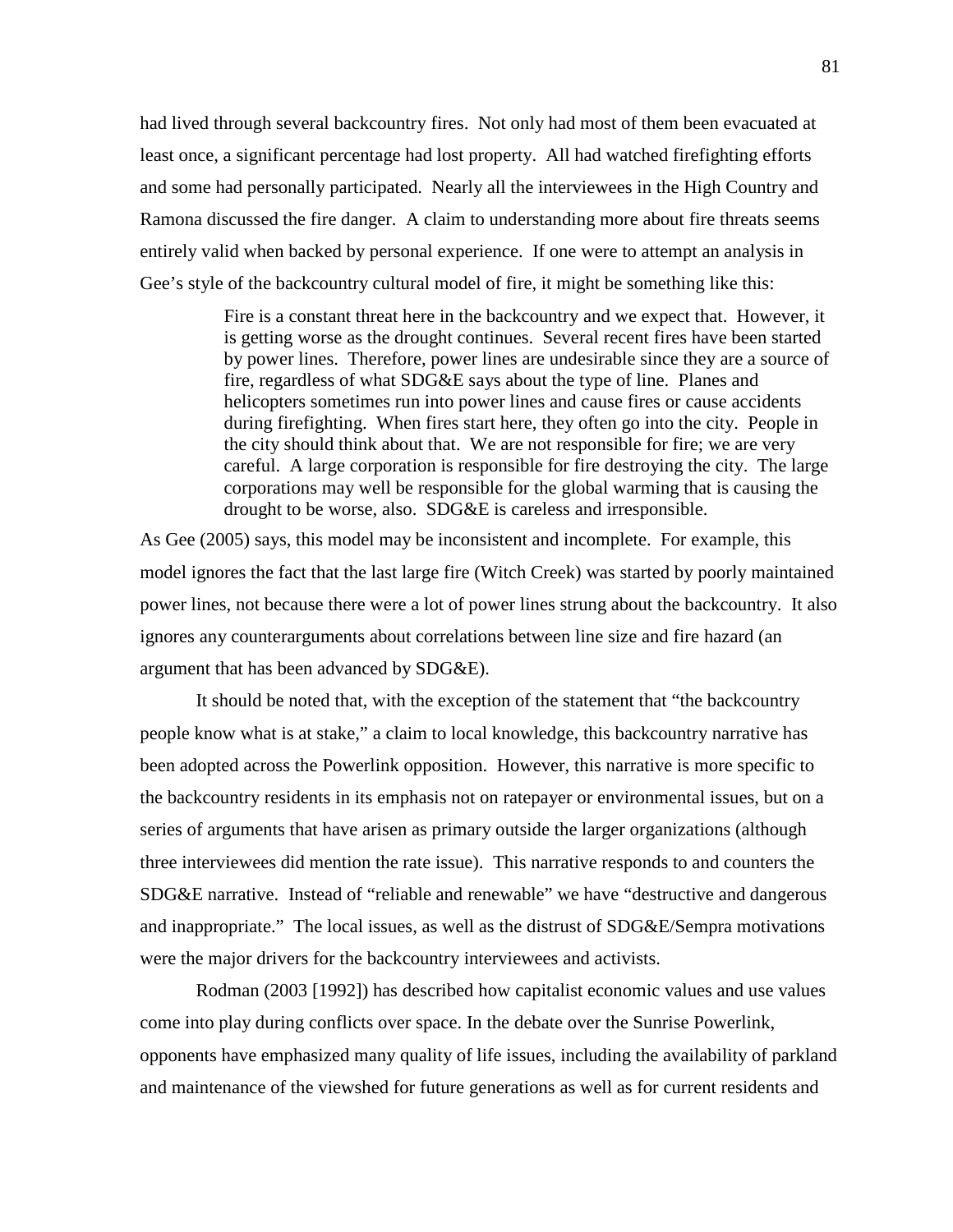had lived through several backcountry fires. Not only had most of them been evacuated at least once, a significant percentage had lost property. All had watched firefighting efforts and some had personally participated. Nearly all the interviewees in the High Country and Ramona discussed the fire danger. A claim to understanding more about fire threats seems entirely valid when backed by personal experience. If one were to attempt an analysis in Gee's style of the backcountry cultural model of fire, it might be something like this:

> Fire is a constant threat here in the backcountry and we expect that. However, it is getting worse as the drought continues. Several recent fires have been started by power lines. Therefore, power lines are undesirable since they are a source of fire, regardless of what SDG&E says about the type of line. Planes and helicopters sometimes run into power lines and cause fires or cause accidents during firefighting. When fires start here, they often go into the city. People in the city should think about that. We are not responsible for fire; we are very careful. A large corporation is responsible for fire destroying the city. The large corporations may well be responsible for the global warming that is causing the drought to be worse, also. SDG&E is careless and irresponsible.

As Gee (2005) says, this model may be inconsistent and incomplete. For example, this model ignores the fact that the last large fire (Witch Creek) was started by poorly maintained power lines, not because there were a lot of power lines strung about the backcountry. It also ignores any counterarguments about correlations between line size and fire hazard (an argument that has been advanced by SDG&E).

It should be noted that, with the exception of the statement that "the backcountry people know what is at stake," a claim to local knowledge, this backcountry narrative has been adopted across the Powerlink opposition. However, this narrative is more specific to the backcountry residents in its emphasis not on ratepayer or environmental issues, but on a series of arguments that have arisen as primary outside the larger organizations (although three interviewees did mention the rate issue). This narrative responds to and counters the SDG&E narrative. Instead of "reliable and renewable" we have "destructive and dangerous and inappropriate." The local issues, as well as the distrust of SDG&E/Sempra motivations were the major drivers for the backcountry interviewees and activists.

Rodman (2003 [1992]) has described how capitalist economic values and use values come into play during conflicts over space. In the debate over the Sunrise Powerlink, opponents have emphasized many quality of life issues, including the availability of parkland and maintenance of the viewshed for future generations as well as for current residents and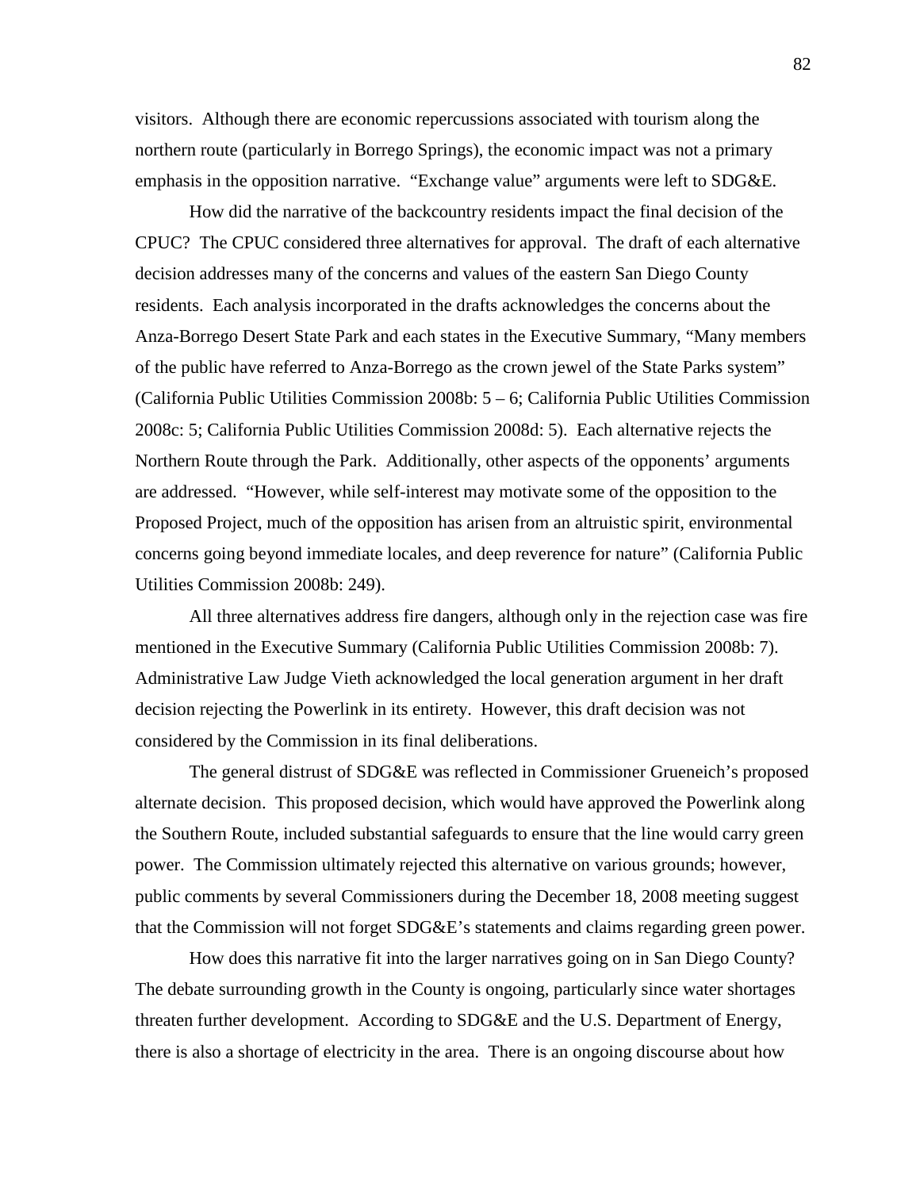visitors. Although there are economic repercussions associated with tourism along the northern route (particularly in Borrego Springs), the economic impact was not a primary emphasis in the opposition narrative. "Exchange value" arguments were left to SDG&E.

How did the narrative of the backcountry residents impact the final decision of the CPUC? The CPUC considered three alternatives for approval. The draft of each alternative decision addresses many of the concerns and values of the eastern San Diego County residents. Each analysis incorporated in the drafts acknowledges the concerns about the Anza-Borrego Desert State Park and each states in the Executive Summary, "Many members of the public have referred to Anza-Borrego as the crown jewel of the State Parks system" (California Public Utilities Commission 2008b: 5 – 6; California Public Utilities Commission 2008c: 5; California Public Utilities Commission 2008d: 5). Each alternative rejects the Northern Route through the Park. Additionally, other aspects of the opponents' arguments are addressed. "However, while self-interest may motivate some of the opposition to the Proposed Project, much of the opposition has arisen from an altruistic spirit, environmental concerns going beyond immediate locales, and deep reverence for nature" (California Public Utilities Commission 2008b: 249).

All three alternatives address fire dangers, although only in the rejection case was fire mentioned in the Executive Summary (California Public Utilities Commission 2008b: 7). Administrative Law Judge Vieth acknowledged the local generation argument in her draft decision rejecting the Powerlink in its entirety. However, this draft decision was not considered by the Commission in its final deliberations.

The general distrust of SDG&E was reflected in Commissioner Grueneich's proposed alternate decision. This proposed decision, which would have approved the Powerlink along the Southern Route, included substantial safeguards to ensure that the line would carry green power. The Commission ultimately rejected this alternative on various grounds; however, public comments by several Commissioners during the December 18, 2008 meeting suggest that the Commission will not forget SDG&E's statements and claims regarding green power.

How does this narrative fit into the larger narratives going on in San Diego County? The debate surrounding growth in the County is ongoing, particularly since water shortages threaten further development. According to SDG&E and the U.S. Department of Energy, there is also a shortage of electricity in the area. There is an ongoing discourse about how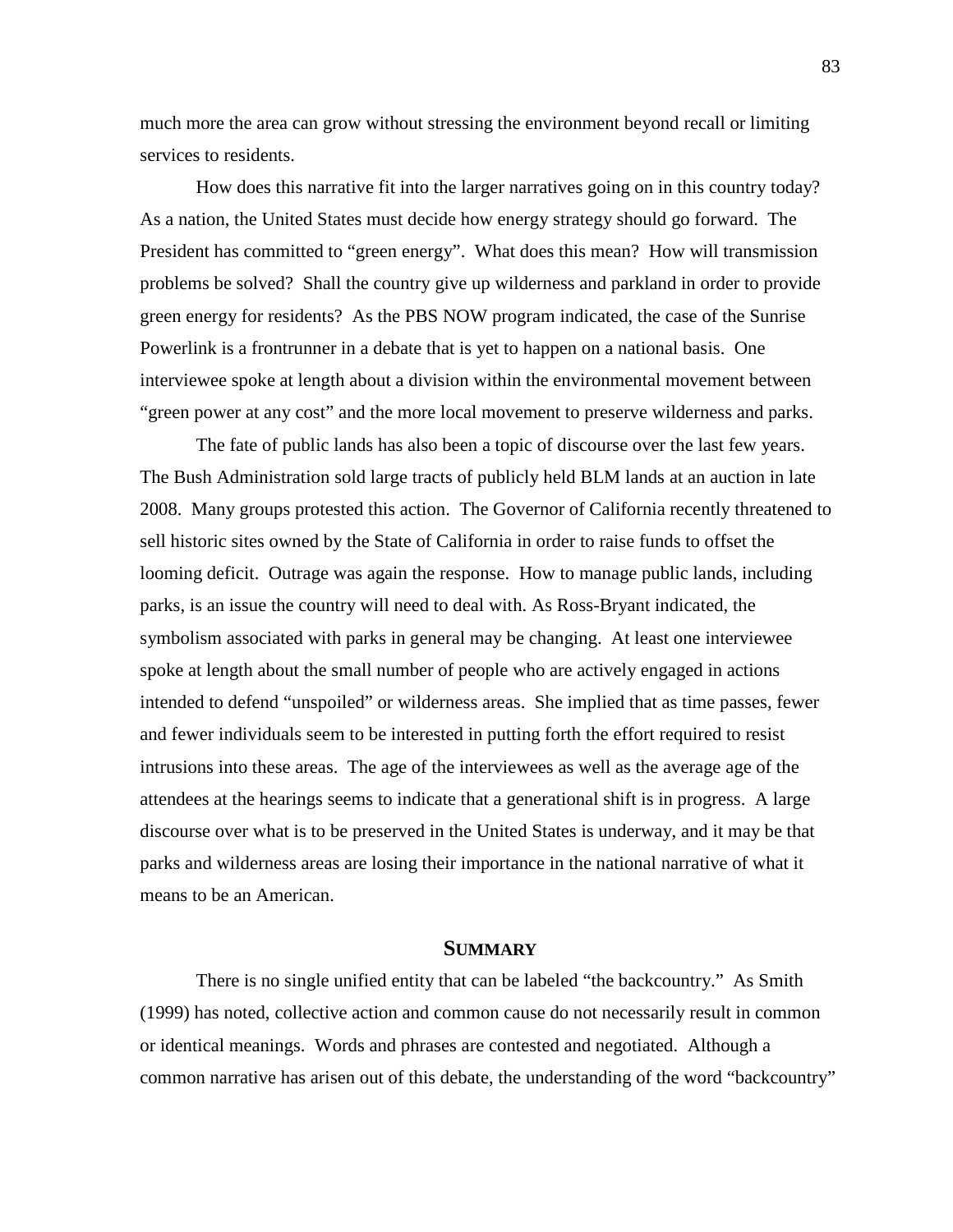much more the area can grow without stressing the environment beyond recall or limiting services to residents.

How does this narrative fit into the larger narratives going on in this country today? As a nation, the United States must decide how energy strategy should go forward. The President has committed to "green energy". What does this mean? How will transmission problems be solved? Shall the country give up wilderness and parkland in order to provide green energy for residents? As the PBS NOW program indicated, the case of the Sunrise Powerlink is a frontrunner in a debate that is yet to happen on a national basis. One interviewee spoke at length about a division within the environmental movement between "green power at any cost" and the more local movement to preserve wilderness and parks.

The fate of public lands has also been a topic of discourse over the last few years. The Bush Administration sold large tracts of publicly held BLM lands at an auction in late 2008. Many groups protested this action. The Governor of California recently threatened to sell historic sites owned by the State of California in order to raise funds to offset the looming deficit. Outrage was again the response. How to manage public lands, including parks, is an issue the country will need to deal with. As Ross-Bryant indicated, the symbolism associated with parks in general may be changing. At least one interviewee spoke at length about the small number of people who are actively engaged in actions intended to defend "unspoiled" or wilderness areas. She implied that as time passes, fewer and fewer individuals seem to be interested in putting forth the effort required to resist intrusions into these areas. The age of the interviewees as well as the average age of the attendees at the hearings seems to indicate that a generational shift is in progress. A large discourse over what is to be preserved in the United States is underway, and it may be that parks and wilderness areas are losing their importance in the national narrative of what it means to be an American.

## SUMMARY

There is no single unified entity that can be labeled "the backcountry." As Smith (1999) has noted, collective action and common cause do not necessarily result in common or identical meanings. Words and phrases are contested and negotiated. Although a common narrative has arisen out of this debate, the understanding of the word "backcountry"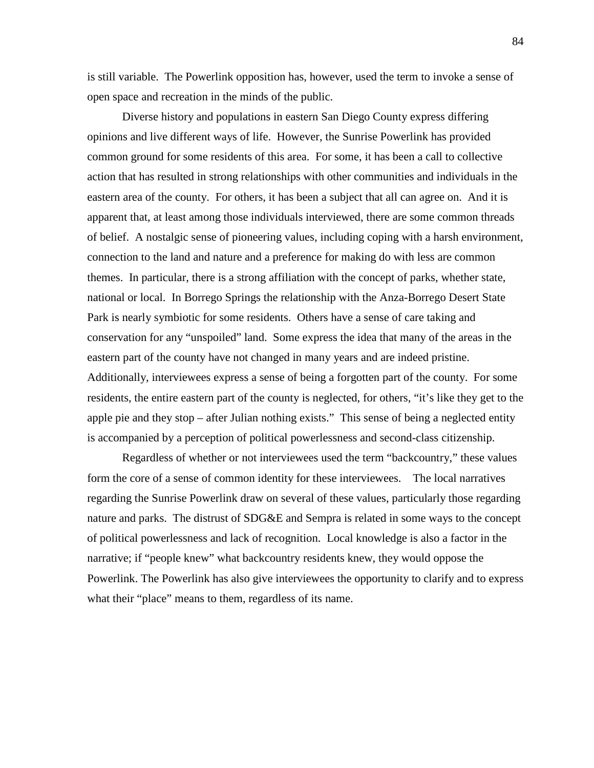is still variable. The Powerlink opposition has, however, used the term to invoke a sense of open space and recreation in the minds of the public.

Diverse history and populations in eastern San Diego County express differing opinions and live different ways of life. However, the Sunrise Powerlink has provided common ground for some residents of this area. For some, it has been a call to collective action that has resulted in strong relationships with other communities and individuals in the eastern area of the county. For others, it has been a subject that all can agree on. And it is apparent that, at least among those individuals interviewed, there are some common threads of belief. A nostalgic sense of pioneering values, including coping with a harsh environment, connection to the land and nature and a preference for making do with less are common themes. In particular, there is a strong affiliation with the concept of parks, whether state, national or local. In Borrego Springs the relationship with the Anza-Borrego Desert State Park is nearly symbiotic for some residents. Others have a sense of care taking and conservation for any "unspoiled" land. Some express the idea that many of the areas in the eastern part of the county have not changed in many years and are indeed pristine. Additionally, interviewees express a sense of being a forgotten part of the county. For some residents, the entire eastern part of the county is neglected, for others, "it's like they get to the apple pie and they stop – after Julian nothing exists." This sense of being a neglected entity is accompanied by a perception of political powerlessness and second-class citizenship.

Regardless of whether or not interviewees used the term "backcountry," these values form the core of a sense of common identity for these interviewees. The local narratives regarding the Sunrise Powerlink draw on several of these values, particularly those regarding nature and parks. The distrust of SDG&E and Sempra is related in some ways to the concept of political powerlessness and lack of recognition. Local knowledge is also a factor in the narrative; if "people knew" what backcountry residents knew, they would oppose the Powerlink. The Powerlink has also give interviewees the opportunity to clarify and to express what their "place" means to them, regardless of its name.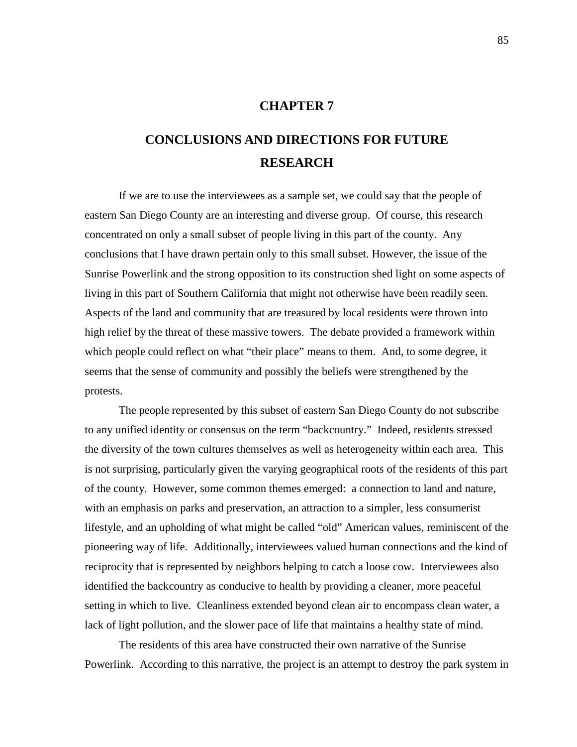# CHAPTER 7

# CONCLUSIONS AND DIRECTIONS FOR FUTURE RESEARCH

If we are to use the interviewees as a sample set, we could say that the people of eastern San Diego County are an interesting and diverse group. Of course, this research concentrated on only a small subset of people living in this part of the county. Any conclusions that I have drawn pertain only to this small subset. However, the issue of the Sunrise Powerlink and the strong opposition to its construction shed light on some aspects of living in this part of Southern California that might not otherwise have been readily seen. Aspects of the land and community that are treasured by local residents were thrown into high relief by the threat of these massive towers. The debate provided a framework within which people could reflect on what "their place" means to them. And, to some degree, it seems that the sense of community and possibly the beliefs were strengthened by the protests.

The people represented by this subset of eastern San Diego County do not subscribe to any unified identity or consensus on the term "backcountry." Indeed, residents stressed the diversity of the town cultures themselves as well as heterogeneity within each area. This is not surprising, particularly given the varying geographical roots of the residents of this part of the county. However, some common themes emerged: a connection to land and nature, with an emphasis on parks and preservation, an attraction to a simpler, less consumerist lifestyle, and an upholding of what might be called "old" American values, reminiscent of the pioneering way of life. Additionally, interviewees valued human connections and the kind of reciprocity that is represented by neighbors helping to catch a loose cow. Interviewees also identified the backcountry as conducive to health by providing a cleaner, more peaceful setting in which to live. Cleanliness extended beyond clean air to encompass clean water, a lack of light pollution, and the slower pace of life that maintains a healthy state of mind.

The residents of this area have constructed their own narrative of the Sunrise Powerlink. According to this narrative, the project is an attempt to destroy the park system in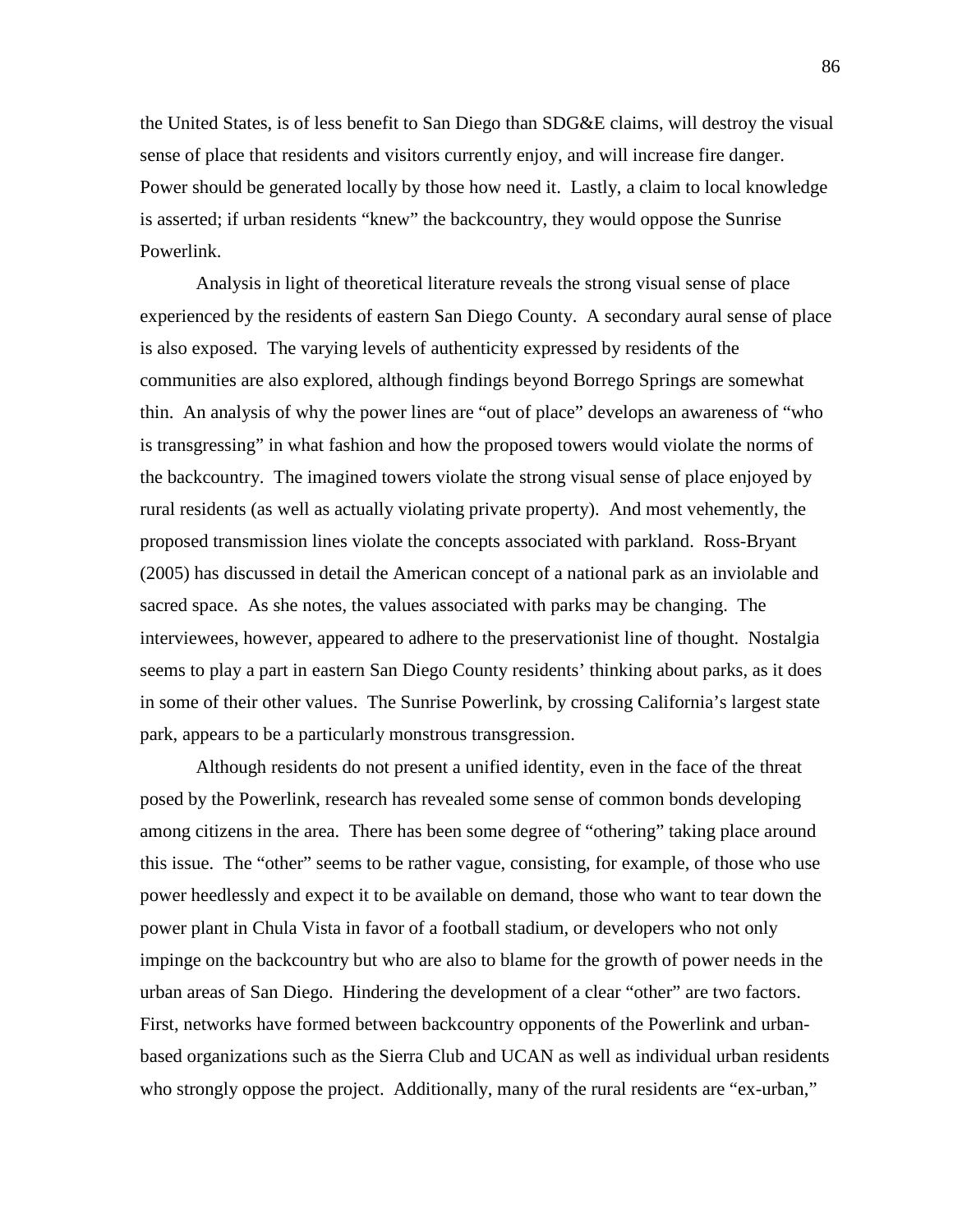the United States, is of less benefit to San Diego than SDG&E claims, will destroy the visual sense of place that residents and visitors currently enjoy, and will increase fire danger. Power should be generated locally by those how need it. Lastly, a claim to local knowledge is asserted; if urban residents "knew" the backcountry, they would oppose the Sunrise Powerlink.

Analysis in light of theoretical literature reveals the strong visual sense of place experienced by the residents of eastern San Diego County. A secondary aural sense of place is also exposed. The varying levels of authenticity expressed by residents of the communities are also explored, although findings beyond Borrego Springs are somewhat thin. An analysis of why the power lines are "out of place" develops an awareness of "who is transgressing" in what fashion and how the proposed towers would violate the norms of the backcountry. The imagined towers violate the strong visual sense of place enjoyed by rural residents (as well as actually violating private property). And most vehemently, the proposed transmission lines violate the concepts associated with parkland. Ross-Bryant (2005) has discussed in detail the American concept of a national park as an inviolable and sacred space. As she notes, the values associated with parks may be changing. The interviewees, however, appeared to adhere to the preservationist line of thought. Nostalgia seems to play a part in eastern San Diego County residents' thinking about parks, as it does in some of their other values. The Sunrise Powerlink, by crossing California's largest state park, appears to be a particularly monstrous transgression.

Although residents do not present a unified identity, even in the face of the threat posed by the Powerlink, research has revealed some sense of common bonds developing among citizens in the area. There has been some degree of "othering" taking place around this issue. The "other" seems to be rather vague, consisting, for example, of those who use power heedlessly and expect it to be available on demand, those who want to tear down the power plant in Chula Vista in favor of a football stadium, or developers who not only impinge on the backcountry but who are also to blame for the growth of power needs in the urban areas of San Diego. Hindering the development of a clear "other" are two factors. First, networks have formed between backcountry opponents of the Powerlink and urban-based organizations such as the Sierra Club and UCAN as well as individual urban residents who strongly oppose the project. Additionally, many of the rural residents are "ex-urban,"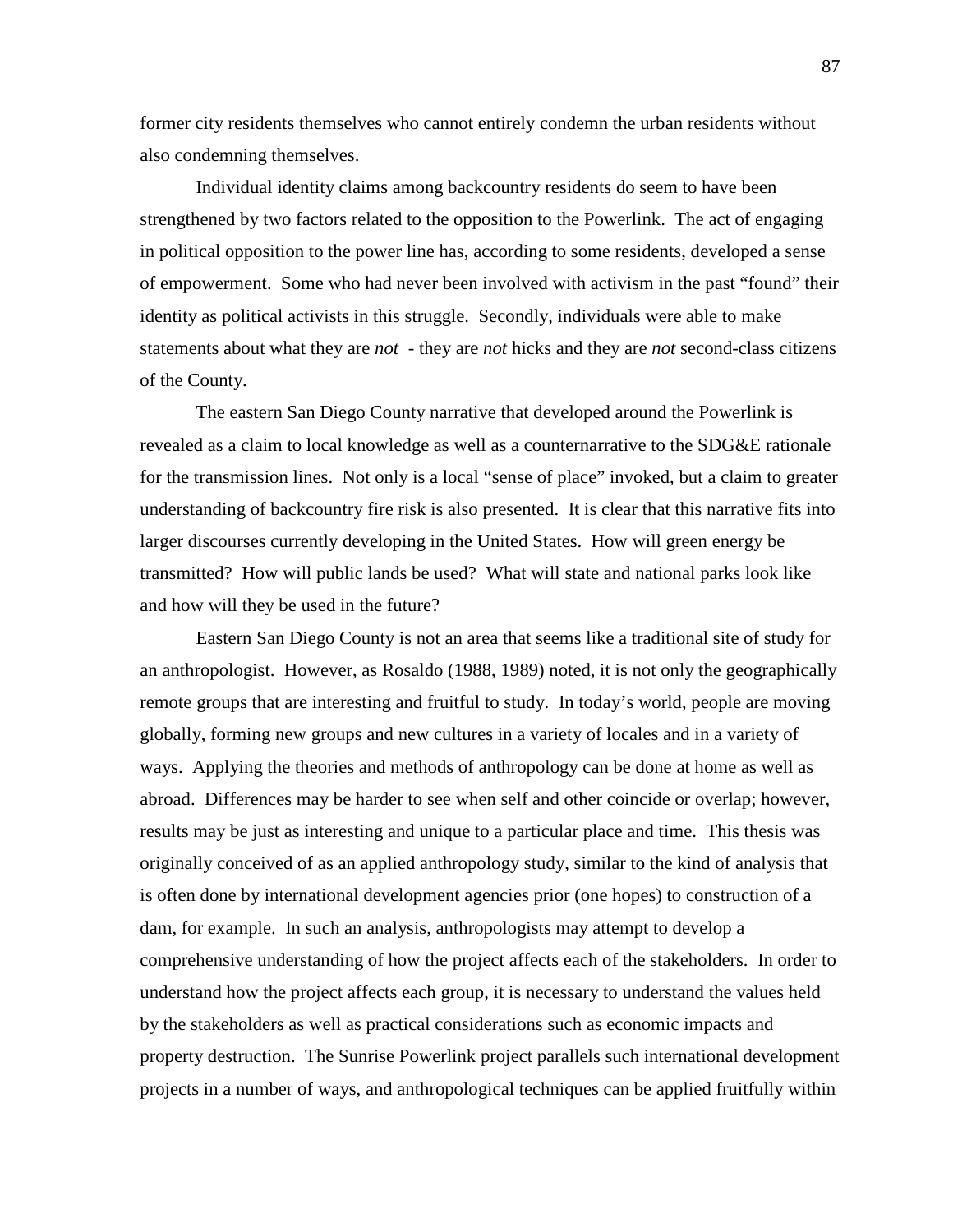former city residents themselves who cannot entirely condemn the urban residents without also condemning themselves.

Individual identity claims among backcountry residents do seem to have been strengthened by two factors related to the opposition to the Powerlink. The act of engaging in political opposition to the power line has, according to some residents, developed a sense of empowerment. Some who had never been involved with activism in the past "found" their identity as political activists in this struggle. Secondly, individuals were able to make statements about what they are *not* - they are *not* hicks and they are *not* second-class citizens of the County.

The eastern San Diego County narrative that developed around the Powerlink is revealed as a claim to local knowledge as well as a counternarrative to the SDG&E rationale for the transmission lines. Not only is a local "sense of place" invoked, but a claim to greater understanding of backcountry fire risk is also presented. It is clear that this narrative fits into larger discourses currently developing in the United States. How will green energy be transmitted? How will public lands be used? What will state and national parks look like and how will they be used in the future?

Eastern San Diego County is not an area that seems like a traditional site of study for an anthropologist. However, as Rosaldo (1988, 1989) noted, it is not only the geographically remote groups that are interesting and fruitful to study. In today's world, people are moving globally, forming new groups and new cultures in a variety of locales and in a variety of ways. Applying the theories and methods of anthropology can be done at home as well as abroad. Differences may be harder to see when self and other coincide or overlap; however, results may be just as interesting and unique to a particular place and time. This thesis was originally conceived of as an applied anthropology study, similar to the kind of analysis that is often done by international development agencies prior (one hopes) to construction of a dam, for example. In such an analysis, anthropologists may attempt to develop a comprehensive understanding of how the project affects each of the stakeholders. In order to understand how the project affects each group, it is necessary to understand the values held by the stakeholders as well as practical considerations such as economic impacts and property destruction. The Sunrise Powerlink project parallels such international development projects in a number of ways, and anthropological techniques can be applied fruitfully within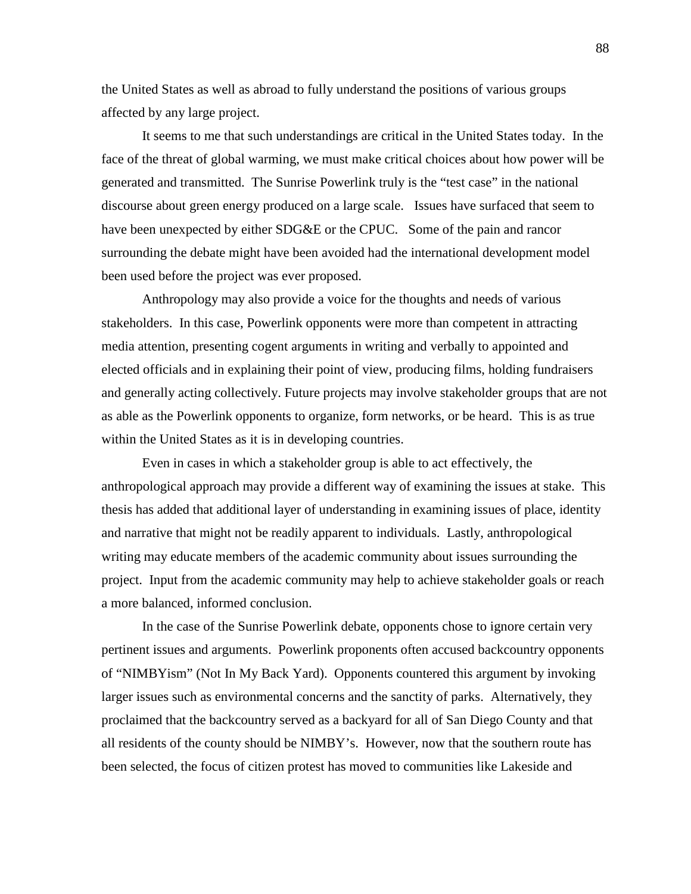the United States as well as abroad to fully understand the positions of various groups affected by any large project.

It seems to me that such understandings are critical in the United States today. In the face of the threat of global warming, we must make critical choices about how power will be generated and transmitted. The Sunrise Powerlink truly is the "test case" in the national discourse about green energy produced on a large scale. Issues have surfaced that seem to have been unexpected by either SDG&E or the CPUC. Some of the pain and rancor surrounding the debate might have been avoided had the international development model been used before the project was ever proposed.

Anthropology may also provide a voice for the thoughts and needs of various stakeholders. In this case, Powerlink opponents were more than competent in attracting media attention, presenting cogent arguments in writing and verbally to appointed and elected officials and in explaining their point of view, producing films, holding fundraisers and generally acting collectively. Future projects may involve stakeholder groups that are not as able as the Powerlink opponents to organize, form networks, or be heard. This is as true within the United States as it is in developing countries.

Even in cases in which a stakeholder group is able to act effectively, the anthropological approach may provide a different way of examining the issues at stake. This thesis has added that additional layer of understanding in examining issues of place, identity and narrative that might not be readily apparent to individuals. Lastly, anthropological writing may educate members of the academic community about issues surrounding the project. Input from the academic community may help to achieve stakeholder goals or reach a more balanced, informed conclusion.

In the case of the Sunrise Powerlink debate, opponents chose to ignore certain very pertinent issues and arguments. Powerlink proponents often accused backcountry opponents of "NIMBYism" (Not In My Back Yard). Opponents countered this argument by invoking larger issues such as environmental concerns and the sanctity of parks. Alternatively, they proclaimed that the backcountry served as a backyard for all of San Diego County and that all residents of the county should be NIMBY's. However, now that the southern route has been selected, the focus of citizen protest has moved to communities like Lakeside and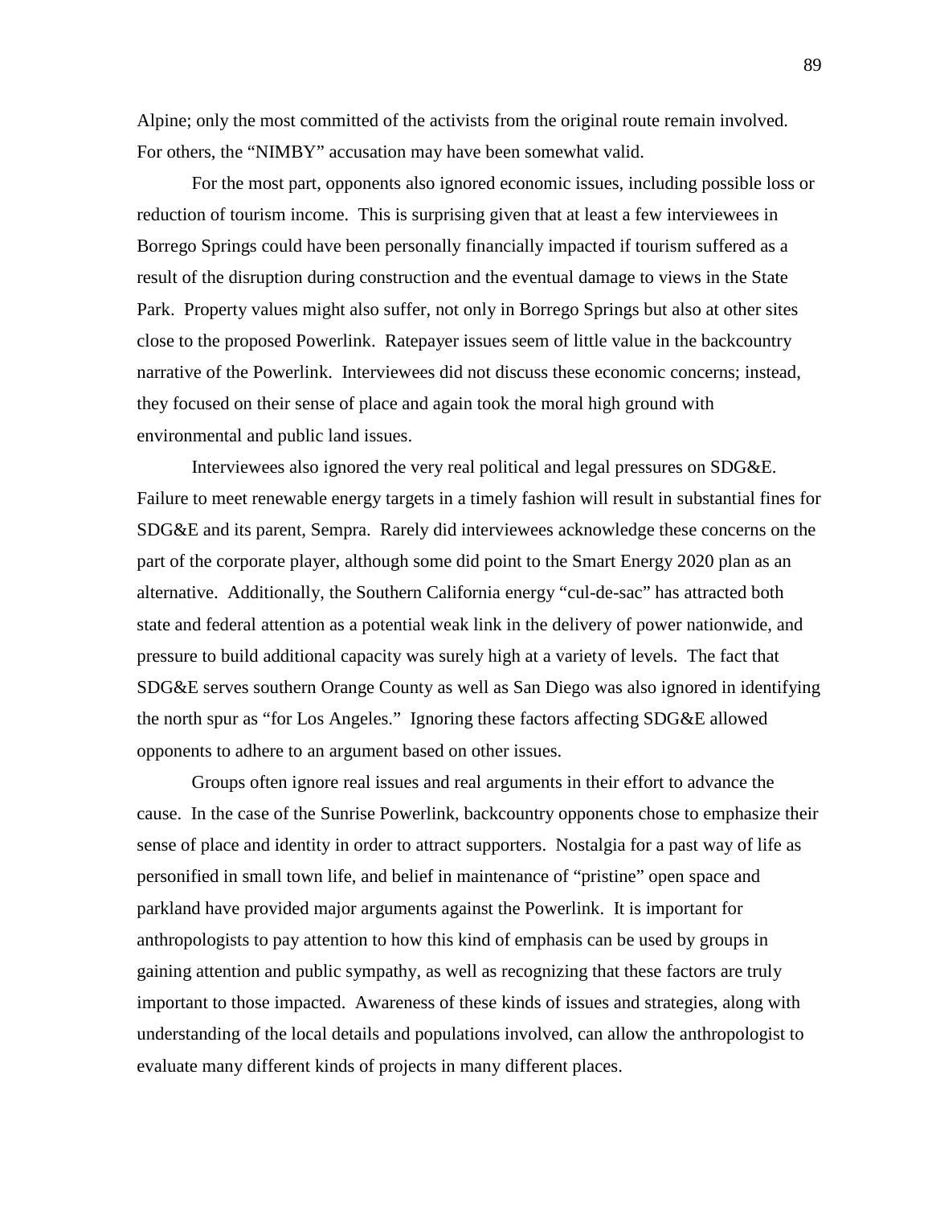Alpine; only the most committed of the activists from the original route remain involved. For others, the "NIMBY" accusation may have been somewhat valid.

For the most part, opponents also ignored economic issues, including possible loss or reduction of tourism income. This is surprising given that at least a few interviewees in Borrego Springs could have been personally financially impacted if tourism suffered as a result of the disruption during construction and the eventual damage to views in the State Park. Property values might also suffer, not only in Borrego Springs but also at other sites close to the proposed Powerlink. Ratepayer issues seem of little value in the backcountry narrative of the Powerlink. Interviewees did not discuss these economic concerns; instead, they focused on their sense of place and again took the moral high ground with environmental and public land issues.

Interviewees also ignored the very real political and legal pressures on SDG&E. Failure to meet renewable energy targets in a timely fashion will result in substantial fines for SDG&E and its parent, Sempra. Rarely did interviewees acknowledge these concerns on the part of the corporate player, although some did point to the Smart Energy 2020 plan as an alternative. Additionally, the Southern California energy "cul-de-sac" has attracted both state and federal attention as a potential weak link in the delivery of power nationwide, and pressure to build additional capacity was surely high at a variety of levels. The fact that SDG&E serves southern Orange County as well as San Diego was also ignored in identifying the north spur as "for Los Angeles." Ignoring these factors affecting SDG&E allowed opponents to adhere to an argument based on other issues.

Groups often ignore real issues and real arguments in their effort to advance the cause. In the case of the Sunrise Powerlink, backcountry opponents chose to emphasize their sense of place and identity in order to attract supporters. Nostalgia for a past way of life as personified in small town life, and belief in maintenance of "pristine" open space and parkland have provided major arguments against the Powerlink. It is important for anthropologists to pay attention to how this kind of emphasis can be used by groups in gaining attention and public sympathy, as well as recognizing that these factors are truly important to those impacted. Awareness of these kinds of issues and strategies, along with understanding of the local details and populations involved, can allow the anthropologist to evaluate many different kinds of projects in many different places.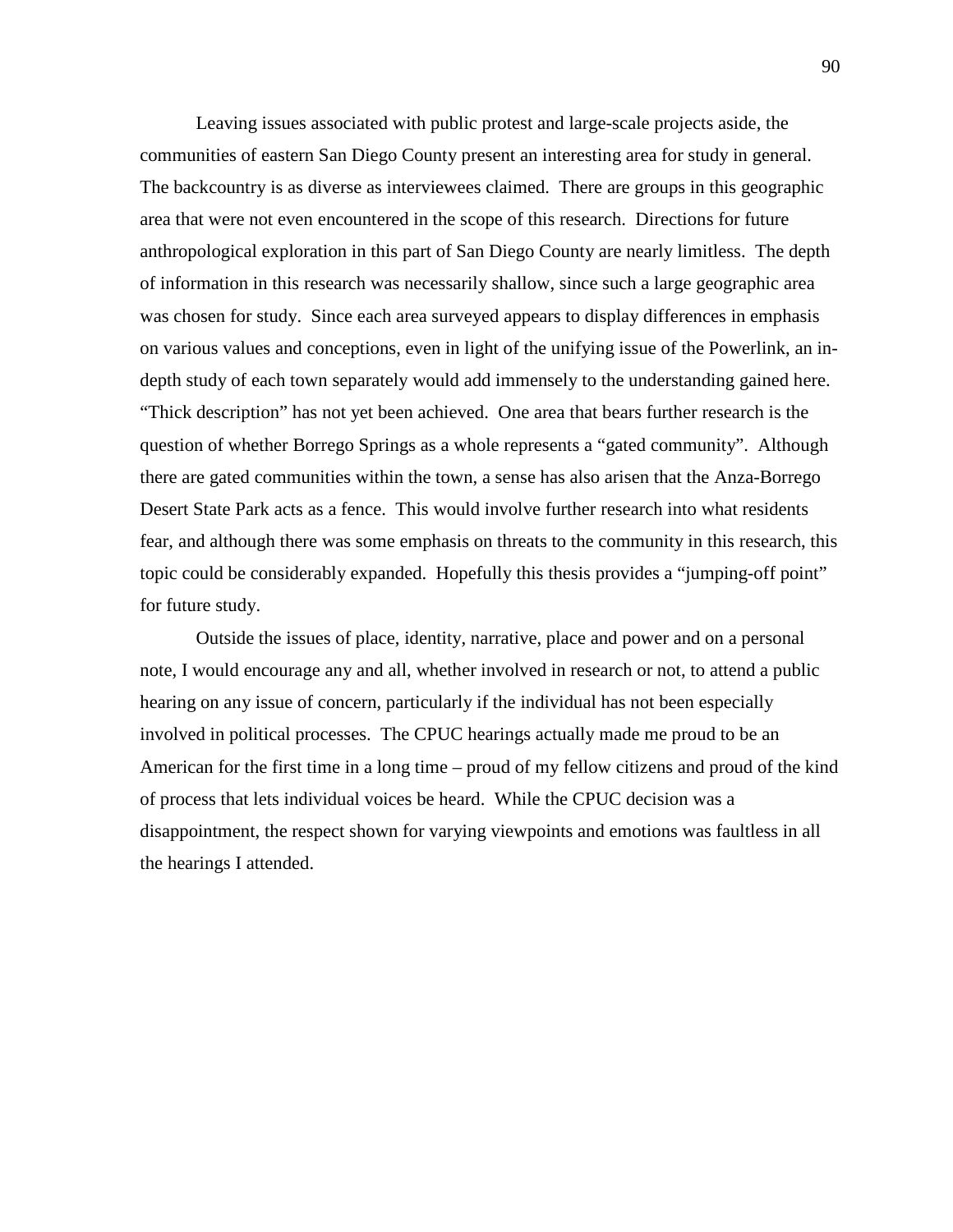Leaving issues associated with public protest and large-scale projects aside, the communities of eastern San Diego County present an interesting area for study in general. The backcountry is as diverse as interviewees claimed. There are groups in this geographic area that were not even encountered in the scope of this research. Directions for future anthropological exploration in this part of San Diego County are nearly limitless. The depth of information in this research was necessarily shallow, since such a large geographic area was chosen for study. Since each area surveyed appears to display differences in emphasis on various values and conceptions, even in light of the unifying issue of the Powerlink, an in-depth study of each town separately would add immensely to the understanding gained here. "Thick description" has not yet been achieved. One area that bears further research is the question of whether Borrego Springs as a whole represents a "gated community". Although there are gated communities within the town, a sense has also arisen that the Anza-Borrego Desert State Park acts as a fence. This would involve further research into what residents fear, and although there was some emphasis on threats to the community in this research, this topic could be considerably expanded. Hopefully this thesis provides a "jumping-off point" for future study.

Outside the issues of place, identity, narrative, place and power and on a personal note, I would encourage any and all, whether involved in research or not, to attend a public hearing on any issue of concern, particularly if the individual has not been especially involved in political processes. The CPUC hearings actually made me proud to be an American for the first time in a long time – proud of my fellow citizens and proud of the kind of process that lets individual voices be heard. While the CPUC decision was a disappointment, the respect shown for varying viewpoints and emotions was faultless in all the hearings I attended.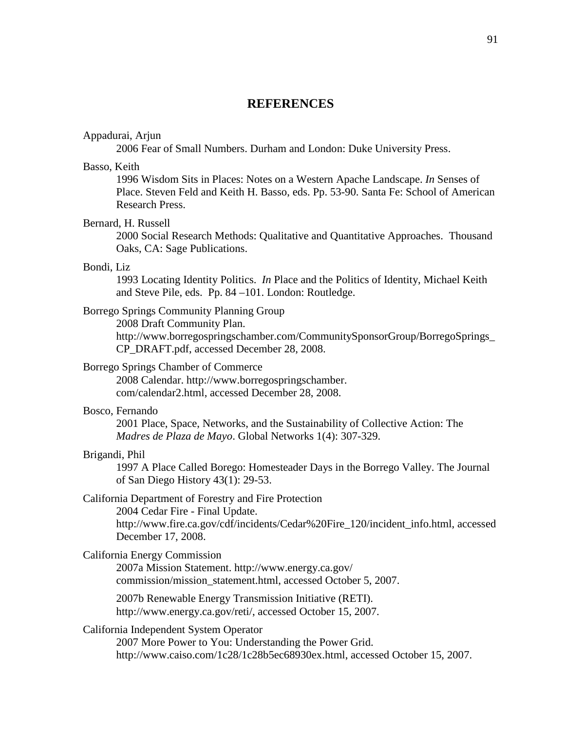# REFERENCES

Appadurai, Arjun

2006 Fear of Small Numbers. Durham and London: Duke University Press.

Basso, Keith

1996 Wisdom Sits in Places: Notes on a Western Apache Landscape. *In* Senses of Place. Steven Feld and Keith H. Basso, eds. Pp. 53-90. Santa Fe: School of American Research Press.

Bernard, H. Russell

2000 Social Research Methods: Qualitative and Quantitative Approaches. Thousand Oaks, CA: Sage Publications.

Bondi, Liz

1993 Locating Identity Politics. *In* Place and the Politics of Identity, Michael Keith and Steve Pile, eds. Pp. 84 –101. London: Routledge.

Borrego Springs Community Planning Group

2008 Draft Community Plan. http://www.borregospringschamber.com/CommunitySponsorGroup/BorregoSprings_CP_DRAFT.pdf, accessed December 28, 2008.

Borrego Springs Chamber of Commerce

2008 Calendar. http://www.borregospringschamber.com/calendar2.html, accessed December 28, 2008.

Bosco, Fernando

2001 Place, Space, Networks, and the Sustainability of Collective Action: The *Madres de Plaza de Mayo*. Global Networks 1(4): 307-329.

Brigandi, Phil

1997 A Place Called Borego: Homesteader Days in the Borrego Valley. The Journal of San Diego History 43(1): 29-53.

California Department of Forestry and Fire Protection

2004 Cedar Fire - Final Update. http://www.fire.ca.gov/cdf/incidents/Cedar%20Fire_120/incident_info.html, accessed December 17, 2008.

California Energy Commission

2007a Mission Statement. http://www.energy.ca.gov/commission/mission_statement.html, accessed October 5, 2007.

2007b Renewable Energy Transmission Initiative (RETI). http://www.energy.ca.gov/reti/, accessed October 15, 2007.

California Independent System Operator

2007 More Power to You: Understanding the Power Grid. http://www.caiso.com/1c28/1c28b5ec68930ex.html, accessed October 15, 2007.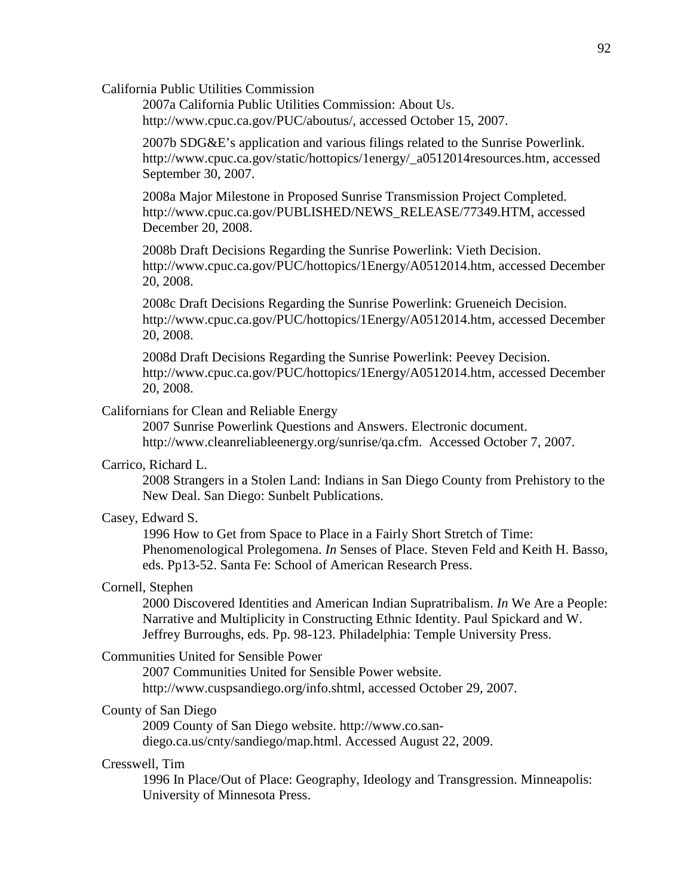California Public Utilities Commission

2007a California Public Utilities Commission: About Us. http://www.cpuc.ca.gov/PUC/aboutus/, accessed October 15, 2007.

2007b SDG&E's application and various filings related to the Sunrise Powerlink. http://www.cpuc.ca.gov/static/hottopics/1energy/_a0512014resources.htm, accessed September 30, 2007.

2008a Major Milestone in Proposed Sunrise Transmission Project Completed. http://www.cpuc.ca.gov/PUBLISHED/NEWS_RELEASE/77349.HTM, accessed December 20, 2008.

2008b Draft Decisions Regarding the Sunrise Powerlink: Vieth Decision. http://www.cpuc.ca.gov/PUC/hottopics/1Energy/A0512014.htm, accessed December 20, 2008.

2008c Draft Decisions Regarding the Sunrise Powerlink: Grueneich Decision. http://www.cpuc.ca.gov/PUC/hottopics/1Energy/A0512014.htm, accessed December 20, 2008.

2008d Draft Decisions Regarding the Sunrise Powerlink: Peevey Decision. http://www.cpuc.ca.gov/PUC/hottopics/1Energy/A0512014.htm, accessed December 20, 2008.

Californians for Clean and Reliable Energy

2007 Sunrise Powerlink Questions and Answers. Electronic document. http://www.cleanreliableenergy.org/sunrise/qa.cfm. Accessed October 7, 2007.

Carrico, Richard L.

2008 Strangers in a Stolen Land: Indians in San Diego County from Prehistory to the New Deal. San Diego: Sunbelt Publications.

Casey, Edward S.

1996 How to Get from Space to Place in a Fairly Short Stretch of Time: Phenomenological Prolegomena. *In* Senses of Place. Steven Feld and Keith H. Basso, eds. Pp13-52. Santa Fe: School of American Research Press.

Cornell, Stephen

2000 Discovered Identities and American Indian Supratribalism. *In* We Are a People: Narrative and Multiplicity in Constructing Ethnic Identity. Paul Spickard and W. Jeffrey Burroughs, eds. Pp. 98-123. Philadelphia: Temple University Press.

Communities United for Sensible Power

2007 Communities United for Sensible Power website. http://www.cuspsandiego.org/info.shtml, accessed October 29, 2007.

County of San Diego

2009 County of San Diego website. http://www.co.san-diego.ca.us/cnty/sandiego/map.html. Accessed August 22, 2009.

Cresswell, Tim

1996 In Place/Out of Place: Geography, Ideology and Transgression. Minneapolis: University of Minnesota Press.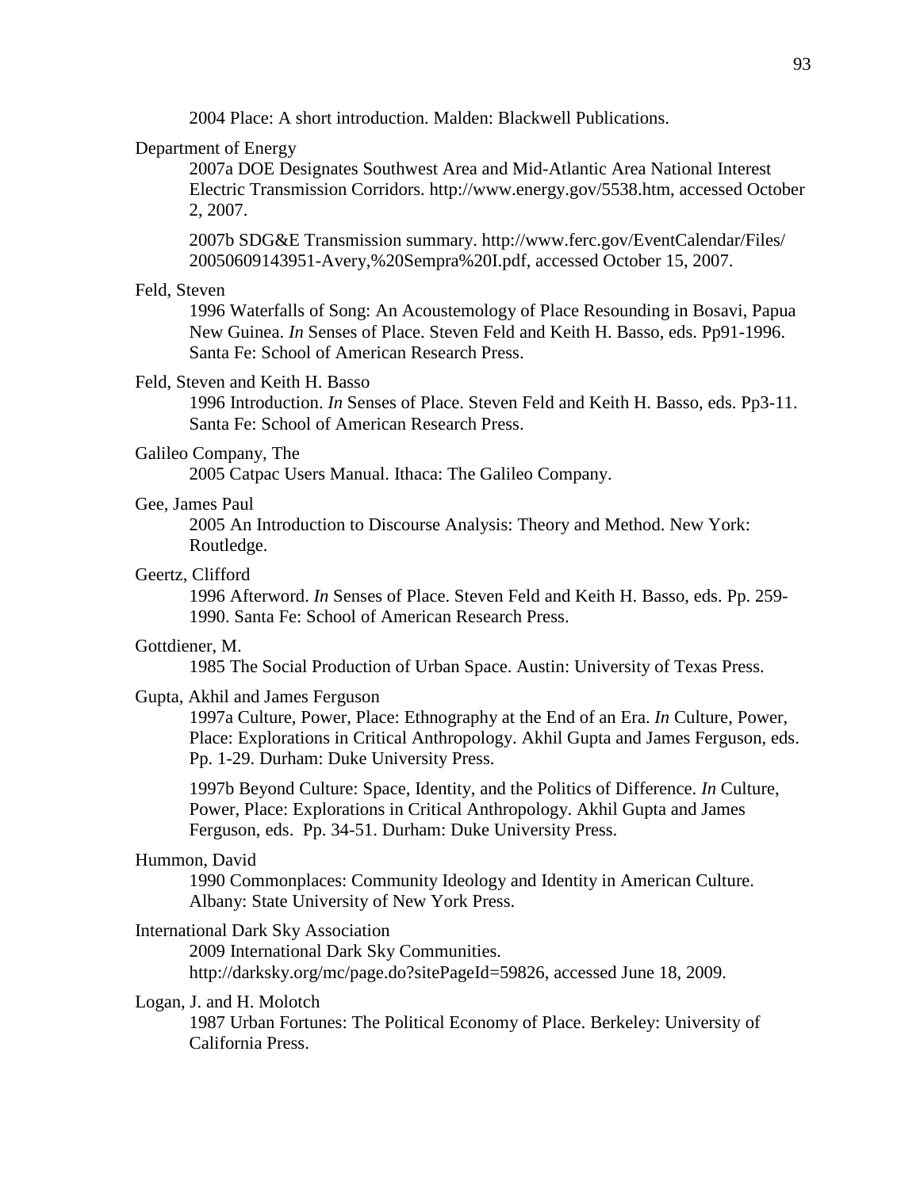2004 Place: A short introduction. Malden: Blackwell Publications.

Department of Energy

2007a DOE Designates Southwest Area and Mid-Atlantic Area National Interest Electric Transmission Corridors. http://www.energy.gov/5538.htm, accessed October 2, 2007.

2007b SDG&E Transmission summary. http://www.ferc.gov/EventCalendar/Files/20050609143951-Avery,%20Sempra%20I.pdf, accessed October 15, 2007.

Feld, Steven

1996 Waterfalls of Song: An Acoustemology of Place Resounding in Bosavi, Papua New Guinea. *In* Senses of Place. Steven Feld and Keith H. Basso, eds. Pp91-1996. Santa Fe: School of American Research Press.

Feld, Steven and Keith H. Basso

1996 Introduction. *In* Senses of Place. Steven Feld and Keith H. Basso, eds. Pp3-11. Santa Fe: School of American Research Press.

Galileo Company, The

2005 Catpac Users Manual. Ithaca: The Galileo Company.

Gee, James Paul

2005 An Introduction to Discourse Analysis: Theory and Method. New York: Routledge.

Geertz, Clifford

1996 Afterword. *In* Senses of Place. Steven Feld and Keith H. Basso, eds. Pp. 259-1990. Santa Fe: School of American Research Press.

Gottdiener, M.

1985 The Social Production of Urban Space. Austin: University of Texas Press.

Gupta, Akhil and James Ferguson

1997a Culture, Power, Place: Ethnography at the End of an Era. *In* Culture, Power, Place: Explorations in Critical Anthropology. Akhil Gupta and James Ferguson, eds. Pp. 1-29. Durham: Duke University Press.

1997b Beyond Culture: Space, Identity, and the Politics of Difference. *In* Culture, Power, Place: Explorations in Critical Anthropology. Akhil Gupta and James Ferguson, eds. Pp. 34-51. Durham: Duke University Press.

Hummon, David

1990 Commonplaces: Community Ideology and Identity in American Culture. Albany: State University of New York Press.

International Dark Sky Association

2009 International Dark Sky Communities. http://darksky.org/mc/page.do?sitePageId=59826, accessed June 18, 2009.

Logan, J. and H. Molotch

1987 Urban Fortunes: The Political Economy of Place. Berkeley: University of California Press.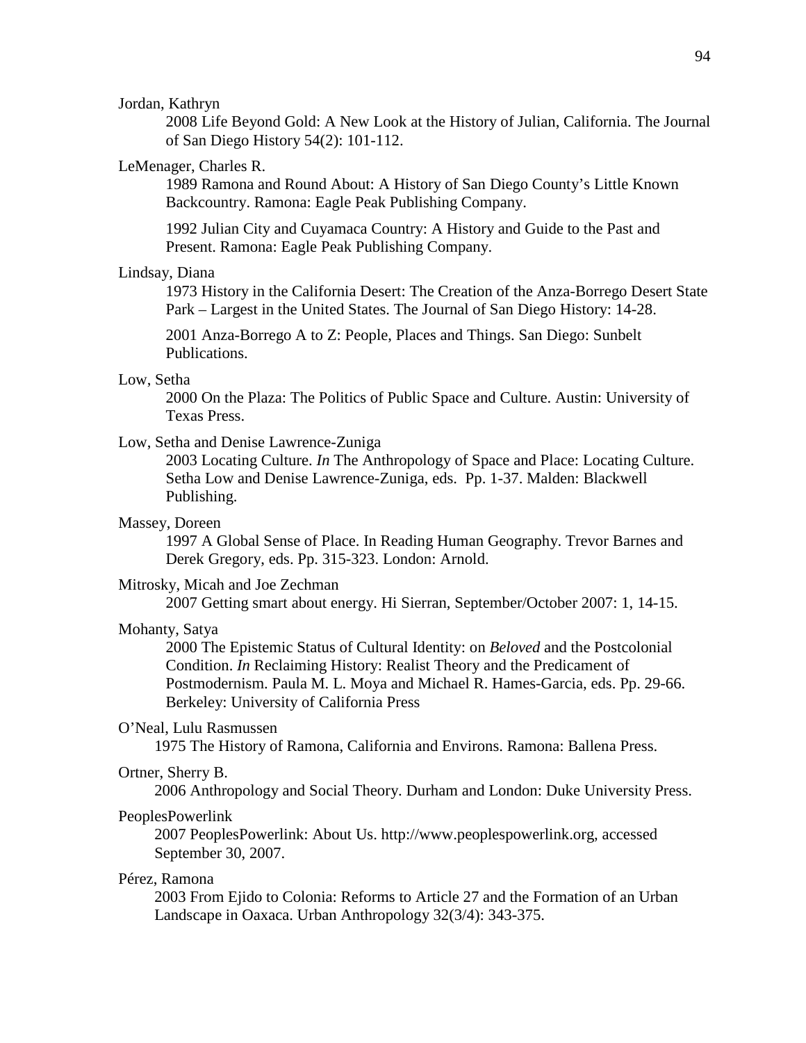Jordan, Kathryn

2008 Life Beyond Gold: A New Look at the History of Julian, California. The Journal of San Diego History 54(2): 101-112.

LeMenager, Charles R.

1989 Ramona and Round About: A History of San Diego County's Little Known Backcountry. Ramona: Eagle Peak Publishing Company.

1992 Julian City and Cuyamaca Country: A History and Guide to the Past and Present. Ramona: Eagle Peak Publishing Company.

Lindsay, Diana

1973 History in the California Desert: The Creation of the Anza-Borrego Desert State Park – Largest in the United States. The Journal of San Diego History: 14-28.

2001 Anza-Borrego A to Z: People, Places and Things. San Diego: Sunbelt Publications.

Low, Setha

2000 On the Plaza: The Politics of Public Space and Culture. Austin: University of Texas Press.

Low, Setha and Denise Lawrence-Zuniga

2003 Locating Culture. *In* The Anthropology of Space and Place: Locating Culture. Setha Low and Denise Lawrence-Zuniga, eds. Pp. 1-37. Malden: Blackwell Publishing.

Massey, Doreen

1997 A Global Sense of Place. In Reading Human Geography. Trevor Barnes and Derek Gregory, eds. Pp. 315-323. London: Arnold.

Mitrosky, Micah and Joe Zechman

2007 Getting smart about energy. Hi Sierran, September/October 2007: 1, 14-15.

Mohanty, Satya

2000 The Epistemic Status of Cultural Identity: on *Beloved* and the Postcolonial Condition. *In* Reclaiming History: Realist Theory and the Predicament of Postmodernism. Paula M. L. Moya and Michael R. Hames-Garcia, eds. Pp. 29-66. Berkeley: University of California Press

O'Neal, Lulu Rasmussen

1975 The History of Ramona, California and Environs. Ramona: Ballena Press.

Ortner, Sherry B.

2006 Anthropology and Social Theory. Durham and London: Duke University Press.

PeoplesPowerlink

2007 PeoplesPowerlink: About Us. http://www.peoplespowerlink.org, accessed September 30, 2007.

Pérez, Ramona

2003 From Ejido to Colonia: Reforms to Article 27 and the Formation of an Urban Landscape in Oaxaca. Urban Anthropology 32(3/4): 343-375.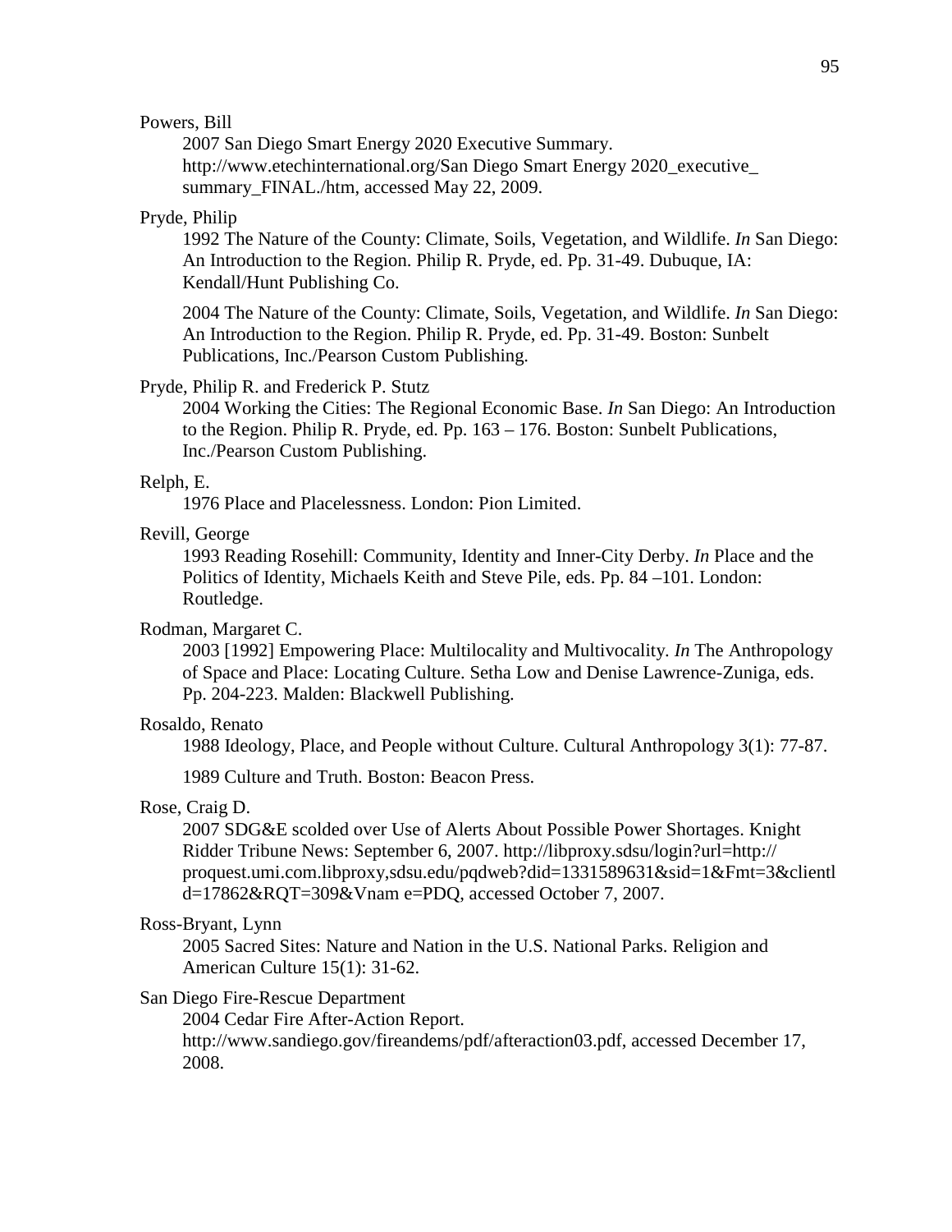Powers, Bill

2007 San Diego Smart Energy 2020 Executive Summary. http://www.etechinternational.org/San Diego Smart Energy 2020_executive_ summary_FINAL./htm, accessed May 22, 2009.

Pryde, Philip

1992 The Nature of the County: Climate, Soils, Vegetation, and Wildlife. *In* San Diego: An Introduction to the Region. Philip R. Pryde, ed. Pp. 31-49. Dubuque, IA: Kendall/Hunt Publishing Co.

2004 The Nature of the County: Climate, Soils, Vegetation, and Wildlife. *In* San Diego: An Introduction to the Region. Philip R. Pryde, ed. Pp. 31-49. Boston: Sunbelt Publications, Inc./Pearson Custom Publishing.

Pryde, Philip R. and Frederick P. Stutz

2004 Working the Cities: The Regional Economic Base. *In* San Diego: An Introduction to the Region. Philip R. Pryde, ed. Pp. 163 – 176. Boston: Sunbelt Publications, Inc./Pearson Custom Publishing.

Relph, E.

1976 Place and Placelessness. London: Pion Limited.

Revill, George

1993 Reading Rosehill: Community, Identity and Inner-City Derby. *In* Place and the Politics of Identity, Michaels Keith and Steve Pile, eds. Pp. 84 –101. London: Routledge.

Rodman, Margaret C.

2003 [1992] Empowering Place: Multilocality and Multivocality. *In* The Anthropology of Space and Place: Locating Culture. Setha Low and Denise Lawrence-Zuniga, eds. Pp. 204-223. Malden: Blackwell Publishing.

Rosaldo, Renato

1988 Ideology, Place, and People without Culture. Cultural Anthropology 3(1): 77-87.

1989 Culture and Truth. Boston: Beacon Press.

Rose, Craig D.

2007 SDG&E scolded over Use of Alerts About Possible Power Shortages. Knight Ridder Tribune News: September 6, 2007. http://libproxy.sdsu/login?url=http:// proquest.umi.com.libproxy,sdsu.edu/pqdweb?did=1331589631&sid=1&Fmt=3&clientl d=17862&RQT=309&Vnam e=PDQ, accessed October 7, 2007.

Ross-Bryant, Lynn

2005 Sacred Sites: Nature and Nation in the U.S. National Parks. Religion and American Culture 15(1): 31-62.

San Diego Fire-Rescue Department

2004 Cedar Fire After-Action Report. http://www.sandiego.gov/fireandems/pdf/afteraction03.pdf, accessed December 17, 2008.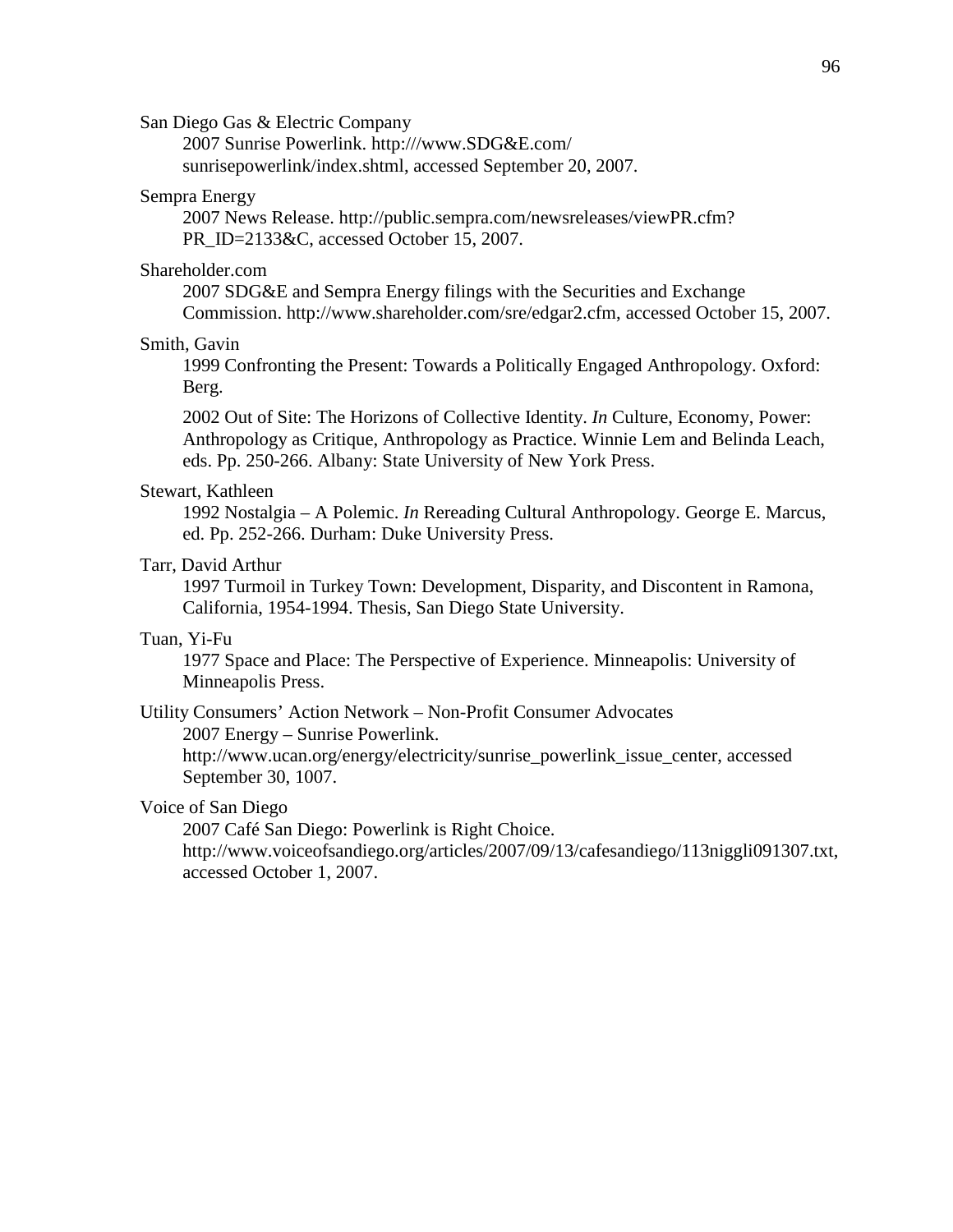San Diego Gas & Electric Company

2007 Sunrise Powerlink. http:///www.SDG&E.com/ sunrisepowerlink/index.shtml, accessed September 20, 2007.

Sempra Energy

2007 News Release. http://public.sempra.com/newsreleases/viewPR.cfm? PR_ID=2133&C, accessed October 15, 2007.

Shareholder.com

2007 SDG&E and Sempra Energy filings with the Securities and Exchange Commission. http://www.shareholder.com/sre/edgar2.cfm, accessed October 15, 2007.

Smith, Gavin

1999 Confronting the Present: Towards a Politically Engaged Anthropology. Oxford: Berg.

2002 Out of Site: The Horizons of Collective Identity. *In* Culture, Economy, Power: Anthropology as Critique, Anthropology as Practice. Winnie Lem and Belinda Leach, eds. Pp. 250-266. Albany: State University of New York Press.

Stewart, Kathleen

1992 Nostalgia – A Polemic. *In* Rereading Cultural Anthropology. George E. Marcus, ed. Pp. 252-266. Durham: Duke University Press.

Tarr, David Arthur

1997 Turmoil in Turkey Town: Development, Disparity, and Discontent in Ramona, California, 1954-1994. Thesis, San Diego State University.

Tuan, Yi-Fu

1977 Space and Place: The Perspective of Experience. Minneapolis: University of Minneapolis Press.

Utility Consumers' Action Network – Non-Profit Consumer Advocates

2007 Energy – Sunrise Powerlink. http://www.ucan.org/energy/electricity/sunrise_powerlink_issue_center, accessed September 30, 1007.

Voice of San Diego

2007 Café San Diego: Powerlink is Right Choice. http://www.voiceofsandiego.org/articles/2007/09/13/cafesandiego/113niggli091307.txt, accessed October 1, 2007.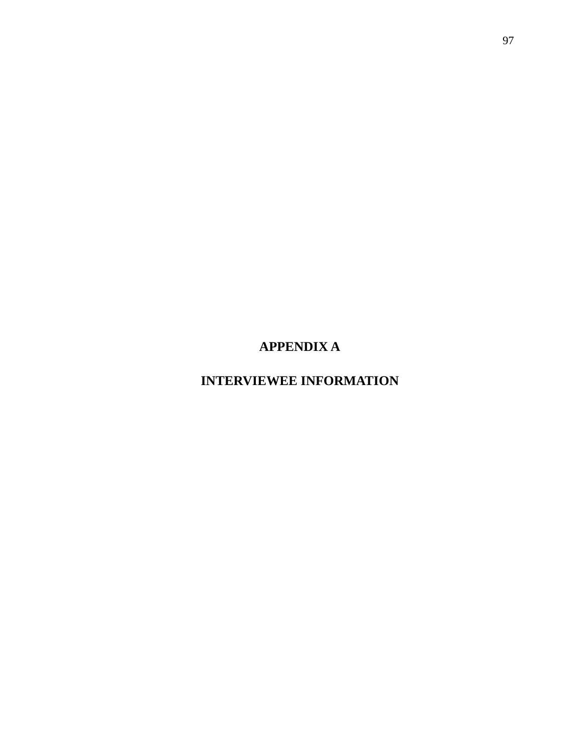# APPENDIX A

# INTERVIEWEE INFORMATION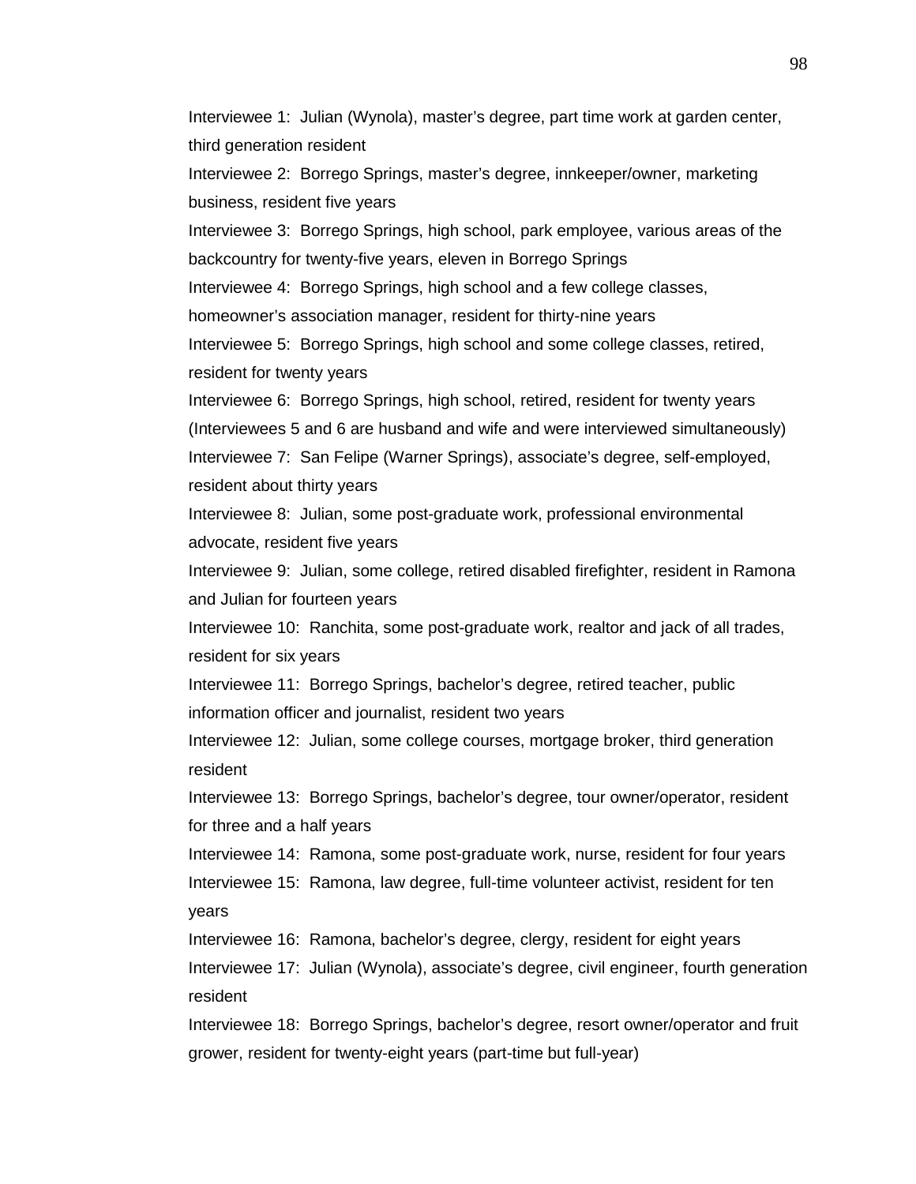Interviewee 1: Julian (Wynola), master's degree, part time work at garden center, third generation resident

Interviewee 2: Borrego Springs, master's degree, innkeeper/owner, marketing business, resident five years

Interviewee 3: Borrego Springs, high school, park employee, various areas of the backcountry for twenty-five years, eleven in Borrego Springs

Interviewee 4: Borrego Springs, high school and a few college classes, homeowner's association manager, resident for thirty-nine years

Interviewee 5: Borrego Springs, high school and some college classes, retired, resident for twenty years

Interviewee 6: Borrego Springs, high school, retired, resident for twenty years (Interviewees 5 and 6 are husband and wife and were interviewed simultaneously)

Interviewee 7: San Felipe (Warner Springs), associate's degree, self-employed, resident about thirty years

Interviewee 8: Julian, some post-graduate work, professional environmental advocate, resident five years

Interviewee 9: Julian, some college, retired disabled firefighter, resident in Ramona and Julian for fourteen years

Interviewee 10: Ranchita, some post-graduate work, realtor and jack of all trades, resident for six years

Interviewee 11: Borrego Springs, bachelor's degree, retired teacher, public information officer and journalist, resident two years

Interviewee 12: Julian, some college courses, mortgage broker, third generation resident

Interviewee 13: Borrego Springs, bachelor's degree, tour owner/operator, resident for three and a half years

Interviewee 14: Ramona, some post-graduate work, nurse, resident for four years

Interviewee 15: Ramona, law degree, full-time volunteer activist, resident for ten years

Interviewee 16: Ramona, bachelor's degree, clergy, resident for eight years

Interviewee 17: Julian (Wynola), associate's degree, civil engineer, fourth generation resident

Interviewee 18: Borrego Springs, bachelor's degree, resort owner/operator and fruit grower, resident for twenty-eight years (part-time but full-year)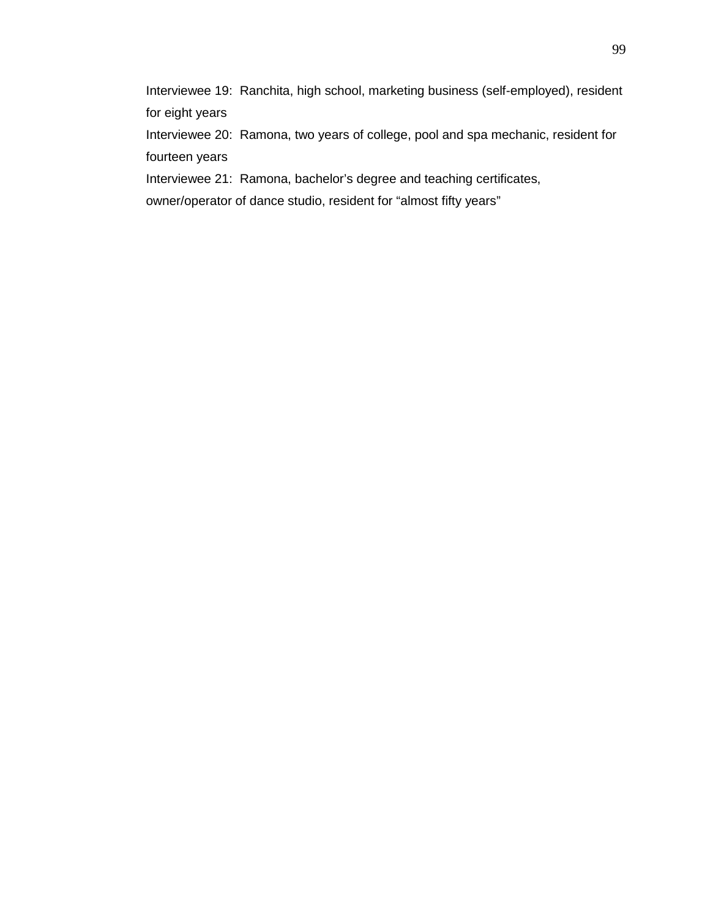Interviewee 19: Ranchita, high school, marketing business (self-employed), resident for eight years

Interviewee 20: Ramona, two years of college, pool and spa mechanic, resident for fourteen years

Interviewee 21: Ramona, bachelor's degree and teaching certificates, owner/operator of dance studio, resident for "almost fifty years"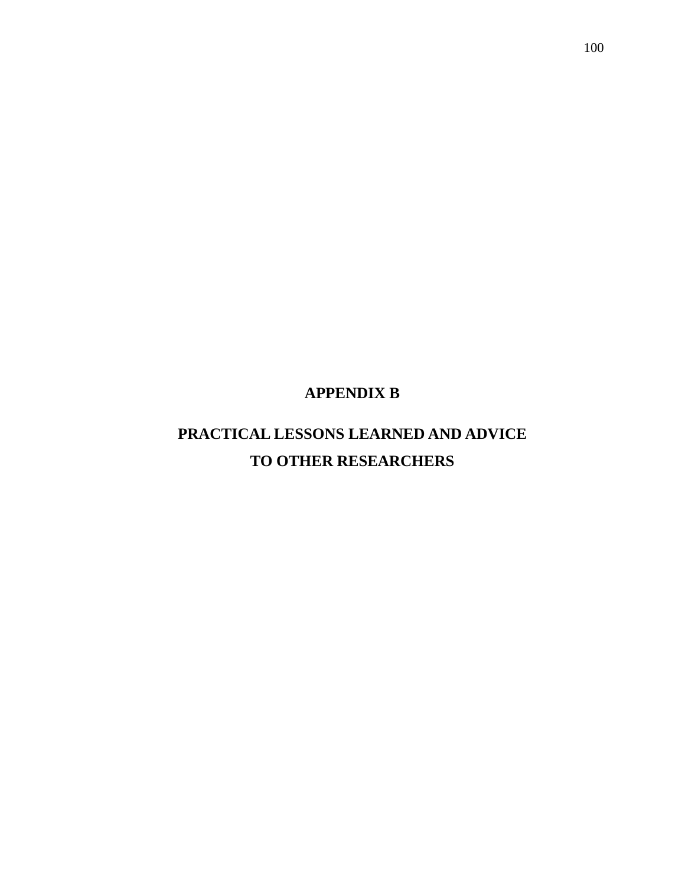# APPENDIX B

# PRACTICAL LESSONS LEARNED AND ADVICE TO OTHER RESEARCHERS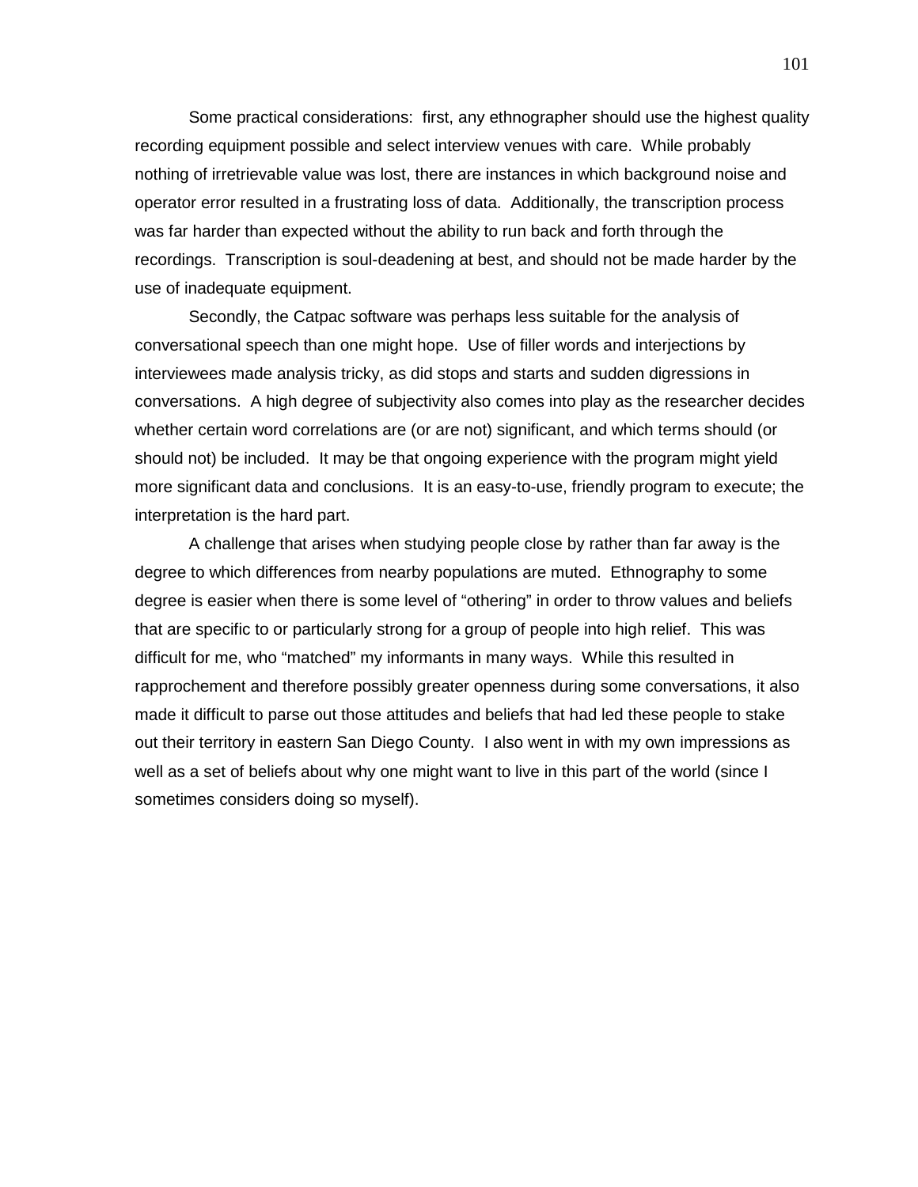Some practical considerations: first, any ethnographer should use the highest quality recording equipment possible and select interview venues with care. While probably nothing of irretrievable value was lost, there are instances in which background noise and operator error resulted in a frustrating loss of data. Additionally, the transcription process was far harder than expected without the ability to run back and forth through the recordings. Transcription is soul-deadening at best, and should not be made harder by the use of inadequate equipment.

Secondly, the Catpac software was perhaps less suitable for the analysis of conversational speech than one might hope. Use of filler words and interjections by interviewees made analysis tricky, as did stops and starts and sudden digressions in conversations. A high degree of subjectivity also comes into play as the researcher decides whether certain word correlations are (or are not) significant, and which terms should (or should not) be included. It may be that ongoing experience with the program might yield more significant data and conclusions. It is an easy-to-use, friendly program to execute; the interpretation is the hard part.

A challenge that arises when studying people close by rather than far away is the degree to which differences from nearby populations are muted. Ethnography to some degree is easier when there is some level of "othering" in order to throw values and beliefs that are specific to or particularly strong for a group of people into high relief. This was difficult for me, who "matched" my informants in many ways. While this resulted in rapprochement and therefore possibly greater openness during some conversations, it also made it difficult to parse out those attitudes and beliefs that had led these people to stake out their territory in eastern San Diego County. I also went in with my own impressions as well as a set of beliefs about why one might want to live in this part of the world (since I sometimes considers doing so myself).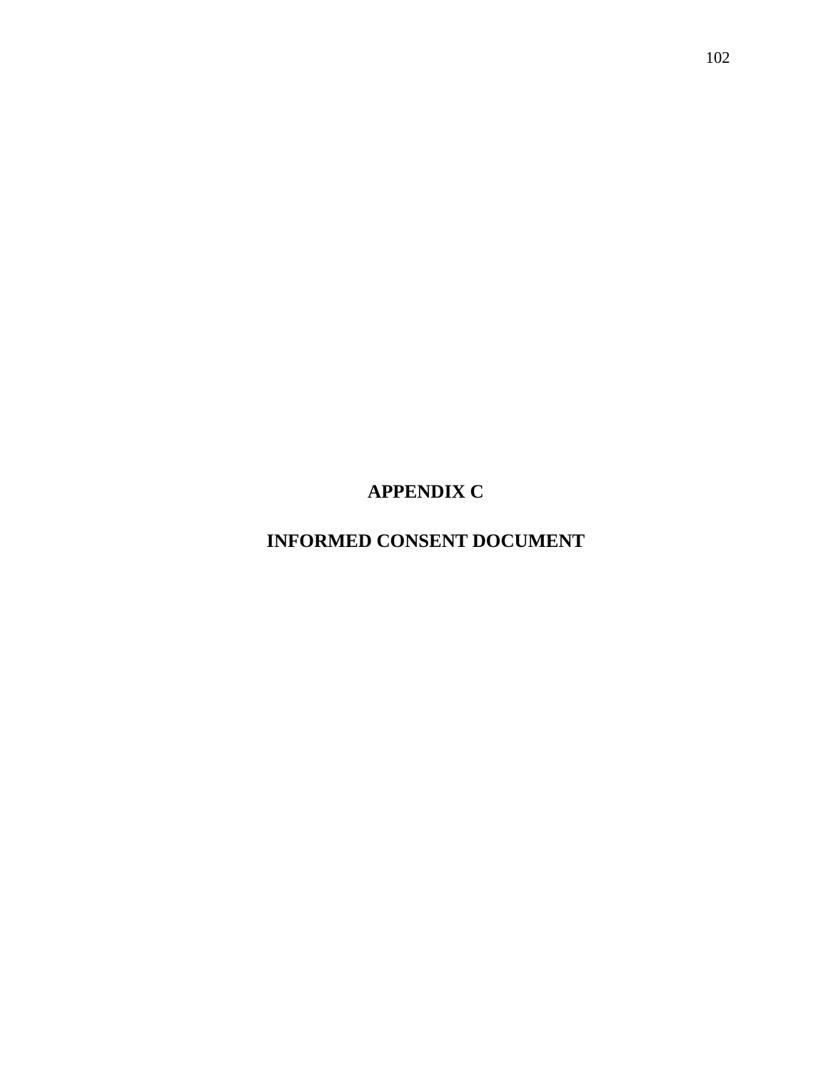# APPENDIX C

# INFORMED CONSENT DOCUMENT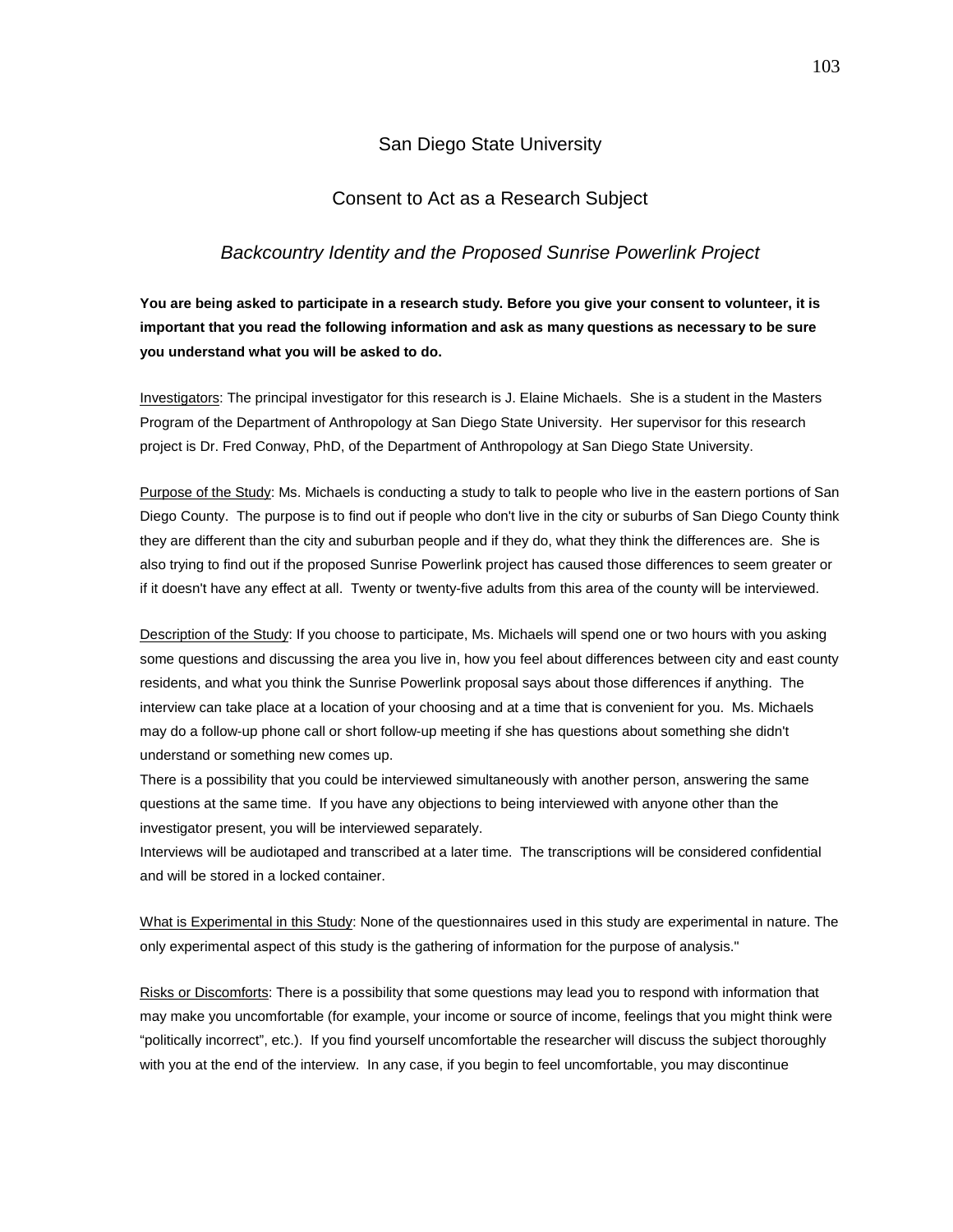# San Diego State University

## Consent to Act as a Research Subject

### *Backcountry Identity and the Proposed Sunrise Powerlink Project*

**You are being asked to participate in a research study. Before you give your consent to volunteer, it is important that you read the following information and ask as many questions as necessary to be sure you understand what you will be asked to do.**

Investigators: The principal investigator for this research is J. Elaine Michaels. She is a student in the Masters Program of the Department of Anthropology at San Diego State University. Her supervisor for this research project is Dr. Fred Conway, PhD, of the Department of Anthropology at San Diego State University.

Purpose of the Study: Ms. Michaels is conducting a study to talk to people who live in the eastern portions of San Diego County. The purpose is to find out if people who don't live in the city or suburbs of San Diego County think they are different than the city and suburban people and if they do, what they think the differences are. She is also trying to find out if the proposed Sunrise Powerlink project has caused those differences to seem greater or if it doesn't have any effect at all. Twenty or twenty-five adults from this area of the county will be interviewed.

Description of the Study: If you choose to participate, Ms. Michaels will spend one or two hours with you asking some questions and discussing the area you live in, how you feel about differences between city and east county residents, and what you think the Sunrise Powerlink proposal says about those differences if anything. The interview can take place at a location of your choosing and at a time that is convenient for you. Ms. Michaels may do a follow-up phone call or short follow-up meeting if she has questions about something she didn't understand or something new comes up.

There is a possibility that you could be interviewed simultaneously with another person, answering the same questions at the same time. If you have any objections to being interviewed with anyone other than the investigator present, you will be interviewed separately.

Interviews will be audiotaped and transcribed at a later time. The transcriptions will be considered confidential and will be stored in a locked container.

What is Experimental in this Study: None of the questionnaires used in this study are experimental in nature. The only experimental aspect of this study is the gathering of information for the purpose of analysis."

Risks or Discomforts: There is a possibility that some questions may lead you to respond with information that may make you uncomfortable (for example, your income or source of income, feelings that you might think were "politically incorrect", etc.). If you find yourself uncomfortable the researcher will discuss the subject thoroughly with you at the end of the interview. In any case, if you begin to feel uncomfortable, you may discontinue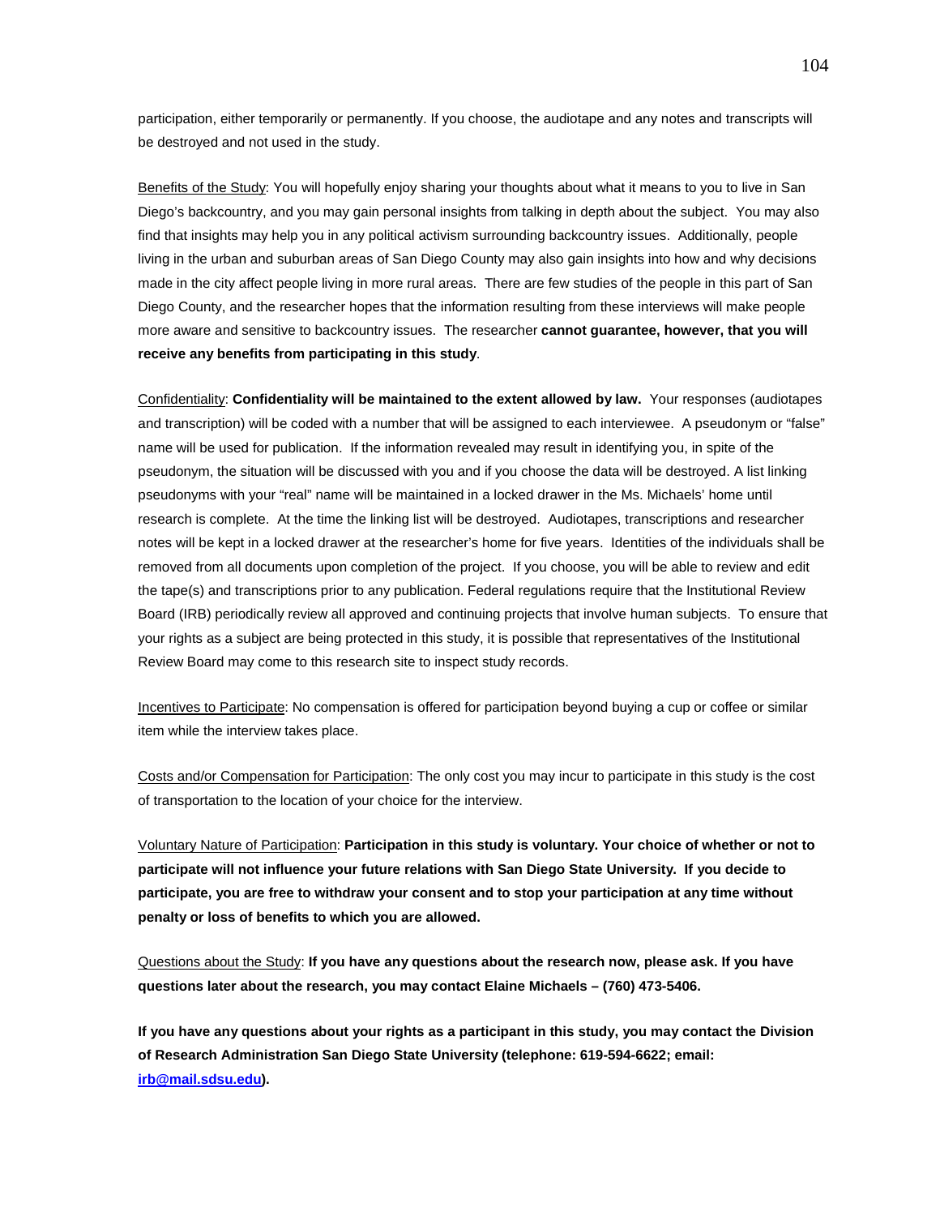participation, either temporarily or permanently. If you choose, the audiotape and any notes and transcripts will be destroyed and not used in the study.

Benefits of the Study: You will hopefully enjoy sharing your thoughts about what it means to you to live in San Diego's backcountry, and you may gain personal insights from talking in depth about the subject. You may also find that insights may help you in any political activism surrounding backcountry issues. Additionally, people living in the urban and suburban areas of San Diego County may also gain insights into how and why decisions made in the city affect people living in more rural areas. There are few studies of the people in this part of San Diego County, and the researcher hopes that the information resulting from these interviews will make people more aware and sensitive to backcountry issues. The researcher **cannot guarantee, however, that you will receive any benefits from participating in this study**.

Confidentiality: **Confidentiality will be maintained to the extent allowed by law.** Your responses (audiotapes and transcription) will be coded with a number that will be assigned to each interviewee. A pseudonym or "false" name will be used for publication. If the information revealed may result in identifying you, in spite of the pseudonym, the situation will be discussed with you and if you choose the data will be destroyed. A list linking pseudonyms with your "real" name will be maintained in a locked drawer in the Ms. Michaels' home until research is complete. At the time the linking list will be destroyed. Audiotapes, transcriptions and researcher notes will be kept in a locked drawer at the researcher's home for five years. Identities of the individuals shall be removed from all documents upon completion of the project. If you choose, you will be able to review and edit the tape(s) and transcriptions prior to any publication. Federal regulations require that the Institutional Review Board (IRB) periodically review all approved and continuing projects that involve human subjects. To ensure that your rights as a subject are being protected in this study, it is possible that representatives of the Institutional Review Board may come to this research site to inspect study records.

Incentives to Participate: No compensation is offered for participation beyond buying a cup or coffee or similar item while the interview takes place.

Costs and/or Compensation for Participation: The only cost you may incur to participate in this study is the cost of transportation to the location of your choice for the interview.

Voluntary Nature of Participation: **Participation in this study is voluntary. Your choice of whether or not to participate will not influence your future relations with San Diego State University. If you decide to participate, you are free to withdraw your consent and to stop your participation at any time without penalty or loss of benefits to which you are allowed.**

Questions about the Study: **If you have any questions about the research now, please ask. If you have questions later about the research, you may contact Elaine Michaels – (760) 473-5406.**

**If you have any questions about your rights as a participant in this study, you may contact the Division of Research Administration San Diego State University (telephone: 619-594-6622; email: irb@mail.sdsu.edu).**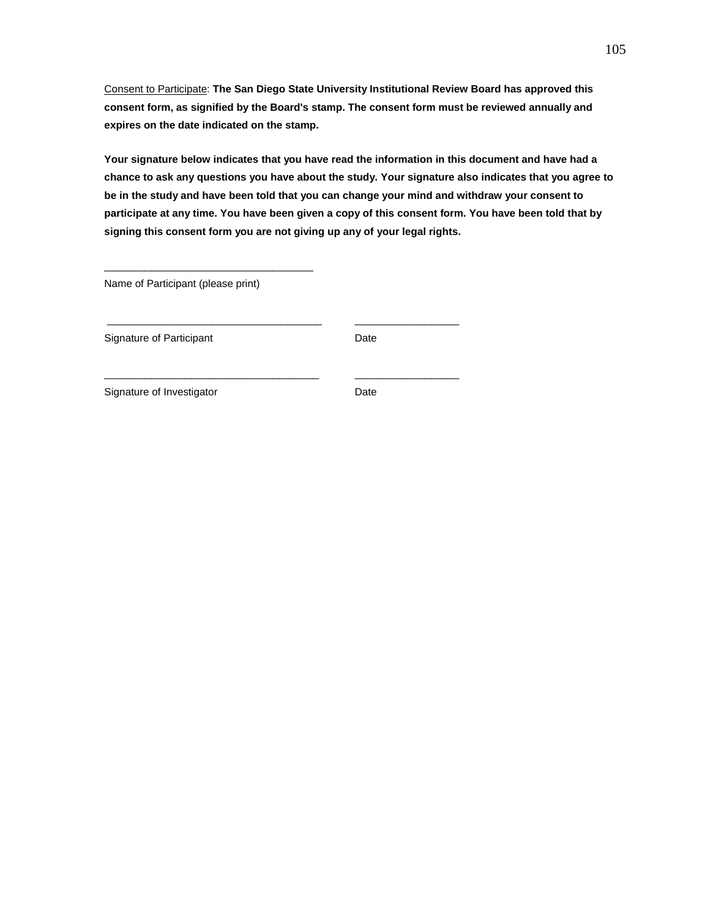Consent to Participate: **The San Diego State University Institutional Review Board has approved this consent form, as signified by the Board's stamp. The consent form must be reviewed annually and expires on the date indicated on the stamp.**

**Your signature below indicates that you have read the information in this document and have had a chance to ask any questions you have about the study. Your signature also indicates that you agree to be in the study and have been told that you can change your mind and withdraw your consent to participate at any time. You have been given a copy of this consent form. You have been told that by signing this consent form you are not giving up any of your legal rights.**

____________________________________

Name of Participant (please print)

____________________________________ ____________________

Signature of Participant Date

____________________________________ ____________________

Signature of Investigator Date